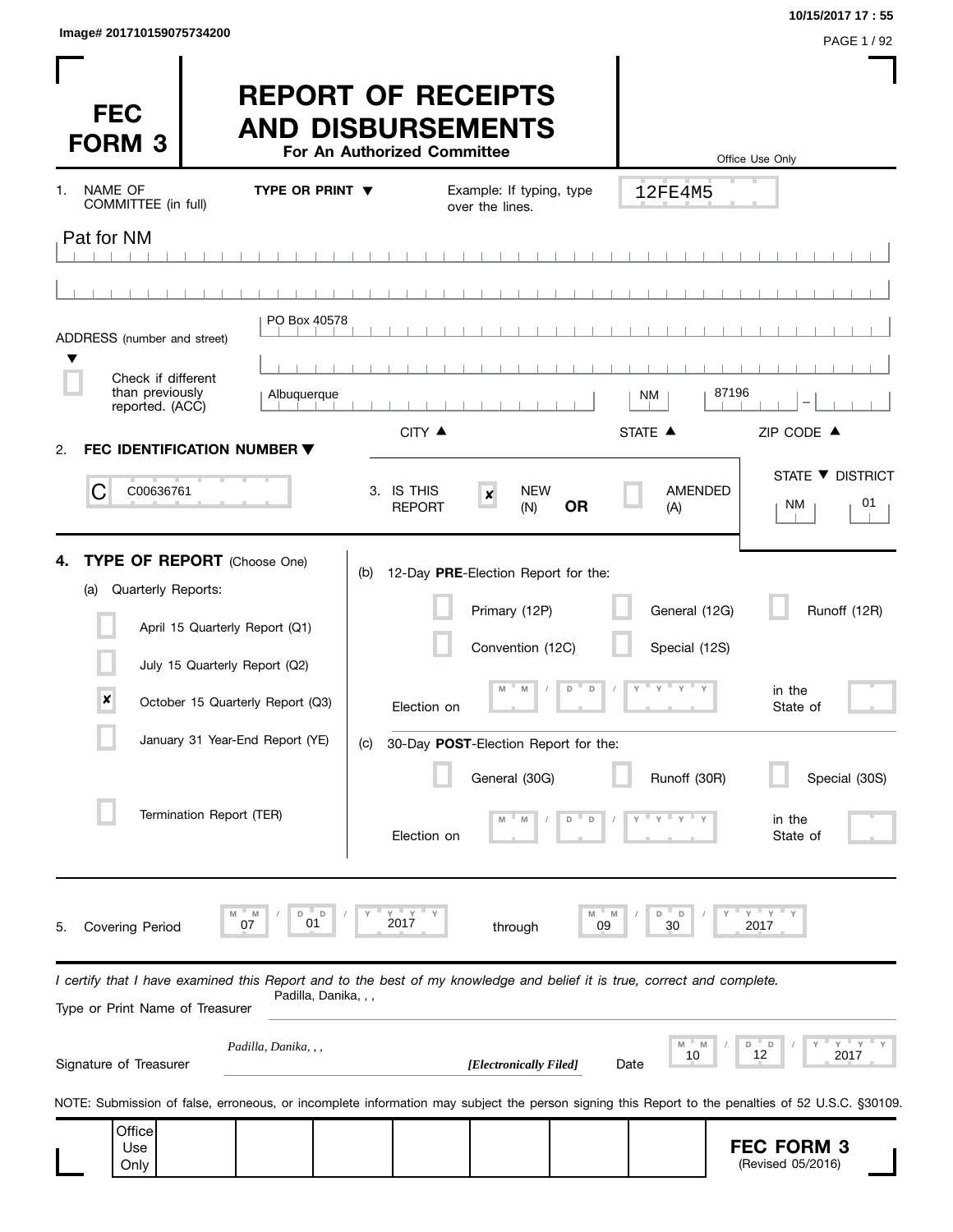Image# 201710159075734200

10/15/2017 17 : 55

# FEC FORM 3

## REPORT OF RECEIPTS AND DISBURSEMENTS

**For An Authorized Committee**

Office Use Only

12FE4M5

1. NAME OF COMMITTEE (in full) **TYPE OR PRINT ▼** Example: If typing, type over the lines.

Pat for NM

ADDRESS (number and street) PO Box 40578

☐ Check if different than previously reported. (ACC)

Albuquerque | NM | 87196 –

CITY ▲ STATE ▲ ZIP CODE ▲

2. **FEC IDENTIFICATION NUMBER ▼**

C C00636761

3. IS THIS REPORT ☒ NEW (N) **OR** ☐ AMENDED (A)

STATE ▼ DISTRICT: NM 01

4. **TYPE OF REPORT** (Choose One)

(a) Quarterly Reports:

- ☐ April 15 Quarterly Report (Q1)
- ☐ July 15 Quarterly Report (Q2)
- ☒ October 15 Quarterly Report (Q3)
- ☐ January 31 Year-End Report (YE)
- ☐ Termination Report (TER)

(b) 12-Day **PRE**-Election Report for the:

- ☐ Primary (12P)
- ☐ General (12G)
- ☐ Runoff (12R)
- ☐ Convention (12C)
- ☐ Special (12S)

Election on MM / DD / YYYY in the State of

(c) 30-Day **POST**-Election Report for the:

- ☐ General (30G)
- ☐ Runoff (30R)
- ☐ Special (30S)

Election on MM / DD / YYYY in the State of

5. Covering Period 07 / 01 / 2017 through 09 / 30 / 2017

*I certify that I have examined this Report and to the best of my knowledge and belief it is true, correct and complete.*

Type or Print Name of Treasurer: Padilla, Danika, , ,

Signature of Treasurer: *Padilla, Danika, , ,* *[Electronically Filed]* Date 10 / 12 / 2017

NOTE: Submission of false, erroneous, or incomplete information may subject the person signing this Report to the penalties of 52 U.S.C. §30109.

Office Use Only

**FEC FORM 3** (Revised 05/2016)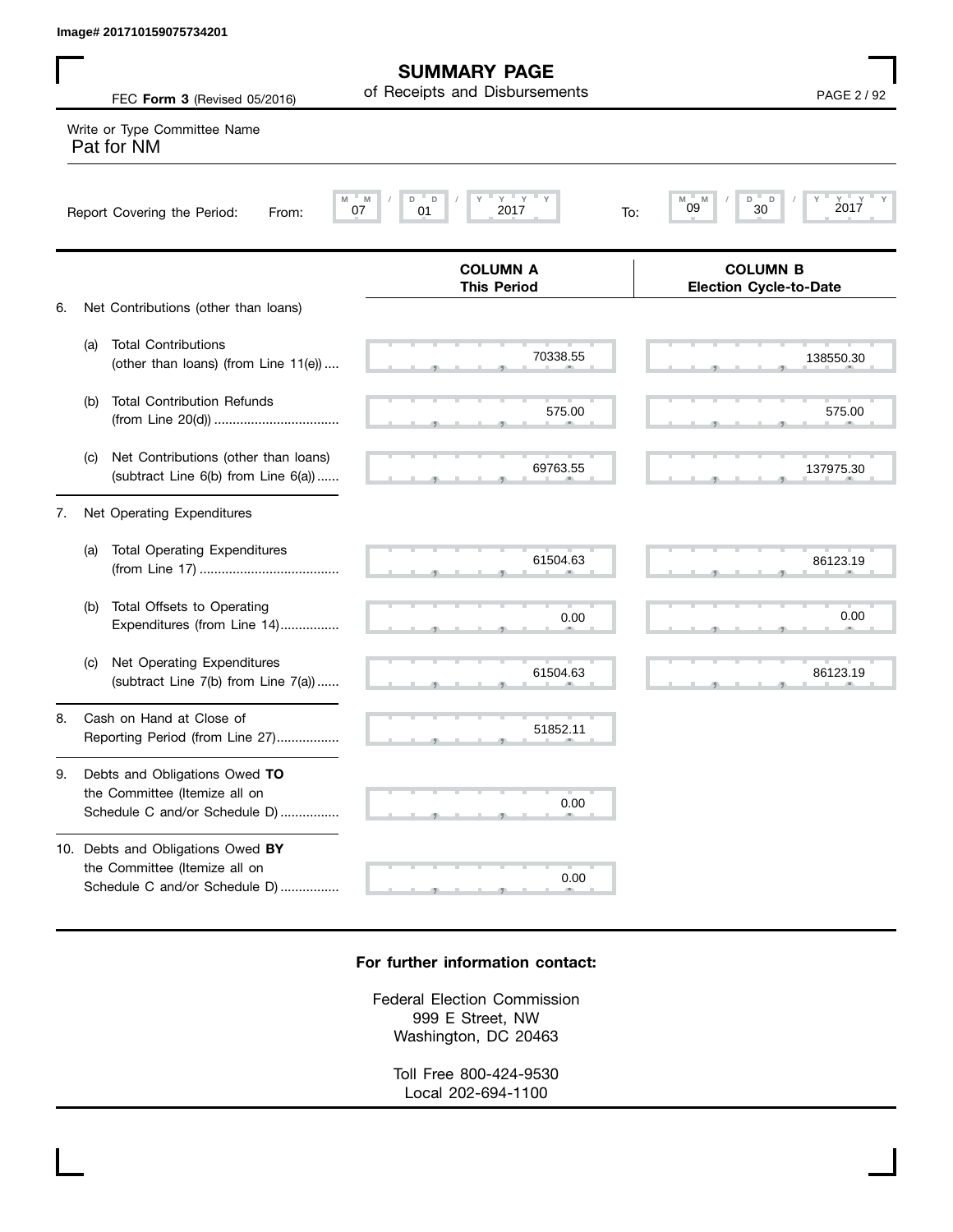Image# 201710159075734201

# SUMMARY PAGE
of Receipts and Disbursements

FEC **Form 3** (Revised 05/2016)

Write or Type Committee Name
Pat for NM

Report Covering the Period: From: 07 / 01 / 2017 To: 09 / 30 / 2017

| | | COLUMN A This Period | COLUMN B Election Cycle-to-Date |
|---|---|---|---|
| 6. | Net Contributions (other than loans) | | |
| | (a) Total Contributions (other than loans) (from Line 11(e)) | 70338.55 | 138550.30 |
| | (b) Total Contribution Refunds (from Line 20(d)) | 575.00 | 575.00 |
| | (c) Net Contributions (other than loans) (subtract Line 6(b) from Line 6(a)) | 69763.55 | 137975.30 |
| 7. | Net Operating Expenditures | | |
| | (a) Total Operating Expenditures (from Line 17) | 61504.63 | 86123.19 |
| | (b) Total Offsets to Operating Expenditures (from Line 14) | 0.00 | 0.00 |
| | (c) Net Operating Expenditures (subtract Line 7(b) from Line 7(a)) | 61504.63 | 86123.19 |
| 8. | Cash on Hand at Close of Reporting Period (from Line 27) | 51852.11 | |
| 9. | Debts and Obligations Owed **TO** the Committee (Itemize all on Schedule C and/or Schedule D) | 0.00 | |
| 10. | Debts and Obligations Owed **BY** the Committee (Itemize all on Schedule C and/or Schedule D) | 0.00 | |

**For further information contact:**

Federal Election Commission
999 E Street, NW
Washington, DC 20463

Toll Free 800-424-9530
Local 202-694-1100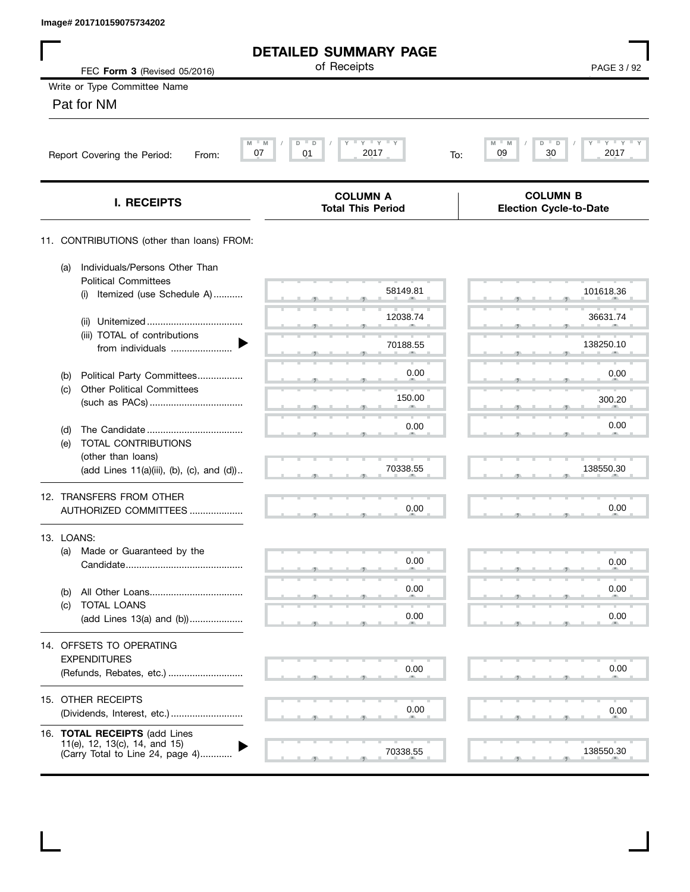Image# 201710159075734202

# DETAILED SUMMARY PAGE
of Receipts

FEC **Form 3** (Revised 05/2016)

Write or Type Committee Name

Pat for NM

Report Covering the Period: From: 07 / 01 / 2017 To: 09 / 30 / 2017

| I. RECEIPTS | COLUMN A Total This Period | COLUMN B Election Cycle-to-Date |
|---|---|---|
| 11. CONTRIBUTIONS (other than loans) FROM: | | |
| (a) Individuals/Persons Other Than Political Committees (i) Itemized (use Schedule A) | 58149.81 | 101618.36 |
| (ii) Unitemized | 12038.74 | 36631.74 |
| (iii) TOTAL of contributions from individuals | 70188.55 | 138250.10 |
| (b) Political Party Committees | 0.00 | 0.00 |
| (c) Other Political Committees (such as PACs) | 150.00 | 300.20 |
| (d) The Candidate | 0.00 | 0.00 |
| (e) TOTAL CONTRIBUTIONS (other than loans) (add Lines 11(a)(iii), (b), (c), and (d)) | 70338.55 | 138550.30 |
| 12. TRANSFERS FROM OTHER AUTHORIZED COMMITTEES | 0.00 | 0.00 |
| 13. LOANS: | | |
| (a) Made or Guaranteed by the Candidate | 0.00 | 0.00 |
| (b) All Other Loans | 0.00 | 0.00 |
| (c) TOTAL LOANS (add Lines 13(a) and (b)) | 0.00 | 0.00 |
| 14. OFFSETS TO OPERATING EXPENDITURES (Refunds, Rebates, etc.) | 0.00 | 0.00 |
| 15. OTHER RECEIPTS (Dividends, Interest, etc.) | 0.00 | 0.00 |
| 16. **TOTAL RECEIPTS** (add Lines 11(e), 12, 13(c), 14, and 15) (Carry Total to Line 24, page 4) | 70338.55 | 138550.30 |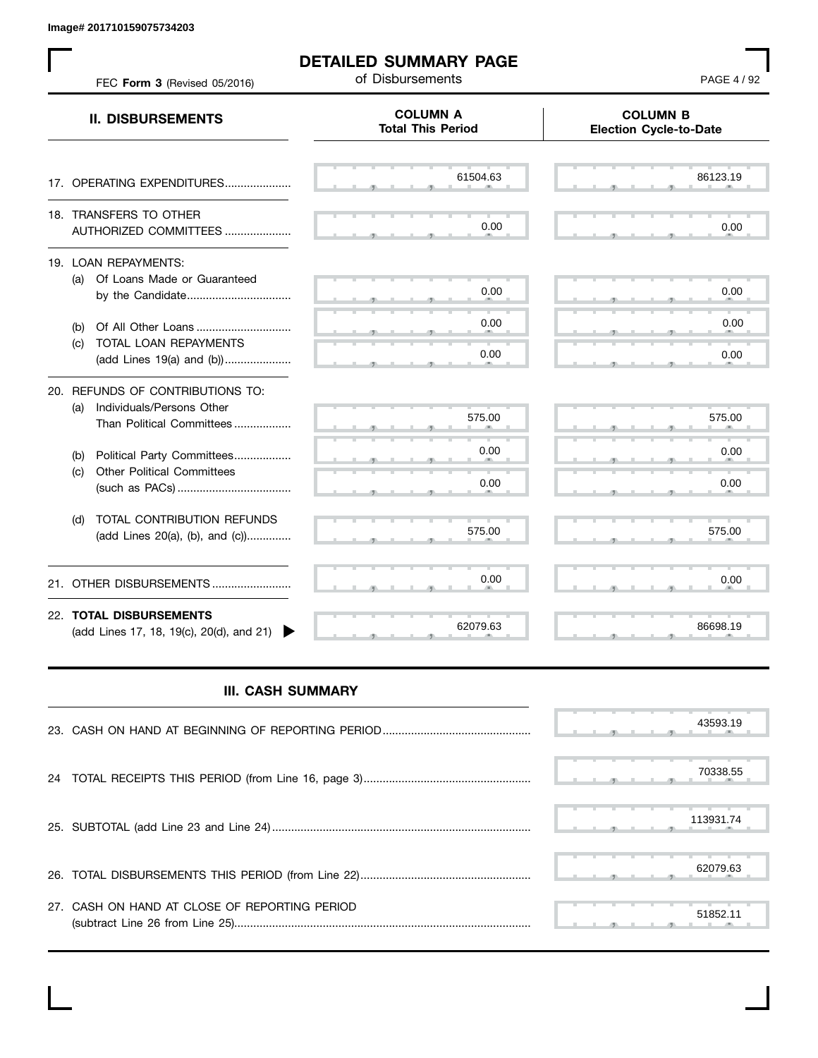Image# 201710159075734203

# DETAILED SUMMARY PAGE

of Disbursements

FEC **Form 3** (Revised 05/2016)

| **II. DISBURSEMENTS** | **COLUMN A** Total This Period | **COLUMN B** Election Cycle-to-Date |
|---|---|---|
| 17. OPERATING EXPENDITURES | 61504.63 | 86123.19 |
| 18. TRANSFERS TO OTHER AUTHORIZED COMMITTEES | 0.00 | 0.00 |
| 19. LOAN REPAYMENTS: | | |
| (a) Of Loans Made or Guaranteed by the Candidate | 0.00 | 0.00 |
| (b) Of All Other Loans | 0.00 | 0.00 |
| (c) TOTAL LOAN REPAYMENTS (add Lines 19(a) and (b)) | 0.00 | 0.00 |
| 20. REFUNDS OF CONTRIBUTIONS TO: | | |
| (a) Individuals/Persons Other Than Political Committees | 575.00 | 575.00 |
| (b) Political Party Committees | 0.00 | 0.00 |
| (c) Other Political Committees (such as PACs) | 0.00 | 0.00 |
| (d) TOTAL CONTRIBUTION REFUNDS (add Lines 20(a), (b), and (c)) | 575.00 | 575.00 |
| 21. OTHER DISBURSEMENTS | 0.00 | 0.00 |
| 22. **TOTAL DISBURSEMENTS** (add Lines 17, 18, 19(c), 20(d), and 21) | 62079.63 | 86698.19 |

## III. CASH SUMMARY

| | |
|---|---|
| 23. CASH ON HAND AT BEGINNING OF REPORTING PERIOD | 43593.19 |
| 24 TOTAL RECEIPTS THIS PERIOD (from Line 16, page 3) | 70338.55 |
| 25. SUBTOTAL (add Line 23 and Line 24) | 113931.74 |
| 26. TOTAL DISBURSEMENTS THIS PERIOD (from Line 22) | 62079.63 |
| 27. CASH ON HAND AT CLOSE OF REPORTING PERIOD (subtract Line 26 from Line 25) | 51852.11 |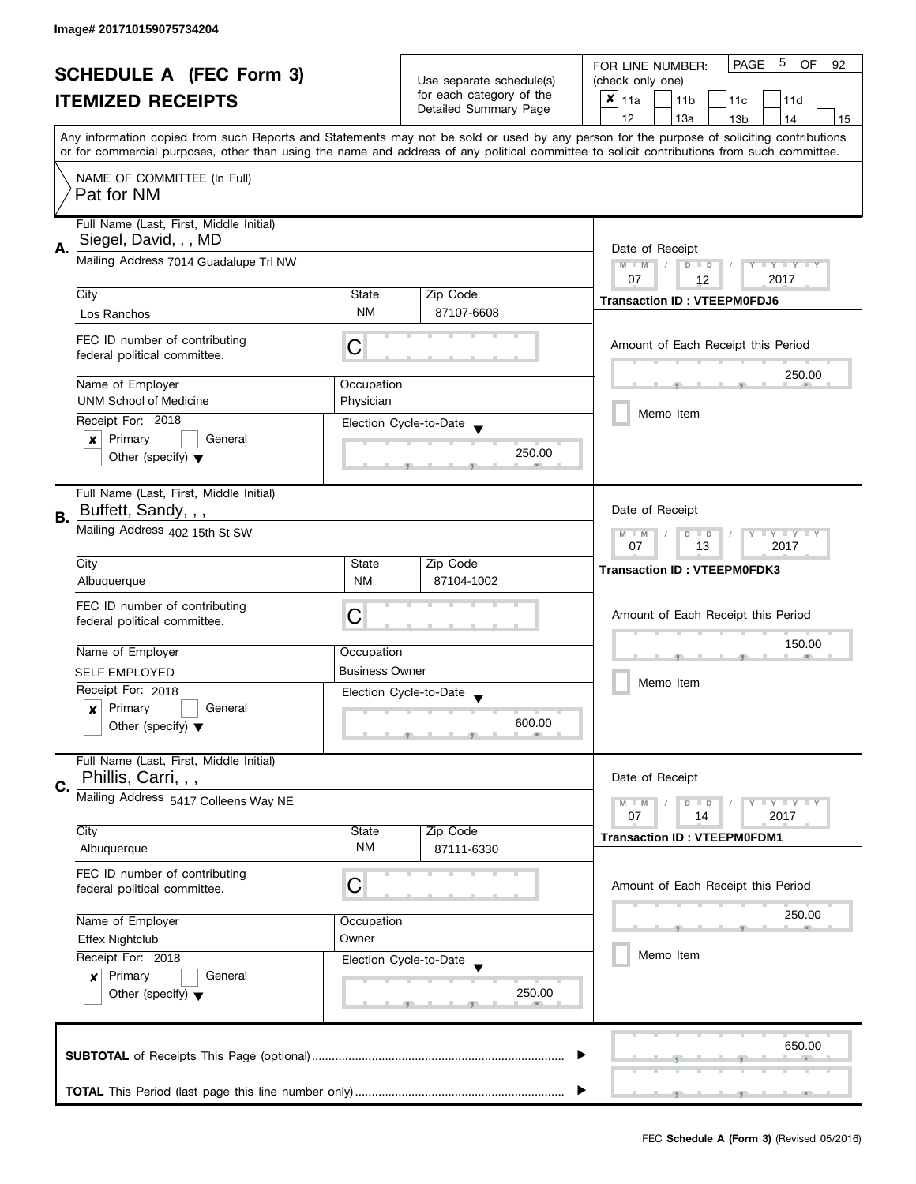Image# 201710159075734204

# SCHEDULE A (FEC Form 3)
## ITEMIZED RECEIPTS

Use separate schedule(s) for each category of the Detailed Summary Page

FOR LINE NUMBER: (check only one)

- [x] 11a
- [ ] 11b
- [ ] 11c
- [ ] 11d
- [ ] 12
- [ ] 13a
- [ ] 13b
- [ ] 14
- [ ] 15

PAGE 5 OF 92

Any information copied from such Reports and Statements may not be sold or used by any person for the purpose of soliciting contributions or for commercial purposes, other than using the name and address of any political committee to solicit contributions from such committee.

NAME OF COMMITTEE (In Full)
Pat for NM

---

**A.** Full Name (Last, First, Middle Initial): Siegel, David, , , MD

Mailing Address: 7014 Guadalupe Trl NW

| City | State | Zip Code |
|---|---|---|
| Los Ranchos | NM | 87107-6608 |

FEC ID number of contributing federal political committee: C

Name of Employer: UNM School of Medicine
Occupation: Physician

Receipt For: 2018
- [x] Primary
- [ ] General
- [ ] Other (specify)

Election Cycle-to-Date: 250.00

Date of Receipt: 07 / 12 / 2017
Transaction ID : VTEEPM0FDJ6

Amount of Each Receipt this Period: 250.00

- [ ] Memo Item

---

**B.** Full Name (Last, First, Middle Initial): Buffett, Sandy, , ,

Mailing Address: 402 15th St SW

| City | State | Zip Code |
|---|---|---|
| Albuquerque | NM | 87104-1002 |

FEC ID number of contributing federal political committee: C

Name of Employer: SELF EMPLOYED
Occupation: Business Owner

Receipt For: 2018
- [x] Primary
- [ ] General
- [ ] Other (specify)

Election Cycle-to-Date: 600.00

Date of Receipt: 07 / 13 / 2017
Transaction ID : VTEEPM0FDK3

Amount of Each Receipt this Period: 150.00

- [ ] Memo Item

---

**C.** Full Name (Last, First, Middle Initial): Phillis, Carri, , ,

Mailing Address: 5417 Colleens Way NE

| City | State | Zip Code |
|---|---|---|
| Albuquerque | NM | 87111-6330 |

FEC ID number of contributing federal political committee: C

Name of Employer: Effex Nightclub
Occupation: Owner

Receipt For: 2018
- [x] Primary
- [ ] General
- [ ] Other (specify)

Election Cycle-to-Date: 250.00

Date of Receipt: 07 / 14 / 2017
Transaction ID : VTEEPM0FDM1

Amount of Each Receipt this Period: 250.00

- [ ] Memo Item

---

**SUBTOTAL** of Receipts This Page (optional): 650.00

**TOTAL** This Period (last page this line number only):

FEC **Schedule A (Form 3)** (Revised 05/2016)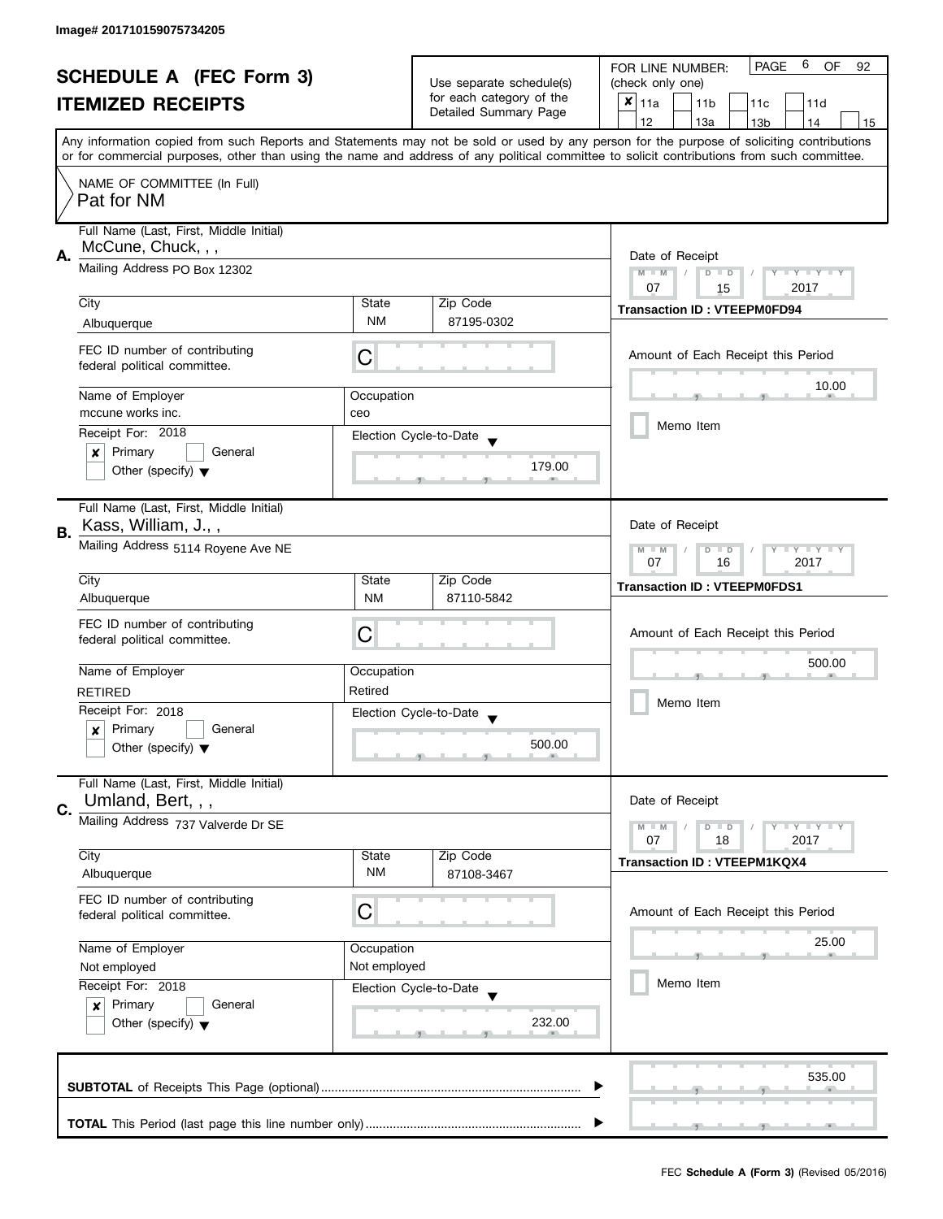Image# 201710159075734205

# SCHEDULE A (FEC Form 3)

## ITEMIZED RECEIPTS

Use separate schedule(s) for each category of the Detailed Summary Page

FOR LINE NUMBER: (check only one)

- [x] 11a
- [ ] 11b
- [ ] 11c
- [ ] 11d
- [ ] 12
- [ ] 13a
- [ ] 13b
- [ ] 14
- [ ] 15

Any information copied from such Reports and Statements may not be sold or used by any person for the purpose of soliciting contributions or for commercial purposes, other than using the name and address of any political committee to solicit contributions from such committee.

NAME OF COMMITTEE (In Full)
Pat for NM

---

**A.** Full Name (Last, First, Middle Initial): McCune, Chuck, , ,

Mailing Address: PO Box 12302

| City | State | Zip Code |
|---|---|---|
| Albuquerque | NM | 87195-0302 |

FEC ID number of contributing federal political committee: C

| Name of Employer | Occupation |
|---|---|
| mccune works inc. | ceo |

Receipt For: 2018
- [x] Primary
- [ ] General
- [ ] Other (specify)

Election Cycle-to-Date: 179.00

Date of Receipt: 07 / 15 / 2017

Transaction ID : VTEEPM0FD94

Amount of Each Receipt this Period: 10.00

- [ ] Memo Item

---

**B.** Full Name (Last, First, Middle Initial): Kass, William, J., ,

Mailing Address: 5114 Royene Ave NE

| City | State | Zip Code |
|---|---|---|
| Albuquerque | NM | 87110-5842 |

FEC ID number of contributing federal political committee: C

| Name of Employer | Occupation |
|---|---|
| RETIRED | Retired |

Receipt For: 2018
- [x] Primary
- [ ] General
- [ ] Other (specify)

Election Cycle-to-Date: 500.00

Date of Receipt: 07 / 16 / 2017

Transaction ID : VTEEPM0FDS1

Amount of Each Receipt this Period: 500.00

- [ ] Memo Item

---

**C.** Full Name (Last, First, Middle Initial): Umland, Bert, , ,

Mailing Address: 737 Valverde Dr SE

| City | State | Zip Code |
|---|---|---|
| Albuquerque | NM | 87108-3467 |

FEC ID number of contributing federal political committee: C

| Name of Employer | Occupation |
|---|---|
| Not employed | Not employed |

Receipt For: 2018
- [x] Primary
- [ ] General
- [ ] Other (specify)

Election Cycle-to-Date: 232.00

Date of Receipt: 07 / 18 / 2017

Transaction ID : VTEEPM1KQX4

Amount of Each Receipt this Period: 25.00

- [ ] Memo Item

---

**SUBTOTAL** of Receipts This Page (optional): 535.00

**TOTAL** This Period (last page this line number only):

FEC **Schedule A (Form 3)** (Revised 05/2016)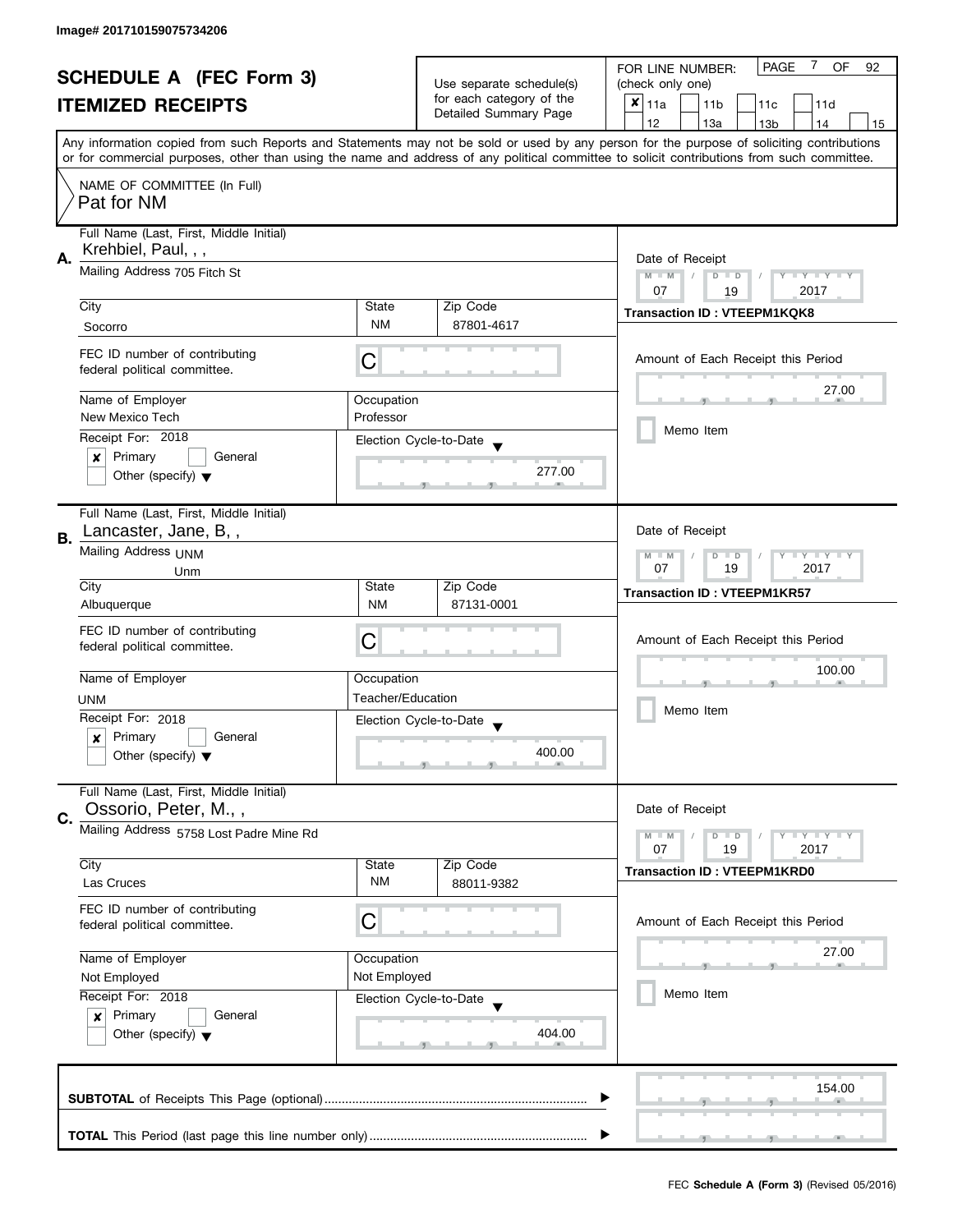Image# 201710159075734206

# SCHEDULE A (FEC Form 3)
## ITEMIZED RECEIPTS

Use separate schedule(s) for each category of the Detailed Summary Page

FOR LINE NUMBER: (check only one)

- [x] 11a
- [ ] 11b
- [ ] 11c
- [ ] 11d
- [ ] 12
- [ ] 13a
- [ ] 13b
- [ ] 14
- [ ] 15

PAGE 7 OF 92

Any information copied from such Reports and Statements may not be sold or used by any person for the purpose of soliciting contributions or for commercial purposes, other than using the name and address of any political committee to solicit contributions from such committee.

NAME OF COMMITTEE (In Full)
Pat for NM

---

**A.** Full Name (Last, First, Middle Initial): Krehbiel, Paul, , ,

Mailing Address: 705 Fitch St

City: Socorro | State: NM | Zip Code: 87801-4617

FEC ID number of contributing federal political committee: C

Name of Employer: New Mexico Tech | Occupation: Professor

Receipt For: 2018 — [x] Primary [ ] General [ ] Other (specify)

Election Cycle-to-Date: 277.00

Date of Receipt: 07 / 19 / 2017

Transaction ID : VTEEPM1KQK8

Amount of Each Receipt this Period: 27.00

[ ] Memo Item

---

**B.** Full Name (Last, First, Middle Initial): Lancaster, Jane, B, ,

Mailing Address: UNM
Unm

City: Albuquerque | State: NM | Zip Code: 87131-0001

FEC ID number of contributing federal political committee: C

Name of Employer: UNM | Occupation: Teacher/Education

Receipt For: 2018 — [x] Primary [ ] General [ ] Other (specify)

Election Cycle-to-Date: 400.00

Date of Receipt: 07 / 19 / 2017

Transaction ID : VTEEPM1KR57

Amount of Each Receipt this Period: 100.00

[ ] Memo Item

---

**C.** Full Name (Last, First, Middle Initial): Ossorio, Peter, M., ,

Mailing Address: 5758 Lost Padre Mine Rd

City: Las Cruces | State: NM | Zip Code: 88011-9382

FEC ID number of contributing federal political committee: C

Name of Employer: Not Employed | Occupation: Not Employed

Receipt For: 2018 — [x] Primary [ ] General [ ] Other (specify)

Election Cycle-to-Date: 404.00

Date of Receipt: 07 / 19 / 2017

Transaction ID : VTEEPM1KRD0

Amount of Each Receipt this Period: 27.00

[ ] Memo Item

---

**SUBTOTAL** of Receipts This Page (optional): 154.00

**TOTAL** This Period (last page this line number only):

FEC **Schedule A (Form 3)** (Revised 05/2016)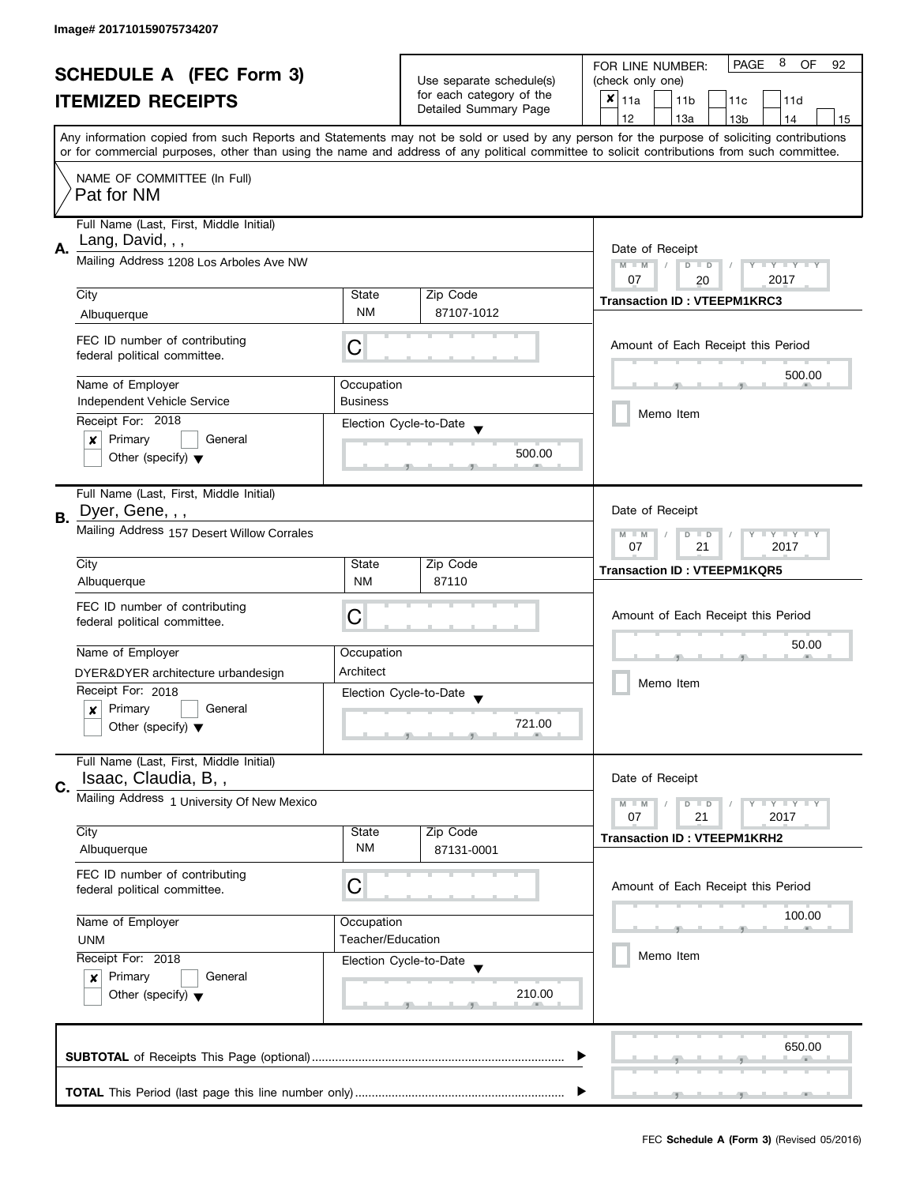Image# 201710159075734207

# SCHEDULE A (FEC Form 3)
# ITEMIZED RECEIPTS

Use separate schedule(s) for each category of the Detailed Summary Page

FOR LINE NUMBER: (check only one)

[x] 11a [ ] 11b [ ] 11c [ ] 11d [ ] 12 [ ] 13a [ ] 13b [ ] 14 [ ] 15

Any information copied from such Reports and Statements may not be sold or used by any person for the purpose of soliciting contributions or for commercial purposes, other than using the name and address of any political committee to solicit contributions from such committee.

NAME OF COMMITTEE (In Full)
Pat for NM

---

**A.** Full Name (Last, First, Middle Initial): Lang, David, , ,

Mailing Address: 1208 Los Arboles Ave NW

City: Albuquerque | State: NM | Zip Code: 87107-1012

FEC ID number of contributing federal political committee: C

Name of Employer: Independent Vehicle Service

Occupation: Business

Receipt For: 2018 — [x] Primary [ ] General [ ] Other (specify)

Election Cycle-to-Date: 500.00

Date of Receipt: 07 / 20 / 2017

Transaction ID : VTEEPM1KRC3

Amount of Each Receipt this Period: 500.00

[ ] Memo Item

---

**B.** Full Name (Last, First, Middle Initial): Dyer, Gene, , ,

Mailing Address: 157 Desert Willow Corrales

City: Albuquerque | State: NM | Zip Code: 87110

FEC ID number of contributing federal political committee: C

Name of Employer: DYER&DYER architecture urbandesign

Occupation: Architect

Receipt For: 2018 — [x] Primary [ ] General [ ] Other (specify)

Election Cycle-to-Date: 721.00

Date of Receipt: 07 / 21 / 2017

Transaction ID : VTEEPM1KQR5

Amount of Each Receipt this Period: 50.00

[ ] Memo Item

---

**C.** Full Name (Last, First, Middle Initial): Isaac, Claudia, B, ,

Mailing Address: 1 University Of New Mexico

City: Albuquerque | State: NM | Zip Code: 87131-0001

FEC ID number of contributing federal political committee: C

Name of Employer: UNM

Occupation: Teacher/Education

Receipt For: 2018 — [x] Primary [ ] General [ ] Other (specify)

Election Cycle-to-Date: 210.00

Date of Receipt: 07 / 21 / 2017

Transaction ID : VTEEPM1KRH2

Amount of Each Receipt this Period: 100.00

[ ] Memo Item

---

**SUBTOTAL** of Receipts This Page (optional): 650.00

**TOTAL** This Period (last page this line number only):

FEC **Schedule A (Form 3)** (Revised 05/2016)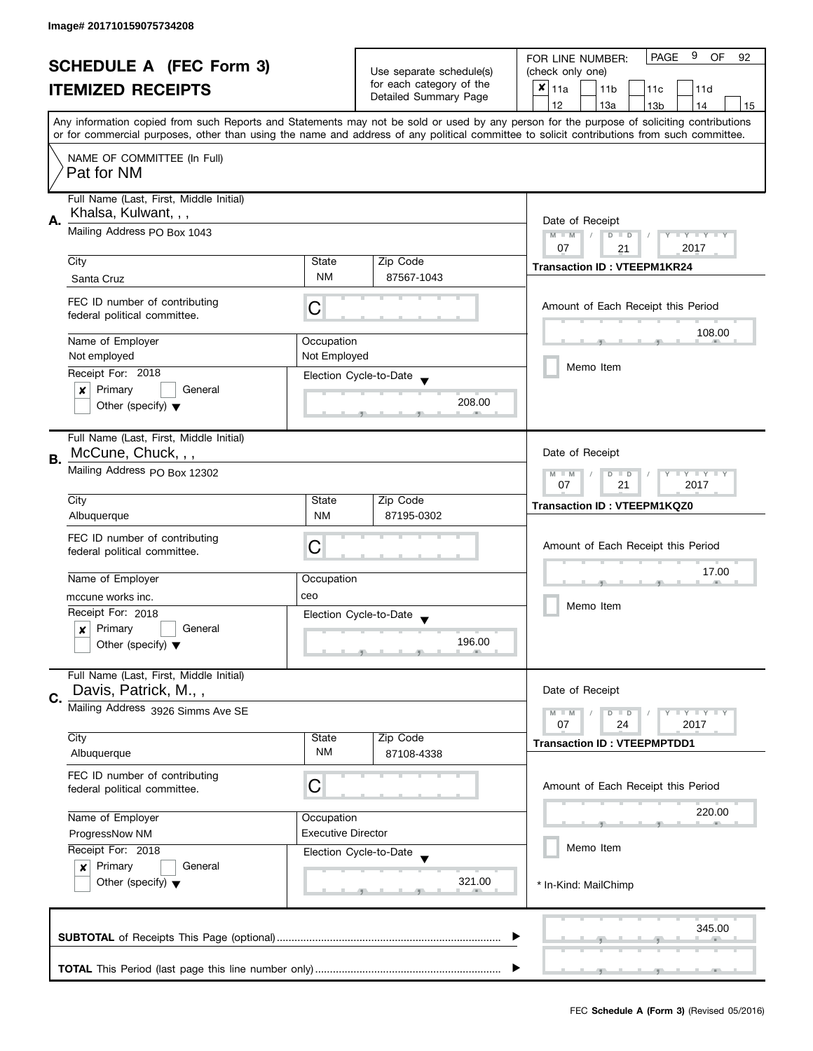Image# 201710159075734208

# SCHEDULE A (FEC Form 3)
## ITEMIZED RECEIPTS

Use separate schedule(s) for each category of the Detailed Summary Page

FOR LINE NUMBER: (check only one)

- [x] 11a
- [ ] 11b
- [ ] 11c
- [ ] 11d
- [ ] 12
- [ ] 13a
- [ ] 13b
- [ ] 14
- [ ] 15

PAGE 9 OF 92

Any information copied from such Reports and Statements may not be sold or used by any person for the purpose of soliciting contributions or for commercial purposes, other than using the name and address of any political committee to solicit contributions from such committee.

NAME OF COMMITTEE (In Full)
Pat for NM

---

**A.** Full Name (Last, First, Middle Initial): Khalsa, Kulwant, , ,

Mailing Address: PO Box 1043

City: Santa Cruz | State: NM | Zip Code: 87567-1043

FEC ID number of contributing federal political committee: C

Name of Employer: Not employed

Occupation: Not Employed

Receipt For: 2018
- [x] Primary
- [ ] General
- [ ] Other (specify)

Election Cycle-to-Date: 208.00

Date of Receipt: 07 / 21 / 2017

Transaction ID : VTEEPM1KR24

Amount of Each Receipt this Period: 108.00

- [ ] Memo Item

---

**B.** Full Name (Last, First, Middle Initial): McCune, Chuck, , ,

Mailing Address: PO Box 12302

City: Albuquerque | State: NM | Zip Code: 87195-0302

FEC ID number of contributing federal political committee: C

Name of Employer: mccune works inc.

Occupation: ceo

Receipt For: 2018
- [x] Primary
- [ ] General
- [ ] Other (specify)

Election Cycle-to-Date: 196.00

Date of Receipt: 07 / 21 / 2017

Transaction ID : VTEEPM1KQZ0

Amount of Each Receipt this Period: 17.00

- [ ] Memo Item

---

**C.** Full Name (Last, First, Middle Initial): Davis, Patrick, M., ,

Mailing Address: 3926 Simms Ave SE

City: Albuquerque | State: NM | Zip Code: 87108-4338

FEC ID number of contributing federal political committee: C

Name of Employer: ProgressNow NM

Occupation: Executive Director

Receipt For: 2018
- [x] Primary
- [ ] General
- [ ] Other (specify)

Election Cycle-to-Date: 321.00

Date of Receipt: 07 / 24 / 2017

Transaction ID : VTEEPMPTDD1

Amount of Each Receipt this Period: 220.00

- [ ] Memo Item

* In-Kind: MailChimp

---

**SUBTOTAL** of Receipts This Page (optional): 345.00

**TOTAL** This Period (last page this line number only):

FEC **Schedule A (Form 3)** (Revised 05/2016)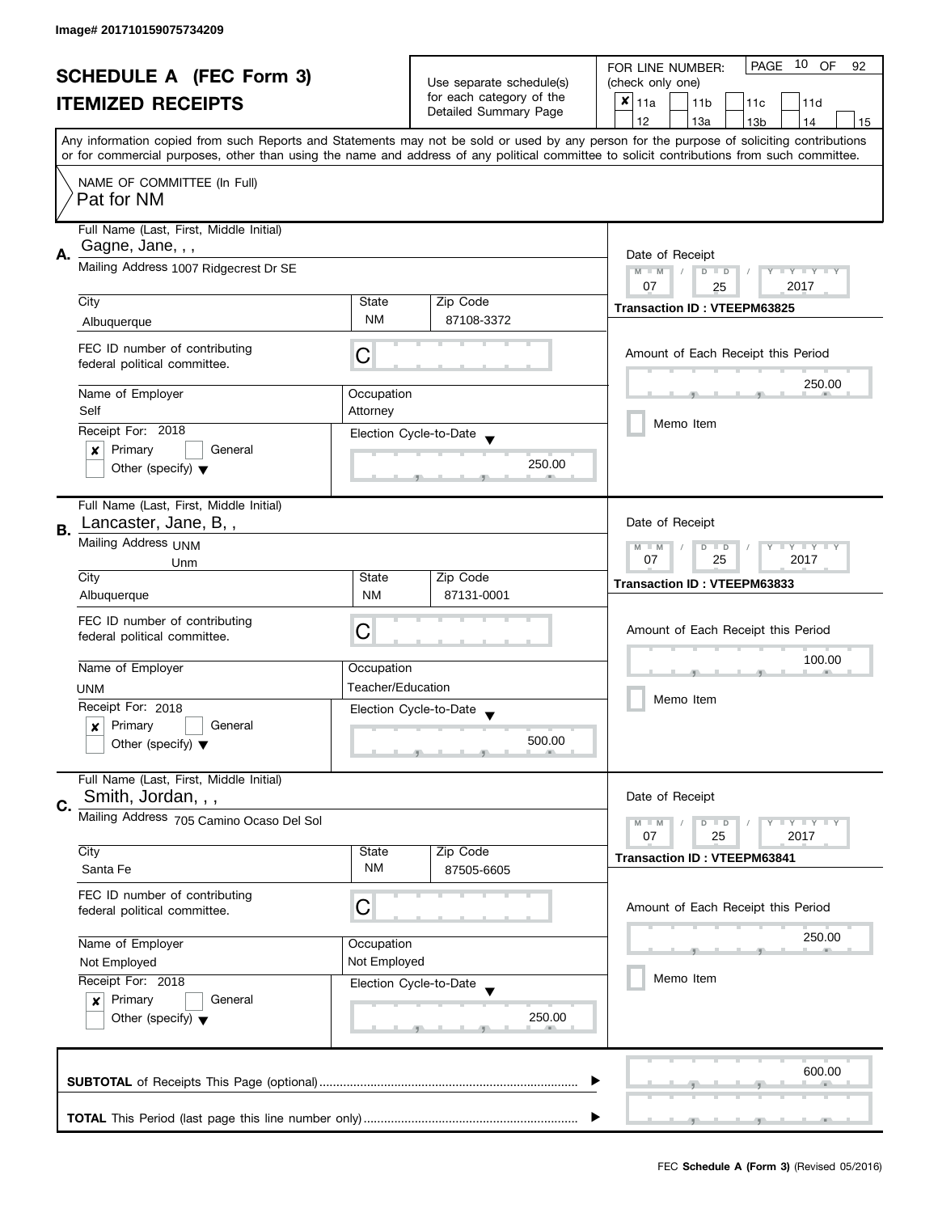Image# 201710159075734209

# SCHEDULE A (FEC Form 3)
## ITEMIZED RECEIPTS

Use separate schedule(s) for each category of the Detailed Summary Page

FOR LINE NUMBER: (check only one)
PAGE 10 OF 92

- [x] 11a
- [ ] 11b
- [ ] 11c
- [ ] 11d
- [ ] 12
- [ ] 13a
- [ ] 13b
- [ ] 14
- [ ] 15

Any information copied from such Reports and Statements may not be sold or used by any person for the purpose of soliciting contributions or for commercial purposes, other than using the name and address of any political committee to solicit contributions from such committee.

NAME OF COMMITTEE (In Full)
Pat for NM

---

**A.**
Full Name (Last, First, Middle Initial): Gagne, Jane, , ,
Mailing Address: 1007 Ridgecrest Dr SE
City: Albuquerque | State: NM | Zip Code: 87108-3372
FEC ID number of contributing federal political committee: C
Name of Employer: Self
Occupation: Attorney
Receipt For: 2018
- [x] Primary
- [ ] General
- [ ] Other (specify)

Election Cycle-to-Date: 250.00

Date of Receipt: 07 / 25 / 2017
Transaction ID : VTEEPM63825
Amount of Each Receipt this Period: 250.00
- [ ] Memo Item

---

**B.**
Full Name (Last, First, Middle Initial): Lancaster, Jane, B, ,
Mailing Address: UNM
Unm
City: Albuquerque | State: NM | Zip Code: 87131-0001
FEC ID number of contributing federal political committee: C
Name of Employer: UNM
Occupation: Teacher/Education
Receipt For: 2018
- [x] Primary
- [ ] General
- [ ] Other (specify)

Election Cycle-to-Date: 500.00

Date of Receipt: 07 / 25 / 2017
Transaction ID : VTEEPM63833
Amount of Each Receipt this Period: 100.00
- [ ] Memo Item

---

**C.**
Full Name (Last, First, Middle Initial): Smith, Jordan, , ,
Mailing Address: 705 Camino Ocaso Del Sol
City: Santa Fe | State: NM | Zip Code: 87505-6605
FEC ID number of contributing federal political committee: C
Name of Employer: Not Employed
Occupation: Not Employed
Receipt For: 2018
- [x] Primary
- [ ] General
- [ ] Other (specify)

Election Cycle-to-Date: 250.00

Date of Receipt: 07 / 25 / 2017
Transaction ID : VTEEPM63841
Amount of Each Receipt this Period: 250.00
- [ ] Memo Item

---

**SUBTOTAL** of Receipts This Page (optional): 600.00

**TOTAL** This Period (last page this line number only):

FEC **Schedule A (Form 3)** (Revised 05/2016)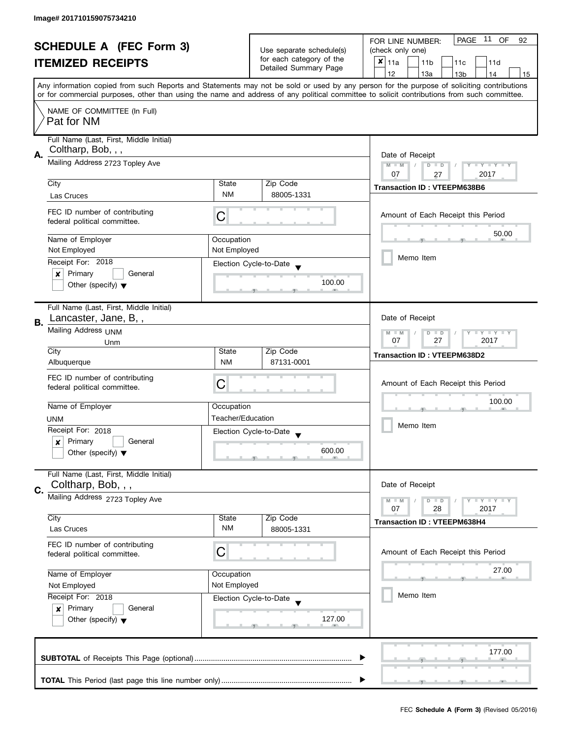Image# 201710159075734210

# SCHEDULE A (FEC Form 3)
## ITEMIZED RECEIPTS

Use separate schedule(s) for each category of the Detailed Summary Page

FOR LINE NUMBER: (check only one)

- [x] 11a
- [ ] 11b
- [ ] 11c
- [ ] 11d
- [ ] 12
- [ ] 13a
- [ ] 13b
- [ ] 14
- [ ] 15

Any information copied from such Reports and Statements may not be sold or used by any person for the purpose of soliciting contributions or for commercial purposes, other than using the name and address of any political committee to solicit contributions from such committee.

NAME OF COMMITTEE (In Full)
Pat for NM

---

**A.** Full Name (Last, First, Middle Initial): Coltharp, Bob, , ,

Mailing Address: 2723 Topley Ave

| City | State | Zip Code |
|---|---|---|
| Las Cruces | NM | 88005-1331 |

FEC ID number of contributing federal political committee: C

Name of Employer: Not Employed
Occupation: Not Employed

Receipt For: 2018
- [x] Primary
- [ ] General
- [ ] Other (specify)

Election Cycle-to-Date: 100.00

Date of Receipt: 07 / 27 / 2017
Transaction ID : VTEEPM638B6

Amount of Each Receipt this Period: 50.00

- [ ] Memo Item

---

**B.** Full Name (Last, First, Middle Initial): Lancaster, Jane, B, ,

Mailing Address: UNM
Unm

| City | State | Zip Code |
|---|---|---|
| Albuquerque | NM | 87131-0001 |

FEC ID number of contributing federal political committee: C

Name of Employer: UNM
Occupation: Teacher/Education

Receipt For: 2018
- [x] Primary
- [ ] General
- [ ] Other (specify)

Election Cycle-to-Date: 600.00

Date of Receipt: 07 / 27 / 2017
Transaction ID : VTEEPM638D2

Amount of Each Receipt this Period: 100.00

- [ ] Memo Item

---

**C.** Full Name (Last, First, Middle Initial): Coltharp, Bob, , ,

Mailing Address: 2723 Topley Ave

| City | State | Zip Code |
|---|---|---|
| Las Cruces | NM | 88005-1331 |

FEC ID number of contributing federal political committee: C

Name of Employer: Not Employed
Occupation: Not Employed

Receipt For: 2018
- [x] Primary
- [ ] General
- [ ] Other (specify)

Election Cycle-to-Date: 127.00

Date of Receipt: 07 / 28 / 2017
Transaction ID : VTEEPM638H4

Amount of Each Receipt this Period: 27.00

- [ ] Memo Item

---

**SUBTOTAL** of Receipts This Page (optional): 177.00

**TOTAL** This Period (last page this line number only):

FEC **Schedule A (Form 3)** (Revised 05/2016)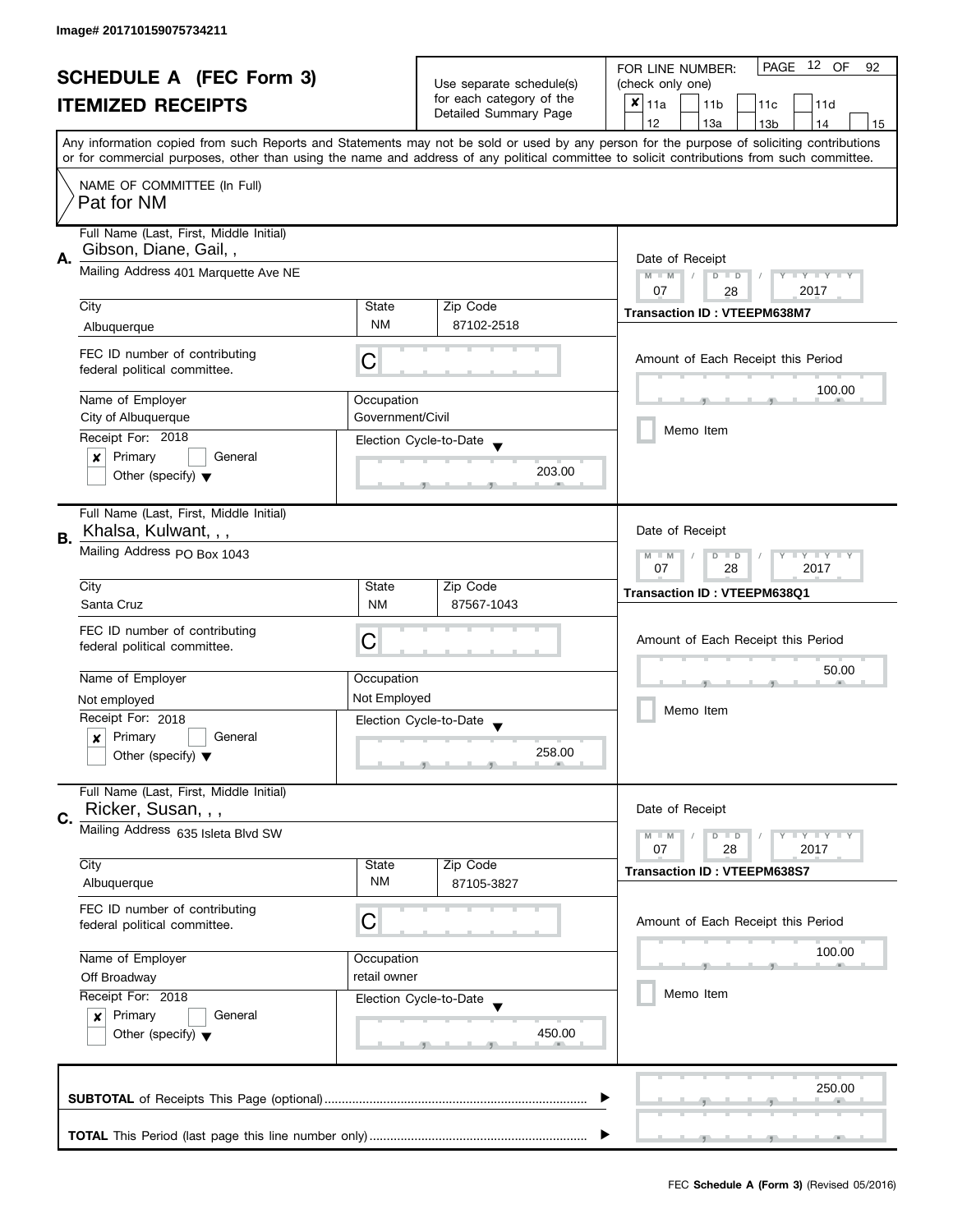Image# 201710159075734211

# SCHEDULE A (FEC Form 3)
## ITEMIZED RECEIPTS

Use separate schedule(s) for each category of the Detailed Summary Page

FOR LINE NUMBER: (check only one)

- [x] 11a
- [ ] 11b
- [ ] 11c
- [ ] 11d
- [ ] 12
- [ ] 13a
- [ ] 13b
- [ ] 14
- [ ] 15

PAGE 12 OF 92

Any information copied from such Reports and Statements may not be sold or used by any person for the purpose of soliciting contributions or for commercial purposes, other than using the name and address of any political committee to solicit contributions from such committee.

NAME OF COMMITTEE (In Full)
Pat for NM

---

**A.** Full Name (Last, First, Middle Initial): Gibson, Diane, Gail, ,

Mailing Address: 401 Marquette Ave NE

City: Albuquerque | State: NM | Zip Code: 87102-2518

FEC ID number of contributing federal political committee: C

Name of Employer: City of Albuquerque | Occupation: Government/Civil

Receipt For: 2018 — [x] Primary [ ] General [ ] Other (specify)

Election Cycle-to-Date: 203.00

Date of Receipt: 07 / 28 / 2017

Transaction ID : VTEEPM638M7

Amount of Each Receipt this Period: 100.00

[ ] Memo Item

---

**B.** Full Name (Last, First, Middle Initial): Khalsa, Kulwant, , ,

Mailing Address: PO Box 1043

City: Santa Cruz | State: NM | Zip Code: 87567-1043

FEC ID number of contributing federal political committee: C

Name of Employer: Not employed | Occupation: Not Employed

Receipt For: 2018 — [x] Primary [ ] General [ ] Other (specify)

Election Cycle-to-Date: 258.00

Date of Receipt: 07 / 28 / 2017

Transaction ID : VTEEPM638Q1

Amount of Each Receipt this Period: 50.00

[ ] Memo Item

---

**C.** Full Name (Last, First, Middle Initial): Ricker, Susan, , ,

Mailing Address: 635 Isleta Blvd SW

City: Albuquerque | State: NM | Zip Code: 87105-3827

FEC ID number of contributing federal political committee: C

Name of Employer: Off Broadway | Occupation: retail owner

Receipt For: 2018 — [x] Primary [ ] General [ ] Other (specify)

Election Cycle-to-Date: 450.00

Date of Receipt: 07 / 28 / 2017

Transaction ID : VTEEPM638S7

Amount of Each Receipt this Period: 100.00

[ ] Memo Item

---

**SUBTOTAL** of Receipts This Page (optional): 250.00

**TOTAL** This Period (last page this line number only):

FEC **Schedule A (Form 3)** (Revised 05/2016)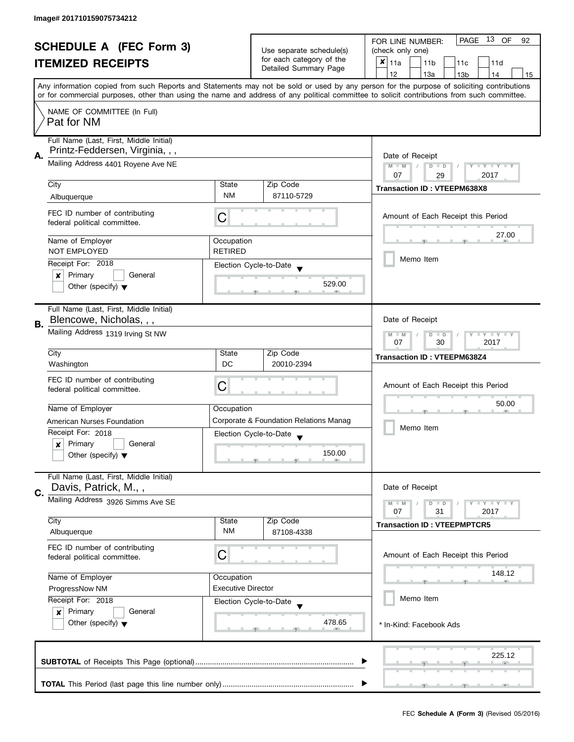Image# 201710159075734212

# SCHEDULE A (FEC Form 3)
## ITEMIZED RECEIPTS

Use separate schedule(s) for each category of the Detailed Summary Page

FOR LINE NUMBER: (check only one)

- [x] 11a
- [ ] 11b
- [ ] 11c
- [ ] 11d
- [ ] 12
- [ ] 13a
- [ ] 13b
- [ ] 14
- [ ] 15

Any information copied from such Reports and Statements may not be sold or used by any person for the purpose of soliciting contributions or for commercial purposes, other than using the name and address of any political committee to solicit contributions from such committee.

NAME OF COMMITTEE (In Full)
Pat for NM

---

**A.** Full Name (Last, First, Middle Initial): Printz-Feddersen, Virginia, , ,

Mailing Address: 4401 Royene Ave NE

City: Albuquerque | State: NM | Zip Code: 87110-5729

FEC ID number of contributing federal political committee: C

Name of Employer: NOT EMPLOYED
Occupation: RETIRED

Receipt For: 2018
- [x] Primary
- [ ] General
- [ ] Other (specify)

Election Cycle-to-Date: 529.00

Date of Receipt: 07 / 29 / 2017
Transaction ID : VTEEPM638X8

Amount of Each Receipt this Period: 27.00

- [ ] Memo Item

---

**B.** Full Name (Last, First, Middle Initial): Blencowe, Nicholas, , ,

Mailing Address: 1319 Irving St NW

City: Washington | State: DC | Zip Code: 20010-2394

FEC ID number of contributing federal political committee: C

Name of Employer: American Nurses Foundation
Occupation: Corporate & Foundation Relations Manag

Receipt For: 2018
- [x] Primary
- [ ] General
- [ ] Other (specify)

Election Cycle-to-Date: 150.00

Date of Receipt: 07 / 30 / 2017
Transaction ID : VTEEPM638Z4

Amount of Each Receipt this Period: 50.00

- [ ] Memo Item

---

**C.** Full Name (Last, First, Middle Initial): Davis, Patrick, M., ,

Mailing Address: 3926 Simms Ave SE

City: Albuquerque | State: NM | Zip Code: 87108-4338

FEC ID number of contributing federal political committee: C

Name of Employer: ProgressNow NM
Occupation: Executive Director

Receipt For: 2018
- [x] Primary
- [ ] General
- [ ] Other (specify)

Election Cycle-to-Date: 478.65

Date of Receipt: 07 / 31 / 2017
Transaction ID : VTEEPMPTCR5

Amount of Each Receipt this Period: 148.12

- [ ] Memo Item

* In-Kind: Facebook Ads

---

**SUBTOTAL** of Receipts This Page (optional): 225.12

**TOTAL** This Period (last page this line number only):

FEC **Schedule A (Form 3)** (Revised 05/2016)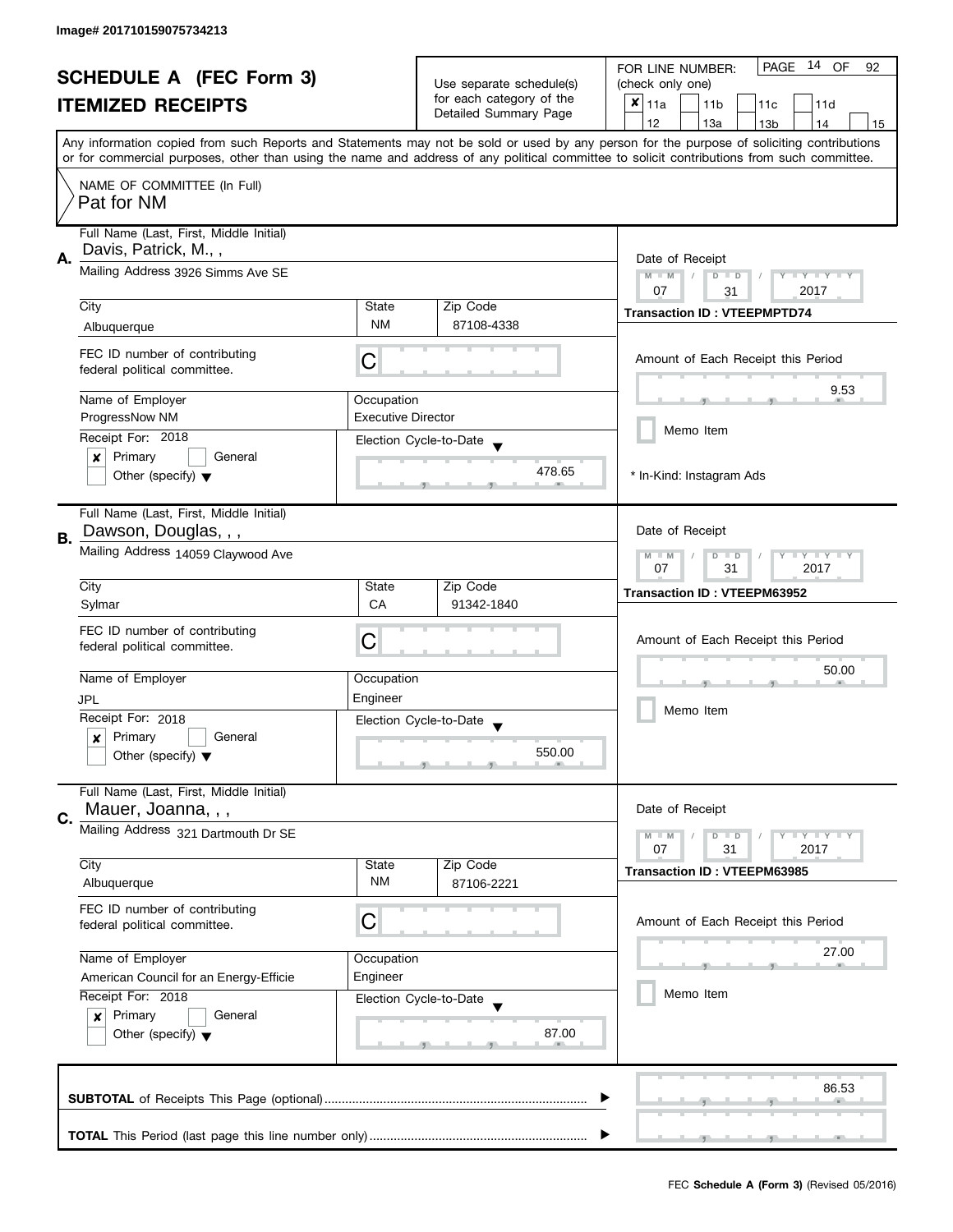Image# 201710159075734213

# SCHEDULE A (FEC Form 3)
## ITEMIZED RECEIPTS

Use separate schedule(s) for each category of the Detailed Summary Page

FOR LINE NUMBER: (check only one)

- [x] 11a
- [ ] 11b
- [ ] 11c
- [ ] 11d
- [ ] 12
- [ ] 13a
- [ ] 13b
- [ ] 14
- [ ] 15

PAGE 14 OF 92

Any information copied from such Reports and Statements may not be sold or used by any person for the purpose of soliciting contributions or for commercial purposes, other than using the name and address of any political committee to solicit contributions from such committee.

NAME OF COMMITTEE (In Full)
Pat for NM

---

**A.** Full Name (Last, First, Middle Initial): Davis, Patrick, M., ,

Mailing Address: 3926 Simms Ave SE

| City | State | Zip Code |
|---|---|---|
| Albuquerque | NM | 87108-4338 |

FEC ID number of contributing federal political committee: C

| Name of Employer | Occupation |
|---|---|
| ProgressNow NM | Executive Director |

Receipt For: 2018
- [x] Primary
- [ ] General
- [ ] Other (specify)

Election Cycle-to-Date: 478.65

Date of Receipt: 07 / 31 / 2017

Transaction ID : VTEEPMPTD74

Amount of Each Receipt this Period: 9.53

- [ ] Memo Item

* In-Kind: Instagram Ads

---

**B.** Full Name (Last, First, Middle Initial): Dawson, Douglas, , ,

Mailing Address: 14059 Claywood Ave

| City | State | Zip Code |
|---|---|---|
| Sylmar | CA | 91342-1840 |

FEC ID number of contributing federal political committee: C

| Name of Employer | Occupation |
|---|---|
| JPL | Engineer |

Receipt For: 2018
- [x] Primary
- [ ] General
- [ ] Other (specify)

Election Cycle-to-Date: 550.00

Date of Receipt: 07 / 31 / 2017

Transaction ID : VTEEPM63952

Amount of Each Receipt this Period: 50.00

- [ ] Memo Item

---

**C.** Full Name (Last, First, Middle Initial): Mauer, Joanna, , ,

Mailing Address: 321 Dartmouth Dr SE

| City | State | Zip Code |
|---|---|---|
| Albuquerque | NM | 87106-2221 |

FEC ID number of contributing federal political committee: C

| Name of Employer | Occupation |
|---|---|
| American Council for an Energy-Efficie | Engineer |

Receipt For: 2018
- [x] Primary
- [ ] General
- [ ] Other (specify)

Election Cycle-to-Date: 87.00

Date of Receipt: 07 / 31 / 2017

Transaction ID : VTEEPM63985

Amount of Each Receipt this Period: 27.00

- [ ] Memo Item

---

**SUBTOTAL** of Receipts This Page (optional): 86.53

**TOTAL** This Period (last page this line number only):

FEC **Schedule A (Form 3)** (Revised 05/2016)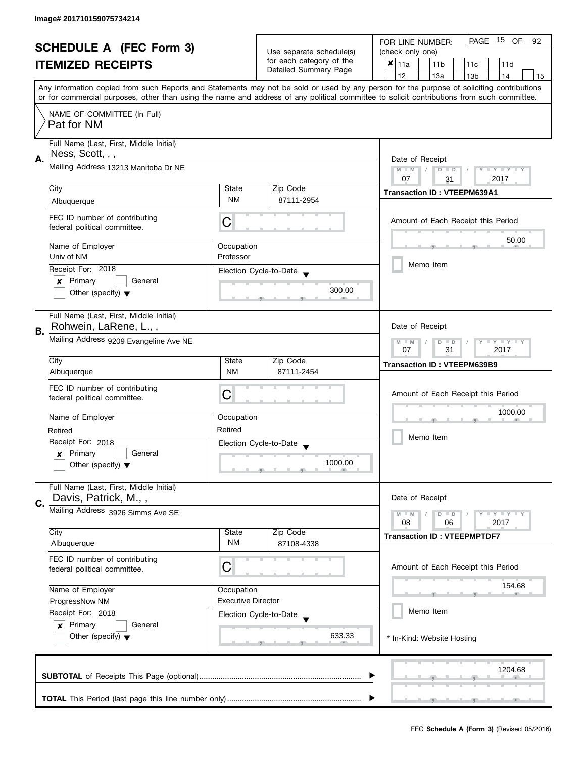Image# 201710159075734214

# SCHEDULE A (FEC Form 3)

## ITEMIZED RECEIPTS

Use separate schedule(s) for each category of the Detailed Summary Page

FOR LINE NUMBER: (check only one)

- [x] 11a
- [ ] 11b
- [ ] 11c
- [ ] 11d
- [ ] 12
- [ ] 13a
- [ ] 13b
- [ ] 14
- [ ] 15

PAGE 15 OF 92

Any information copied from such Reports and Statements may not be sold or used by any person for the purpose of soliciting contributions or for commercial purposes, other than using the name and address of any political committee to solicit contributions from such committee.

NAME OF COMMITTEE (In Full)
Pat for NM

---

**A.** Full Name (Last, First, Middle Initial): Ness, Scott, , ,

Mailing Address: 13213 Manitoba Dr NE

| City | State | Zip Code |
|---|---|---|
| Albuquerque | NM | 87111-2954 |

FEC ID number of contributing federal political committee: C

| Name of Employer | Occupation |
|---|---|
| Univ of NM | Professor |

Receipt For: 2018
- [x] Primary
- [ ] General
- [ ] Other (specify)

Election Cycle-to-Date: 300.00

Date of Receipt: 07 / 31 / 2017

Transaction ID : VTEEPM639A1

Amount of Each Receipt this Period: 50.00

- [ ] Memo Item

---

**B.** Full Name (Last, First, Middle Initial): Rohwein, LaRene, L., ,

Mailing Address: 9209 Evangeline Ave NE

| City | State | Zip Code |
|---|---|---|
| Albuquerque | NM | 87111-2454 |

FEC ID number of contributing federal political committee: C

| Name of Employer | Occupation |
|---|---|
| Retired | Retired |

Receipt For: 2018
- [x] Primary
- [ ] General
- [ ] Other (specify)

Election Cycle-to-Date: 1000.00

Date of Receipt: 07 / 31 / 2017

Transaction ID : VTEEPM639B9

Amount of Each Receipt this Period: 1000.00

- [ ] Memo Item

---

**C.** Full Name (Last, First, Middle Initial): Davis, Patrick, M., ,

Mailing Address: 3926 Simms Ave SE

| City | State | Zip Code |
|---|---|---|
| Albuquerque | NM | 87108-4338 |

FEC ID number of contributing federal political committee: C

| Name of Employer | Occupation |
|---|---|
| ProgressNow NM | Executive Director |

Receipt For: 2018
- [x] Primary
- [ ] General
- [ ] Other (specify)

Election Cycle-to-Date: 633.33

Date of Receipt: 08 / 06 / 2017

Transaction ID : VTEEPMPTDF7

Amount of Each Receipt this Period: 154.68

- [ ] Memo Item

\* In-Kind: Website Hosting

---

**SUBTOTAL** of Receipts This Page (optional): 1204.68

**TOTAL** This Period (last page this line number only):

FEC **Schedule A (Form 3)** (Revised 05/2016)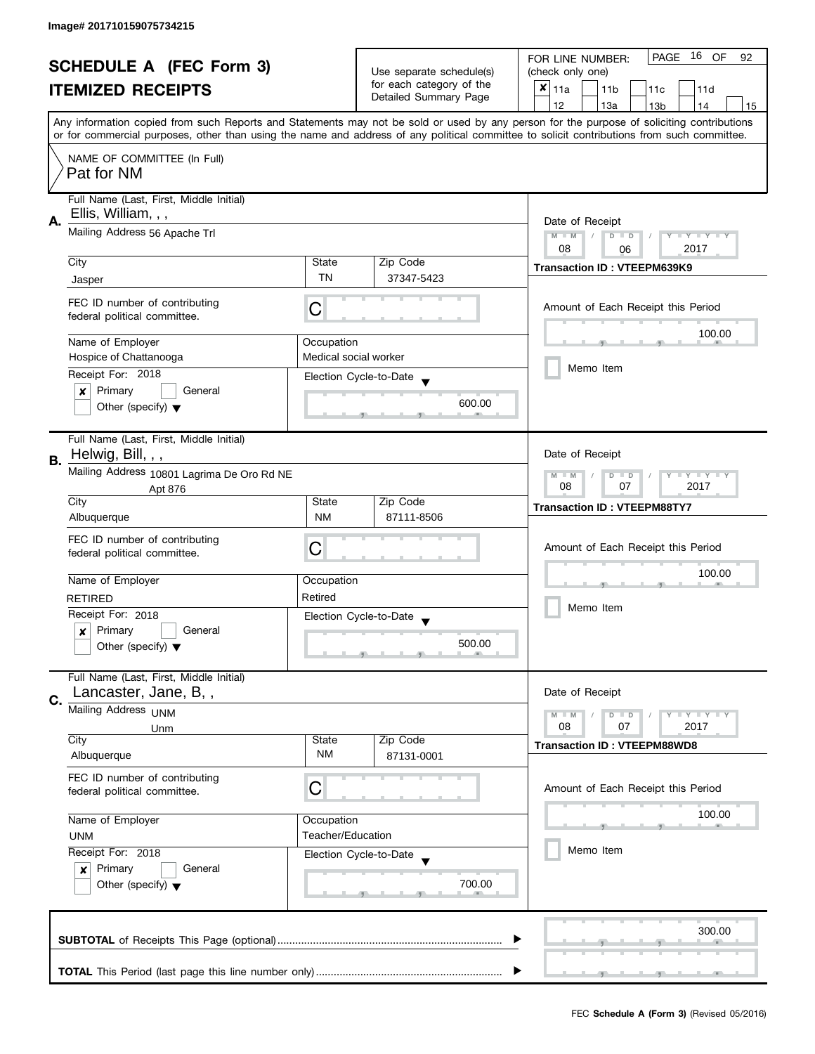Image# 201710159075734215

# SCHEDULE A (FEC Form 3)
# ITEMIZED RECEIPTS

Use separate schedule(s) for each category of the Detailed Summary Page

FOR LINE NUMBER: (check only one)
PAGE 16 OF 92

- [x] 11a
- [ ] 11b
- [ ] 11c
- [ ] 11d
- [ ] 12
- [ ] 13a
- [ ] 13b
- [ ] 14
- [ ] 15

Any information copied from such Reports and Statements may not be sold or used by any person for the purpose of soliciting contributions or for commercial purposes, other than using the name and address of any political committee to solicit contributions from such committee.

NAME OF COMMITTEE (In Full)
Pat for NM

---

**A.** Full Name (Last, First, Middle Initial): Ellis, William, , ,

Mailing Address: 56 Apache Trl

City: Jasper | State: TN | Zip Code: 37347-5423

FEC ID number of contributing federal political committee: C

Name of Employer: Hospice of Chattanooga

Occupation: Medical social worker

Receipt For: 2018 — [x] Primary [ ] General [ ] Other (specify)

Election Cycle-to-Date: 600.00

Date of Receipt: 08 / 06 / 2017

Transaction ID : VTEEPM639K9

Amount of Each Receipt this Period: 100.00

[ ] Memo Item

---

**B.** Full Name (Last, First, Middle Initial): Helwig, Bill, , ,

Mailing Address: 10801 Lagrima De Oro Rd NE, Apt 876

City: Albuquerque | State: NM | Zip Code: 87111-8506

FEC ID number of contributing federal political committee: C

Name of Employer: RETIRED

Occupation: Retired

Receipt For: 2018 — [x] Primary [ ] General [ ] Other (specify)

Election Cycle-to-Date: 500.00

Date of Receipt: 08 / 07 / 2017

Transaction ID : VTEEPM88TY7

Amount of Each Receipt this Period: 100.00

[ ] Memo Item

---

**C.** Full Name (Last, First, Middle Initial): Lancaster, Jane, B, ,

Mailing Address: UNM, Unm

City: Albuquerque | State: NM | Zip Code: 87131-0001

FEC ID number of contributing federal political committee: C

Name of Employer: UNM

Occupation: Teacher/Education

Receipt For: 2018 — [x] Primary [ ] General [ ] Other (specify)

Election Cycle-to-Date: 700.00

Date of Receipt: 08 / 07 / 2017

Transaction ID : VTEEPM88WD8

Amount of Each Receipt this Period: 100.00

[ ] Memo Item

---

**SUBTOTAL** of Receipts This Page (optional): 300.00

**TOTAL** This Period (last page this line number only):

FEC **Schedule A (Form 3)** (Revised 05/2016)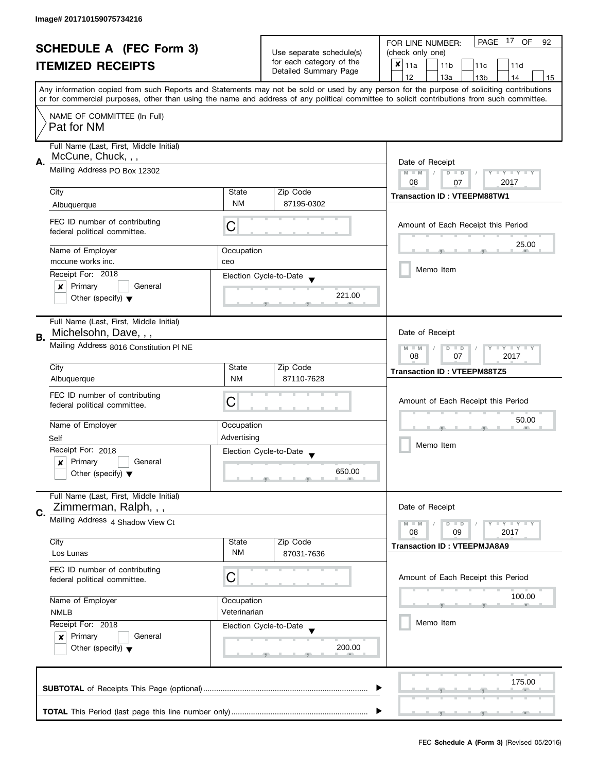Image# 201710159075734216

# SCHEDULE A (FEC Form 3)

## ITEMIZED RECEIPTS

Use separate schedule(s) for each category of the Detailed Summary Page

FOR LINE NUMBER: (check only one)

- [x] 11a
- [ ] 11b
- [ ] 11c
- [ ] 11d
- [ ] 12
- [ ] 13a
- [ ] 13b
- [ ] 14
- [ ] 15

PAGE 17 OF 92

Any information copied from such Reports and Statements may not be sold or used by any person for the purpose of soliciting contributions or for commercial purposes, other than using the name and address of any political committee to solicit contributions from such committee.

NAME OF COMMITTEE (In Full)
Pat for NM

---

**A.** Full Name (Last, First, Middle Initial): McCune, Chuck, , ,

Mailing Address: PO Box 12302

City: Albuquerque | State: NM | Zip Code: 87195-0302

FEC ID number of contributing federal political committee: C

Name of Employer: mccune works inc.

Occupation: ceo

Receipt For: 2018
- [x] Primary
- [ ] General
- [ ] Other (specify)

Election Cycle-to-Date: 221.00

Date of Receipt: 08 / 07 / 2017

Transaction ID : VTEEPM88TW1

Amount of Each Receipt this Period: 25.00

- [ ] Memo Item

---

**B.** Full Name (Last, First, Middle Initial): Michelsohn, Dave, , ,

Mailing Address: 8016 Constitution Pl NE

City: Albuquerque | State: NM | Zip Code: 87110-7628

FEC ID number of contributing federal political committee: C

Name of Employer: Self

Occupation: Advertising

Receipt For: 2018
- [x] Primary
- [ ] General
- [ ] Other (specify)

Election Cycle-to-Date: 650.00

Date of Receipt: 08 / 07 / 2017

Transaction ID : VTEEPM88TZ5

Amount of Each Receipt this Period: 50.00

- [ ] Memo Item

---

**C.** Full Name (Last, First, Middle Initial): Zimmerman, Ralph, , ,

Mailing Address: 4 Shadow View Ct

City: Los Lunas | State: NM | Zip Code: 87031-7636

FEC ID number of contributing federal political committee: C

Name of Employer: NMLB

Occupation: Veterinarian

Receipt For: 2018
- [x] Primary
- [ ] General
- [ ] Other (specify)

Election Cycle-to-Date: 200.00

Date of Receipt: 08 / 09 / 2017

Transaction ID : VTEEPMJA8A9

Amount of Each Receipt this Period: 100.00

- [ ] Memo Item

---

**SUBTOTAL** of Receipts This Page (optional): 175.00

**TOTAL** This Period (last page this line number only):

FEC **Schedule A (Form 3)** (Revised 05/2016)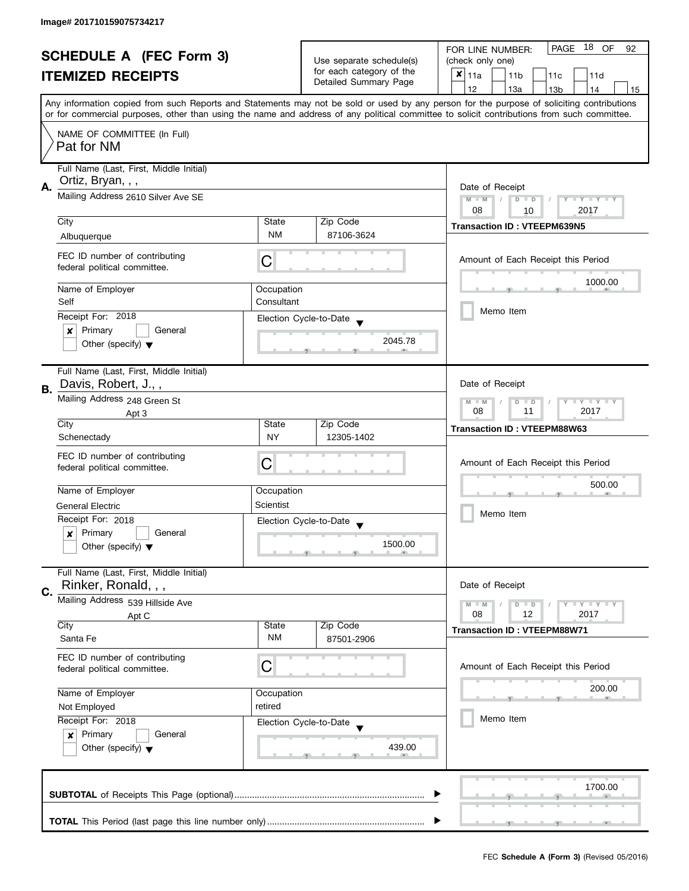Image# 201710159075734217

# SCHEDULE A (FEC Form 3)
# ITEMIZED RECEIPTS

Use separate schedule(s) for each category of the Detailed Summary Page

FOR LINE NUMBER: (check only one)

- [x] 11a
- [ ] 11b
- [ ] 11c
- [ ] 11d
- [ ] 12
- [ ] 13a
- [ ] 13b
- [ ] 14
- [ ] 15

PAGE 18 OF 92

Any information copied from such Reports and Statements may not be sold or used by any person for the purpose of soliciting contributions or for commercial purposes, other than using the name and address of any political committee to solicit contributions from such committee.

NAME OF COMMITTEE (In Full)
Pat for NM

---

**A.** Full Name (Last, First, Middle Initial): Ortiz, Bryan, , ,

Mailing Address: 2610 Silver Ave SE

| City | State | Zip Code |
|---|---|---|
| Albuquerque | NM | 87106-3624 |

FEC ID number of contributing federal political committee: C

| Name of Employer | Occupation |
|---|---|
| Self | Consultant |

Receipt For: 2018
- [x] Primary
- [ ] General
- [ ] Other (specify)

Election Cycle-to-Date: 2045.78

Date of Receipt: 08 / 10 / 2017

Transaction ID : VTEEPM639N5

Amount of Each Receipt this Period: 1000.00

- [ ] Memo Item

---

**B.** Full Name (Last, First, Middle Initial): Davis, Robert, J., ,

Mailing Address: 248 Green St, Apt 3

| City | State | Zip Code |
|---|---|---|
| Schenectady | NY | 12305-1402 |

FEC ID number of contributing federal political committee: C

| Name of Employer | Occupation |
|---|---|
| General Electric | Scientist |

Receipt For: 2018
- [x] Primary
- [ ] General
- [ ] Other (specify)

Election Cycle-to-Date: 1500.00

Date of Receipt: 08 / 11 / 2017

Transaction ID : VTEEPM88W63

Amount of Each Receipt this Period: 500.00

- [ ] Memo Item

---

**C.** Full Name (Last, First, Middle Initial): Rinker, Ronald, , ,

Mailing Address: 539 Hillside Ave, Apt C

| City | State | Zip Code |
|---|---|---|
| Santa Fe | NM | 87501-2906 |

FEC ID number of contributing federal political committee: C

| Name of Employer | Occupation |
|---|---|
| Not Employed | retired |

Receipt For: 2018
- [x] Primary
- [ ] General
- [ ] Other (specify)

Election Cycle-to-Date: 439.00

Date of Receipt: 08 / 12 / 2017

Transaction ID : VTEEPM88W71

Amount of Each Receipt this Period: 200.00

- [ ] Memo Item

---

**SUBTOTAL** of Receipts This Page (optional) ........ 1700.00

**TOTAL** This Period (last page this line number only) ........

FEC **Schedule A (Form 3)** (Revised 05/2016)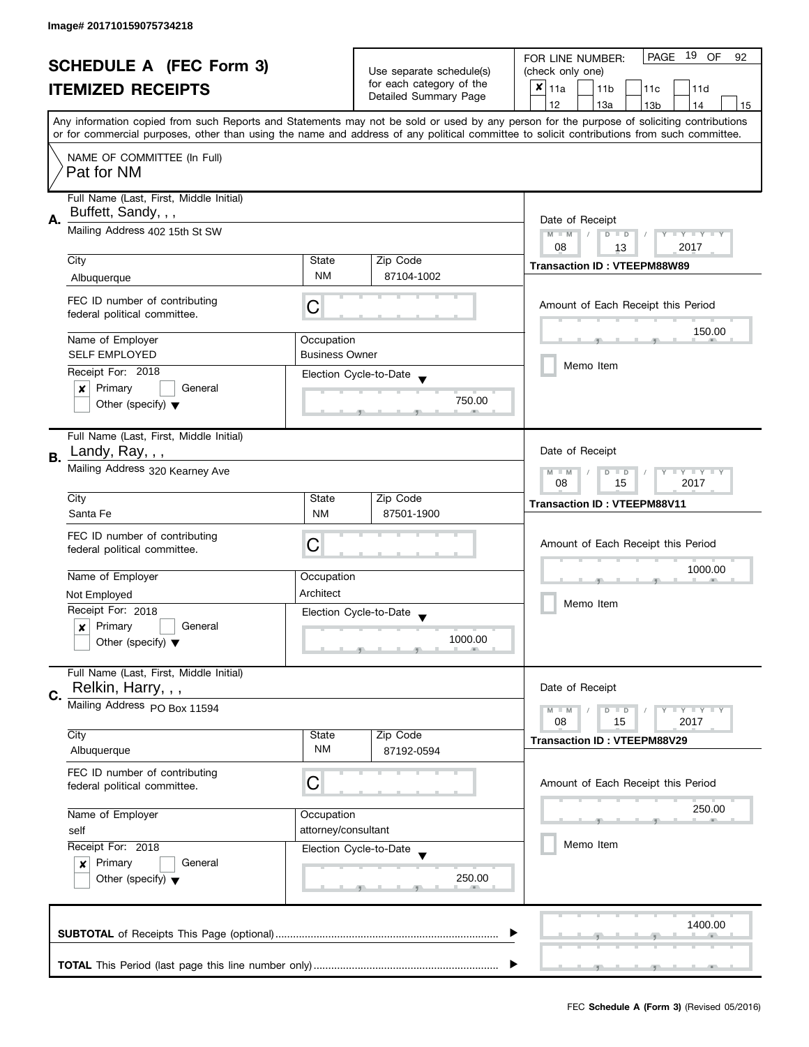Image# 201710159075734218

# SCHEDULE A (FEC Form 3)
## ITEMIZED RECEIPTS

Use separate schedule(s) for each category of the Detailed Summary Page

FOR LINE NUMBER: (check only one)

- [x] 11a
- [ ] 11b
- [ ] 11c
- [ ] 11d
- [ ] 12
- [ ] 13a
- [ ] 13b
- [ ] 14
- [ ] 15

PAGE 19 OF 92

Any information copied from such Reports and Statements may not be sold or used by any person for the purpose of soliciting contributions or for commercial purposes, other than using the name and address of any political committee to solicit contributions from such committee.

NAME OF COMMITTEE (In Full)
Pat for NM

---

**A.** Full Name (Last, First, Middle Initial): Buffett, Sandy, , ,

Mailing Address: 402 15th St SW

| City | State | Zip Code |
|---|---|---|
| Albuquerque | NM | 87104-1002 |

FEC ID number of contributing federal political committee: C

Name of Employer: SELF EMPLOYED
Occupation: Business Owner

Receipt For: 2018
- [x] Primary
- [ ] General
- [ ] Other (specify)

Election Cycle-to-Date: 750.00

Date of Receipt: 08 / 13 / 2017
Transaction ID : VTEEPM88W89

Amount of Each Receipt this Period: 150.00

- [ ] Memo Item

---

**B.** Full Name (Last, First, Middle Initial): Landy, Ray, , ,

Mailing Address: 320 Kearney Ave

| City | State | Zip Code |
|---|---|---|
| Santa Fe | NM | 87501-1900 |

FEC ID number of contributing federal political committee: C

Name of Employer: Not Employed
Occupation: Architect

Receipt For: 2018
- [x] Primary
- [ ] General
- [ ] Other (specify)

Election Cycle-to-Date: 1000.00

Date of Receipt: 08 / 15 / 2017
Transaction ID : VTEEPM88V11

Amount of Each Receipt this Period: 1000.00

- [ ] Memo Item

---

**C.** Full Name (Last, First, Middle Initial): Relkin, Harry, , ,

Mailing Address: PO Box 11594

| City | State | Zip Code |
|---|---|---|
| Albuquerque | NM | 87192-0594 |

FEC ID number of contributing federal political committee: C

Name of Employer: self
Occupation: attorney/consultant

Receipt For: 2018
- [x] Primary
- [ ] General
- [ ] Other (specify)

Election Cycle-to-Date: 250.00

Date of Receipt: 08 / 15 / 2017
Transaction ID : VTEEPM88V29

Amount of Each Receipt this Period: 250.00

- [ ] Memo Item

---

**SUBTOTAL** of Receipts This Page (optional): 1400.00

**TOTAL** This Period (last page this line number only):

FEC **Schedule A (Form 3)** (Revised 05/2016)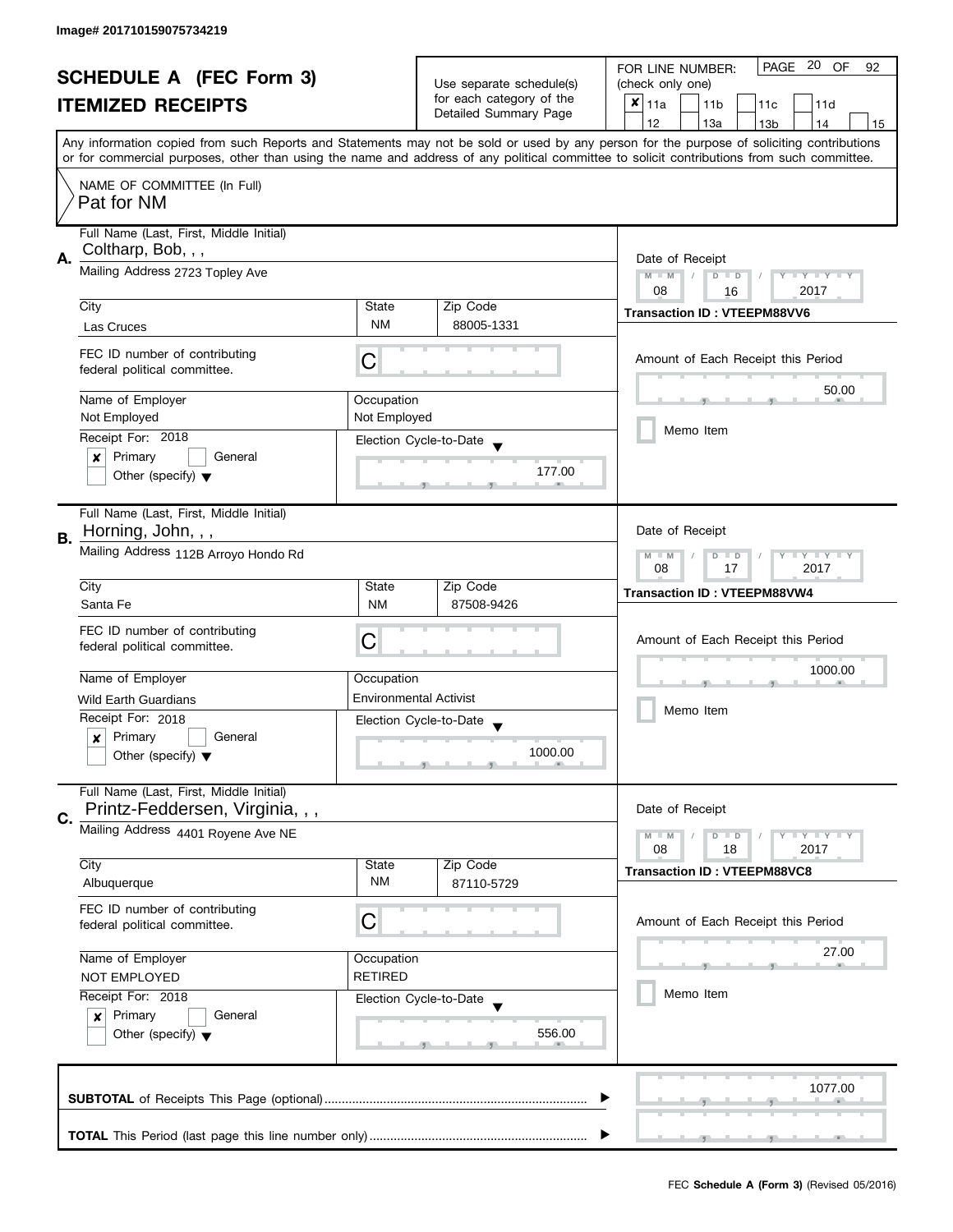Image# 201710159075734219

# SCHEDULE A (FEC Form 3)
# ITEMIZED RECEIPTS

Use separate schedule(s) for each category of the Detailed Summary Page

FOR LINE NUMBER: (check only one)

- [x] 11a
- [ ] 11b
- [ ] 11c
- [ ] 11d
- [ ] 12
- [ ] 13a
- [ ] 13b
- [ ] 14
- [ ] 15

PAGE 20 OF 92

Any information copied from such Reports and Statements may not be sold or used by any person for the purpose of soliciting contributions or for commercial purposes, other than using the name and address of any political committee to solicit contributions from such committee.

NAME OF COMMITTEE (In Full)
Pat for NM

---

**A.**

| Field | Value |
|---|---|
| Full Name (Last, First, Middle Initial) | Coltharp, Bob, , , |
| Mailing Address | 2723 Topley Ave |
| City | Las Cruces |
| State | NM |
| Zip Code | 88005-1331 |
| FEC ID number of contributing federal political committee. | C |
| Name of Employer | Not Employed |
| Occupation | Not Employed |
| Receipt For: 2018 | [x] Primary [ ] General [ ] Other (specify) |
| Election Cycle-to-Date | 177.00 |
| Date of Receipt | 08 / 16 / 2017 |
| Transaction ID | VTEEPM88VV6 |
| Amount of Each Receipt this Period | 50.00 |
| Memo Item | [ ] |

**B.**

| Field | Value |
|---|---|
| Full Name (Last, First, Middle Initial) | Horning, John, , , |
| Mailing Address | 112B Arroyo Hondo Rd |
| City | Santa Fe |
| State | NM |
| Zip Code | 87508-9426 |
| FEC ID number of contributing federal political committee. | C |
| Name of Employer | Wild Earth Guardians |
| Occupation | Environmental Activist |
| Receipt For: 2018 | [x] Primary [ ] General [ ] Other (specify) |
| Election Cycle-to-Date | 1000.00 |
| Date of Receipt | 08 / 17 / 2017 |
| Transaction ID | VTEEPM88VW4 |
| Amount of Each Receipt this Period | 1000.00 |
| Memo Item | [ ] |

**C.**

| Field | Value |
|---|---|
| Full Name (Last, First, Middle Initial) | Printz-Feddersen, Virginia, , , |
| Mailing Address | 4401 Royene Ave NE |
| City | Albuquerque |
| State | NM |
| Zip Code | 87110-5729 |
| FEC ID number of contributing federal political committee. | C |
| Name of Employer | NOT EMPLOYED |
| Occupation | RETIRED |
| Receipt For: 2018 | [x] Primary [ ] General [ ] Other (specify) |
| Election Cycle-to-Date | 556.00 |
| Date of Receipt | 08 / 18 / 2017 |
| Transaction ID | VTEEPM88VC8 |
| Amount of Each Receipt this Period | 27.00 |
| Memo Item | [ ] |

---

**SUBTOTAL** of Receipts This Page (optional) ........ 1077.00

**TOTAL** This Period (last page this line number only) ........

FEC **Schedule A (Form 3)** (Revised 05/2016)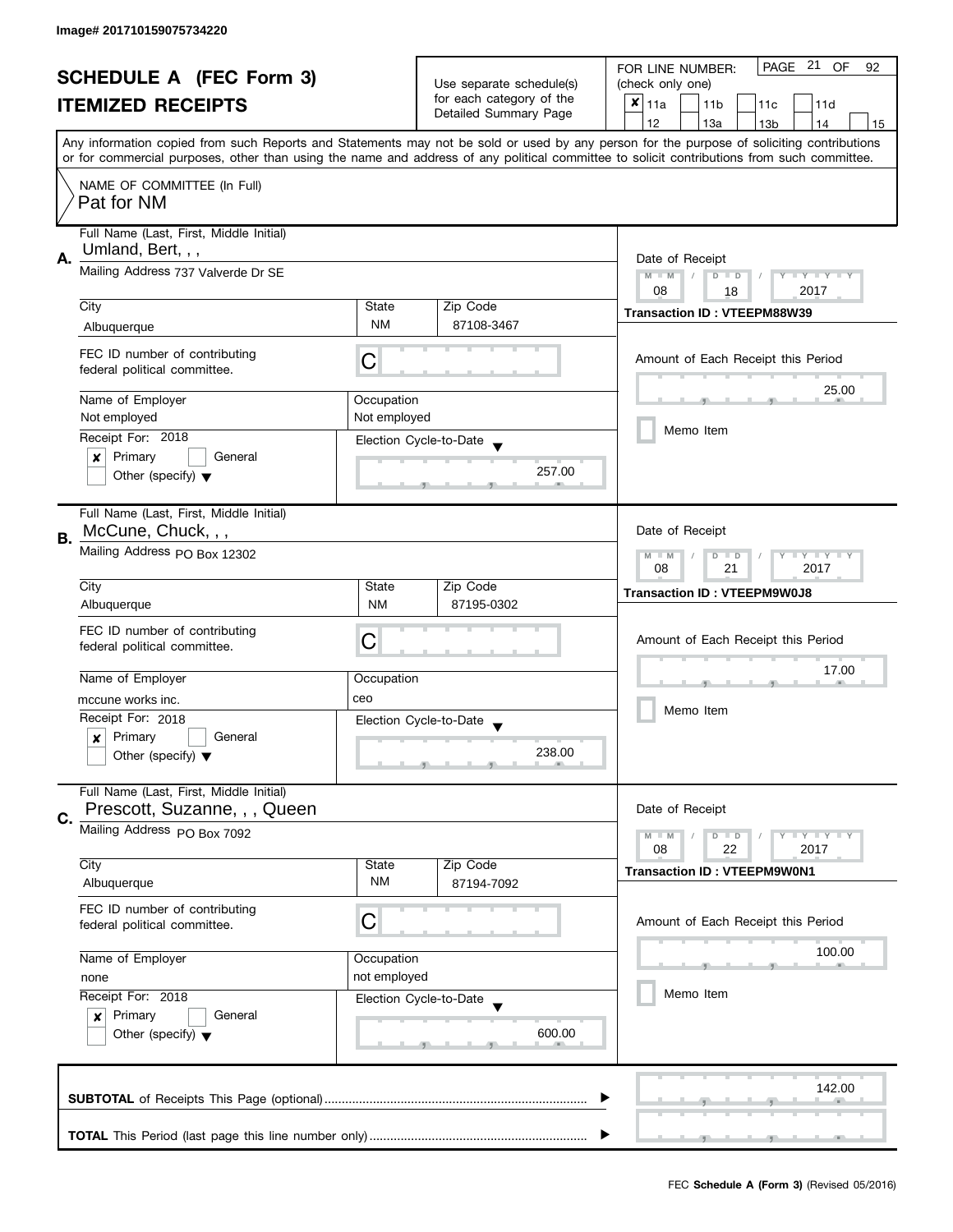Image# 201710159075734220

# SCHEDULE A (FEC Form 3)
## ITEMIZED RECEIPTS

Use separate schedule(s) for each category of the Detailed Summary Page

FOR LINE NUMBER: (check only one)

- [x] 11a
- [ ] 11b
- [ ] 11c
- [ ] 11d
- [ ] 12
- [ ] 13a
- [ ] 13b
- [ ] 14
- [ ] 15

PAGE 21 OF 92

Any information copied from such Reports and Statements may not be sold or used by any person for the purpose of soliciting contributions or for commercial purposes, other than using the name and address of any political committee to solicit contributions from such committee.

NAME OF COMMITTEE (In Full)
Pat for NM

---

**A.** Full Name (Last, First, Middle Initial): Umland, Bert, , ,

Mailing Address: 737 Valverde Dr SE

City: Albuquerque | State: NM | Zip Code: 87108-3467

FEC ID number of contributing federal political committee: C

Name of Employer: Not employed | Occupation: Not employed

Receipt For: 2018 — [x] Primary [ ] General [ ] Other (specify)

Election Cycle-to-Date: 257.00

Date of Receipt: 08 / 18 / 2017

Transaction ID : VTEEPM88W39

Amount of Each Receipt this Period: 25.00

[ ] Memo Item

---

**B.** Full Name (Last, First, Middle Initial): McCune, Chuck, , ,

Mailing Address: PO Box 12302

City: Albuquerque | State: NM | Zip Code: 87195-0302

FEC ID number of contributing federal political committee: C

Name of Employer: mccune works inc. | Occupation: ceo

Receipt For: 2018 — [x] Primary [ ] General [ ] Other (specify)

Election Cycle-to-Date: 238.00

Date of Receipt: 08 / 21 / 2017

Transaction ID : VTEEPM9W0J8

Amount of Each Receipt this Period: 17.00

[ ] Memo Item

---

**C.** Full Name (Last, First, Middle Initial): Prescott, Suzanne, , , Queen

Mailing Address: PO Box 7092

City: Albuquerque | State: NM | Zip Code: 87194-7092

FEC ID number of contributing federal political committee: C

Name of Employer: none | Occupation: not employed

Receipt For: 2018 — [x] Primary [ ] General [ ] Other (specify)

Election Cycle-to-Date: 600.00

Date of Receipt: 08 / 22 / 2017

Transaction ID : VTEEPM9W0N1

Amount of Each Receipt this Period: 100.00

[ ] Memo Item

---

**SUBTOTAL** of Receipts This Page (optional): 142.00

**TOTAL** This Period (last page this line number only):

FEC **Schedule A (Form 3)** (Revised 05/2016)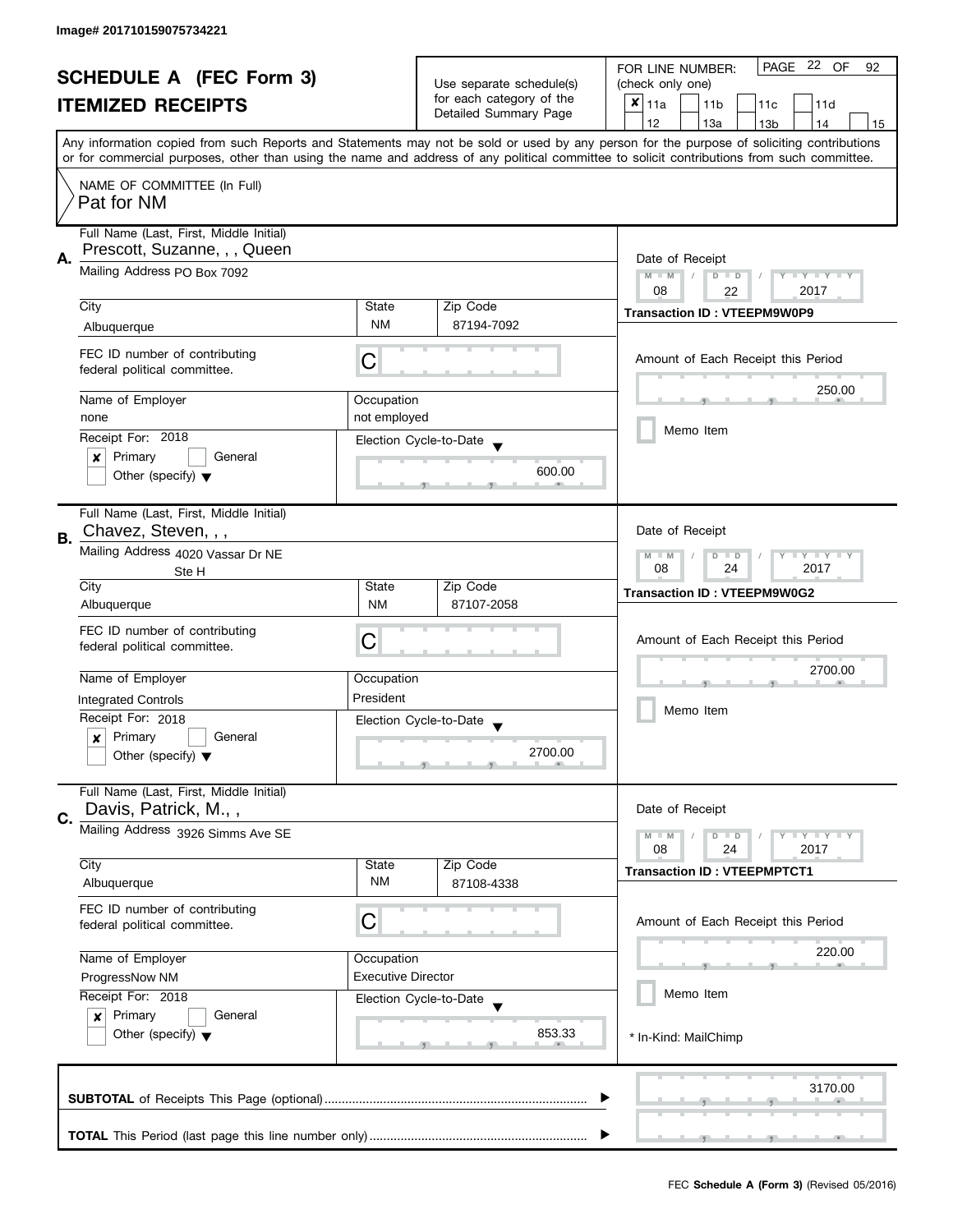Image# 201710159075734221

# SCHEDULE A (FEC Form 3)
## ITEMIZED RECEIPTS

Use separate schedule(s) for each category of the Detailed Summary Page

FOR LINE NUMBER: (check only one)

- [x] 11a
- [ ] 11b
- [ ] 11c
- [ ] 11d
- [ ] 12
- [ ] 13a
- [ ] 13b
- [ ] 14
- [ ] 15

PAGE 22 OF 92

Any information copied from such Reports and Statements may not be sold or used by any person for the purpose of soliciting contributions or for commercial purposes, other than using the name and address of any political committee to solicit contributions from such committee.

NAME OF COMMITTEE (In Full)
Pat for NM

---

**A.** Full Name (Last, First, Middle Initial): Prescott, Suzanne, , , Queen

Mailing Address: PO Box 7092

| City | State | Zip Code |
|---|---|---|
| Albuquerque | NM | 87194-7092 |

FEC ID number of contributing federal political committee: C

| Name of Employer | Occupation |
|---|---|
| none | not employed |

Receipt For: 2018
- [x] Primary
- [ ] General
- [ ] Other (specify)

Election Cycle-to-Date: 600.00

Date of Receipt: 08 / 22 / 2017

Transaction ID : VTEEPM9W0P9

Amount of Each Receipt this Period: 250.00

- [ ] Memo Item

---

**B.** Full Name (Last, First, Middle Initial): Chavez, Steven, , ,

Mailing Address: 4020 Vassar Dr NE
Ste H

| City | State | Zip Code |
|---|---|---|
| Albuquerque | NM | 87107-2058 |

FEC ID number of contributing federal political committee: C

| Name of Employer | Occupation |
|---|---|
| Integrated Controls | President |

Receipt For: 2018
- [x] Primary
- [ ] General
- [ ] Other (specify)

Election Cycle-to-Date: 2700.00

Date of Receipt: 08 / 24 / 2017

Transaction ID : VTEEPM9W0G2

Amount of Each Receipt this Period: 2700.00

- [ ] Memo Item

---

**C.** Full Name (Last, First, Middle Initial): Davis, Patrick, M., ,

Mailing Address: 3926 Simms Ave SE

| City | State | Zip Code |
|---|---|---|
| Albuquerque | NM | 87108-4338 |

FEC ID number of contributing federal political committee: C

| Name of Employer | Occupation |
|---|---|
| ProgressNow NM | Executive Director |

Receipt For: 2018
- [x] Primary
- [ ] General
- [ ] Other (specify)

Election Cycle-to-Date: 853.33

Date of Receipt: 08 / 24 / 2017

Transaction ID : VTEEPMPTCT1

Amount of Each Receipt this Period: 220.00

- [ ] Memo Item

\* In-Kind: MailChimp

---

**SUBTOTAL** of Receipts This Page (optional): 3170.00

**TOTAL** This Period (last page this line number only):

FEC **Schedule A (Form 3)** (Revised 05/2016)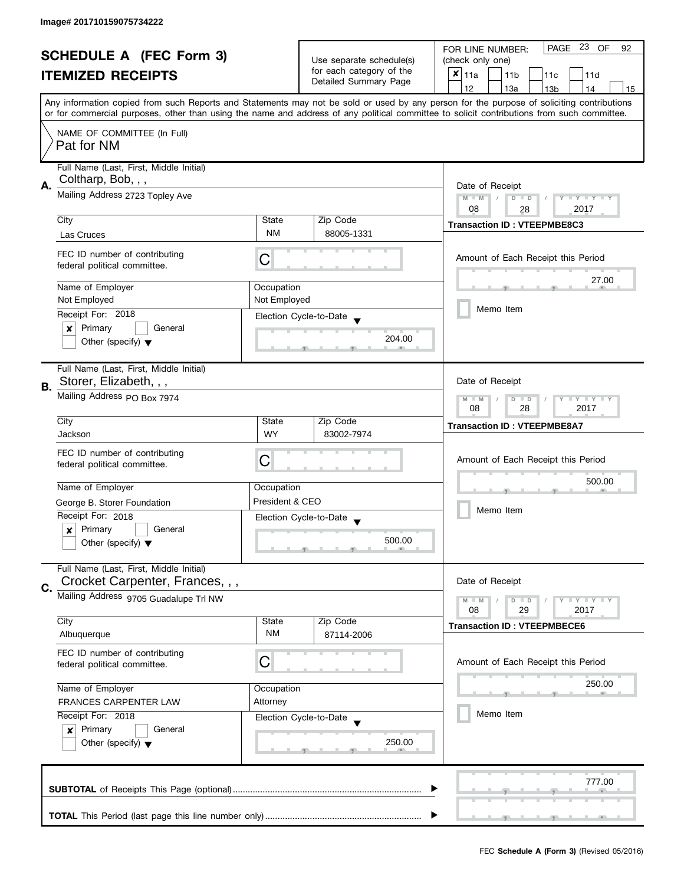Image# 201710159075734222

# SCHEDULE A (FEC Form 3)

## ITEMIZED RECEIPTS

Use separate schedule(s) for each category of the Detailed Summary Page

FOR LINE NUMBER: (check only one)

- [x] 11a
- [ ] 11b
- [ ] 11c
- [ ] 11d
- [ ] 12
- [ ] 13a
- [ ] 13b
- [ ] 14
- [ ] 15

Any information copied from such Reports and Statements may not be sold or used by any person for the purpose of soliciting contributions or for commercial purposes, other than using the name and address of any political committee to solicit contributions from such committee.

NAME OF COMMITTEE (In Full)
Pat for NM

---

**A.** Full Name (Last, First, Middle Initial): Coltharp, Bob, , ,

Mailing Address: 2723 Topley Ave

City: Las Cruces | State: NM | Zip Code: 88005-1331

FEC ID number of contributing federal political committee: C

Name of Employer: Not Employed | Occupation: Not Employed

Receipt For: 2018 — [x] Primary [ ] General [ ] Other (specify)

Election Cycle-to-Date: 204.00

Date of Receipt: 08 / 28 / 2017

Transaction ID : VTEEPMBE8C3

Amount of Each Receipt this Period: 27.00

[ ] Memo Item

---

**B.** Full Name (Last, First, Middle Initial): Storer, Elizabeth, , ,

Mailing Address: PO Box 7974

City: Jackson | State: WY | Zip Code: 83002-7974

FEC ID number of contributing federal political committee: C

Name of Employer: George B. Storer Foundation | Occupation: President & CEO

Receipt For: 2018 — [x] Primary [ ] General [ ] Other (specify)

Election Cycle-to-Date: 500.00

Date of Receipt: 08 / 28 / 2017

Transaction ID : VTEEPMBE8A7

Amount of Each Receipt this Period: 500.00

[ ] Memo Item

---

**C.** Full Name (Last, First, Middle Initial): Crocket Carpenter, Frances, , ,

Mailing Address: 9705 Guadalupe Trl NW

City: Albuquerque | State: NM | Zip Code: 87114-2006

FEC ID number of contributing federal political committee: C

Name of Employer: FRANCES CARPENTER LAW | Occupation: Attorney

Receipt For: 2018 — [x] Primary [ ] General [ ] Other (specify)

Election Cycle-to-Date: 250.00

Date of Receipt: 08 / 29 / 2017

Transaction ID : VTEEPMBECE6

Amount of Each Receipt this Period: 250.00

[ ] Memo Item

---

**SUBTOTAL** of Receipts This Page (optional): 777.00

**TOTAL** This Period (last page this line number only):

FEC **Schedule A (Form 3)** (Revised 05/2016)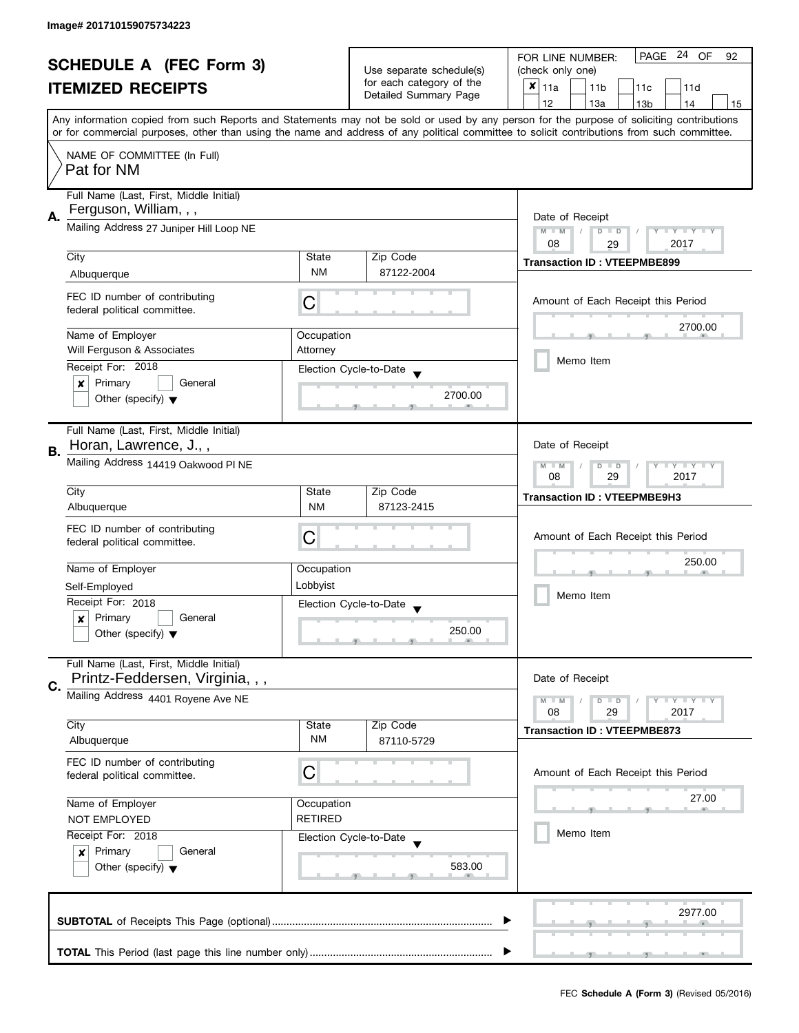Image# 201710159075734223

# SCHEDULE A (FEC Form 3)
## ITEMIZED RECEIPTS

Use separate schedule(s) for each category of the Detailed Summary Page

FOR LINE NUMBER: (check only one)

- [x] 11a
- [ ] 11b
- [ ] 11c
- [ ] 11d
- [ ] 12
- [ ] 13a
- [ ] 13b
- [ ] 14
- [ ] 15

PAGE 24 OF 92

Any information copied from such Reports and Statements may not be sold or used by any person for the purpose of soliciting contributions or for commercial purposes, other than using the name and address of any political committee to solicit contributions from such committee.

NAME OF COMMITTEE (In Full)
Pat for NM

---

**A.** Full Name (Last, First, Middle Initial): Ferguson, William, , ,

Mailing Address: 27 Juniper Hill Loop NE

| City | State | Zip Code |
|---|---|---|
| Albuquerque | NM | 87122-2004 |

FEC ID number of contributing federal political committee: C

| Name of Employer | Occupation |
|---|---|
| Will Ferguson & Associates | Attorney |

Receipt For: 2018
- [x] Primary
- [ ] General
- [ ] Other (specify)

Election Cycle-to-Date: 2700.00

Date of Receipt: 08 / 29 / 2017

Transaction ID : VTEEPMBE899

Amount of Each Receipt this Period: 2700.00

- [ ] Memo Item

---

**B.** Full Name (Last, First, Middle Initial): Horan, Lawrence, J., ,

Mailing Address: 14419 Oakwood Pl NE

| City | State | Zip Code |
|---|---|---|
| Albuquerque | NM | 87123-2415 |

FEC ID number of contributing federal political committee: C

| Name of Employer | Occupation |
|---|---|
| Self-Employed | Lobbyist |

Receipt For: 2018
- [x] Primary
- [ ] General
- [ ] Other (specify)

Election Cycle-to-Date: 250.00

Date of Receipt: 08 / 29 / 2017

Transaction ID : VTEEPMBE9H3

Amount of Each Receipt this Period: 250.00

- [ ] Memo Item

---

**C.** Full Name (Last, First, Middle Initial): Printz-Feddersen, Virginia, , ,

Mailing Address: 4401 Royene Ave NE

| City | State | Zip Code |
|---|---|---|
| Albuquerque | NM | 87110-5729 |

FEC ID number of contributing federal political committee: C

| Name of Employer | Occupation |
|---|---|
| NOT EMPLOYED | RETIRED |

Receipt For: 2018
- [x] Primary
- [ ] General
- [ ] Other (specify)

Election Cycle-to-Date: 583.00

Date of Receipt: 08 / 29 / 2017

Transaction ID : VTEEPMBE873

Amount of Each Receipt this Period: 27.00

- [ ] Memo Item

---

**SUBTOTAL** of Receipts This Page (optional): 2977.00

**TOTAL** This Period (last page this line number only):

FEC **Schedule A (Form 3)** (Revised 05/2016)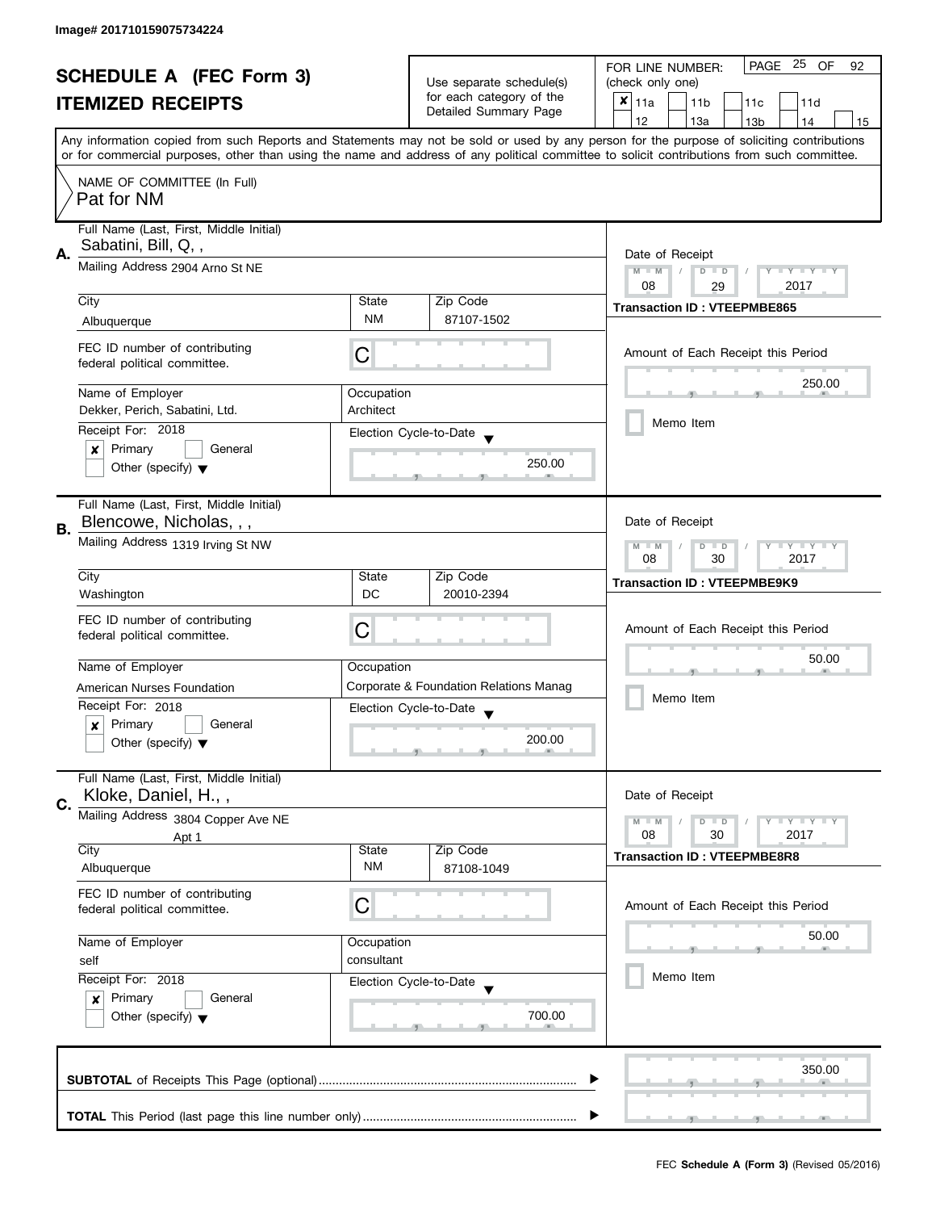Image# 201710159075734224

# SCHEDULE A (FEC Form 3)
# ITEMIZED RECEIPTS

Use separate schedule(s) for each category of the Detailed Summary Page

FOR LINE NUMBER: (check only one)

PAGE 25 OF 92

☒ 11a ☐ 11b ☐ 11c ☐ 11d ☐ 12 ☐ 13a ☐ 13b ☐ 14 ☐ 15

Any information copied from such Reports and Statements may not be sold or used by any person for the purpose of soliciting contributions or for commercial purposes, other than using the name and address of any political committee to solicit contributions from such committee.

NAME OF COMMITTEE (In Full)
Pat for NM

---

**A.**

Full Name (Last, First, Middle Initial): Sabatini, Bill, Q, ,

Mailing Address: 2904 Arno St NE

| City | State | Zip Code |
|---|---|---|
| Albuquerque | NM | 87107-1502 |

FEC ID number of contributing federal political committee: C

| Name of Employer | Occupation |
|---|---|
| Dekker, Perich, Sabatini, Ltd. | Architect |

Receipt For: 2018

☒ Primary ☐ General ☐ Other (specify)

Election Cycle-to-Date: 250.00

Date of Receipt: 08 / 29 / 2017

Transaction ID : VTEEPMBE865

Amount of Each Receipt this Period: 250.00

☐ Memo Item

---

**B.**

Full Name (Last, First, Middle Initial): Blencowe, Nicholas, , ,

Mailing Address: 1319 Irving St NW

| City | State | Zip Code |
|---|---|---|
| Washington | DC | 20010-2394 |

FEC ID number of contributing federal political committee: C

| Name of Employer | Occupation |
|---|---|
| American Nurses Foundation | Corporate & Foundation Relations Manag |

Receipt For: 2018

☒ Primary ☐ General ☐ Other (specify)

Election Cycle-to-Date: 200.00

Date of Receipt: 08 / 30 / 2017

Transaction ID : VTEEPMBE9K9

Amount of Each Receipt this Period: 50.00

☐ Memo Item

---

**C.**

Full Name (Last, First, Middle Initial): Kloke, Daniel, H., ,

Mailing Address: 3804 Copper Ave NE
Apt 1

| City | State | Zip Code |
|---|---|---|
| Albuquerque | NM | 87108-1049 |

FEC ID number of contributing federal political committee: C

| Name of Employer | Occupation |
|---|---|
| self | consultant |

Receipt For: 2018

☒ Primary ☐ General ☐ Other (specify)

Election Cycle-to-Date: 700.00

Date of Receipt: 08 / 30 / 2017

Transaction ID : VTEEPMBE8R8

Amount of Each Receipt this Period: 50.00

☐ Memo Item

---

**SUBTOTAL** of Receipts This Page (optional): 350.00

**TOTAL** This Period (last page this line number only):

FEC **Schedule A (Form 3)** (Revised 05/2016)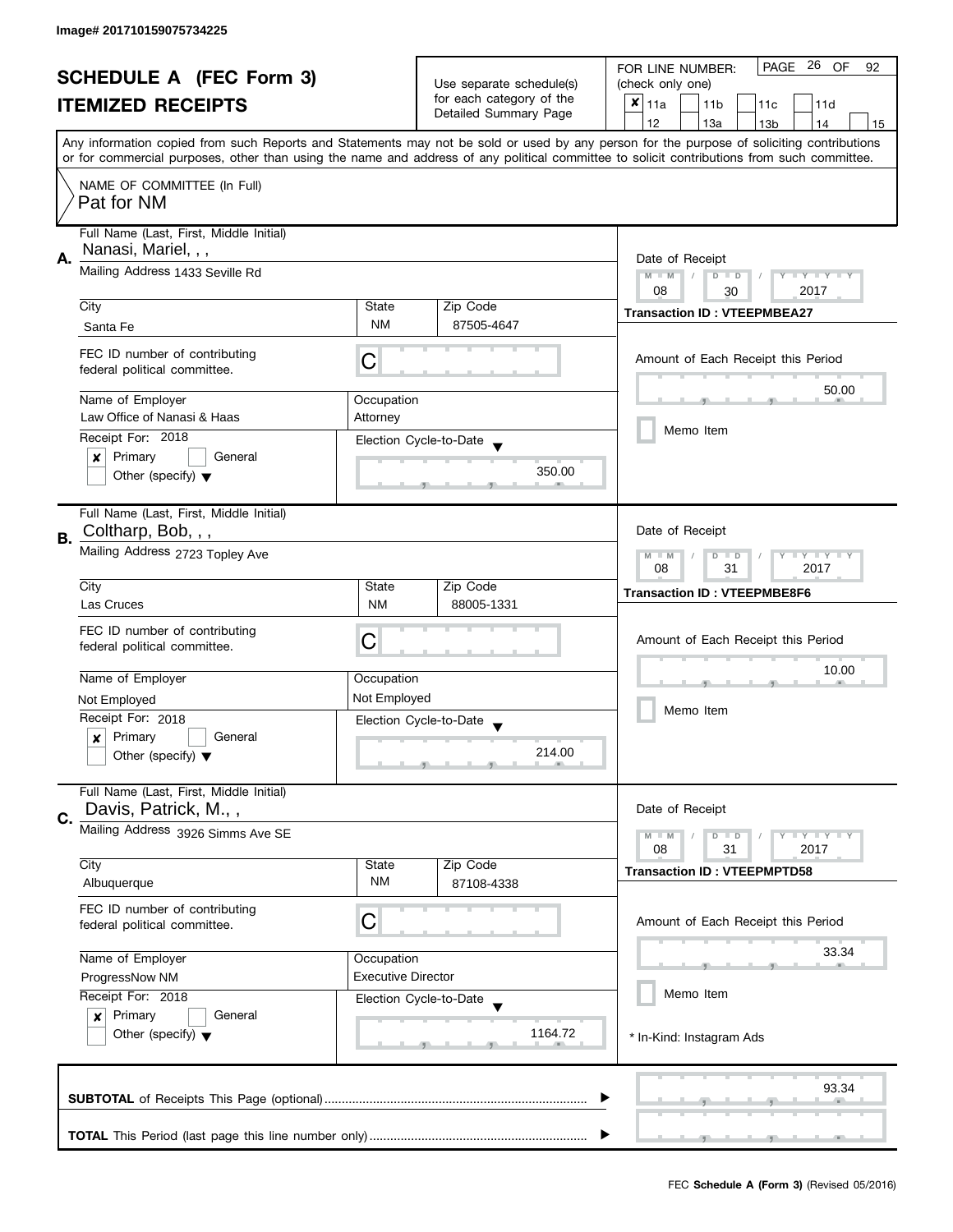Image# 201710159075734225

# SCHEDULE A (FEC Form 3)
## ITEMIZED RECEIPTS

Use separate schedule(s) for each category of the Detailed Summary Page

FOR LINE NUMBER: (check only one)

- [x] 11a
- [ ] 11b
- [ ] 11c
- [ ] 11d
- [ ] 12
- [ ] 13a
- [ ] 13b
- [ ] 14
- [ ] 15

Any information copied from such Reports and Statements may not be sold or used by any person for the purpose of soliciting contributions or for commercial purposes, other than using the name and address of any political committee to solicit contributions from such committee.

NAME OF COMMITTEE (In Full)
Pat for NM

---

**A.** Full Name (Last, First, Middle Initial): Nanasi, Mariel, , ,

Mailing Address: 1433 Seville Rd

| City | State | Zip Code |
|---|---|---|
| Santa Fe | NM | 87505-4647 |

FEC ID number of contributing federal political committee: C

| Name of Employer | Occupation |
|---|---|
| Law Office of Nanasi & Haas | Attorney |

Receipt For: 2018
- [x] Primary
- [ ] General
- [ ] Other (specify)

Election Cycle-to-Date: 350.00

Date of Receipt: 08 / 30 / 2017

Transaction ID : VTEEPMBEA27

Amount of Each Receipt this Period: 50.00

- [ ] Memo Item

---

**B.** Full Name (Last, First, Middle Initial): Coltharp, Bob, , ,

Mailing Address: 2723 Topley Ave

| City | State | Zip Code |
|---|---|---|
| Las Cruces | NM | 88005-1331 |

FEC ID number of contributing federal political committee: C

| Name of Employer | Occupation |
|---|---|
| Not Employed | Not Employed |

Receipt For: 2018
- [x] Primary
- [ ] General
- [ ] Other (specify)

Election Cycle-to-Date: 214.00

Date of Receipt: 08 / 31 / 2017

Transaction ID : VTEEPMBE8F6

Amount of Each Receipt this Period: 10.00

- [ ] Memo Item

---

**C.** Full Name (Last, First, Middle Initial): Davis, Patrick, M., ,

Mailing Address: 3926 Simms Ave SE

| City | State | Zip Code |
|---|---|---|
| Albuquerque | NM | 87108-4338 |

FEC ID number of contributing federal political committee: C

| Name of Employer | Occupation |
|---|---|
| ProgressNow NM | Executive Director |

Receipt For: 2018
- [x] Primary
- [ ] General
- [ ] Other (specify)

Election Cycle-to-Date: 1164.72

Date of Receipt: 08 / 31 / 2017

Transaction ID : VTEEPMPTD58

Amount of Each Receipt this Period: 33.34

- [ ] Memo Item

\* In-Kind: Instagram Ads

---

**SUBTOTAL** of Receipts This Page (optional): 93.34

**TOTAL** This Period (last page this line number only):

FEC **Schedule A (Form 3)** (Revised 05/2016)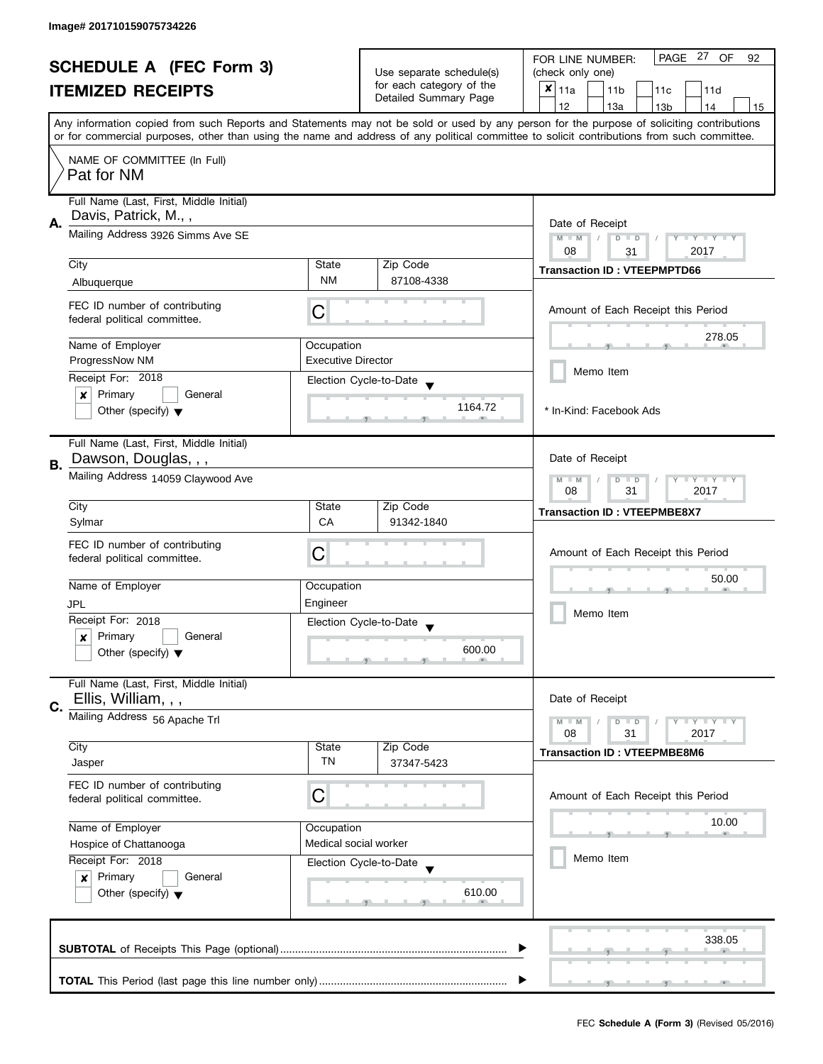Image# 201710159075734226

# SCHEDULE A (FEC Form 3)
## ITEMIZED RECEIPTS

Use separate schedule(s) for each category of the Detailed Summary Page

FOR LINE NUMBER: (check only one)

- [x] 11a
- [ ] 11b
- [ ] 11c
- [ ] 11d
- [ ] 12
- [ ] 13a
- [ ] 13b
- [ ] 14
- [ ] 15

Any information copied from such Reports and Statements may not be sold or used by any person for the purpose of soliciting contributions or for commercial purposes, other than using the name and address of any political committee to solicit contributions from such committee.

NAME OF COMMITTEE (In Full)
Pat for NM

---

**A.** Full Name (Last, First, Middle Initial): Davis, Patrick, M., ,

Mailing Address: 3926 Simms Ave SE

City: Albuquerque | State: NM | Zip Code: 87108-4338

FEC ID number of contributing federal political committee: C

Name of Employer: ProgressNow NM

Occupation: Executive Director

Receipt For: 2018
- [x] Primary
- [ ] General
- [ ] Other (specify)

Election Cycle-to-Date: 1164.72

Date of Receipt: 08 / 31 / 2017

Transaction ID : VTEEPMPTD66

Amount of Each Receipt this Period: 278.05

- [ ] Memo Item

\* In-Kind: Facebook Ads

---

**B.** Full Name (Last, First, Middle Initial): Dawson, Douglas, , ,

Mailing Address: 14059 Claywood Ave

City: Sylmar | State: CA | Zip Code: 91342-1840

FEC ID number of contributing federal political committee: C

Name of Employer: JPL

Occupation: Engineer

Receipt For: 2018
- [x] Primary
- [ ] General
- [ ] Other (specify)

Election Cycle-to-Date: 600.00

Date of Receipt: 08 / 31 / 2017

Transaction ID : VTEEPMBE8X7

Amount of Each Receipt this Period: 50.00

- [ ] Memo Item

---

**C.** Full Name (Last, First, Middle Initial): Ellis, William, , ,

Mailing Address: 56 Apache Trl

City: Jasper | State: TN | Zip Code: 37347-5423

FEC ID number of contributing federal political committee: C

Name of Employer: Hospice of Chattanooga

Occupation: Medical social worker

Receipt For: 2018
- [x] Primary
- [ ] General
- [ ] Other (specify)

Election Cycle-to-Date: 610.00

Date of Receipt: 08 / 31 / 2017

Transaction ID : VTEEPMBE8M6

Amount of Each Receipt this Period: 10.00

- [ ] Memo Item

---

**SUBTOTAL** of Receipts This Page (optional): 338.05

**TOTAL** This Period (last page this line number only):

FEC **Schedule A (Form 3)** (Revised 05/2016)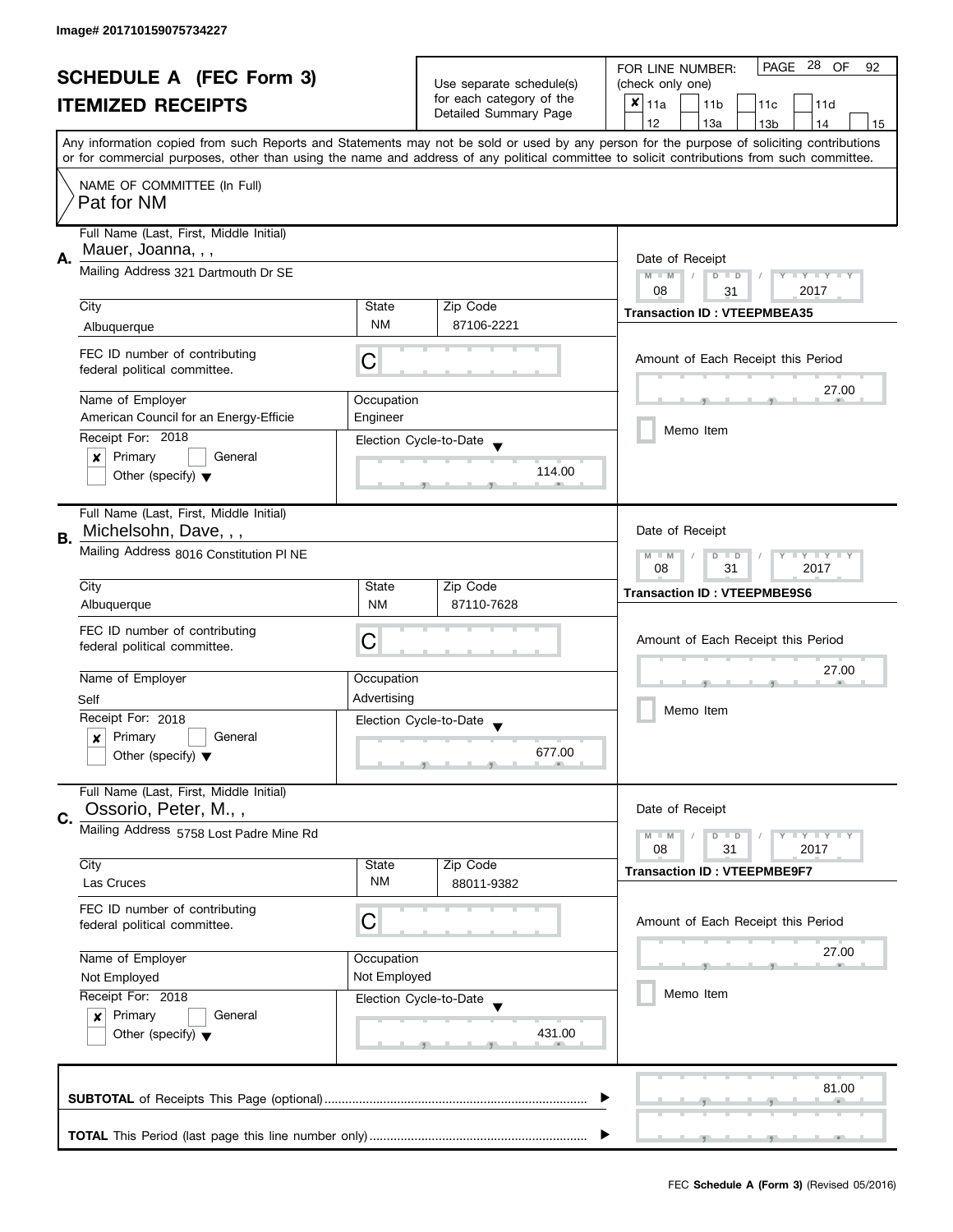Image# 201710159075734227

# SCHEDULE A (FEC Form 3)

## ITEMIZED RECEIPTS

Use separate schedule(s) for each category of the Detailed Summary Page

FOR LINE NUMBER: (check only one)

- [x] 11a
- [ ] 11b
- [ ] 11c
- [ ] 11d
- [ ] 12
- [ ] 13a
- [ ] 13b
- [ ] 14
- [ ] 15

PAGE 28 OF 92

Any information copied from such Reports and Statements may not be sold or used by any person for the purpose of soliciting contributions or for commercial purposes, other than using the name and address of any political committee to solicit contributions from such committee.

NAME OF COMMITTEE (In Full)
Pat for NM

---

**A.** Full Name (Last, First, Middle Initial): Mauer, Joanna, , ,

Mailing Address: 321 Dartmouth Dr SE

| City | State | Zip Code |
|---|---|---|
| Albuquerque | NM | 87106-2221 |

FEC ID number of contributing federal political committee: C

| Name of Employer | Occupation |
|---|---|
| American Council for an Energy-Efficie | Engineer |

Receipt For: 2018
- [x] Primary
- [ ] General
- [ ] Other (specify)

Election Cycle-to-Date: 114.00

Date of Receipt: 08 / 31 / 2017

Transaction ID : VTEEPMBEA35

Amount of Each Receipt this Period: 27.00

- [ ] Memo Item

---

**B.** Full Name (Last, First, Middle Initial): Michelsohn, Dave, , ,

Mailing Address: 8016 Constitution Pl NE

| City | State | Zip Code |
|---|---|---|
| Albuquerque | NM | 87110-7628 |

FEC ID number of contributing federal political committee: C

| Name of Employer | Occupation |
|---|---|
| Self | Advertising |

Receipt For: 2018
- [x] Primary
- [ ] General
- [ ] Other (specify)

Election Cycle-to-Date: 677.00

Date of Receipt: 08 / 31 / 2017

Transaction ID : VTEEPMBE9S6

Amount of Each Receipt this Period: 27.00

- [ ] Memo Item

---

**C.** Full Name (Last, First, Middle Initial): Ossorio, Peter, M., ,

Mailing Address: 5758 Lost Padre Mine Rd

| City | State | Zip Code |
|---|---|---|
| Las Cruces | NM | 88011-9382 |

FEC ID number of contributing federal political committee: C

| Name of Employer | Occupation |
|---|---|
| Not Employed | Not Employed |

Receipt For: 2018
- [x] Primary
- [ ] General
- [ ] Other (specify)

Election Cycle-to-Date: 431.00

Date of Receipt: 08 / 31 / 2017

Transaction ID : VTEEPMBE9F7

Amount of Each Receipt this Period: 27.00

- [ ] Memo Item

---

**SUBTOTAL** of Receipts This Page (optional): 81.00

**TOTAL** This Period (last page this line number only):

FEC **Schedule A (Form 3)** (Revised 05/2016)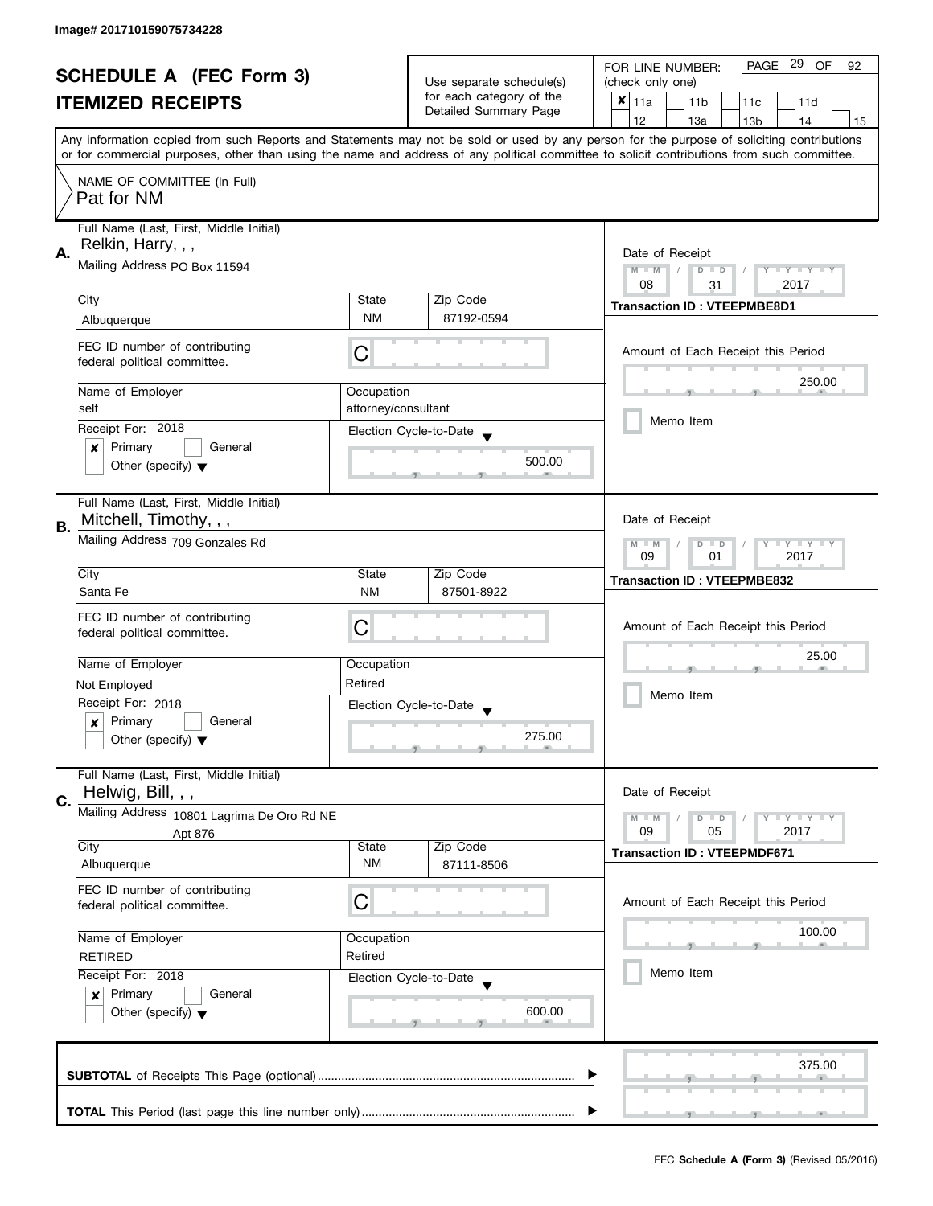Image# 201710159075734228

# SCHEDULE A (FEC Form 3)

## ITEMIZED RECEIPTS

Use separate schedule(s) for each category of the Detailed Summary Page

FOR LINE NUMBER: (check only one)

- [x] 11a
- [ ] 11b
- [ ] 11c
- [ ] 11d
- [ ] 12
- [ ] 13a
- [ ] 13b
- [ ] 14
- [ ] 15

PAGE 29 OF 92

Any information copied from such Reports and Statements may not be sold or used by any person for the purpose of soliciting contributions or for commercial purposes, other than using the name and address of any political committee to solicit contributions from such committee.

NAME OF COMMITTEE (In Full)
Pat for NM

---

**A.** Full Name (Last, First, Middle Initial): Relkin, Harry, , ,

Mailing Address: PO Box 11594

| City | State | Zip Code |
|---|---|---|
| Albuquerque | NM | 87192-0594 |

FEC ID number of contributing federal political committee: C

| Name of Employer | Occupation |
|---|---|
| self | attorney/consultant |

Receipt For: 2018
- [x] Primary
- [ ] General
- [ ] Other (specify)

Election Cycle-to-Date: 500.00

Date of Receipt: 08 / 31 / 2017

**Transaction ID : VTEEPMBE8D1**

Amount of Each Receipt this Period: 250.00

- [ ] Memo Item

---

**B.** Full Name (Last, First, Middle Initial): Mitchell, Timothy, , ,

Mailing Address: 709 Gonzales Rd

| City | State | Zip Code |
|---|---|---|
| Santa Fe | NM | 87501-8922 |

FEC ID number of contributing federal political committee: C

| Name of Employer | Occupation |
|---|---|
| Not Employed | Retired |

Receipt For: 2018
- [x] Primary
- [ ] General
- [ ] Other (specify)

Election Cycle-to-Date: 275.00

Date of Receipt: 09 / 01 / 2017

**Transaction ID : VTEEPMBE832**

Amount of Each Receipt this Period: 25.00

- [ ] Memo Item

---

**C.** Full Name (Last, First, Middle Initial): Helwig, Bill, , ,

Mailing Address: 10801 Lagrima De Oro Rd NE Apt 876

| City | State | Zip Code |
|---|---|---|
| Albuquerque | NM | 87111-8506 |

FEC ID number of contributing federal political committee: C

| Name of Employer | Occupation |
|---|---|
| RETIRED | Retired |

Receipt For: 2018
- [x] Primary
- [ ] General
- [ ] Other (specify)

Election Cycle-to-Date: 600.00

Date of Receipt: 09 / 05 / 2017

**Transaction ID : VTEEPMDF671**

Amount of Each Receipt this Period: 100.00

- [ ] Memo Item

---

**SUBTOTAL** of Receipts This Page (optional): 375.00

**TOTAL** This Period (last page this line number only):

FEC **Schedule A (Form 3)** (Revised 05/2016)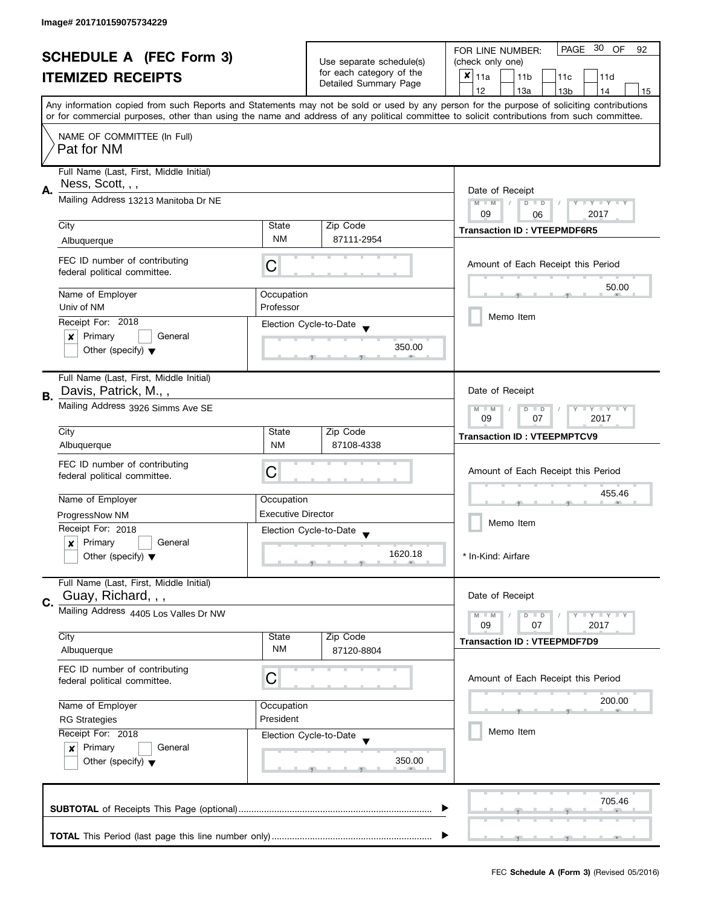Image# 201710159075734229

# SCHEDULE A (FEC Form 3)
## ITEMIZED RECEIPTS

Use separate schedule(s) for each category of the Detailed Summary Page

FOR LINE NUMBER: (check only one)

- [x] 11a
- [ ] 11b
- [ ] 11c
- [ ] 11d
- [ ] 12
- [ ] 13a
- [ ] 13b
- [ ] 14
- [ ] 15

PAGE 30 OF 92

Any information copied from such Reports and Statements may not be sold or used by any person for the purpose of soliciting contributions or for commercial purposes, other than using the name and address of any political committee to solicit contributions from such committee.

NAME OF COMMITTEE (In Full)
Pat for NM

---

**A.** Full Name (Last, First, Middle Initial): Ness, Scott, , ,

Mailing Address: 13213 Manitoba Dr NE

| City | State | Zip Code |
|---|---|---|
| Albuquerque | NM | 87111-2954 |

FEC ID number of contributing federal political committee: C

| Name of Employer | Occupation |
|---|---|
| Univ of NM | Professor |

Receipt For: 2018
- [x] Primary
- [ ] General
- [ ] Other (specify)

Election Cycle-to-Date: 350.00

Date of Receipt: 09 / 06 / 2017

Transaction ID : VTEEPMDF6R5

Amount of Each Receipt this Period: 50.00

- [ ] Memo Item

---

**B.** Full Name (Last, First, Middle Initial): Davis, Patrick, M., ,

Mailing Address: 3926 Simms Ave SE

| City | State | Zip Code |
|---|---|---|
| Albuquerque | NM | 87108-4338 |

FEC ID number of contributing federal political committee: C

| Name of Employer | Occupation |
|---|---|
| ProgressNow NM | Executive Director |

Receipt For: 2018
- [x] Primary
- [ ] General
- [ ] Other (specify)

Election Cycle-to-Date: 1620.18

Date of Receipt: 09 / 07 / 2017

Transaction ID : VTEEPMPTCV9

Amount of Each Receipt this Period: 455.46

- [ ] Memo Item

\* In-Kind: Airfare

---

**C.** Full Name (Last, First, Middle Initial): Guay, Richard, , ,

Mailing Address: 4405 Los Valles Dr NW

| City | State | Zip Code |
|---|---|---|
| Albuquerque | NM | 87120-8804 |

FEC ID number of contributing federal political committee: C

| Name of Employer | Occupation |
|---|---|
| RG Strategies | President |

Receipt For: 2018
- [x] Primary
- [ ] General
- [ ] Other (specify)

Election Cycle-to-Date: 350.00

Date of Receipt: 09 / 07 / 2017

Transaction ID : VTEEPMDF7D9

Amount of Each Receipt this Period: 200.00

- [ ] Memo Item

---

**SUBTOTAL** of Receipts This Page (optional): 705.46

**TOTAL** This Period (last page this line number only):

FEC **Schedule A (Form 3)** (Revised 05/2016)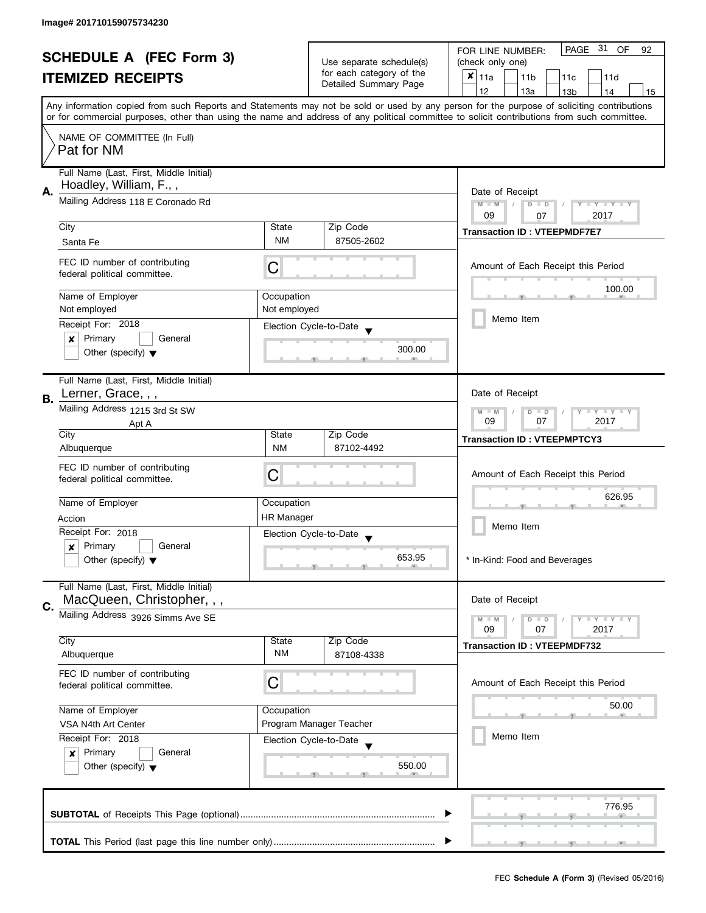Image# 201710159075734230

# SCHEDULE A (FEC Form 3)
## ITEMIZED RECEIPTS

Use separate schedule(s) for each category of the Detailed Summary Page

FOR LINE NUMBER: (check only one)

- [x] 11a
- [ ] 11b
- [ ] 11c
- [ ] 11d
- [ ] 12
- [ ] 13a
- [ ] 13b
- [ ] 14
- [ ] 15

PAGE 31 OF 92

Any information copied from such Reports and Statements may not be sold or used by any person for the purpose of soliciting contributions or for commercial purposes, other than using the name and address of any political committee to solicit contributions from such committee.

NAME OF COMMITTEE (In Full)
Pat for NM

---

**A.**

Full Name (Last, First, Middle Initial): Hoadley, William, F., ,

Mailing Address: 118 E Coronado Rd

City: Santa Fe | State: NM | Zip Code: 87505-2602

FEC ID number of contributing federal political committee: C

Name of Employer: Not employed | Occupation: Not employed

Receipt For: 2018
- [x] Primary
- [ ] General
- [ ] Other (specify)

Election Cycle-to-Date: 300.00

Date of Receipt: 09 / 07 / 2017

Transaction ID : VTEEPMDF7E7

Amount of Each Receipt this Period: 100.00

- [ ] Memo Item

---

**B.**

Full Name (Last, First, Middle Initial): Lerner, Grace, , ,

Mailing Address: 1215 3rd St SW, Apt A

City: Albuquerque | State: NM | Zip Code: 87102-4492

FEC ID number of contributing federal political committee: C

Name of Employer: Accion | Occupation: HR Manager

Receipt For: 2018
- [x] Primary
- [ ] General
- [ ] Other (specify)

Election Cycle-to-Date: 653.95

Date of Receipt: 09 / 07 / 2017

Transaction ID : VTEEPMPTCY3

Amount of Each Receipt this Period: 626.95

- [ ] Memo Item

\* In-Kind: Food and Beverages

---

**C.**

Full Name (Last, First, Middle Initial): MacQueen, Christopher, , ,

Mailing Address: 3926 Simms Ave SE

City: Albuquerque | State: NM | Zip Code: 87108-4338

FEC ID number of contributing federal political committee: C

Name of Employer: VSA N4th Art Center | Occupation: Program Manager Teacher

Receipt For: 2018
- [x] Primary
- [ ] General
- [ ] Other (specify)

Election Cycle-to-Date: 550.00

Date of Receipt: 09 / 07 / 2017

Transaction ID : VTEEPMDF732

Amount of Each Receipt this Period: 50.00

- [ ] Memo Item

---

**SUBTOTAL** of Receipts This Page (optional): 776.95

**TOTAL** This Period (last page this line number only):

FEC **Schedule A (Form 3)** (Revised 05/2016)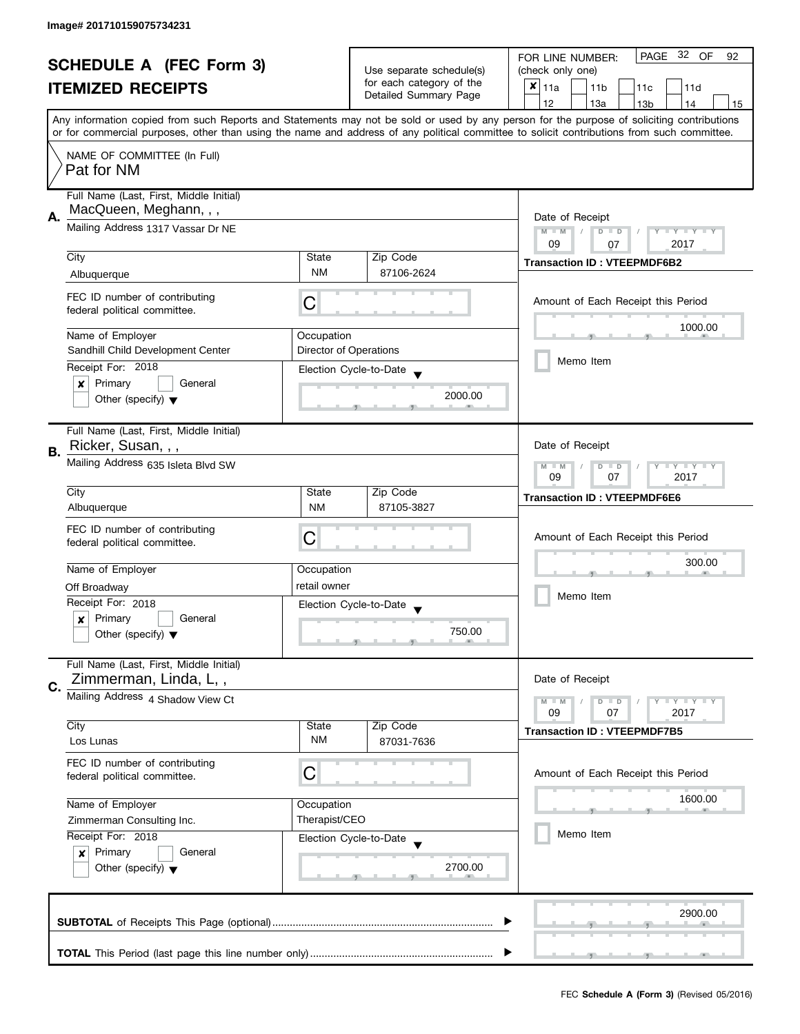Image# 201710159075734231

# SCHEDULE A (FEC Form 3)
# ITEMIZED RECEIPTS

Use separate schedule(s) for each category of the Detailed Summary Page

FOR LINE NUMBER: (check only one)

- [x] 11a
- [ ] 11b
- [ ] 11c
- [ ] 11d
- [ ] 12
- [ ] 13a
- [ ] 13b
- [ ] 14
- [ ] 15

PAGE 32 OF 92

Any information copied from such Reports and Statements may not be sold or used by any person for the purpose of soliciting contributions or for commercial purposes, other than using the name and address of any political committee to solicit contributions from such committee.

NAME OF COMMITTEE (In Full)
Pat for NM

## A.

Full Name (Last, First, Middle Initial): MacQueen, Meghann, , ,

Mailing Address: 1317 Vassar Dr NE

| City | State | Zip Code |
|---|---|---|
| Albuquerque | NM | 87106-2624 |

FEC ID number of contributing federal political committee: C

| Name of Employer | Occupation |
|---|---|
| Sandhill Child Development Center | Director of Operations |

Receipt For: 2018

- [x] Primary
- [ ] General
- [ ] Other (specify)

Election Cycle-to-Date: 2000.00

Date of Receipt: 09 / 07 / 2017

Transaction ID : VTEEPMDF6B2

Amount of Each Receipt this Period: 1000.00

- [ ] Memo Item

## B.

Full Name (Last, First, Middle Initial): Ricker, Susan, , ,

Mailing Address: 635 Isleta Blvd SW

| City | State | Zip Code |
|---|---|---|
| Albuquerque | NM | 87105-3827 |

FEC ID number of contributing federal political committee: C

| Name of Employer | Occupation |
|---|---|
| Off Broadway | retail owner |

Receipt For: 2018

- [x] Primary
- [ ] General
- [ ] Other (specify)

Election Cycle-to-Date: 750.00

Date of Receipt: 09 / 07 / 2017

Transaction ID : VTEEPMDF6E6

Amount of Each Receipt this Period: 300.00

- [ ] Memo Item

## C.

Full Name (Last, First, Middle Initial): Zimmerman, Linda, L, ,

Mailing Address: 4 Shadow View Ct

| City | State | Zip Code |
|---|---|---|
| Los Lunas | NM | 87031-7636 |

FEC ID number of contributing federal political committee: C

| Name of Employer | Occupation |
|---|---|
| Zimmerman Consulting Inc. | Therapist/CEO |

Receipt For: 2018

- [x] Primary
- [ ] General
- [ ] Other (specify)

Election Cycle-to-Date: 2700.00

Date of Receipt: 09 / 07 / 2017

Transaction ID : VTEEPMDF7B5

Amount of Each Receipt this Period: 1600.00

- [ ] Memo Item

**SUBTOTAL** of Receipts This Page (optional): 2900.00

**TOTAL** This Period (last page this line number only):

FEC **Schedule A (Form 3)** (Revised 05/2016)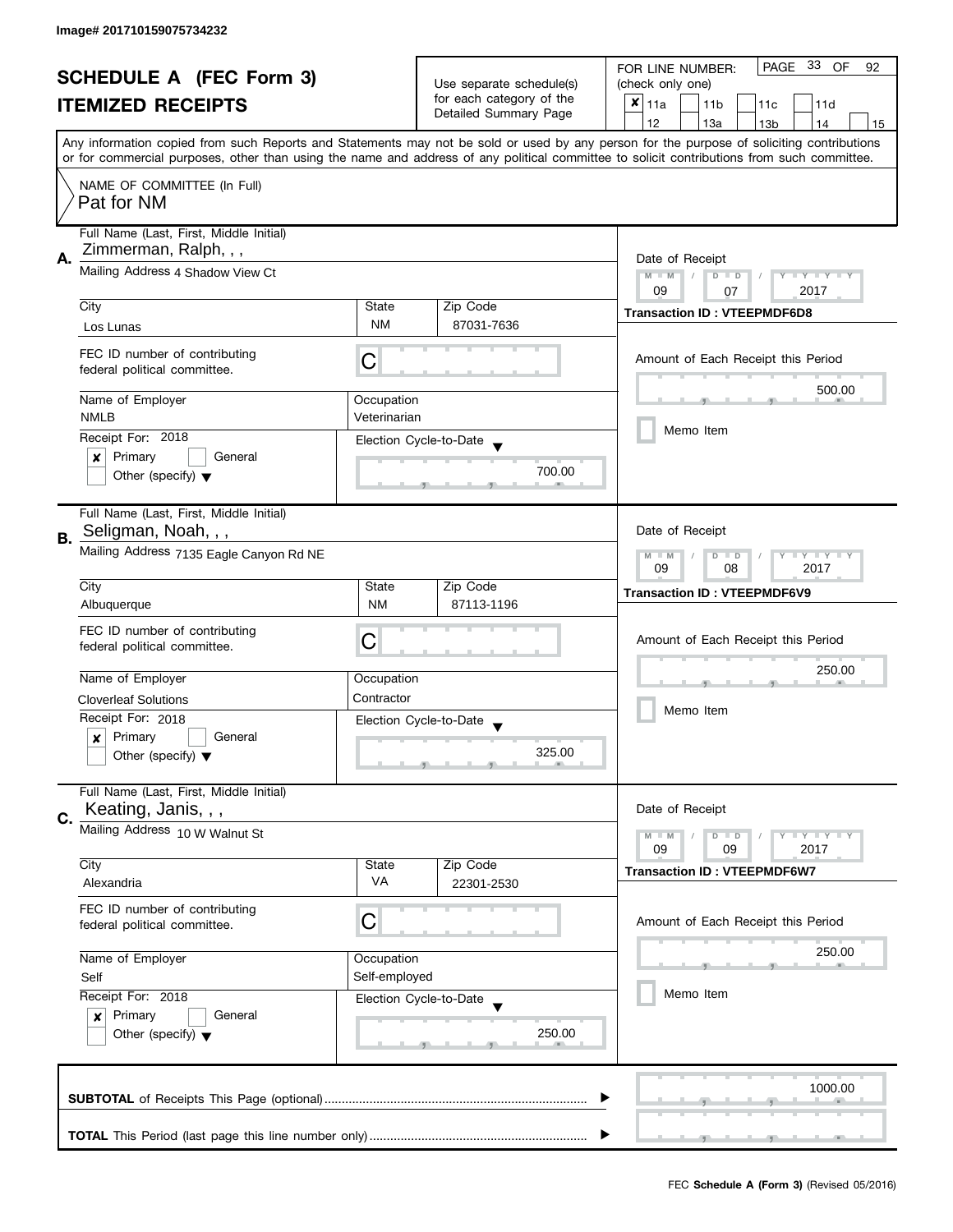Image# 201710159075734232

# SCHEDULE A (FEC Form 3)
# ITEMIZED RECEIPTS

Use separate schedule(s) for each category of the Detailed Summary Page

FOR LINE NUMBER: (check only one)

- [x] 11a
- [ ] 11b
- [ ] 11c
- [ ] 11d
- [ ] 12
- [ ] 13a
- [ ] 13b
- [ ] 14
- [ ] 15

Any information copied from such Reports and Statements may not be sold or used by any person for the purpose of soliciting contributions or for commercial purposes, other than using the name and address of any political committee to solicit contributions from such committee.

NAME OF COMMITTEE (In Full)
Pat for NM

## A.

Full Name (Last, First, Middle Initial): Zimmerman, Ralph, , ,

Mailing Address: 4 Shadow View Ct

City: Los Lunas | State: NM | Zip Code: 87031-7636

FEC ID number of contributing federal political committee: C

Name of Employer: NMLB

Occupation: Veterinarian

Receipt For: 2018

- [x] Primary
- [ ] General
- [ ] Other (specify)

Election Cycle-to-Date: 700.00

Date of Receipt: 09 / 07 / 2017

Transaction ID : VTEEPMDF6D8

Amount of Each Receipt this Period: 500.00

- [ ] Memo Item

## B.

Full Name (Last, First, Middle Initial): Seligman, Noah, , ,

Mailing Address: 7135 Eagle Canyon Rd NE

City: Albuquerque | State: NM | Zip Code: 87113-1196

FEC ID number of contributing federal political committee: C

Name of Employer: Cloverleaf Solutions

Occupation: Contractor

Receipt For: 2018

- [x] Primary
- [ ] General
- [ ] Other (specify)

Election Cycle-to-Date: 325.00

Date of Receipt: 09 / 08 / 2017

Transaction ID : VTEEPMDF6V9

Amount of Each Receipt this Period: 250.00

- [ ] Memo Item

## C.

Full Name (Last, First, Middle Initial): Keating, Janis, , ,

Mailing Address: 10 W Walnut St

City: Alexandria | State: VA | Zip Code: 22301-2530

FEC ID number of contributing federal political committee: C

Name of Employer: Self

Occupation: Self-employed

Receipt For: 2018

- [x] Primary
- [ ] General
- [ ] Other (specify)

Election Cycle-to-Date: 250.00

Date of Receipt: 09 / 09 / 2017

Transaction ID : VTEEPMDF6W7

Amount of Each Receipt this Period: 250.00

- [ ] Memo Item

**SUBTOTAL** of Receipts This Page (optional): 1000.00

**TOTAL** This Period (last page this line number only):

FEC **Schedule A (Form 3)** (Revised 05/2016)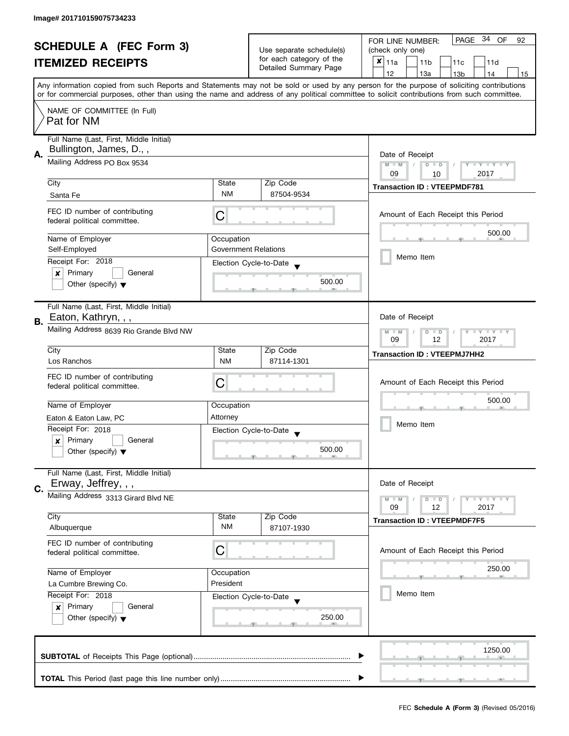Image# 201710159075734233

# SCHEDULE A (FEC Form 3)
## ITEMIZED RECEIPTS

Use separate schedule(s) for each category of the Detailed Summary Page

FOR LINE NUMBER: (check only one)
- [x] 11a
- [ ] 11b
- [ ] 11c
- [ ] 11d
- [ ] 12
- [ ] 13a
- [ ] 13b
- [ ] 14
- [ ] 15

PAGE 34 OF 92

Any information copied from such Reports and Statements may not be sold or used by any person for the purpose of soliciting contributions or for commercial purposes, other than using the name and address of any political committee to solicit contributions from such committee.

NAME OF COMMITTEE (In Full)
Pat for NM

---

**A.** Full Name (Last, First, Middle Initial): Bullington, James, D., ,

Mailing Address: PO Box 9534

City: Santa Fe | State: NM | Zip Code: 87504-9534

FEC ID number of contributing federal political committee: C

Name of Employer: Self-Employed

Occupation: Government Relations

Receipt For: 2018
- [x] Primary
- [ ] General
- [ ] Other (specify)

Election Cycle-to-Date: 500.00

Date of Receipt: 09 / 10 / 2017

Transaction ID : VTEEPMDF781

Amount of Each Receipt this Period: 500.00

- [ ] Memo Item

---

**B.** Full Name (Last, First, Middle Initial): Eaton, Kathryn, , ,

Mailing Address: 8639 Rio Grande Blvd NW

City: Los Ranchos | State: NM | Zip Code: 87114-1301

FEC ID number of contributing federal political committee: C

Name of Employer: Eaton & Eaton Law, PC

Occupation: Attorney

Receipt For: 2018
- [x] Primary
- [ ] General
- [ ] Other (specify)

Election Cycle-to-Date: 500.00

Date of Receipt: 09 / 12 / 2017

Transaction ID : VTEEPMJ7HH2

Amount of Each Receipt this Period: 500.00

- [ ] Memo Item

---

**C.** Full Name (Last, First, Middle Initial): Erway, Jeffrey, , ,

Mailing Address: 3313 Girard Blvd NE

City: Albuquerque | State: NM | Zip Code: 87107-1930

FEC ID number of contributing federal political committee: C

Name of Employer: La Cumbre Brewing Co.

Occupation: President

Receipt For: 2018
- [x] Primary
- [ ] General
- [ ] Other (specify)

Election Cycle-to-Date: 250.00

Date of Receipt: 09 / 12 / 2017

Transaction ID : VTEEPMDF7F5

Amount of Each Receipt this Period: 250.00

- [ ] Memo Item

---

**SUBTOTAL** of Receipts This Page (optional): 1250.00

**TOTAL** This Period (last page this line number only):

FEC **Schedule A (Form 3)** (Revised 05/2016)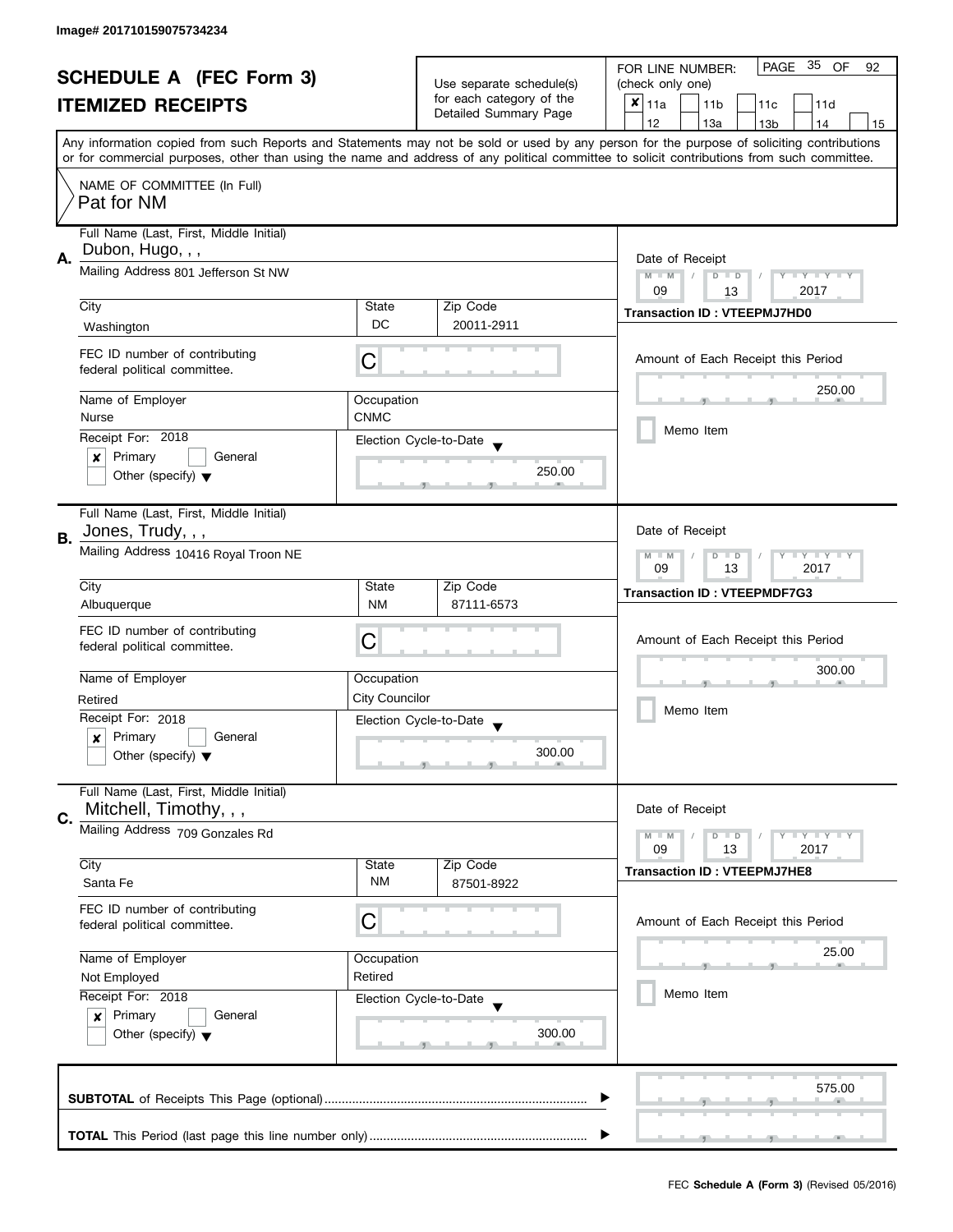Image# 201710159075734234

# SCHEDULE A (FEC Form 3)
## ITEMIZED RECEIPTS

Use separate schedule(s) for each category of the Detailed Summary Page

FOR LINE NUMBER: (check only one)

- [x] 11a
- [ ] 11b
- [ ] 11c
- [ ] 11d
- [ ] 12
- [ ] 13a
- [ ] 13b
- [ ] 14
- [ ] 15

PAGE 35 OF 92

Any information copied from such Reports and Statements may not be sold or used by any person for the purpose of soliciting contributions or for commercial purposes, other than using the name and address of any political committee to solicit contributions from such committee.

NAME OF COMMITTEE (In Full)
Pat for NM

---

**A.**

Full Name (Last, First, Middle Initial): Dubon, Hugo, , ,

Mailing Address: 801 Jefferson St NW

City: Washington | State: DC | Zip Code: 20011-2911

FEC ID number of contributing federal political committee: C

Name of Employer: Nurse

Occupation: CNMC

Receipt For: 2018

- [x] Primary
- [ ] General
- [ ] Other (specify)

Election Cycle-to-Date: 250.00

Date of Receipt: 09 / 13 / 2017

Transaction ID : VTEEPMJ7HD0

Amount of Each Receipt this Period: 250.00

- [ ] Memo Item

---

**B.**

Full Name (Last, First, Middle Initial): Jones, Trudy, , ,

Mailing Address: 10416 Royal Troon NE

City: Albuquerque | State: NM | Zip Code: 87111-6573

FEC ID number of contributing federal political committee: C

Name of Employer: Retired

Occupation: City Councilor

Receipt For: 2018

- [x] Primary
- [ ] General
- [ ] Other (specify)

Election Cycle-to-Date: 300.00

Date of Receipt: 09 / 13 / 2017

Transaction ID : VTEEPMDF7G3

Amount of Each Receipt this Period: 300.00

- [ ] Memo Item

---

**C.**

Full Name (Last, First, Middle Initial): Mitchell, Timothy, , ,

Mailing Address: 709 Gonzales Rd

City: Santa Fe | State: NM | Zip Code: 87501-8922

FEC ID number of contributing federal political committee: C

Name of Employer: Not Employed

Occupation: Retired

Receipt For: 2018

- [x] Primary
- [ ] General
- [ ] Other (specify)

Election Cycle-to-Date: 300.00

Date of Receipt: 09 / 13 / 2017

Transaction ID : VTEEPMJ7HE8

Amount of Each Receipt this Period: 25.00

- [ ] Memo Item

---

**SUBTOTAL** of Receipts This Page (optional): 575.00

**TOTAL** This Period (last page this line number only):

FEC **Schedule A (Form 3)** (Revised 05/2016)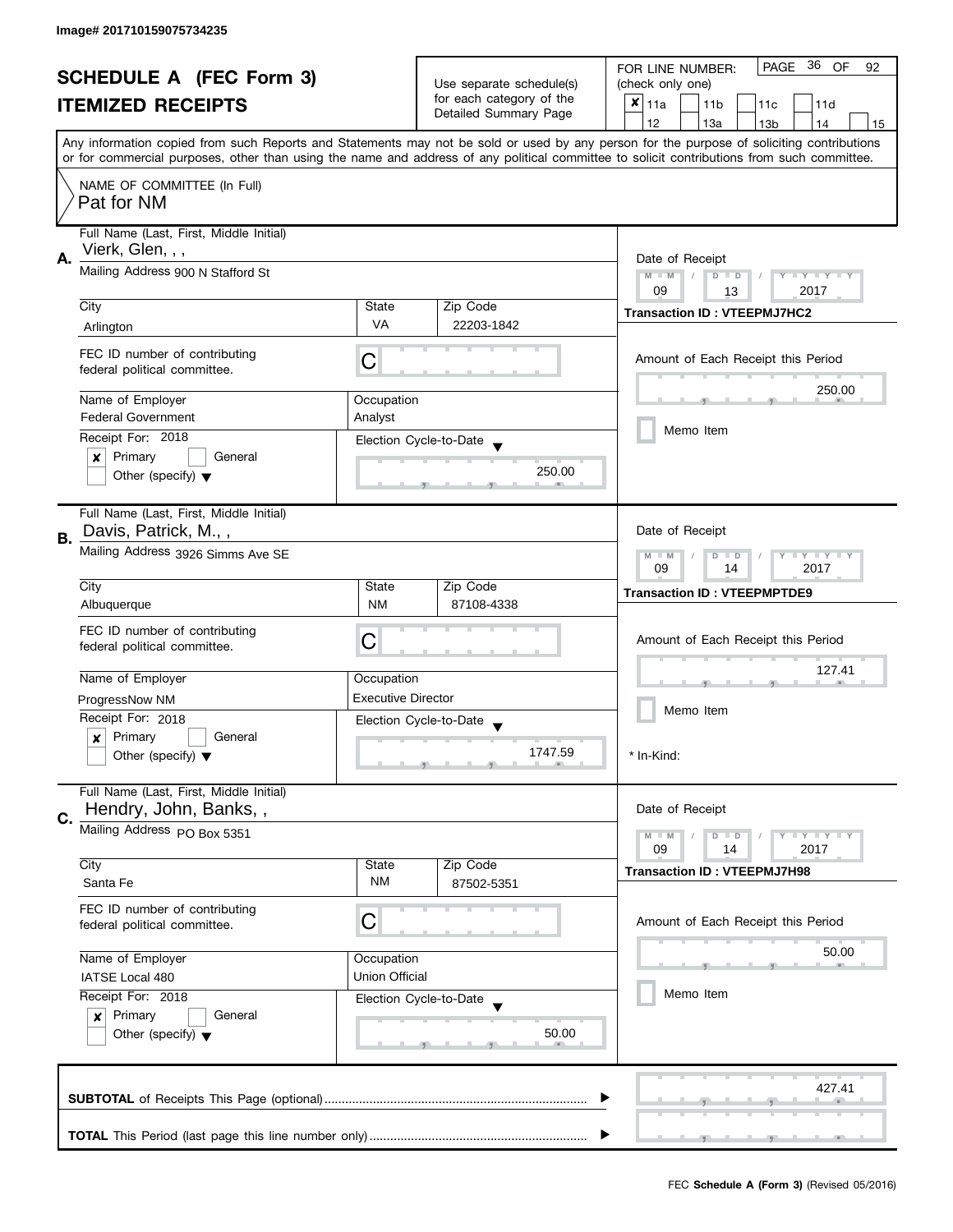Image# 201710159075734235

# SCHEDULE A (FEC Form 3)
## ITEMIZED RECEIPTS

Use separate schedule(s) for each category of the Detailed Summary Page

FOR LINE NUMBER: (check only one)

- [x] 11a
- [ ] 11b
- [ ] 11c
- [ ] 11d
- [ ] 12
- [ ] 13a
- [ ] 13b
- [ ] 14
- [ ] 15

PAGE 36 OF 92

Any information copied from such Reports and Statements may not be sold or used by any person for the purpose of soliciting contributions or for commercial purposes, other than using the name and address of any political committee to solicit contributions from such committee.

NAME OF COMMITTEE (In Full)
Pat for NM

---

**A.** Full Name (Last, First, Middle Initial): Vierk, Glen, , ,

Mailing Address: 900 N Stafford St

City: Arlington | State: VA | Zip Code: 22203-1842

FEC ID number of contributing federal political committee: C

Name of Employer: Federal Government | Occupation: Analyst

Receipt For: 2018 — [x] Primary [ ] General [ ] Other (specify)

Election Cycle-to-Date: 250.00

Date of Receipt: 09 / 13 / 2017

Transaction ID : VTEEPMJ7HC2

Amount of Each Receipt this Period: 250.00

[ ] Memo Item

---

**B.** Full Name (Last, First, Middle Initial): Davis, Patrick, M., ,

Mailing Address: 3926 Simms Ave SE

City: Albuquerque | State: NM | Zip Code: 87108-4338

FEC ID number of contributing federal political committee: C

Name of Employer: ProgressNow NM | Occupation: Executive Director

Receipt For: 2018 — [x] Primary [ ] General [ ] Other (specify)

Election Cycle-to-Date: 1747.59

Date of Receipt: 09 / 14 / 2017

Transaction ID : VTEEPMPTDE9

Amount of Each Receipt this Period: 127.41

[ ] Memo Item

\* In-Kind:

---

**C.** Full Name (Last, First, Middle Initial): Hendry, John, Banks, ,

Mailing Address: PO Box 5351

City: Santa Fe | State: NM | Zip Code: 87502-5351

FEC ID number of contributing federal political committee: C

Name of Employer: IATSE Local 480 | Occupation: Union Official

Receipt For: 2018 — [x] Primary [ ] General [ ] Other (specify)

Election Cycle-to-Date: 50.00

Date of Receipt: 09 / 14 / 2017

Transaction ID : VTEEPMJ7H98

Amount of Each Receipt this Period: 50.00

[ ] Memo Item

---

**SUBTOTAL** of Receipts This Page (optional): 427.41

**TOTAL** This Period (last page this line number only):

FEC **Schedule A (Form 3)** (Revised 05/2016)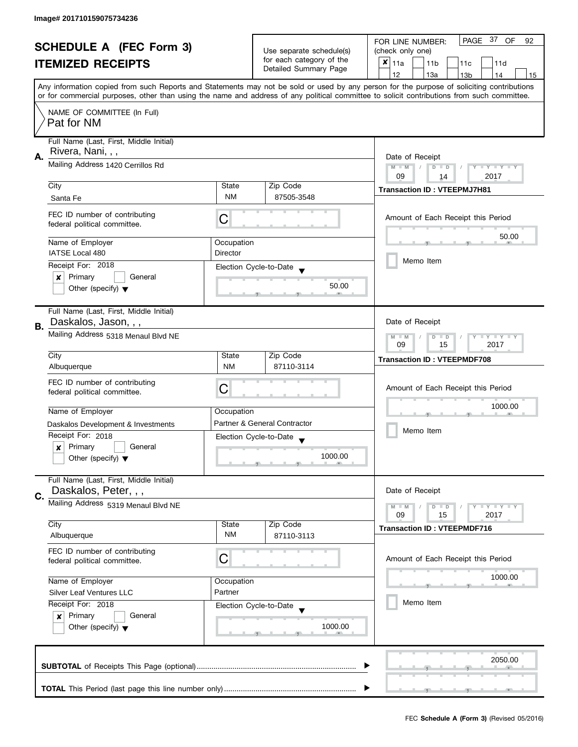Image# 201710159075734236

# SCHEDULE A (FEC Form 3)
## ITEMIZED RECEIPTS

Use separate schedule(s) for each category of the Detailed Summary Page

FOR LINE NUMBER: (check only one)

- [x] 11a
- [ ] 11b
- [ ] 11c
- [ ] 11d
- [ ] 12
- [ ] 13a
- [ ] 13b
- [ ] 14
- [ ] 15

Any information copied from such Reports and Statements may not be sold or used by any person for the purpose of soliciting contributions or for commercial purposes, other than using the name and address of any political committee to solicit contributions from such committee.

NAME OF COMMITTEE (In Full)
Pat for NM

---

**A.** Full Name (Last, First, Middle Initial): Rivera, Nani, , ,

Mailing Address: 1420 Cerrillos Rd

| City | State | Zip Code |
|---|---|---|
| Santa Fe | NM | 87505-3548 |

FEC ID number of contributing federal political committee: C

Name of Employer: IATSE Local 480
Occupation: Director

Receipt For: 2018
- [x] Primary
- [ ] General
- [ ] Other (specify)

Election Cycle-to-Date: 50.00

Date of Receipt: 09 / 14 / 2017
Transaction ID : VTEEPMJ7H81

Amount of Each Receipt this Period: 50.00

- [ ] Memo Item

---

**B.** Full Name (Last, First, Middle Initial): Daskalos, Jason, , ,

Mailing Address: 5318 Menaul Blvd NE

| City | State | Zip Code |
|---|---|---|
| Albuquerque | NM | 87110-3114 |

FEC ID number of contributing federal political committee: C

Name of Employer: Daskalos Development & Investments
Occupation: Partner & General Contractor

Receipt For: 2018
- [x] Primary
- [ ] General
- [ ] Other (specify)

Election Cycle-to-Date: 1000.00

Date of Receipt: 09 / 15 / 2017
Transaction ID : VTEEPMDF708

Amount of Each Receipt this Period: 1000.00

- [ ] Memo Item

---

**C.** Full Name (Last, First, Middle Initial): Daskalos, Peter, , ,

Mailing Address: 5319 Menaul Blvd NE

| City | State | Zip Code |
|---|---|---|
| Albuquerque | NM | 87110-3113 |

FEC ID number of contributing federal political committee: C

Name of Employer: Silver Leaf Ventures LLC
Occupation: Partner

Receipt For: 2018
- [x] Primary
- [ ] General
- [ ] Other (specify)

Election Cycle-to-Date: 1000.00

Date of Receipt: 09 / 15 / 2017
Transaction ID : VTEEPMDF716

Amount of Each Receipt this Period: 1000.00

- [ ] Memo Item

---

**SUBTOTAL** of Receipts This Page (optional): 2050.00

**TOTAL** This Period (last page this line number only):

FEC **Schedule A (Form 3)** (Revised 05/2016)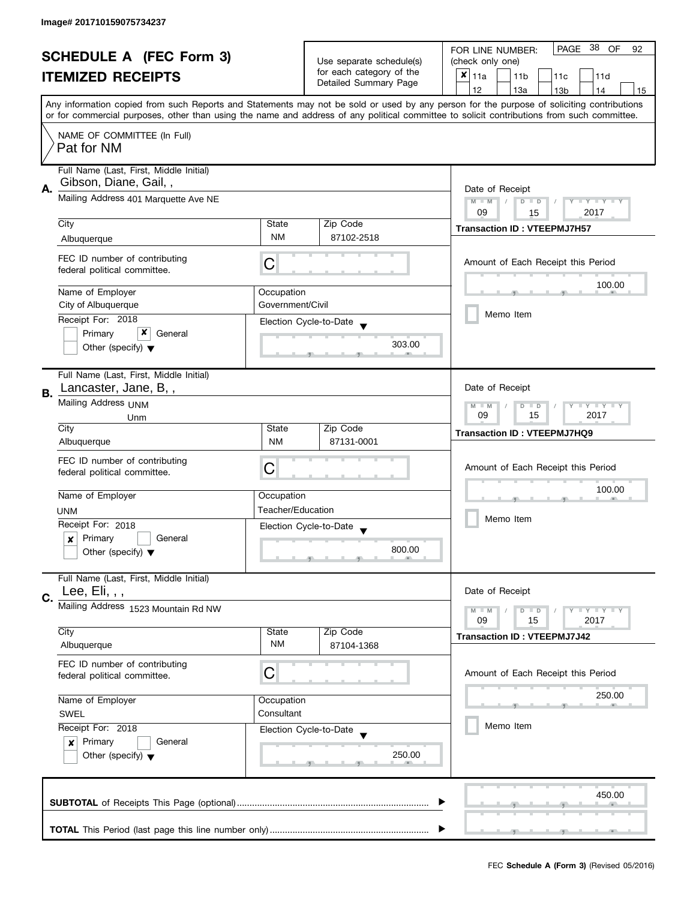Image# 201710159075734237

# SCHEDULE A (FEC Form 3)

## ITEMIZED RECEIPTS

Use separate schedule(s) for each category of the Detailed Summary Page

FOR LINE NUMBER: (check only one)

- [x] 11a
- [ ] 11b
- [ ] 11c
- [ ] 11d
- [ ] 12
- [ ] 13a
- [ ] 13b
- [ ] 14
- [ ] 15

PAGE 38 OF 92

Any information copied from such Reports and Statements may not be sold or used by any person for the purpose of soliciting contributions or for commercial purposes, other than using the name and address of any political committee to solicit contributions from such committee.

NAME OF COMMITTEE (In Full)
Pat for NM

---

**A.** Full Name (Last, First, Middle Initial): Gibson, Diane, Gail, ,

Mailing Address: 401 Marquette Ave NE

City: Albuquerque | State: NM | Zip Code: 87102-2518

FEC ID number of contributing federal political committee: C

Name of Employer: City of Albuquerque

Occupation: Government/Civil

Receipt For: 2018
- [ ] Primary
- [x] General
- [ ] Other (specify)

Election Cycle-to-Date: 303.00

Date of Receipt: 09 / 15 / 2017

Transaction ID : VTEEPMJ7H57

Amount of Each Receipt this Period: 100.00

- [ ] Memo Item

---

**B.** Full Name (Last, First, Middle Initial): Lancaster, Jane, B, ,

Mailing Address: UNM
Unm

City: Albuquerque | State: NM | Zip Code: 87131-0001

FEC ID number of contributing federal political committee: C

Name of Employer: UNM

Occupation: Teacher/Education

Receipt For: 2018
- [x] Primary
- [ ] General
- [ ] Other (specify)

Election Cycle-to-Date: 800.00

Date of Receipt: 09 / 15 / 2017

Transaction ID : VTEEPMJ7HQ9

Amount of Each Receipt this Period: 100.00

- [ ] Memo Item

---

**C.** Full Name (Last, First, Middle Initial): Lee, Eli, , ,

Mailing Address: 1523 Mountain Rd NW

City: Albuquerque | State: NM | Zip Code: 87104-1368

FEC ID number of contributing federal political committee: C

Name of Employer: SWEL

Occupation: Consultant

Receipt For: 2018
- [x] Primary
- [ ] General
- [ ] Other (specify)

Election Cycle-to-Date: 250.00

Date of Receipt: 09 / 15 / 2017

Transaction ID : VTEEPMJ7J42

Amount of Each Receipt this Period: 250.00

- [ ] Memo Item

---

**SUBTOTAL** of Receipts This Page (optional): 450.00

**TOTAL** This Period (last page this line number only):

FEC **Schedule A (Form 3)** (Revised 05/2016)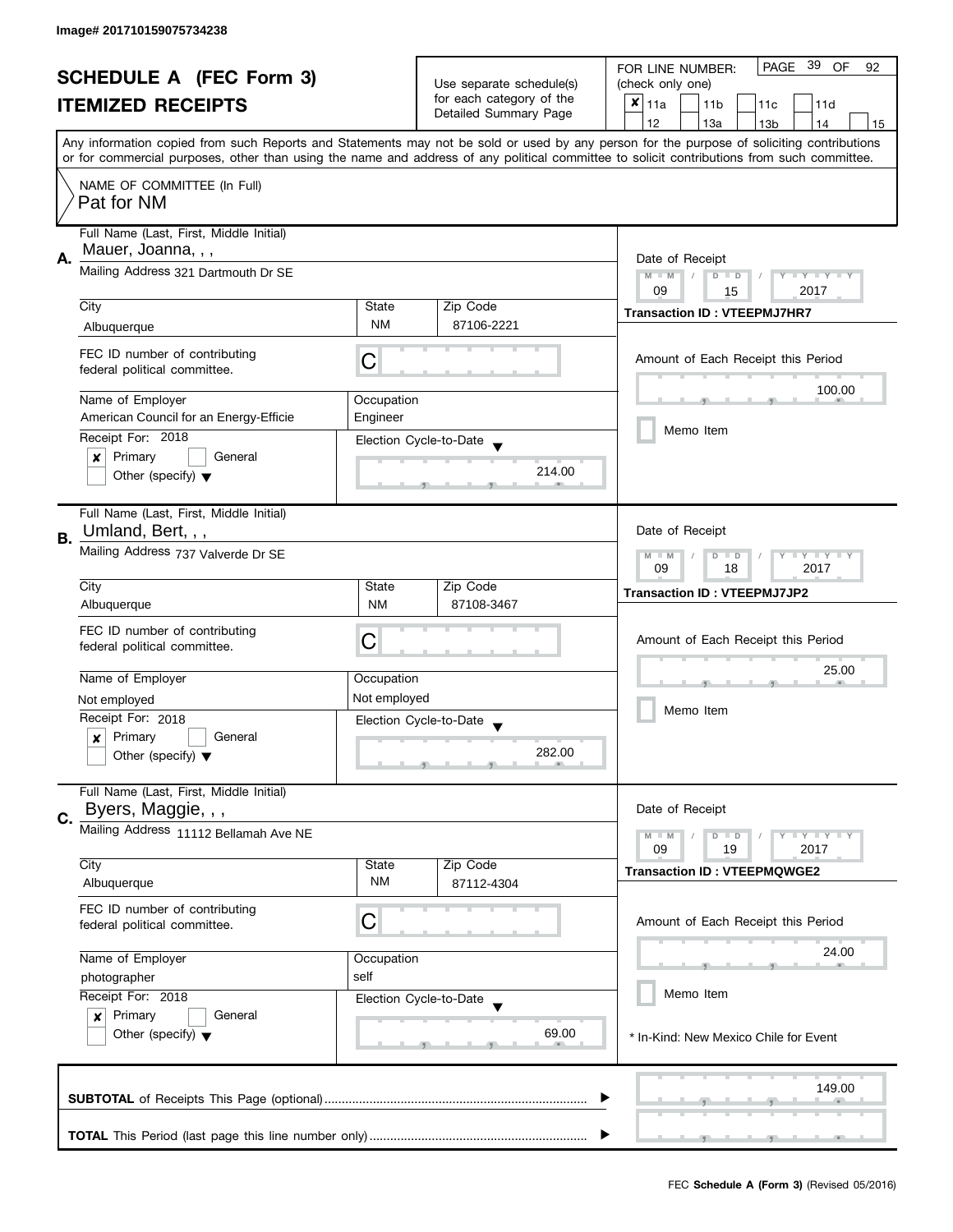Image# 201710159075734238

# SCHEDULE A (FEC Form 3)
## ITEMIZED RECEIPTS

Use separate schedule(s) for each category of the Detailed Summary Page

FOR LINE NUMBER: (check only one)

PAGE 39 OF 92

- [x] 11a
- [ ] 11b
- [ ] 11c
- [ ] 11d
- [ ] 12
- [ ] 13a
- [ ] 13b
- [ ] 14
- [ ] 15

Any information copied from such Reports and Statements may not be sold or used by any person for the purpose of soliciting contributions or for commercial purposes, other than using the name and address of any political committee to solicit contributions from such committee.

NAME OF COMMITTEE (In Full)
Pat for NM

---

**A.** Full Name (Last, First, Middle Initial): Mauer, Joanna, , ,

Mailing Address: 321 Dartmouth Dr SE

City: Albuquerque | State: NM | Zip Code: 87106-2221

FEC ID number of contributing federal political committee: C

Name of Employer: American Council for an Energy-Efficie

Occupation: Engineer

Receipt For: 2018
- [x] Primary
- [ ] General
- [ ] Other (specify)

Election Cycle-to-Date: 214.00

Date of Receipt: 09 / 15 / 2017

Transaction ID : VTEEPMJ7HR7

Amount of Each Receipt this Period: 100.00

- [ ] Memo Item

---

**B.** Full Name (Last, First, Middle Initial): Umland, Bert, , ,

Mailing Address: 737 Valverde Dr SE

City: Albuquerque | State: NM | Zip Code: 87108-3467

FEC ID number of contributing federal political committee: C

Name of Employer: Not employed

Occupation: Not employed

Receipt For: 2018
- [x] Primary
- [ ] General
- [ ] Other (specify)

Election Cycle-to-Date: 282.00

Date of Receipt: 09 / 18 / 2017

Transaction ID : VTEEPMJ7JP2

Amount of Each Receipt this Period: 25.00

- [ ] Memo Item

---

**C.** Full Name (Last, First, Middle Initial): Byers, Maggie, , ,

Mailing Address: 11112 Bellamah Ave NE

City: Albuquerque | State: NM | Zip Code: 87112-4304

FEC ID number of contributing federal political committee: C

Name of Employer: photographer

Occupation: self

Receipt For: 2018
- [x] Primary
- [ ] General
- [ ] Other (specify)

Election Cycle-to-Date: 69.00

Date of Receipt: 09 / 19 / 2017

Transaction ID : VTEEPMQWGE2

Amount of Each Receipt this Period: 24.00

- [ ] Memo Item

* In-Kind: New Mexico Chile for Event

---

**SUBTOTAL** of Receipts This Page (optional): 149.00

**TOTAL** This Period (last page this line number only):

FEC **Schedule A (Form 3)** (Revised 05/2016)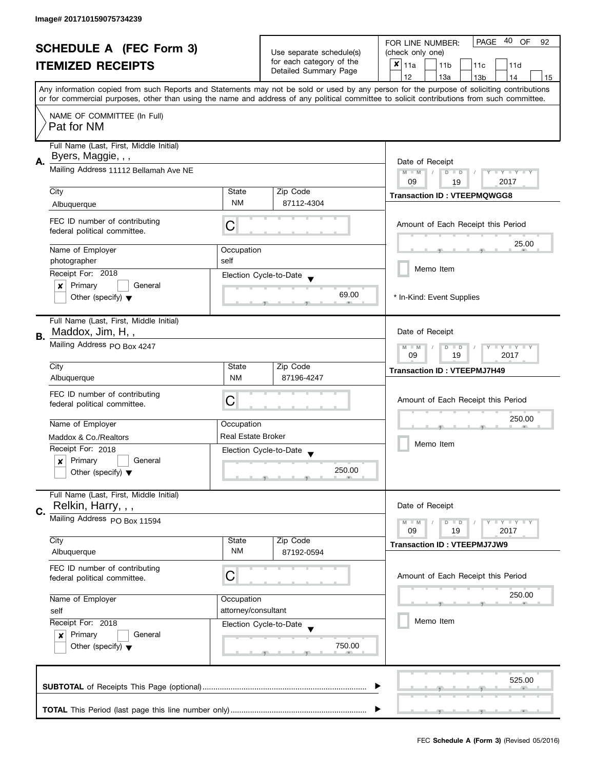Image# 201710159075734239

# SCHEDULE A (FEC Form 3)
# ITEMIZED RECEIPTS

Use separate schedule(s) for each category of the Detailed Summary Page

FOR LINE NUMBER: (check only one)

PAGE 40 OF 92

- [x] 11a
- [ ] 11b
- [ ] 11c
- [ ] 11d
- [ ] 12
- [ ] 13a
- [ ] 13b
- [ ] 14
- [ ] 15

Any information copied from such Reports and Statements may not be sold or used by any person for the purpose of soliciting contributions or for commercial purposes, other than using the name and address of any political committee to solicit contributions from such committee.

NAME OF COMMITTEE (In Full)
Pat for NM

---

**A.** Full Name (Last, First, Middle Initial): Byers, Maggie, , ,

Mailing Address: 11112 Bellamah Ave NE

| City | State | Zip Code |
|---|---|---|
| Albuquerque | NM | 87112-4304 |

FEC ID number of contributing federal political committee: C

| Name of Employer | Occupation |
|---|---|
| photographer | self |

Receipt For: 2018
- [x] Primary
- [ ] General
- [ ] Other (specify)

Election Cycle-to-Date: 69.00

Date of Receipt: 09 / 19 / 2017

Transaction ID : VTEEPMQWGG8

Amount of Each Receipt this Period: 25.00

- [ ] Memo Item

\* In-Kind: Event Supplies

---

**B.** Full Name (Last, First, Middle Initial): Maddox, Jim, H, ,

Mailing Address: PO Box 4247

| City | State | Zip Code |
|---|---|---|
| Albuquerque | NM | 87196-4247 |

FEC ID number of contributing federal political committee: C

| Name of Employer | Occupation |
|---|---|
| Maddox & Co./Realtors | Real Estate Broker |

Receipt For: 2018
- [x] Primary
- [ ] General
- [ ] Other (specify)

Election Cycle-to-Date: 250.00

Date of Receipt: 09 / 19 / 2017

Transaction ID : VTEEPMJ7H49

Amount of Each Receipt this Period: 250.00

- [ ] Memo Item

---

**C.** Full Name (Last, First, Middle Initial): Relkin, Harry, , ,

Mailing Address: PO Box 11594

| City | State | Zip Code |
|---|---|---|
| Albuquerque | NM | 87192-0594 |

FEC ID number of contributing federal political committee: C

| Name of Employer | Occupation |
|---|---|
| self | attorney/consultant |

Receipt For: 2018
- [x] Primary
- [ ] General
- [ ] Other (specify)

Election Cycle-to-Date: 750.00

Date of Receipt: 09 / 19 / 2017

Transaction ID : VTEEPMJ7JW9

Amount of Each Receipt this Period: 250.00

- [ ] Memo Item

---

**SUBTOTAL** of Receipts This Page (optional): 525.00

**TOTAL** This Period (last page this line number only):

FEC **Schedule A (Form 3)** (Revised 05/2016)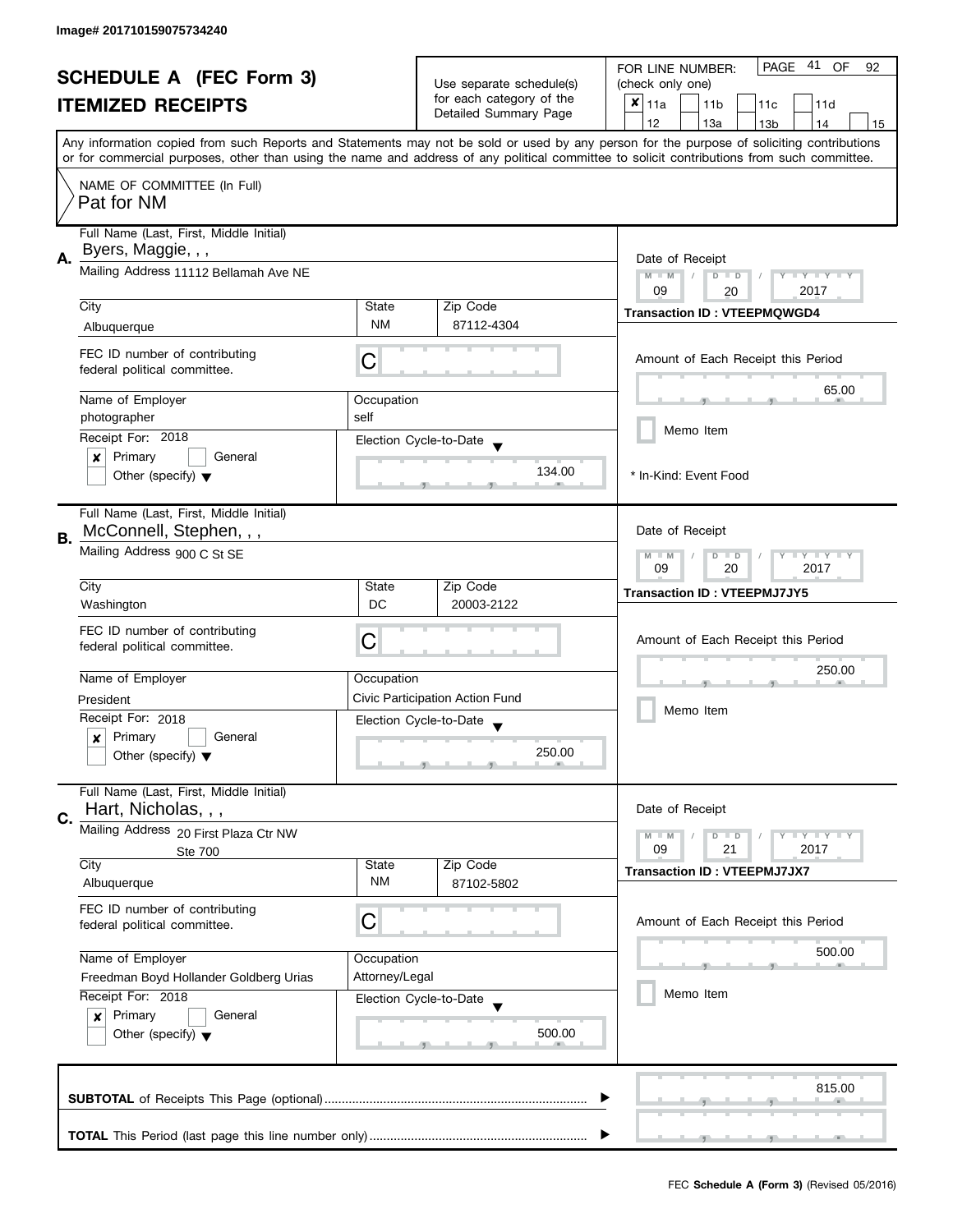Image# 201710159075734240

# SCHEDULE A (FEC Form 3)
## ITEMIZED RECEIPTS

Use separate schedule(s) for each category of the Detailed Summary Page

FOR LINE NUMBER: (check only one)

- [x] 11a
- [ ] 11b
- [ ] 11c
- [ ] 11d
- [ ] 12
- [ ] 13a
- [ ] 13b
- [ ] 14
- [ ] 15

PAGE 41 OF 92

Any information copied from such Reports and Statements may not be sold or used by any person for the purpose of soliciting contributions or for commercial purposes, other than using the name and address of any political committee to solicit contributions from such committee.

NAME OF COMMITTEE (In Full)
Pat for NM

---

**A.** Full Name (Last, First, Middle Initial): Byers, Maggie, , ,

Mailing Address: 11112 Bellamah Ave NE

| City | State | Zip Code |
|---|---|---|
| Albuquerque | NM | 87112-4304 |

FEC ID number of contributing federal political committee: C

Name of Employer: photographer
Occupation: self

Receipt For: 2018
- [x] Primary
- [ ] General
- [ ] Other (specify)

Election Cycle-to-Date: 134.00

Date of Receipt: 09 / 20 / 2017
Transaction ID : VTEEPMQWGD4

Amount of Each Receipt this Period: 65.00

- [ ] Memo Item

* In-Kind: Event Food

---

**B.** Full Name (Last, First, Middle Initial): McConnell, Stephen, , ,

Mailing Address: 900 C St SE

| City | State | Zip Code |
|---|---|---|
| Washington | DC | 20003-2122 |

FEC ID number of contributing federal political committee: C

Name of Employer: President
Occupation: Civic Participation Action Fund

Receipt For: 2018
- [x] Primary
- [ ] General
- [ ] Other (specify)

Election Cycle-to-Date: 250.00

Date of Receipt: 09 / 20 / 2017
Transaction ID : VTEEPMJ7JY5

Amount of Each Receipt this Period: 250.00

- [ ] Memo Item

---

**C.** Full Name (Last, First, Middle Initial): Hart, Nicholas, , ,

Mailing Address: 20 First Plaza Ctr NW
Ste 700

| City | State | Zip Code |
|---|---|---|
| Albuquerque | NM | 87102-5802 |

FEC ID number of contributing federal political committee: C

Name of Employer: Freedman Boyd Hollander Goldberg Urias
Occupation: Attorney/Legal

Receipt For: 2018
- [x] Primary
- [ ] General
- [ ] Other (specify)

Election Cycle-to-Date: 500.00

Date of Receipt: 09 / 21 / 2017
Transaction ID : VTEEPMJ7JX7

Amount of Each Receipt this Period: 500.00

- [ ] Memo Item

---

**SUBTOTAL** of Receipts This Page (optional): 815.00

**TOTAL** This Period (last page this line number only):

FEC **Schedule A (Form 3)** (Revised 05/2016)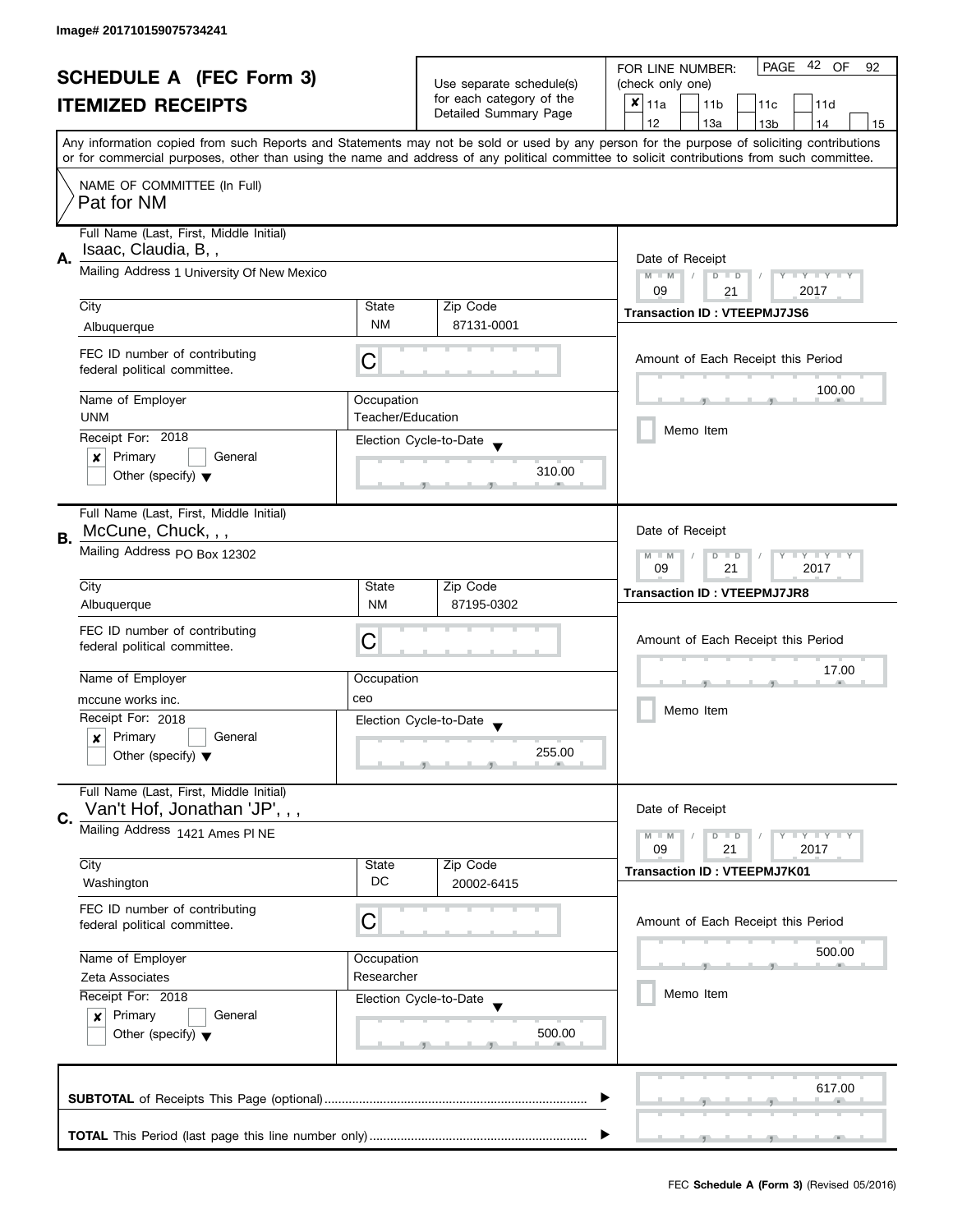Image# 201710159075734241

# SCHEDULE A (FEC Form 3)
# ITEMIZED RECEIPTS

Use separate schedule(s) for each category of the Detailed Summary Page

FOR LINE NUMBER: (check only one)

- [x] 11a
- [ ] 11b
- [ ] 11c
- [ ] 11d
- [ ] 12
- [ ] 13a
- [ ] 13b
- [ ] 14
- [ ] 15

PAGE 42 OF 92

Any information copied from such Reports and Statements may not be sold or used by any person for the purpose of soliciting contributions or for commercial purposes, other than using the name and address of any political committee to solicit contributions from such committee.

NAME OF COMMITTEE (In Full)
Pat for NM

---

**A.** Full Name (Last, First, Middle Initial): Isaac, Claudia, B, ,

Mailing Address: 1 University Of New Mexico

| City | State | Zip Code |
|---|---|---|
| Albuquerque | NM | 87131-0001 |

FEC ID number of contributing federal political committee: C

Name of Employer: UNM
Occupation: Teacher/Education

Receipt For: 2018
- [x] Primary
- [ ] General
- [ ] Other (specify)

Election Cycle-to-Date: 310.00

Date of Receipt: 09 / 21 / 2017
Transaction ID : VTEEPMJ7JS6

Amount of Each Receipt this Period: 100.00

- [ ] Memo Item

---

**B.** Full Name (Last, First, Middle Initial): McCune, Chuck, , ,

Mailing Address: PO Box 12302

| City | State | Zip Code |
|---|---|---|
| Albuquerque | NM | 87195-0302 |

FEC ID number of contributing federal political committee: C

Name of Employer: mccune works inc.
Occupation: ceo

Receipt For: 2018
- [x] Primary
- [ ] General
- [ ] Other (specify)

Election Cycle-to-Date: 255.00

Date of Receipt: 09 / 21 / 2017
Transaction ID : VTEEPMJ7JR8

Amount of Each Receipt this Period: 17.00

- [ ] Memo Item

---

**C.** Full Name (Last, First, Middle Initial): Van't Hof, Jonathan 'JP', , ,

Mailing Address: 1421 Ames Pl NE

| City | State | Zip Code |
|---|---|---|
| Washington | DC | 20002-6415 |

FEC ID number of contributing federal political committee: C

Name of Employer: Zeta Associates
Occupation: Researcher

Receipt For: 2018
- [x] Primary
- [ ] General
- [ ] Other (specify)

Election Cycle-to-Date: 500.00

Date of Receipt: 09 / 21 / 2017
Transaction ID : VTEEPMJ7K01

Amount of Each Receipt this Period: 500.00

- [ ] Memo Item

---

**SUBTOTAL** of Receipts This Page (optional): 617.00

**TOTAL** This Period (last page this line number only):

FEC **Schedule A (Form 3)** (Revised 05/2016)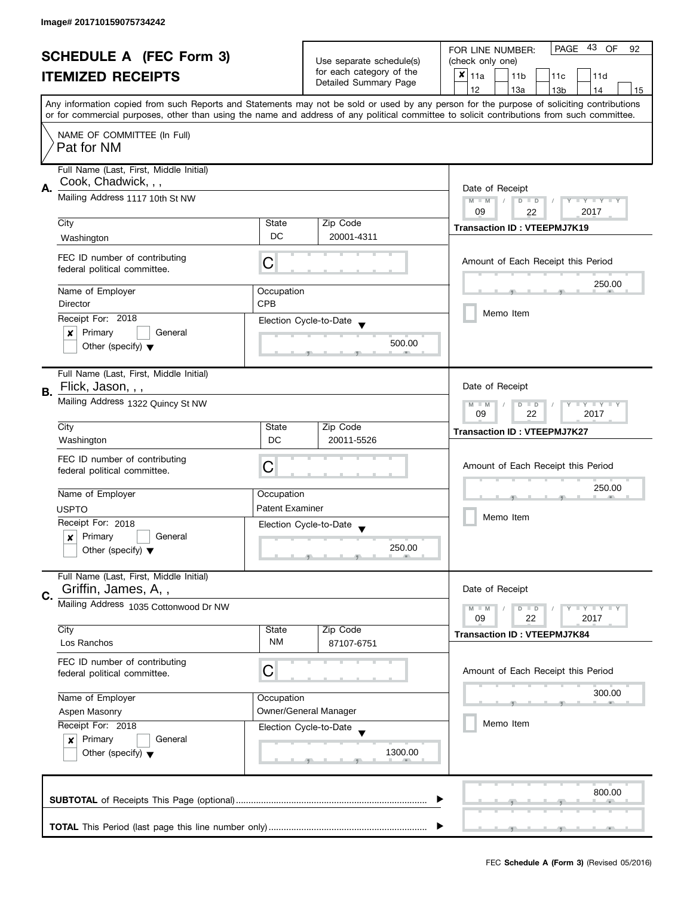Image# 201710159075734242

# SCHEDULE A (FEC Form 3)
## ITEMIZED RECEIPTS

Use separate schedule(s) for each category of the Detailed Summary Page

FOR LINE NUMBER: (check only one)

- [x] 11a
- [ ] 11b
- [ ] 11c
- [ ] 11d
- [ ] 12
- [ ] 13a
- [ ] 13b
- [ ] 14
- [ ] 15

PAGE 43 OF 92

Any information copied from such Reports and Statements may not be sold or used by any person for the purpose of soliciting contributions or for commercial purposes, other than using the name and address of any political committee to solicit contributions from such committee.

NAME OF COMMITTEE (In Full)
Pat for NM

---

**A.** Full Name (Last, First, Middle Initial): Cook, Chadwick, , ,

Mailing Address: 1117 10th St NW

City: Washington | State: DC | Zip Code: 20001-4311

FEC ID number of contributing federal political committee: C

Name of Employer: Director

Occupation: CPB

Receipt For: 2018
- [x] Primary
- [ ] General
- [ ] Other (specify)

Election Cycle-to-Date: 500.00

Date of Receipt: 09 / 22 / 2017

Transaction ID : VTEEPMJ7K19

Amount of Each Receipt this Period: 250.00

- [ ] Memo Item

---

**B.** Full Name (Last, First, Middle Initial): Flick, Jason, , ,

Mailing Address: 1322 Quincy St NW

City: Washington | State: DC | Zip Code: 20011-5526

FEC ID number of contributing federal political committee: C

Name of Employer: USPTO

Occupation: Patent Examiner

Receipt For: 2018
- [x] Primary
- [ ] General
- [ ] Other (specify)

Election Cycle-to-Date: 250.00

Date of Receipt: 09 / 22 / 2017

Transaction ID : VTEEPMJ7K27

Amount of Each Receipt this Period: 250.00

- [ ] Memo Item

---

**C.** Full Name (Last, First, Middle Initial): Griffin, James, A, ,

Mailing Address: 1035 Cottonwood Dr NW

City: Los Ranchos | State: NM | Zip Code: 87107-6751

FEC ID number of contributing federal political committee: C

Name of Employer: Aspen Masonry

Occupation: Owner/General Manager

Receipt For: 2018
- [x] Primary
- [ ] General
- [ ] Other (specify)

Election Cycle-to-Date: 1300.00

Date of Receipt: 09 / 22 / 2017

Transaction ID : VTEEPMJ7K84

Amount of Each Receipt this Period: 300.00

- [ ] Memo Item

---

**SUBTOTAL** of Receipts This Page (optional): 800.00

**TOTAL** This Period (last page this line number only):

FEC **Schedule A (Form 3)** (Revised 05/2016)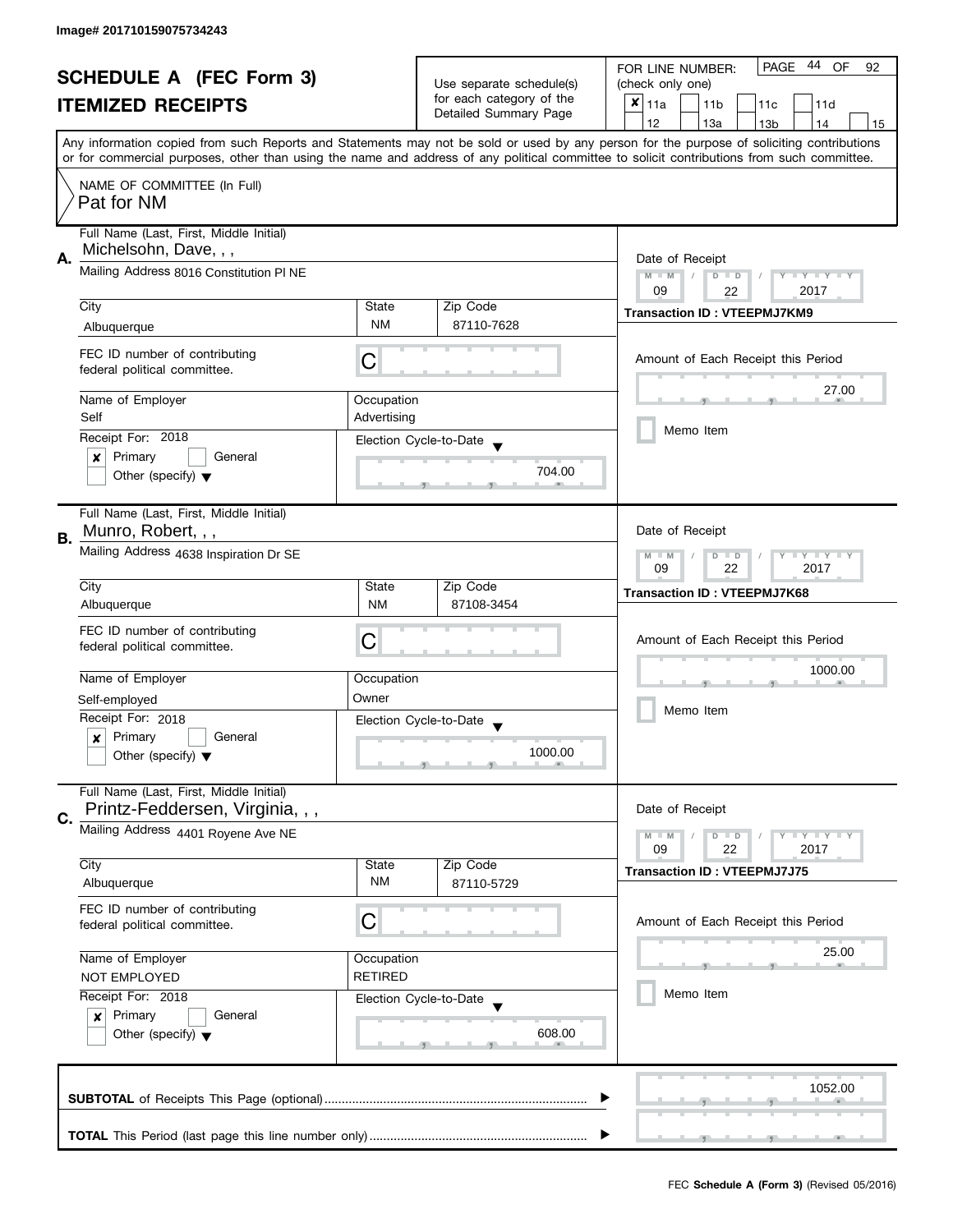Image# 201710159075734243

# SCHEDULE A (FEC Form 3)
## ITEMIZED RECEIPTS

Use separate schedule(s) for each category of the Detailed Summary Page

FOR LINE NUMBER: (check only one)

- [x] 11a
- [ ] 11b
- [ ] 11c
- [ ] 11d
- [ ] 12
- [ ] 13a
- [ ] 13b
- [ ] 14
- [ ] 15

Any information copied from such Reports and Statements may not be sold or used by any person for the purpose of soliciting contributions or for commercial purposes, other than using the name and address of any political committee to solicit contributions from such committee.

NAME OF COMMITTEE (In Full)
Pat for NM

---

**A.**

Full Name (Last, First, Middle Initial): Michelsohn, Dave, , ,

Mailing Address: 8016 Constitution Pl NE

| City | State | Zip Code |
|---|---|---|
| Albuquerque | NM | 87110-7628 |

FEC ID number of contributing federal political committee: C

| Name of Employer | Occupation |
|---|---|
| Self | Advertising |

Receipt For: 2018
- [x] Primary
- [ ] General
- [ ] Other (specify)

Election Cycle-to-Date: 704.00

Date of Receipt: 09 / 22 / 2017

Transaction ID : VTEEPMJ7KM9

Amount of Each Receipt this Period: 27.00

- [ ] Memo Item

---

**B.**

Full Name (Last, First, Middle Initial): Munro, Robert, , ,

Mailing Address: 4638 Inspiration Dr SE

| City | State | Zip Code |
|---|---|---|
| Albuquerque | NM | 87108-3454 |

FEC ID number of contributing federal political committee: C

| Name of Employer | Occupation |
|---|---|
| Self-employed | Owner |

Receipt For: 2018
- [x] Primary
- [ ] General
- [ ] Other (specify)

Election Cycle-to-Date: 1000.00

Date of Receipt: 09 / 22 / 2017

Transaction ID : VTEEPMJ7K68

Amount of Each Receipt this Period: 1000.00

- [ ] Memo Item

---

**C.**

Full Name (Last, First, Middle Initial): Printz-Feddersen, Virginia, , ,

Mailing Address: 4401 Royene Ave NE

| City | State | Zip Code |
|---|---|---|
| Albuquerque | NM | 87110-5729 |

FEC ID number of contributing federal political committee: C

| Name of Employer | Occupation |
|---|---|
| NOT EMPLOYED | RETIRED |

Receipt For: 2018
- [x] Primary
- [ ] General
- [ ] Other (specify)

Election Cycle-to-Date: 608.00

Date of Receipt: 09 / 22 / 2017

Transaction ID : VTEEPMJ7J75

Amount of Each Receipt this Period: 25.00

- [ ] Memo Item

---

**SUBTOTAL** of Receipts This Page (optional): 1052.00

**TOTAL** This Period (last page this line number only):

FEC **Schedule A (Form 3)** (Revised 05/2016)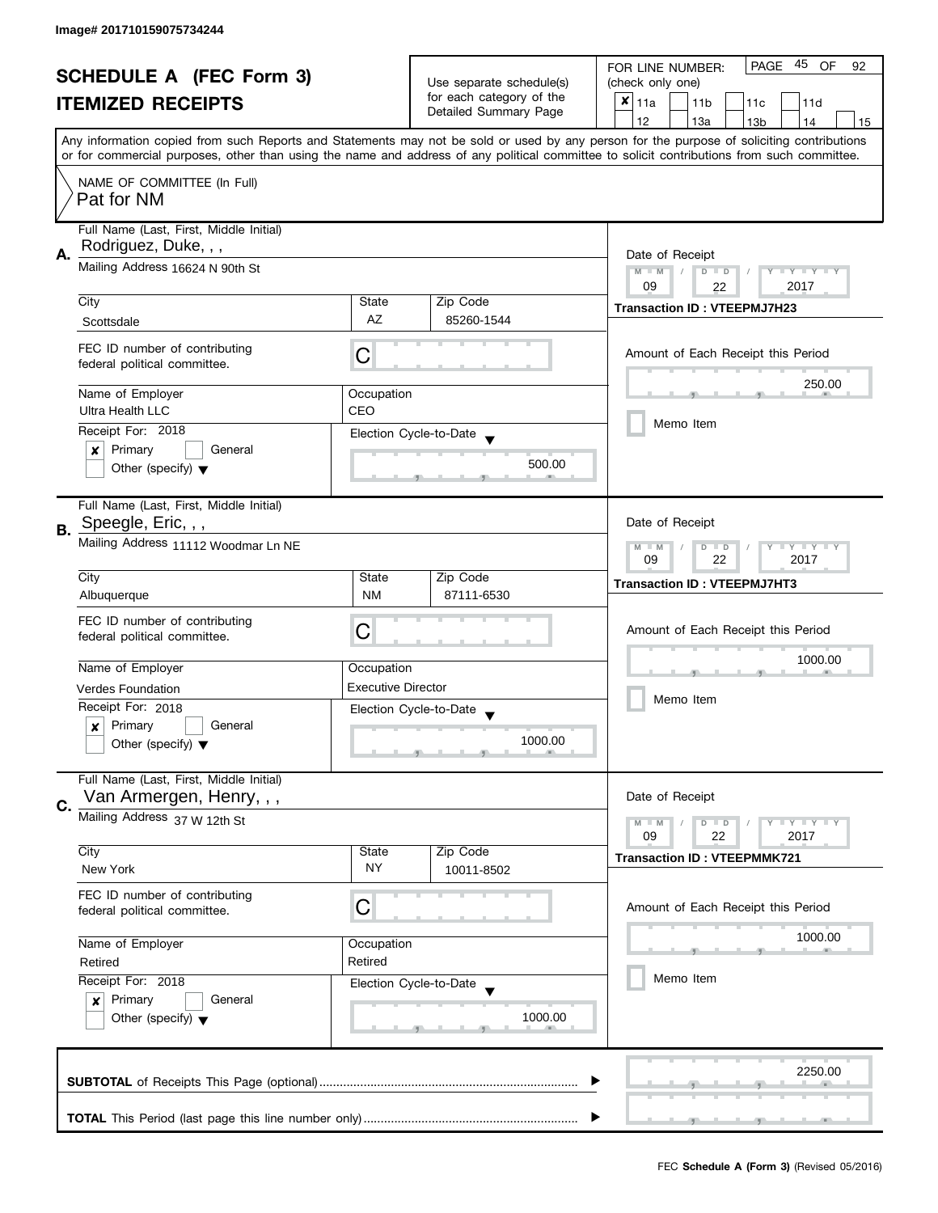Image# 201710159075734244

# SCHEDULE A (FEC Form 3)
## ITEMIZED RECEIPTS

Use separate schedule(s) for each category of the Detailed Summary Page

FOR LINE NUMBER: (check only one)

- [x] 11a
- [ ] 11b
- [ ] 11c
- [ ] 11d
- [ ] 12
- [ ] 13a
- [ ] 13b
- [ ] 14
- [ ] 15

Any information copied from such Reports and Statements may not be sold or used by any person for the purpose of soliciting contributions or for commercial purposes, other than using the name and address of any political committee to solicit contributions from such committee.

NAME OF COMMITTEE (In Full)
Pat for NM

---

**A.** Full Name (Last, First, Middle Initial): Rodriguez, Duke, , ,

Mailing Address: 16624 N 90th St

| City | State | Zip Code |
|---|---|---|
| Scottsdale | AZ | 85260-1544 |

FEC ID number of contributing federal political committee: C

| Name of Employer | Occupation |
|---|---|
| Ultra Health LLC | CEO |

Receipt For: 2018
- [x] Primary
- [ ] General
- [ ] Other (specify)

Election Cycle-to-Date: 500.00

Date of Receipt: 09 / 22 / 2017

Transaction ID : VTEEPMJ7H23

Amount of Each Receipt this Period: 250.00

- [ ] Memo Item

---

**B.** Full Name (Last, First, Middle Initial): Speegle, Eric, , ,

Mailing Address: 11112 Woodmar Ln NE

| City | State | Zip Code |
|---|---|---|
| Albuquerque | NM | 87111-6530 |

FEC ID number of contributing federal political committee: C

| Name of Employer | Occupation |
|---|---|
| Verdes Foundation | Executive Director |

Receipt For: 2018
- [x] Primary
- [ ] General
- [ ] Other (specify)

Election Cycle-to-Date: 1000.00

Date of Receipt: 09 / 22 / 2017

Transaction ID : VTEEPMJ7HT3

Amount of Each Receipt this Period: 1000.00

- [ ] Memo Item

---

**C.** Full Name (Last, First, Middle Initial): Van Armergen, Henry, , ,

Mailing Address: 37 W 12th St

| City | State | Zip Code |
|---|---|---|
| New York | NY | 10011-8502 |

FEC ID number of contributing federal political committee: C

| Name of Employer | Occupation |
|---|---|
| Retired | Retired |

Receipt For: 2018
- [x] Primary
- [ ] General
- [ ] Other (specify)

Election Cycle-to-Date: 1000.00

Date of Receipt: 09 / 22 / 2017

Transaction ID : VTEEPMMK721

Amount of Each Receipt this Period: 1000.00

- [ ] Memo Item

---

**SUBTOTAL** of Receipts This Page (optional): 2250.00

**TOTAL** This Period (last page this line number only):

FEC **Schedule A (Form 3)** (Revised 05/2016)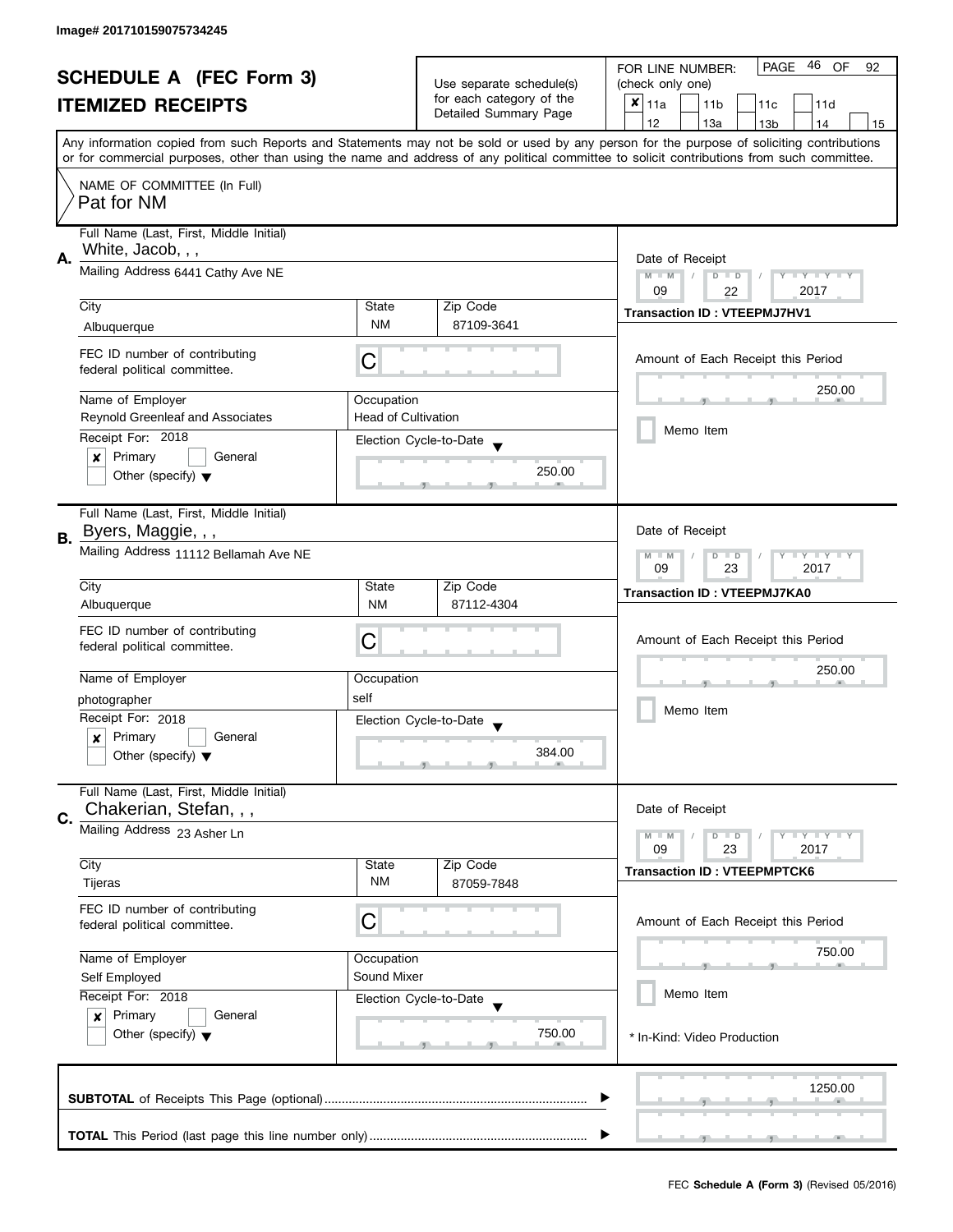Image# 201710159075734245

# SCHEDULE A (FEC Form 3)
## ITEMIZED RECEIPTS

Use separate schedule(s) for each category of the Detailed Summary Page

FOR LINE NUMBER: (check only one)

- [x] 11a
- [ ] 11b
- [ ] 11c
- [ ] 11d
- [ ] 12
- [ ] 13a
- [ ] 13b
- [ ] 14
- [ ] 15

PAGE 46 OF 92

Any information copied from such Reports and Statements may not be sold or used by any person for the purpose of soliciting contributions or for commercial purposes, other than using the name and address of any political committee to solicit contributions from such committee.

NAME OF COMMITTEE (In Full)
Pat for NM

---

**A.** Full Name (Last, First, Middle Initial): White, Jacob, , ,

Mailing Address: 6441 Cathy Ave NE

City: Albuquerque | State: NM | Zip Code: 87109-3641

FEC ID number of contributing federal political committee: C

Name of Employer: Reynold Greenleaf and Associates

Occupation: Head of Cultivation

Receipt For: 2018
- [x] Primary
- [ ] General
- [ ] Other (specify)

Election Cycle-to-Date: 250.00

Date of Receipt: 09 / 22 / 2017

Transaction ID : VTEEPMJ7HV1

Amount of Each Receipt this Period: 250.00

- [ ] Memo Item

---

**B.** Full Name (Last, First, Middle Initial): Byers, Maggie, , ,

Mailing Address: 11112 Bellamah Ave NE

City: Albuquerque | State: NM | Zip Code: 87112-4304

FEC ID number of contributing federal political committee: C

Name of Employer: photographer

Occupation: self

Receipt For: 2018
- [x] Primary
- [ ] General
- [ ] Other (specify)

Election Cycle-to-Date: 384.00

Date of Receipt: 09 / 23 / 2017

Transaction ID : VTEEPMJ7KA0

Amount of Each Receipt this Period: 250.00

- [ ] Memo Item

---

**C.** Full Name (Last, First, Middle Initial): Chakerian, Stefan, , ,

Mailing Address: 23 Asher Ln

City: Tijeras | State: NM | Zip Code: 87059-7848

FEC ID number of contributing federal political committee: C

Name of Employer: Self Employed

Occupation: Sound Mixer

Receipt For: 2018
- [x] Primary
- [ ] General
- [ ] Other (specify)

Election Cycle-to-Date: 750.00

Date of Receipt: 09 / 23 / 2017

Transaction ID : VTEEPMPTCK6

Amount of Each Receipt this Period: 750.00

- [ ] Memo Item

\* In-Kind: Video Production

---

**SUBTOTAL** of Receipts This Page (optional): 1250.00

**TOTAL** This Period (last page this line number only):

FEC **Schedule A (Form 3)** (Revised 05/2016)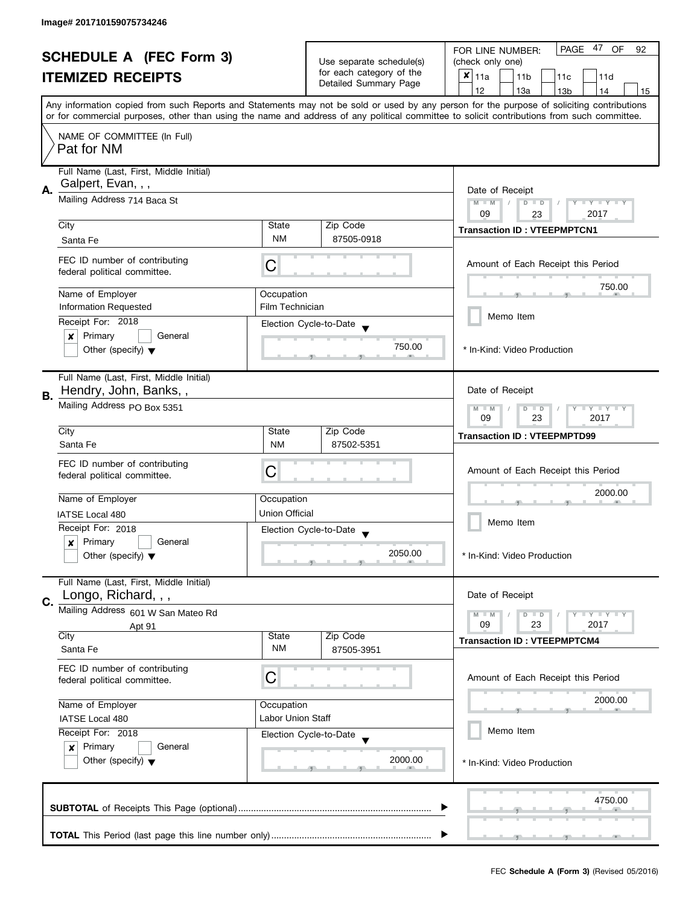Image# 201710159075734246

# SCHEDULE A (FEC Form 3)
## ITEMIZED RECEIPTS

Use separate schedule(s) for each category of the Detailed Summary Page

FOR LINE NUMBER: (check only one)

- [x] 11a
- [ ] 11b
- [ ] 11c
- [ ] 11d
- [ ] 12
- [ ] 13a
- [ ] 13b
- [ ] 14
- [ ] 15

Any information copied from such Reports and Statements may not be sold or used by any person for the purpose of soliciting contributions or for commercial purposes, other than using the name and address of any political committee to solicit contributions from such committee.

NAME OF COMMITTEE (In Full)
Pat for NM

---

**A.** Full Name (Last, First, Middle Initial): Galpert, Evan, , ,

Mailing Address: 714 Baca St

City: Santa Fe | State: NM | Zip Code: 87505-0918

FEC ID number of contributing federal political committee: C

Name of Employer: Information Requested
Occupation: Film Technician

Receipt For: 2018
- [x] Primary
- [ ] General
- [ ] Other (specify)

Election Cycle-to-Date: 750.00

Date of Receipt: 09 / 23 / 2017
Transaction ID : VTEEPMPTCN1

Amount of Each Receipt this Period: 750.00

- [ ] Memo Item

* In-Kind: Video Production

---

**B.** Full Name (Last, First, Middle Initial): Hendry, John, Banks, ,

Mailing Address: PO Box 5351

City: Santa Fe | State: NM | Zip Code: 87502-5351

FEC ID number of contributing federal political committee: C

Name of Employer: IATSE Local 480
Occupation: Union Official

Receipt For: 2018
- [x] Primary
- [ ] General
- [ ] Other (specify)

Election Cycle-to-Date: 2050.00

Date of Receipt: 09 / 23 / 2017
Transaction ID : VTEEPMPTD99

Amount of Each Receipt this Period: 2000.00

- [ ] Memo Item

* In-Kind: Video Production

---

**C.** Full Name (Last, First, Middle Initial): Longo, Richard, , ,

Mailing Address: 601 W San Mateo Rd
Apt 91

City: Santa Fe | State: NM | Zip Code: 87505-3951

FEC ID number of contributing federal political committee: C

Name of Employer: IATSE Local 480
Occupation: Labor Union Staff

Receipt For: 2018
- [x] Primary
- [ ] General
- [ ] Other (specify)

Election Cycle-to-Date: 2000.00

Date of Receipt: 09 / 23 / 2017
Transaction ID : VTEEPMPTCM4

Amount of Each Receipt this Period: 2000.00

- [ ] Memo Item

* In-Kind: Video Production

---

**SUBTOTAL** of Receipts This Page (optional): 4750.00

**TOTAL** This Period (last page this line number only):

FEC **Schedule A (Form 3)** (Revised 05/2016)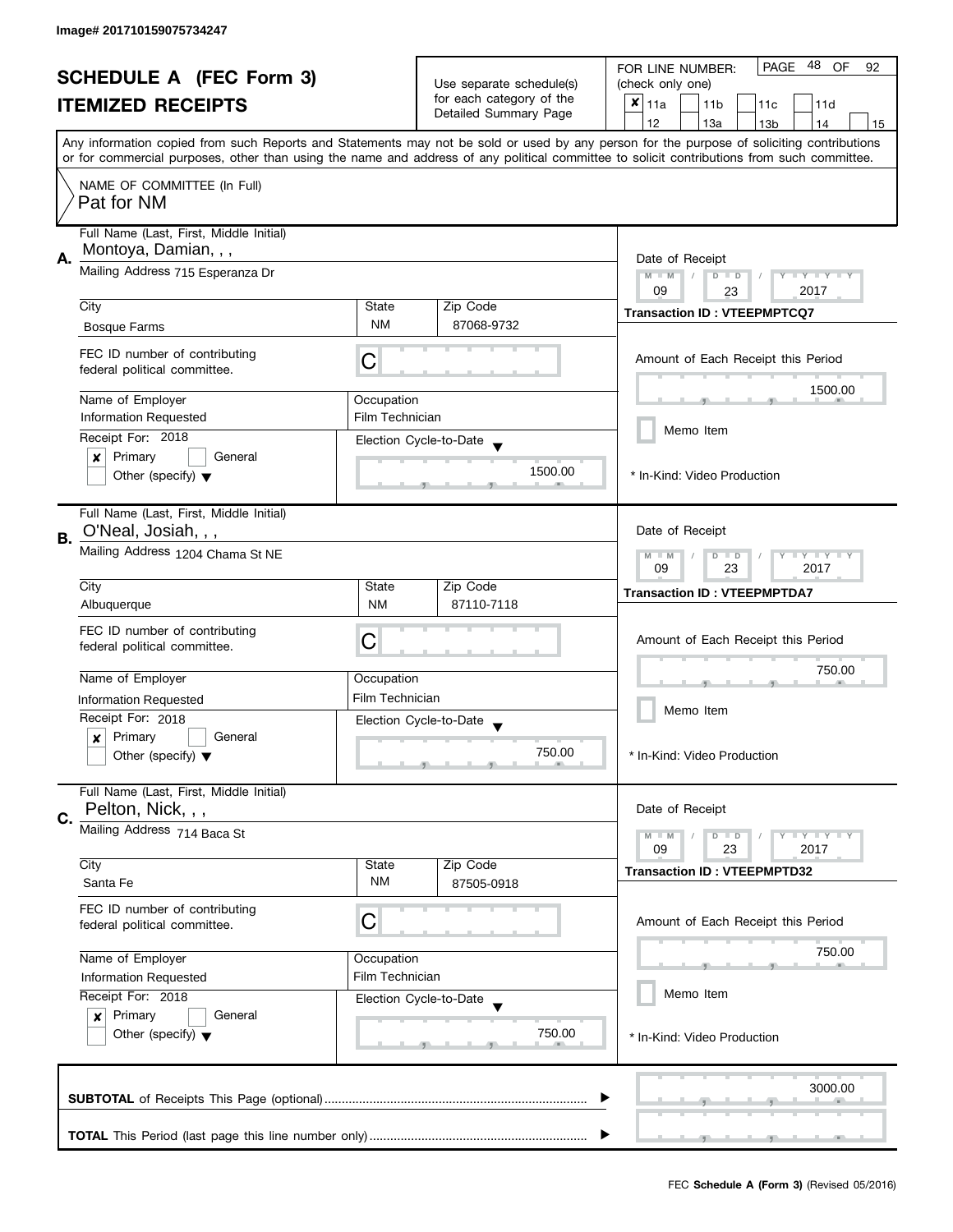Image# 201710159075734247

# SCHEDULE A (FEC Form 3)
# ITEMIZED RECEIPTS

Use separate schedule(s) for each category of the Detailed Summary Page

FOR LINE NUMBER: (check only one)

- [x] 11a
- [ ] 11b
- [ ] 11c
- [ ] 11d
- [ ] 12
- [ ] 13a
- [ ] 13b
- [ ] 14
- [ ] 15

PAGE 48 OF 92

Any information copied from such Reports and Statements may not be sold or used by any person for the purpose of soliciting contributions or for commercial purposes, other than using the name and address of any political committee to solicit contributions from such committee.

NAME OF COMMITTEE (In Full)
Pat for NM

---

**A.** Full Name (Last, First, Middle Initial): Montoya, Damian, , ,

Mailing Address: 715 Esperanza Dr

City: Bosque Farms | State: NM | Zip Code: 87068-9732

FEC ID number of contributing federal political committee: C

Name of Employer: Information Requested | Occupation: Film Technician

Receipt For: 2018
- [x] Primary
- [ ] General
- [ ] Other (specify)

Election Cycle-to-Date: 1500.00

Date of Receipt: 09 / 23 / 2017

Transaction ID : VTEEPMPTCQ7

Amount of Each Receipt this Period: 1500.00

- [ ] Memo Item

\* In-Kind: Video Production

---

**B.** Full Name (Last, First, Middle Initial): O'Neal, Josiah, , ,

Mailing Address: 1204 Chama St NE

City: Albuquerque | State: NM | Zip Code: 87110-7118

FEC ID number of contributing federal political committee: C

Name of Employer: Information Requested | Occupation: Film Technician

Receipt For: 2018
- [x] Primary
- [ ] General
- [ ] Other (specify)

Election Cycle-to-Date: 750.00

Date of Receipt: 09 / 23 / 2017

Transaction ID : VTEEPMPTDA7

Amount of Each Receipt this Period: 750.00

- [ ] Memo Item

\* In-Kind: Video Production

---

**C.** Full Name (Last, First, Middle Initial): Pelton, Nick, , ,

Mailing Address: 714 Baca St

City: Santa Fe | State: NM | Zip Code: 87505-0918

FEC ID number of contributing federal political committee: C

Name of Employer: Information Requested | Occupation: Film Technician

Receipt For: 2018
- [x] Primary
- [ ] General
- [ ] Other (specify)

Election Cycle-to-Date: 750.00

Date of Receipt: 09 / 23 / 2017

Transaction ID : VTEEPMPTD32

Amount of Each Receipt this Period: 750.00

- [ ] Memo Item

\* In-Kind: Video Production

---

**SUBTOTAL** of Receipts This Page (optional): 3000.00

**TOTAL** This Period (last page this line number only):

FEC **Schedule A (Form 3)** (Revised 05/2016)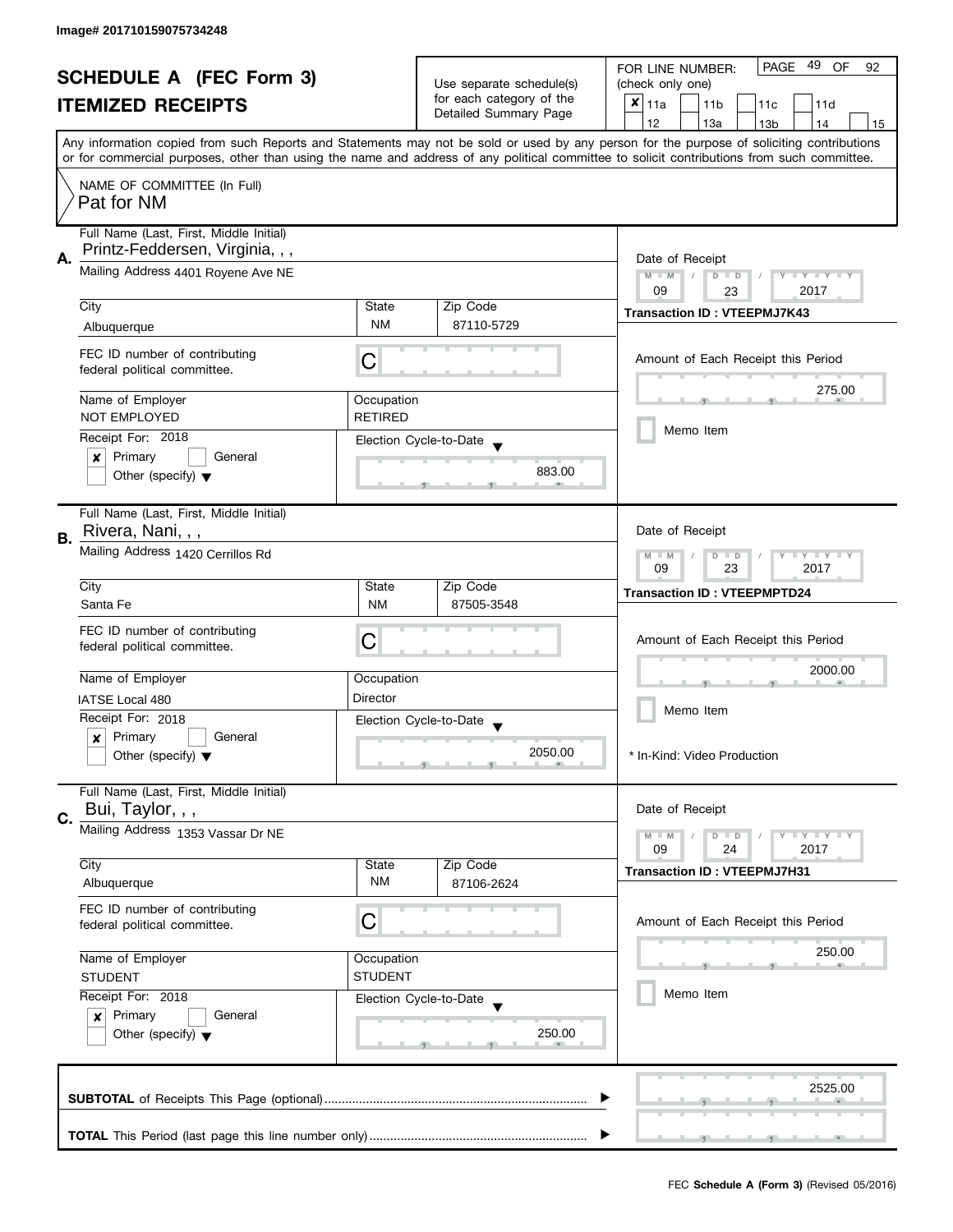Image# 201710159075734248

# SCHEDULE A (FEC Form 3)
# ITEMIZED RECEIPTS

Use separate schedule(s) for each category of the Detailed Summary Page

FOR LINE NUMBER: (check only one)

- [x] 11a
- [ ] 11b
- [ ] 11c
- [ ] 11d
- [ ] 12
- [ ] 13a
- [ ] 13b
- [ ] 14
- [ ] 15

PAGE 49 OF 92

Any information copied from such Reports and Statements may not be sold or used by any person for the purpose of soliciting contributions or for commercial purposes, other than using the name and address of any political committee to solicit contributions from such committee.

NAME OF COMMITTEE (In Full)
Pat for NM

---

**A.** Full Name (Last, First, Middle Initial): Printz-Feddersen, Virginia, , ,

Mailing Address: 4401 Royene Ave NE

| City | State | Zip Code |
|---|---|---|
| Albuquerque | NM | 87110-5729 |

FEC ID number of contributing federal political committee: C

| Name of Employer | Occupation |
|---|---|
| NOT EMPLOYED | RETIRED |

Receipt For: 2018
- [x] Primary
- [ ] General
- [ ] Other (specify)

Election Cycle-to-Date: 883.00

Date of Receipt: 09 / 23 / 2017

Transaction ID : VTEEPMJ7K43

Amount of Each Receipt this Period: 275.00

- [ ] Memo Item

---

**B.** Full Name (Last, First, Middle Initial): Rivera, Nani, , ,

Mailing Address: 1420 Cerrillos Rd

| City | State | Zip Code |
|---|---|---|
| Santa Fe | NM | 87505-3548 |

FEC ID number of contributing federal political committee: C

| Name of Employer | Occupation |
|---|---|
| IATSE Local 480 | Director |

Receipt For: 2018
- [x] Primary
- [ ] General
- [ ] Other (specify)

Election Cycle-to-Date: 2050.00

Date of Receipt: 09 / 23 / 2017

Transaction ID : VTEEPMPTD24

Amount of Each Receipt this Period: 2000.00

- [ ] Memo Item

\* In-Kind: Video Production

---

**C.** Full Name (Last, First, Middle Initial): Bui, Taylor, , ,

Mailing Address: 1353 Vassar Dr NE

| City | State | Zip Code |
|---|---|---|
| Albuquerque | NM | 87106-2624 |

FEC ID number of contributing federal political committee: C

| Name of Employer | Occupation |
|---|---|
| STUDENT | STUDENT |

Receipt For: 2018
- [x] Primary
- [ ] General
- [ ] Other (specify)

Election Cycle-to-Date: 250.00

Date of Receipt: 09 / 24 / 2017

Transaction ID : VTEEPMJ7H31

Amount of Each Receipt this Period: 250.00

- [ ] Memo Item

---

**SUBTOTAL** of Receipts This Page (optional) ........ 2525.00

**TOTAL** This Period (last page this line number only) ........

FEC **Schedule A (Form 3)** (Revised 05/2016)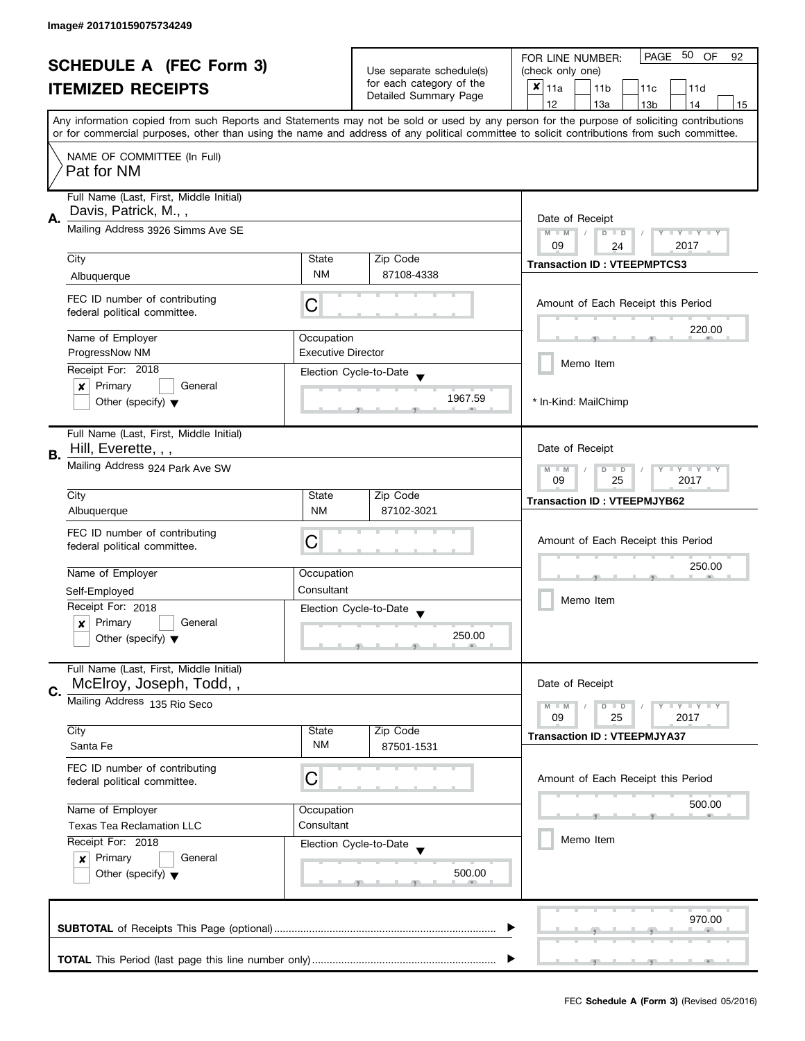Image# 201710159075734249

# SCHEDULE A (FEC Form 3)
## ITEMIZED RECEIPTS

Use separate schedule(s) for each category of the Detailed Summary Page

FOR LINE NUMBER: (check only one)

- [x] 11a
- [ ] 11b
- [ ] 11c
- [ ] 11d
- [ ] 12
- [ ] 13a
- [ ] 13b
- [ ] 14
- [ ] 15

PAGE 50 OF 92

Any information copied from such Reports and Statements may not be sold or used by any person for the purpose of soliciting contributions or for commercial purposes, other than using the name and address of any political committee to solicit contributions from such committee.

NAME OF COMMITTEE (In Full)
Pat for NM

---

**A.** Full Name (Last, First, Middle Initial): Davis, Patrick, M., ,

Mailing Address: 3926 Simms Ave SE

City: Albuquerque | State: NM | Zip Code: 87108-4338

FEC ID number of contributing federal political committee: C

Name of Employer: ProgressNow NM

Occupation: Executive Director

Receipt For: 2018

- [x] Primary
- [ ] General
- [ ] Other (specify)

Election Cycle-to-Date: 1967.59

Date of Receipt: 09 / 24 / 2017

Transaction ID : VTEEPMPTCS3

Amount of Each Receipt this Period: 220.00

- [ ] Memo Item

\* In-Kind: MailChimp

---

**B.** Full Name (Last, First, Middle Initial): Hill, Everette, , ,

Mailing Address: 924 Park Ave SW

City: Albuquerque | State: NM | Zip Code: 87102-3021

FEC ID number of contributing federal political committee: C

Name of Employer: Self-Employed

Occupation: Consultant

Receipt For: 2018

- [x] Primary
- [ ] General
- [ ] Other (specify)

Election Cycle-to-Date: 250.00

Date of Receipt: 09 / 25 / 2017

Transaction ID : VTEEPMJYB62

Amount of Each Receipt this Period: 250.00

- [ ] Memo Item

---

**C.** Full Name (Last, First, Middle Initial): McElroy, Joseph, Todd, ,

Mailing Address: 135 Rio Seco

City: Santa Fe | State: NM | Zip Code: 87501-1531

FEC ID number of contributing federal political committee: C

Name of Employer: Texas Tea Reclamation LLC

Occupation: Consultant

Receipt For: 2018

- [x] Primary
- [ ] General
- [ ] Other (specify)

Election Cycle-to-Date: 500.00

Date of Receipt: 09 / 25 / 2017

Transaction ID : VTEEPMJYA37

Amount of Each Receipt this Period: 500.00

- [ ] Memo Item

---

**SUBTOTAL** of Receipts This Page (optional): 970.00

**TOTAL** This Period (last page this line number only):

FEC **Schedule A (Form 3)** (Revised 05/2016)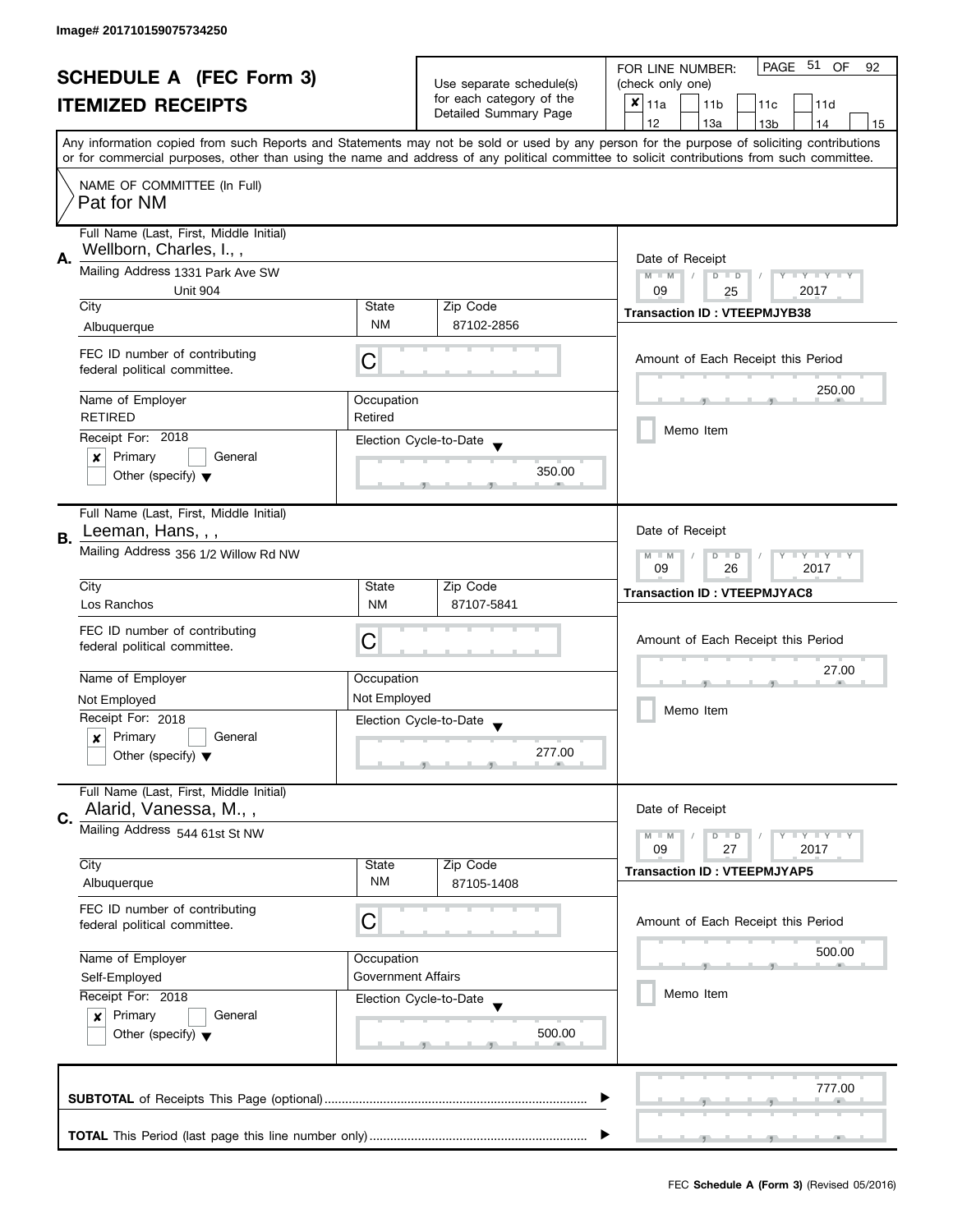Image# 201710159075734250

# SCHEDULE A (FEC Form 3)
# ITEMIZED RECEIPTS

Use separate schedule(s) for each category of the Detailed Summary Page

FOR LINE NUMBER: (check only one)

- [x] 11a
- [ ] 11b
- [ ] 11c
- [ ] 11d
- [ ] 12
- [ ] 13a
- [ ] 13b
- [ ] 14
- [ ] 15

PAGE 51 OF 92

Any information copied from such Reports and Statements may not be sold or used by any person for the purpose of soliciting contributions or for commercial purposes, other than using the name and address of any political committee to solicit contributions from such committee.

NAME OF COMMITTEE (In Full)
Pat for NM

---

**A.** Full Name (Last, First, Middle Initial): Wellborn, Charles, I., ,

Mailing Address: 1331 Park Ave SW, Unit 904

City: Albuquerque | State: NM | Zip Code: 87102-2856

FEC ID number of contributing federal political committee: C

Name of Employer: RETIRED | Occupation: Retired

Receipt For: 2018
- [x] Primary
- [ ] General
- [ ] Other (specify)

Election Cycle-to-Date: 350.00

Date of Receipt: 09 / 25 / 2017

Transaction ID : VTEEPMJYB38

Amount of Each Receipt this Period: 250.00

- [ ] Memo Item

---

**B.** Full Name (Last, First, Middle Initial): Leeman, Hans, , ,

Mailing Address: 356 1/2 Willow Rd NW

City: Los Ranchos | State: NM | Zip Code: 87107-5841

FEC ID number of contributing federal political committee: C

Name of Employer: Not Employed | Occupation: Not Employed

Receipt For: 2018
- [x] Primary
- [ ] General
- [ ] Other (specify)

Election Cycle-to-Date: 277.00

Date of Receipt: 09 / 26 / 2017

Transaction ID : VTEEPMJYAC8

Amount of Each Receipt this Period: 27.00

- [ ] Memo Item

---

**C.** Full Name (Last, First, Middle Initial): Alarid, Vanessa, M., ,

Mailing Address: 544 61st St NW

City: Albuquerque | State: NM | Zip Code: 87105-1408

FEC ID number of contributing federal political committee: C

Name of Employer: Self-Employed | Occupation: Government Affairs

Receipt For: 2018
- [x] Primary
- [ ] General
- [ ] Other (specify)

Election Cycle-to-Date: 500.00

Date of Receipt: 09 / 27 / 2017

Transaction ID : VTEEPMJYAP5

Amount of Each Receipt this Period: 500.00

- [ ] Memo Item

---

**SUBTOTAL** of Receipts This Page (optional): 777.00

**TOTAL** This Period (last page this line number only):

FEC **Schedule A (Form 3)** (Revised 05/2016)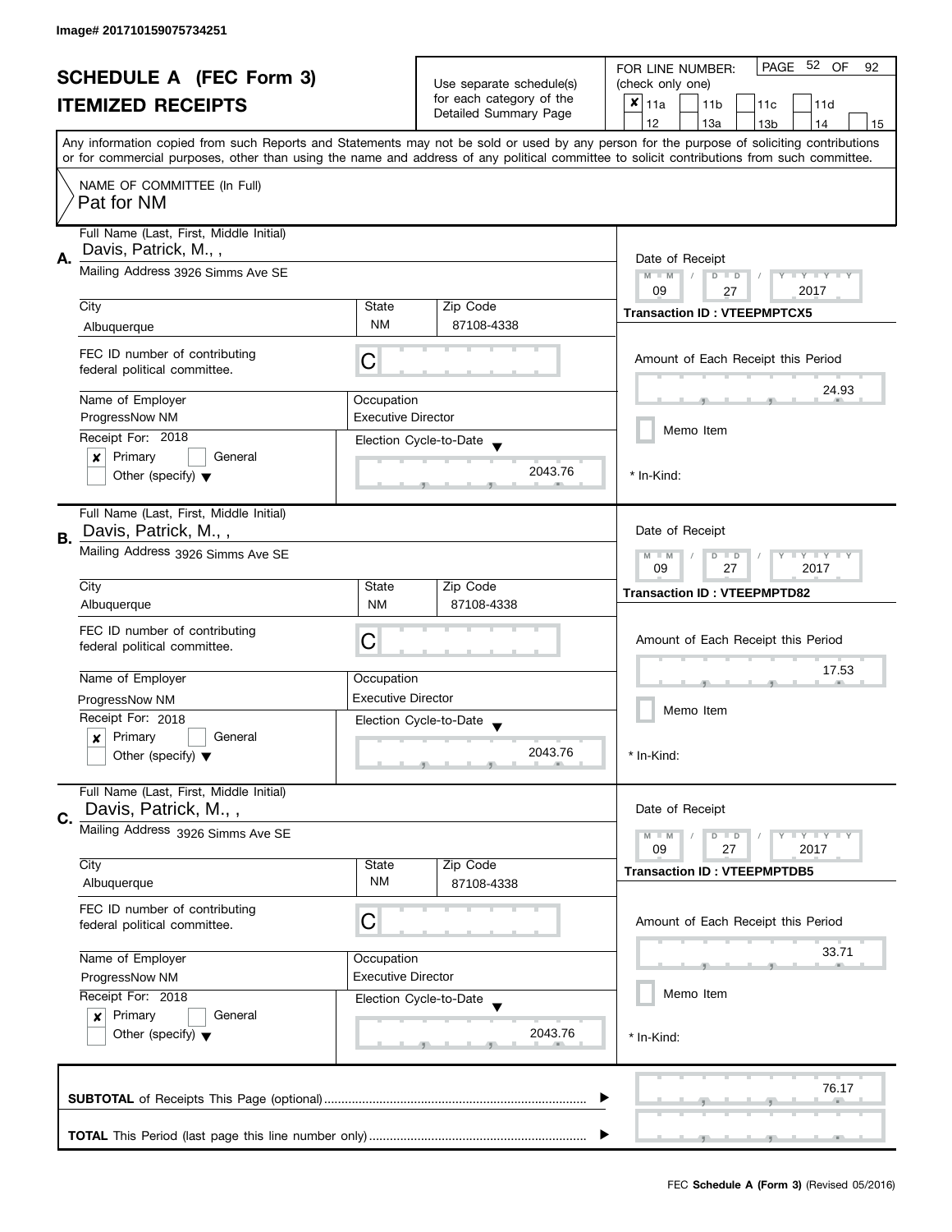Image# 201710159075734251

# SCHEDULE A (FEC Form 3)
## ITEMIZED RECEIPTS

Use separate schedule(s) for each category of the Detailed Summary Page

FOR LINE NUMBER: (check only one)

- [x] 11a
- [ ] 11b
- [ ] 11c
- [ ] 11d
- [ ] 12
- [ ] 13a
- [ ] 13b
- [ ] 14
- [ ] 15

PAGE 52 OF 92

Any information copied from such Reports and Statements may not be sold or used by any person for the purpose of soliciting contributions or for commercial purposes, other than using the name and address of any political committee to solicit contributions from such committee.

NAME OF COMMITTEE (In Full)
Pat for NM

---

**A.**

Full Name (Last, First, Middle Initial): Davis, Patrick, M., ,

Mailing Address: 3926 Simms Ave SE

| City | State | Zip Code |
|---|---|---|
| Albuquerque | NM | 87108-4338 |

FEC ID number of contributing federal political committee: C

| Name of Employer | Occupation |
|---|---|
| ProgressNow NM | Executive Director |

Receipt For: 2018
- [x] Primary
- [ ] General
- [ ] Other (specify)

Election Cycle-to-Date: 2043.76

Date of Receipt: 09 / 27 / 2017

Transaction ID : VTEEPMPTCX5

Amount of Each Receipt this Period: 24.93

- [ ] Memo Item

\* In-Kind:

---

**B.**

Full Name (Last, First, Middle Initial): Davis, Patrick, M., ,

Mailing Address: 3926 Simms Ave SE

| City | State | Zip Code |
|---|---|---|
| Albuquerque | NM | 87108-4338 |

FEC ID number of contributing federal political committee: C

| Name of Employer | Occupation |
|---|---|
| ProgressNow NM | Executive Director |

Receipt For: 2018
- [x] Primary
- [ ] General
- [ ] Other (specify)

Election Cycle-to-Date: 2043.76

Date of Receipt: 09 / 27 / 2017

Transaction ID : VTEEPMPTD82

Amount of Each Receipt this Period: 17.53

- [ ] Memo Item

\* In-Kind:

---

**C.**

Full Name (Last, First, Middle Initial): Davis, Patrick, M., ,

Mailing Address: 3926 Simms Ave SE

| City | State | Zip Code |
|---|---|---|
| Albuquerque | NM | 87108-4338 |

FEC ID number of contributing federal political committee: C

| Name of Employer | Occupation |
|---|---|
| ProgressNow NM | Executive Director |

Receipt For: 2018
- [x] Primary
- [ ] General
- [ ] Other (specify)

Election Cycle-to-Date: 2043.76

Date of Receipt: 09 / 27 / 2017

Transaction ID : VTEEPMPTDB5

Amount of Each Receipt this Period: 33.71

- [ ] Memo Item

\* In-Kind:

---

**SUBTOTAL** of Receipts This Page (optional): 76.17

**TOTAL** This Period (last page this line number only):

FEC **Schedule A (Form 3)** (Revised 05/2016)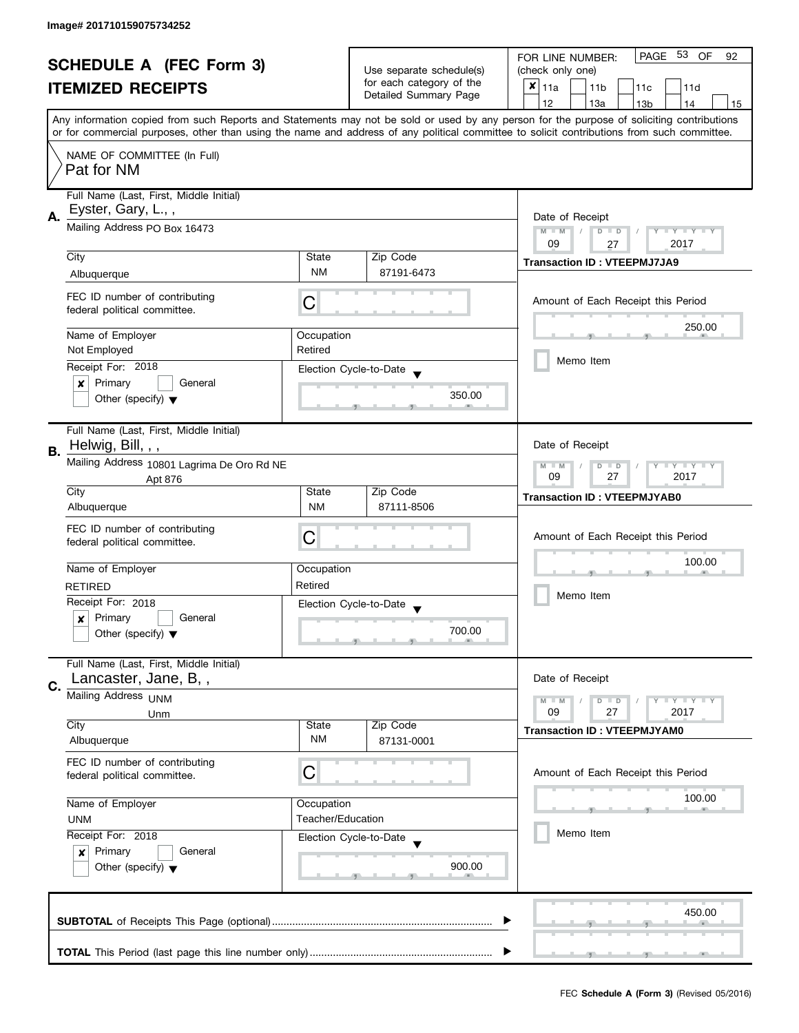Image# 201710159075734252

# SCHEDULE A (FEC Form 3)
## ITEMIZED RECEIPTS

Use separate schedule(s) for each category of the Detailed Summary Page

FOR LINE NUMBER: (check only one)

[x] 11a [ ] 11b [ ] 11c [ ] 11d [ ] 12 [ ] 13a [ ] 13b [ ] 14 [ ] 15

PAGE 53 OF 92

Any information copied from such Reports and Statements may not be sold or used by any person for the purpose of soliciting contributions or for commercial purposes, other than using the name and address of any political committee to solicit contributions from such committee.

NAME OF COMMITTEE (In Full)
Pat for NM

---

**A.** Full Name (Last, First, Middle Initial): Eyster, Gary, L., ,

Mailing Address: PO Box 16473

City: Albuquerque | State: NM | Zip Code: 87191-6473

FEC ID number of contributing federal political committee: C

Name of Employer: Not Employed | Occupation: Retired

Receipt For: 2018 — [x] Primary [ ] General [ ] Other (specify)

Election Cycle-to-Date: 350.00

Date of Receipt: 09 / 27 / 2017

Transaction ID : VTEEPMJ7JA9

Amount of Each Receipt this Period: 250.00

[ ] Memo Item

---

**B.** Full Name (Last, First, Middle Initial): Helwig, Bill, , ,

Mailing Address: 10801 Lagrima De Oro Rd NE Apt 876

City: Albuquerque | State: NM | Zip Code: 87111-8506

FEC ID number of contributing federal political committee: C

Name of Employer: RETIRED | Occupation: Retired

Receipt For: 2018 — [x] Primary [ ] General [ ] Other (specify)

Election Cycle-to-Date: 700.00

Date of Receipt: 09 / 27 / 2017

Transaction ID : VTEEPMJYAB0

Amount of Each Receipt this Period: 100.00

[ ] Memo Item

---

**C.** Full Name (Last, First, Middle Initial): Lancaster, Jane, B, ,

Mailing Address: UNM Unm

City: Albuquerque | State: NM | Zip Code: 87131-0001

FEC ID number of contributing federal political committee: C

Name of Employer: UNM | Occupation: Teacher/Education

Receipt For: 2018 — [x] Primary [ ] General [ ] Other (specify)

Election Cycle-to-Date: 900.00

Date of Receipt: 09 / 27 / 2017

Transaction ID : VTEEPMJYAM0

Amount of Each Receipt this Period: 100.00

[ ] Memo Item

---

**SUBTOTAL** of Receipts This Page (optional): 450.00

**TOTAL** This Period (last page this line number only):

FEC **Schedule A (Form 3)** (Revised 05/2016)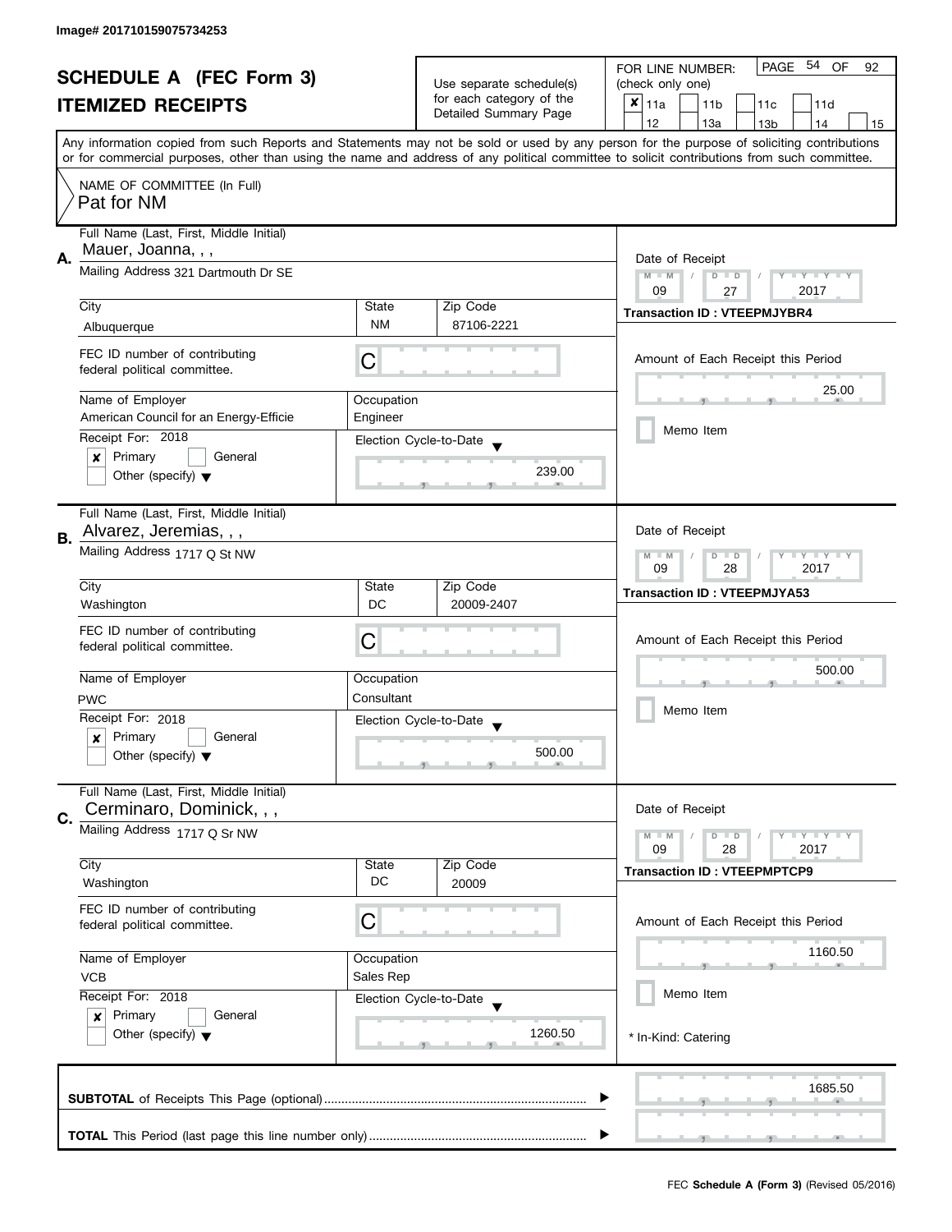Image# 201710159075734253

# SCHEDULE A (FEC Form 3)
## ITEMIZED RECEIPTS

Use separate schedule(s) for each category of the Detailed Summary Page

FOR LINE NUMBER: (check only one)

- [x] 11a
- [ ] 11b
- [ ] 11c
- [ ] 11d
- [ ] 12
- [ ] 13a
- [ ] 13b
- [ ] 14
- [ ] 15

PAGE 54 OF 92

Any information copied from such Reports and Statements may not be sold or used by any person for the purpose of soliciting contributions or for commercial purposes, other than using the name and address of any political committee to solicit contributions from such committee.

NAME OF COMMITTEE (In Full)
Pat for NM

---

**A.** Full Name (Last, First, Middle Initial): Mauer, Joanna, , ,

Mailing Address: 321 Dartmouth Dr SE

| City | State | Zip Code |
|---|---|---|
| Albuquerque | NM | 87106-2221 |

FEC ID number of contributing federal political committee: C

| Name of Employer | Occupation |
|---|---|
| American Council for an Energy-Efficie | Engineer |

Receipt For: 2018
- [x] Primary
- [ ] General
- [ ] Other (specify)

Election Cycle-to-Date: 239.00

Date of Receipt: 09 / 27 / 2017

Transaction ID : VTEEPMJYBR4

Amount of Each Receipt this Period: 25.00

- [ ] Memo Item

---

**B.** Full Name (Last, First, Middle Initial): Alvarez, Jeremias, , ,

Mailing Address: 1717 Q St NW

| City | State | Zip Code |
|---|---|---|
| Washington | DC | 20009-2407 |

FEC ID number of contributing federal political committee: C

| Name of Employer | Occupation |
|---|---|
| PWC | Consultant |

Receipt For: 2018
- [x] Primary
- [ ] General
- [ ] Other (specify)

Election Cycle-to-Date: 500.00

Date of Receipt: 09 / 28 / 2017

Transaction ID : VTEEPMJYA53

Amount of Each Receipt this Period: 500.00

- [ ] Memo Item

---

**C.** Full Name (Last, First, Middle Initial): Cerminaro, Dominick, , ,

Mailing Address: 1717 Q Sr NW

| City | State | Zip Code |
|---|---|---|
| Washington | DC | 20009 |

FEC ID number of contributing federal political committee: C

| Name of Employer | Occupation |
|---|---|
| VCB | Sales Rep |

Receipt For: 2018
- [x] Primary
- [ ] General
- [ ] Other (specify)

Election Cycle-to-Date: 1260.50

Date of Receipt: 09 / 28 / 2017

Transaction ID : VTEEPMPTCP9

Amount of Each Receipt this Period: 1160.50

- [ ] Memo Item

\* In-Kind: Catering

---

**SUBTOTAL** of Receipts This Page (optional): 1685.50

**TOTAL** This Period (last page this line number only):

FEC Schedule A (Form 3) (Revised 05/2016)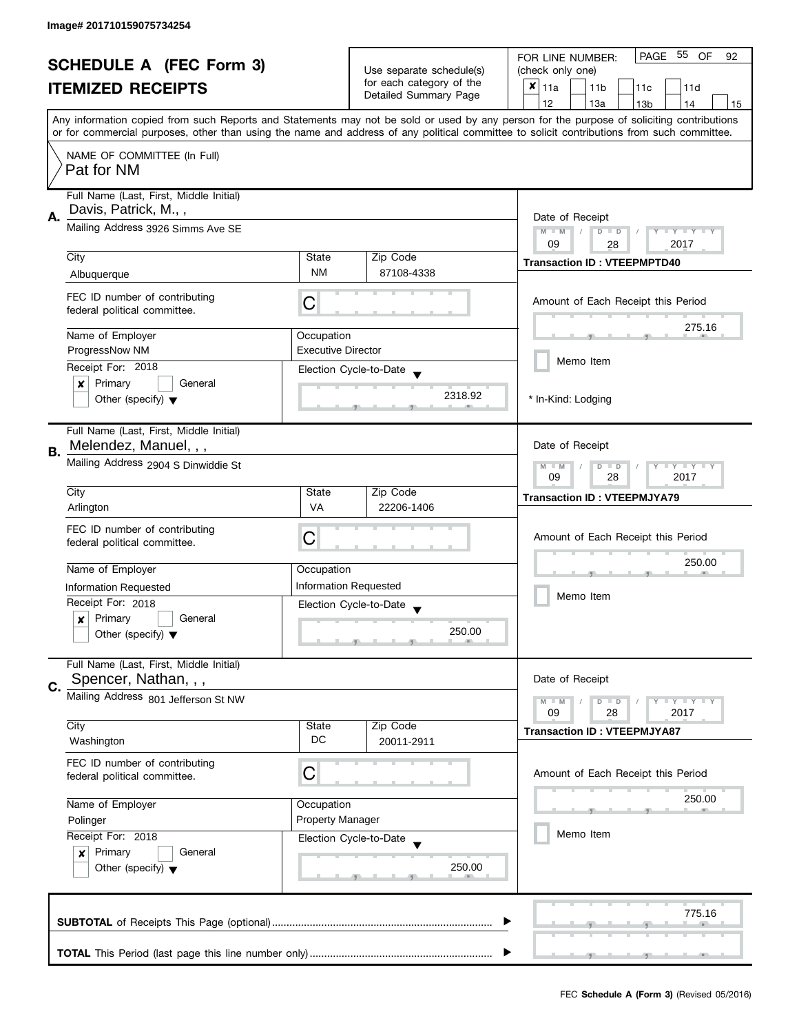Image# 201710159075734254

# SCHEDULE A (FEC Form 3)
## ITEMIZED RECEIPTS

Use separate schedule(s) for each category of the Detailed Summary Page

FOR LINE NUMBER: (check only one)

PAGE 55 OF 92

- [x] 11a
- [ ] 11b
- [ ] 11c
- [ ] 11d
- [ ] 12
- [ ] 13a
- [ ] 13b
- [ ] 14
- [ ] 15

Any information copied from such Reports and Statements may not be sold or used by any person for the purpose of soliciting contributions or for commercial purposes, other than using the name and address of any political committee to solicit contributions from such committee.

NAME OF COMMITTEE (In Full)
Pat for NM

---

**A.** Full Name (Last, First, Middle Initial): Davis, Patrick, M., ,

Mailing Address: 3926 Simms Ave SE

| City | State | Zip Code |
|---|---|---|
| Albuquerque | NM | 87108-4338 |

FEC ID number of contributing federal political committee: C

| Name of Employer | Occupation |
|---|---|
| ProgressNow NM | Executive Director |

Receipt For: 2018
- [x] Primary
- [ ] General
- [ ] Other (specify)

Election Cycle-to-Date: 2318.92

Date of Receipt: 09 / 28 / 2017

Transaction ID : VTEEPMPTD40

Amount of Each Receipt this Period: 275.16

- [ ] Memo Item

* In-Kind: Lodging

---

**B.** Full Name (Last, First, Middle Initial): Melendez, Manuel, , ,

Mailing Address: 2904 S Dinwiddie St

| City | State | Zip Code |
|---|---|---|
| Arlington | VA | 22206-1406 |

FEC ID number of contributing federal political committee: C

| Name of Employer | Occupation |
|---|---|
| Information Requested | Information Requested |

Receipt For: 2018
- [x] Primary
- [ ] General
- [ ] Other (specify)

Election Cycle-to-Date: 250.00

Date of Receipt: 09 / 28 / 2017

Transaction ID : VTEEPMJYA79

Amount of Each Receipt this Period: 250.00

- [ ] Memo Item

---

**C.** Full Name (Last, First, Middle Initial): Spencer, Nathan, , ,

Mailing Address: 801 Jefferson St NW

| City | State | Zip Code |
|---|---|---|
| Washington | DC | 20011-2911 |

FEC ID number of contributing federal political committee: C

| Name of Employer | Occupation |
|---|---|
| Polinger | Property Manager |

Receipt For: 2018
- [x] Primary
- [ ] General
- [ ] Other (specify)

Election Cycle-to-Date: 250.00

Date of Receipt: 09 / 28 / 2017

Transaction ID : VTEEPMJYA87

Amount of Each Receipt this Period: 250.00

- [ ] Memo Item

---

**SUBTOTAL** of Receipts This Page (optional): 775.16

**TOTAL** This Period (last page this line number only):

FEC **Schedule A (Form 3)** (Revised 05/2016)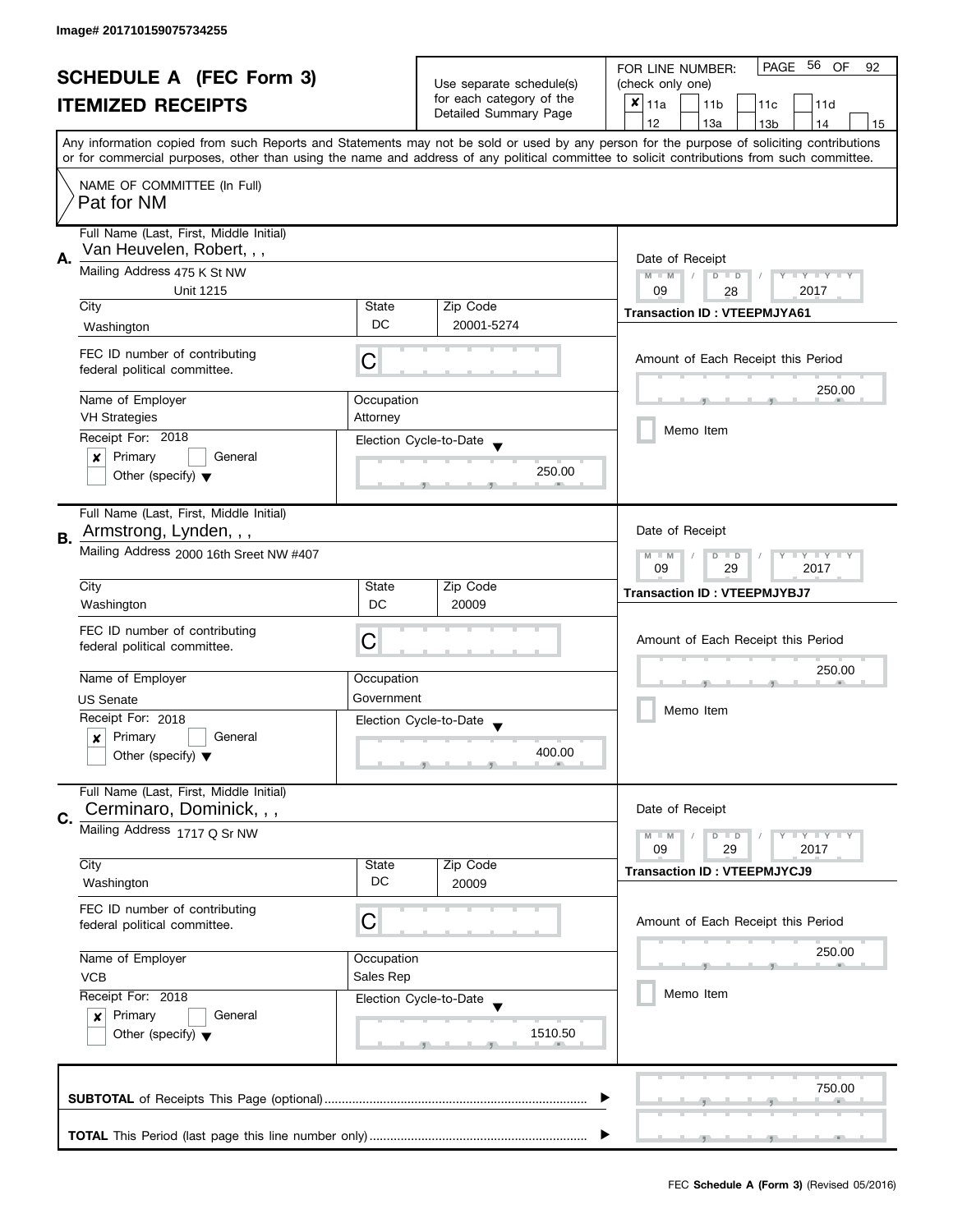Image# 201710159075734255

# SCHEDULE A (FEC Form 3)
# ITEMIZED RECEIPTS

Use separate schedule(s) for each category of the Detailed Summary Page

FOR LINE NUMBER: (check only one)

- [x] 11a
- [ ] 11b
- [ ] 11c
- [ ] 11d
- [ ] 12
- [ ] 13a
- [ ] 13b
- [ ] 14
- [ ] 15

PAGE 56 OF 92

Any information copied from such Reports and Statements may not be sold or used by any person for the purpose of soliciting contributions or for commercial purposes, other than using the name and address of any political committee to solicit contributions from such committee.

NAME OF COMMITTEE (In Full)
Pat for NM

---

**A.** Full Name (Last, First, Middle Initial): Van Heuvelen, Robert, , ,

Mailing Address: 475 K St NW, Unit 1215

City: Washington | State: DC | Zip Code: 20001-5274

FEC ID number of contributing federal political committee: C

Name of Employer: VH Strategies | Occupation: Attorney

Receipt For: 2018 — [x] Primary [ ] General [ ] Other (specify)

Election Cycle-to-Date: 250.00

Date of Receipt: 09 / 28 / 2017

Transaction ID : VTEEPMJYA61

Amount of Each Receipt this Period: 250.00

[ ] Memo Item

---

**B.** Full Name (Last, First, Middle Initial): Armstrong, Lynden, , ,

Mailing Address: 2000 16th Sreet NW #407

City: Washington | State: DC | Zip Code: 20009

FEC ID number of contributing federal political committee: C

Name of Employer: US Senate | Occupation: Government

Receipt For: 2018 — [x] Primary [ ] General [ ] Other (specify)

Election Cycle-to-Date: 400.00

Date of Receipt: 09 / 29 / 2017

Transaction ID : VTEEPMJYBJ7

Amount of Each Receipt this Period: 250.00

[ ] Memo Item

---

**C.** Full Name (Last, First, Middle Initial): Cerminaro, Dominick, , ,

Mailing Address: 1717 Q Sr NW

City: Washington | State: DC | Zip Code: 20009

FEC ID number of contributing federal political committee: C

Name of Employer: VCB | Occupation: Sales Rep

Receipt For: 2018 — [x] Primary [ ] General [ ] Other (specify)

Election Cycle-to-Date: 1510.50

Date of Receipt: 09 / 29 / 2017

Transaction ID : VTEEPMJYCJ9

Amount of Each Receipt this Period: 250.00

[ ] Memo Item

---

**SUBTOTAL** of Receipts This Page (optional): 750.00

**TOTAL** This Period (last page this line number only):

FEC **Schedule A (Form 3)** (Revised 05/2016)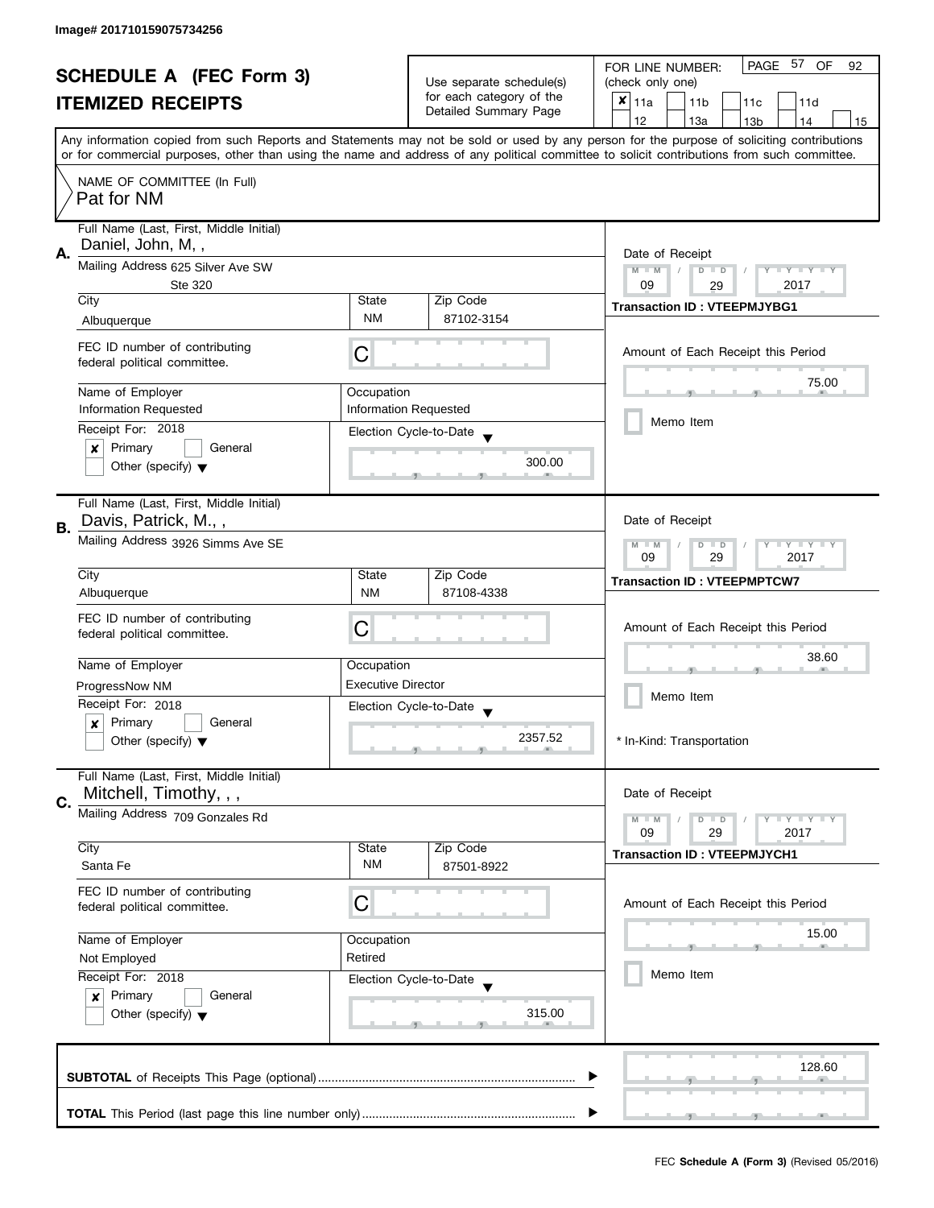Image# 201710159075734256

# SCHEDULE A (FEC Form 3)
## ITEMIZED RECEIPTS

Use separate schedule(s) for each category of the Detailed Summary Page

FOR LINE NUMBER: (check only one)

- [x] 11a
- [ ] 11b
- [ ] 11c
- [ ] 11d
- [ ] 12
- [ ] 13a
- [ ] 13b
- [ ] 14
- [ ] 15

Any information copied from such Reports and Statements may not be sold or used by any person for the purpose of soliciting contributions or for commercial purposes, other than using the name and address of any political committee to solicit contributions from such committee.

NAME OF COMMITTEE (In Full)
Pat for NM

---

**A.** Full Name (Last, First, Middle Initial): Daniel, John, M, ,

Mailing Address: 625 Silver Ave SW, Ste 320

City: Albuquerque | State: NM | Zip Code: 87102-3154

FEC ID number of contributing federal political committee: C

Name of Employer: Information Requested
Occupation: Information Requested

Receipt For: 2018
- [x] Primary
- [ ] General
- [ ] Other (specify)

Election Cycle-to-Date: 300.00

Date of Receipt: 09 / 29 / 2017
Transaction ID : VTEEPMJYBG1

Amount of Each Receipt this Period: 75.00

- [ ] Memo Item

---

**B.** Full Name (Last, First, Middle Initial): Davis, Patrick, M., ,

Mailing Address: 3926 Simms Ave SE

City: Albuquerque | State: NM | Zip Code: 87108-4338

FEC ID number of contributing federal political committee: C

Name of Employer: ProgressNow NM
Occupation: Executive Director

Receipt For: 2018
- [x] Primary
- [ ] General
- [ ] Other (specify)

Election Cycle-to-Date: 2357.52

Date of Receipt: 09 / 29 / 2017
Transaction ID : VTEEPMPTCW7

Amount of Each Receipt this Period: 38.60

- [ ] Memo Item

\* In-Kind: Transportation

---

**C.** Full Name (Last, First, Middle Initial): Mitchell, Timothy, , ,

Mailing Address: 709 Gonzales Rd

City: Santa Fe | State: NM | Zip Code: 87501-8922

FEC ID number of contributing federal political committee: C

Name of Employer: Not Employed
Occupation: Retired

Receipt For: 2018
- [x] Primary
- [ ] General
- [ ] Other (specify)

Election Cycle-to-Date: 315.00

Date of Receipt: 09 / 29 / 2017
Transaction ID : VTEEPMJYCH1

Amount of Each Receipt this Period: 15.00

- [ ] Memo Item

---

**SUBTOTAL** of Receipts This Page (optional): 128.60

**TOTAL** This Period (last page this line number only):

FEC **Schedule A (Form 3)** (Revised 05/2016)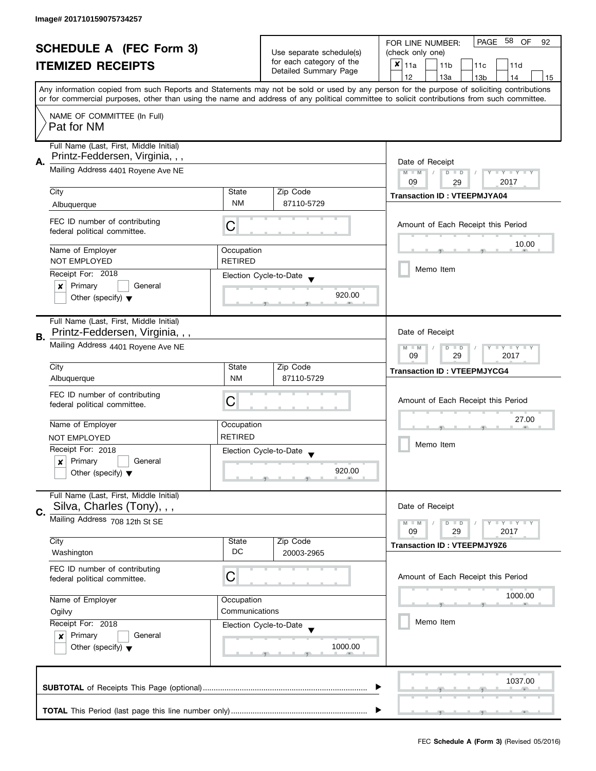Image# 201710159075734257

# SCHEDULE A (FEC Form 3)
## ITEMIZED RECEIPTS

Use separate schedule(s) for each category of the Detailed Summary Page

FOR LINE NUMBER: (check only one)
[x] 11a [ ] 11b [ ] 11c [ ] 11d [ ] 12 [ ] 13a [ ] 13b [ ] 14 [ ] 15

PAGE 58 OF 92

Any information copied from such Reports and Statements may not be sold or used by any person for the purpose of soliciting contributions or for commercial purposes, other than using the name and address of any political committee to solicit contributions from such committee.

NAME OF COMMITTEE (In Full)
Pat for NM

---

**A.** Full Name (Last, First, Middle Initial): Printz-Feddersen, Virginia, , ,

Mailing Address: 4401 Royene Ave NE

City: Albuquerque | State: NM | Zip Code: 87110-5729

FEC ID number of contributing federal political committee: C

Name of Employer: NOT EMPLOYED | Occupation: RETIRED

Receipt For: 2018 — [x] Primary [ ] General [ ] Other (specify)

Election Cycle-to-Date: 920.00

Date of Receipt: 09 / 29 / 2017

Transaction ID : VTEEPMJYA04

Amount of Each Receipt this Period: 10.00

[ ] Memo Item

---

**B.** Full Name (Last, First, Middle Initial): Printz-Feddersen, Virginia, , ,

Mailing Address: 4401 Royene Ave NE

City: Albuquerque | State: NM | Zip Code: 87110-5729

FEC ID number of contributing federal political committee: C

Name of Employer: NOT EMPLOYED | Occupation: RETIRED

Receipt For: 2018 — [x] Primary [ ] General [ ] Other (specify)

Election Cycle-to-Date: 920.00

Date of Receipt: 09 / 29 / 2017

Transaction ID : VTEEPMJYCG4

Amount of Each Receipt this Period: 27.00

[ ] Memo Item

---

**C.** Full Name (Last, First, Middle Initial): Silva, Charles (Tony), , ,

Mailing Address: 708 12th St SE

City: Washington | State: DC | Zip Code: 20003-2965

FEC ID number of contributing federal political committee: C

Name of Employer: Ogilvy | Occupation: Communications

Receipt For: 2018 — [x] Primary [ ] General [ ] Other (specify)

Election Cycle-to-Date: 1000.00

Date of Receipt: 09 / 29 / 2017

Transaction ID : VTEEPMJY9Z6

Amount of Each Receipt this Period: 1000.00

[ ] Memo Item

---

**SUBTOTAL** of Receipts This Page (optional): 1037.00

**TOTAL** This Period (last page this line number only):

FEC **Schedule A (Form 3)** (Revised 05/2016)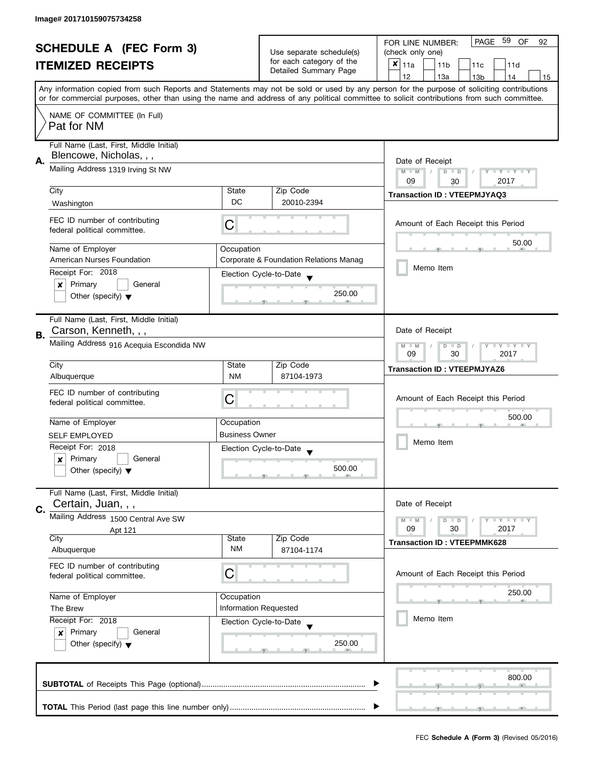Image# 201710159075734258

# SCHEDULE A (FEC Form 3)
# ITEMIZED RECEIPTS

Use separate schedule(s) for each category of the Detailed Summary Page

FOR LINE NUMBER: (check only one)

- [x] 11a
- [ ] 11b
- [ ] 11c
- [ ] 11d
- [ ] 12
- [ ] 13a
- [ ] 13b
- [ ] 14
- [ ] 15

PAGE 59 OF 92

Any information copied from such Reports and Statements may not be sold or used by any person for the purpose of soliciting contributions or for commercial purposes, other than using the name and address of any political committee to solicit contributions from such committee.

NAME OF COMMITTEE (In Full)
Pat for NM

---

**A.** Full Name (Last, First, Middle Initial): Blencowe, Nicholas, , ,

Mailing Address: 1319 Irving St NW

City: Washington | State: DC | Zip Code: 20010-2394

FEC ID number of contributing federal political committee: C

Name of Employer: American Nurses Foundation

Occupation: Corporate & Foundation Relations Manag

Receipt For: 2018
- [x] Primary
- [ ] General
- [ ] Other (specify)

Election Cycle-to-Date: 250.00

Date of Receipt: 09 / 30 / 2017

Transaction ID : VTEEPMJYAQ3

Amount of Each Receipt this Period: 50.00

- [ ] Memo Item

---

**B.** Full Name (Last, First, Middle Initial): Carson, Kenneth, , ,

Mailing Address: 916 Acequia Escondida NW

City: Albuquerque | State: NM | Zip Code: 87104-1973

FEC ID number of contributing federal political committee: C

Name of Employer: SELF EMPLOYED

Occupation: Business Owner

Receipt For: 2018
- [x] Primary
- [ ] General
- [ ] Other (specify)

Election Cycle-to-Date: 500.00

Date of Receipt: 09 / 30 / 2017

Transaction ID : VTEEPMJYAZ6

Amount of Each Receipt this Period: 500.00

- [ ] Memo Item

---

**C.** Full Name (Last, First, Middle Initial): Certain, Juan, , ,

Mailing Address: 1500 Central Ave SW, Apt 121

City: Albuquerque | State: NM | Zip Code: 87104-1174

FEC ID number of contributing federal political committee: C

Name of Employer: The Brew

Occupation: Information Requested

Receipt For: 2018
- [x] Primary
- [ ] General
- [ ] Other (specify)

Election Cycle-to-Date: 250.00

Date of Receipt: 09 / 30 / 2017

Transaction ID : VTEEPMMK628

Amount of Each Receipt this Period: 250.00

- [ ] Memo Item

---

**SUBTOTAL** of Receipts This Page (optional): 800.00

**TOTAL** This Period (last page this line number only):

FEC **Schedule A (Form 3)** (Revised 05/2016)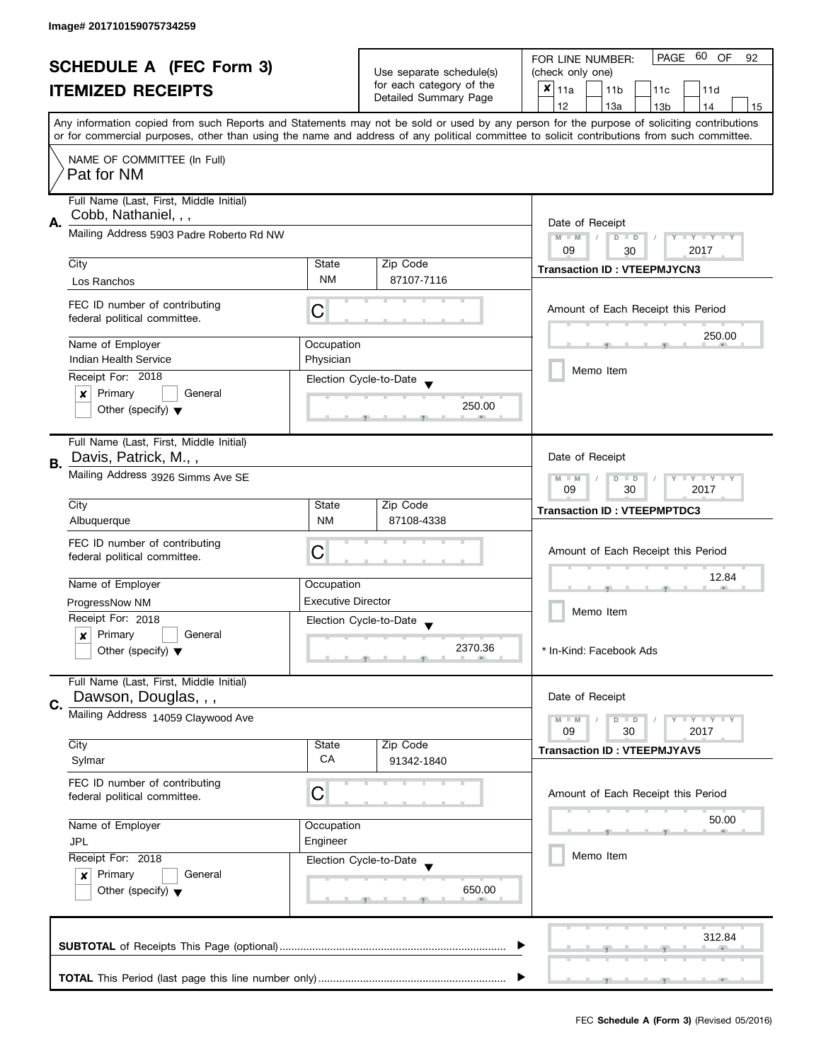Image# 201710159075734259

# SCHEDULE A (FEC Form 3)
## ITEMIZED RECEIPTS

Use separate schedule(s) for each category of the Detailed Summary Page

FOR LINE NUMBER: (check only one)

- [x] 11a
- [ ] 11b
- [ ] 11c
- [ ] 11d
- [ ] 12
- [ ] 13a
- [ ] 13b
- [ ] 14
- [ ] 15

PAGE 60 OF 92

Any information copied from such Reports and Statements may not be sold or used by any person for the purpose of soliciting contributions or for commercial purposes, other than using the name and address of any political committee to solicit contributions from such committee.

NAME OF COMMITTEE (In Full)
Pat for NM

---

**A.** Full Name (Last, First, Middle Initial): Cobb, Nathaniel, , ,

Mailing Address: 5903 Padre Roberto Rd NW

City: Los Ranchos | State: NM | Zip Code: 87107-7116

FEC ID number of contributing federal political committee: C

Name of Employer: Indian Health Service | Occupation: Physician

Receipt For: 2018
- [x] Primary
- [ ] General
- [ ] Other (specify)

Election Cycle-to-Date: 250.00

Date of Receipt: 09 / 30 / 2017

Transaction ID : VTEEPMJYCN3

Amount of Each Receipt this Period: 250.00

- [ ] Memo Item

---

**B.** Full Name (Last, First, Middle Initial): Davis, Patrick, M., ,

Mailing Address: 3926 Simms Ave SE

City: Albuquerque | State: NM | Zip Code: 87108-4338

FEC ID number of contributing federal political committee: C

Name of Employer: ProgressNow NM | Occupation: Executive Director

Receipt For: 2018
- [x] Primary
- [ ] General
- [ ] Other (specify)

Election Cycle-to-Date: 2370.36

Date of Receipt: 09 / 30 / 2017

Transaction ID : VTEEPMPTDC3

Amount of Each Receipt this Period: 12.84

- [ ] Memo Item

* In-Kind: Facebook Ads

---

**C.** Full Name (Last, First, Middle Initial): Dawson, Douglas, , ,

Mailing Address: 14059 Claywood Ave

City: Sylmar | State: CA | Zip Code: 91342-1840

FEC ID number of contributing federal political committee: C

Name of Employer: JPL | Occupation: Engineer

Receipt For: 2018
- [x] Primary
- [ ] General
- [ ] Other (specify)

Election Cycle-to-Date: 650.00

Date of Receipt: 09 / 30 / 2017

Transaction ID : VTEEPMJYAV5

Amount of Each Receipt this Period: 50.00

- [ ] Memo Item

---

**SUBTOTAL** of Receipts This Page (optional): 312.84

**TOTAL** This Period (last page this line number only):

FEC **Schedule A (Form 3)** (Revised 05/2016)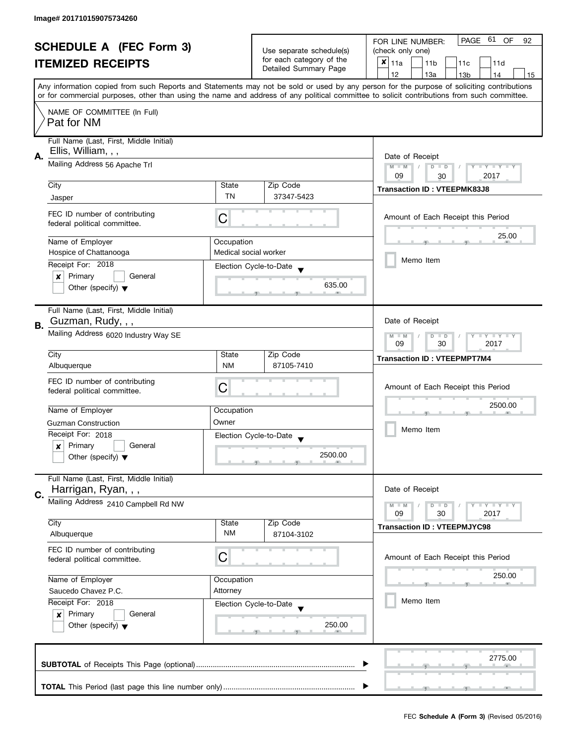Image# 201710159075734260

# SCHEDULE A (FEC Form 3)
## ITEMIZED RECEIPTS

Use separate schedule(s) for each category of the Detailed Summary Page

FOR LINE NUMBER: (check only one)

- [x] 11a
- [ ] 11b
- [ ] 11c
- [ ] 11d
- [ ] 12
- [ ] 13a
- [ ] 13b
- [ ] 14
- [ ] 15

PAGE 61 OF 92

Any information copied from such Reports and Statements may not be sold or used by any person for the purpose of soliciting contributions or for commercial purposes, other than using the name and address of any political committee to solicit contributions from such committee.

NAME OF COMMITTEE (In Full)
Pat for NM

---

**A.** Full Name (Last, First, Middle Initial): Ellis, William, , ,

Mailing Address: 56 Apache Trl

| City | State | Zip Code |
|---|---|---|
| Jasper | TN | 37347-5423 |

FEC ID number of contributing federal political committee: C

Name of Employer: Hospice of Chattanooga
Occupation: Medical social worker

Receipt For: 2018
- [x] Primary
- [ ] General
- [ ] Other (specify)

Election Cycle-to-Date: 635.00

Date of Receipt: 09 / 30 / 2017

Transaction ID : VTEEPMK83J8

Amount of Each Receipt this Period: 25.00

- [ ] Memo Item

---

**B.** Full Name (Last, First, Middle Initial): Guzman, Rudy, , ,

Mailing Address: 6020 Industry Way SE

| City | State | Zip Code |
|---|---|---|
| Albuquerque | NM | 87105-7410 |

FEC ID number of contributing federal political committee: C

Name of Employer: Guzman Construction
Occupation: Owner

Receipt For: 2018
- [x] Primary
- [ ] General
- [ ] Other (specify)

Election Cycle-to-Date: 2500.00

Date of Receipt: 09 / 30 / 2017

Transaction ID : VTEEPMPT7M4

Amount of Each Receipt this Period: 2500.00

- [ ] Memo Item

---

**C.** Full Name (Last, First, Middle Initial): Harrigan, Ryan, , ,

Mailing Address: 2410 Campbell Rd NW

| City | State | Zip Code |
|---|---|---|
| Albuquerque | NM | 87104-3102 |

FEC ID number of contributing federal political committee: C

Name of Employer: Saucedo Chavez P.C.
Occupation: Attorney

Receipt For: 2018
- [x] Primary
- [ ] General
- [ ] Other (specify)

Election Cycle-to-Date: 250.00

Date of Receipt: 09 / 30 / 2017

Transaction ID : VTEEPMJYC98

Amount of Each Receipt this Period: 250.00

- [ ] Memo Item

---

**SUBTOTAL** of Receipts This Page (optional): 2775.00

**TOTAL** This Period (last page this line number only):

FEC **Schedule A (Form 3)** (Revised 05/2016)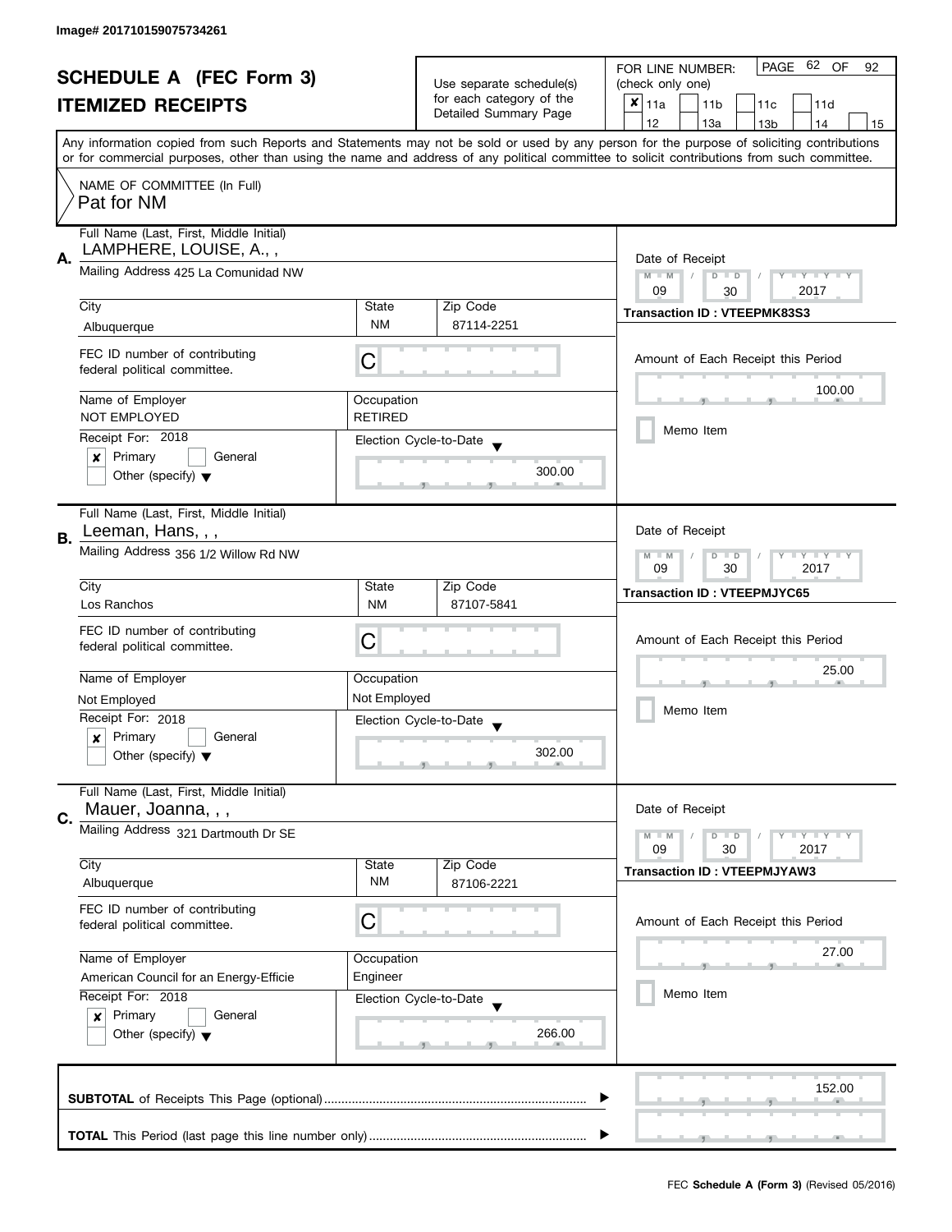Image# 201710159075734261

# SCHEDULE A (FEC Form 3)
## ITEMIZED RECEIPTS

Use separate schedule(s) for each category of the Detailed Summary Page

FOR LINE NUMBER: (check only one)

PAGE 62 OF 92

- [x] 11a
- [ ] 11b
- [ ] 11c
- [ ] 11d
- [ ] 12
- [ ] 13a
- [ ] 13b
- [ ] 14
- [ ] 15

Any information copied from such Reports and Statements may not be sold or used by any person for the purpose of soliciting contributions or for commercial purposes, other than using the name and address of any political committee to solicit contributions from such committee.

NAME OF COMMITTEE (In Full)
Pat for NM

---

**A.**

Full Name (Last, First, Middle Initial): LAMPHERE, LOUISE, A., ,

Mailing Address: 425 La Comunidad NW

City: Albuquerque | State: NM | Zip Code: 87114-2251

FEC ID number of contributing federal political committee: C

Name of Employer: NOT EMPLOYED

Occupation: RETIRED

Receipt For: 2018

- [x] Primary
- [ ] General
- [ ] Other (specify)

Election Cycle-to-Date: 300.00

Date of Receipt: 09 / 30 / 2017

Transaction ID : VTEEPMK83S3

Amount of Each Receipt this Period: 100.00

- [ ] Memo Item

---

**B.**

Full Name (Last, First, Middle Initial): Leeman, Hans, , ,

Mailing Address: 356 1/2 Willow Rd NW

City: Los Ranchos | State: NM | Zip Code: 87107-5841

FEC ID number of contributing federal political committee: C

Name of Employer: Not Employed

Occupation: Not Employed

Receipt For: 2018

- [x] Primary
- [ ] General
- [ ] Other (specify)

Election Cycle-to-Date: 302.00

Date of Receipt: 09 / 30 / 2017

Transaction ID : VTEEPMJYC65

Amount of Each Receipt this Period: 25.00

- [ ] Memo Item

---

**C.**

Full Name (Last, First, Middle Initial): Mauer, Joanna, , ,

Mailing Address: 321 Dartmouth Dr SE

City: Albuquerque | State: NM | Zip Code: 87106-2221

FEC ID number of contributing federal political committee: C

Name of Employer: American Council for an Energy-Efficie

Occupation: Engineer

Receipt For: 2018

- [x] Primary
- [ ] General
- [ ] Other (specify)

Election Cycle-to-Date: 266.00

Date of Receipt: 09 / 30 / 2017

Transaction ID : VTEEPMJYAW3

Amount of Each Receipt this Period: 27.00

- [ ] Memo Item

---

**SUBTOTAL** of Receipts This Page (optional): 152.00

**TOTAL** This Period (last page this line number only):

FEC **Schedule A (Form 3)** (Revised 05/2016)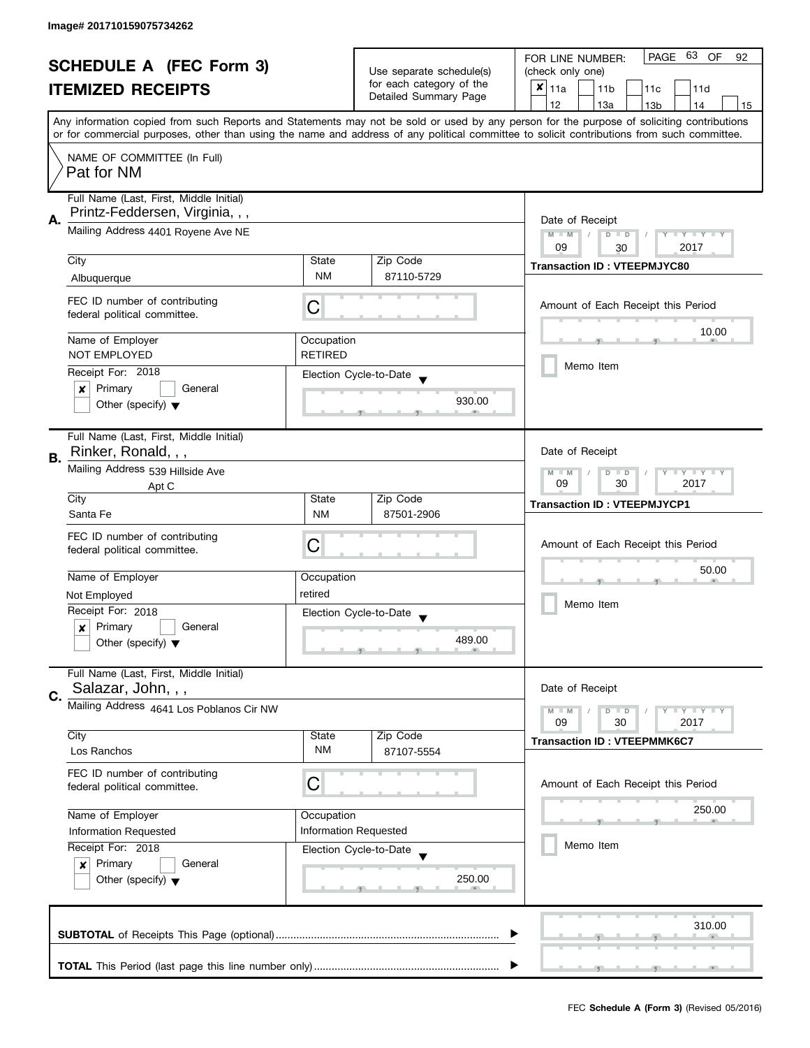Image# 201710159075734262

# SCHEDULE A (FEC Form 3)
## ITEMIZED RECEIPTS

Use separate schedule(s) for each category of the Detailed Summary Page

FOR LINE NUMBER: (check only one)

☒ 11a ☐ 11b ☐ 11c ☐ 11d ☐ 12 ☐ 13a ☐ 13b ☐ 14 ☐ 15

PAGE 63 OF 92

Any information copied from such Reports and Statements may not be sold or used by any person for the purpose of soliciting contributions or for commercial purposes, other than using the name and address of any political committee to solicit contributions from such committee.

NAME OF COMMITTEE (In Full)
Pat for NM

---

**A.** Full Name (Last, First, Middle Initial): Printz-Feddersen, Virginia, , ,

Mailing Address: 4401 Royene Ave NE

| City | State | Zip Code |
|---|---|---|
| Albuquerque | NM | 87110-5729 |

FEC ID number of contributing federal political committee: C

| Name of Employer | Occupation |
|---|---|
| NOT EMPLOYED | RETIRED |

Receipt For: 2018
☒ Primary ☐ General
☐ Other (specify)

Election Cycle-to-Date: 930.00

Date of Receipt: 09 / 30 / 2017

Transaction ID : VTEEPMJYC80

Amount of Each Receipt this Period: 10.00

☐ Memo Item

---

**B.** Full Name (Last, First, Middle Initial): Rinker, Ronald, , ,

Mailing Address: 539 Hillside Ave
Apt C

| City | State | Zip Code |
|---|---|---|
| Santa Fe | NM | 87501-2906 |

FEC ID number of contributing federal political committee: C

| Name of Employer | Occupation |
|---|---|
| Not Employed | retired |

Receipt For: 2018
☒ Primary ☐ General
☐ Other (specify)

Election Cycle-to-Date: 489.00

Date of Receipt: 09 / 30 / 2017

Transaction ID : VTEEPMJYCP1

Amount of Each Receipt this Period: 50.00

☐ Memo Item

---

**C.** Full Name (Last, First, Middle Initial): Salazar, John, , ,

Mailing Address: 4641 Los Poblanos Cir NW

| City | State | Zip Code |
|---|---|---|
| Los Ranchos | NM | 87107-5554 |

FEC ID number of contributing federal political committee: C

| Name of Employer | Occupation |
|---|---|
| Information Requested | Information Requested |

Receipt For: 2018
☒ Primary ☐ General
☐ Other (specify)

Election Cycle-to-Date: 250.00

Date of Receipt: 09 / 30 / 2017

Transaction ID : VTEEPMMK6C7

Amount of Each Receipt this Period: 250.00

☐ Memo Item

---

**SUBTOTAL** of Receipts This Page (optional): 310.00

**TOTAL** This Period (last page this line number only):

FEC **Schedule A (Form 3)** (Revised 05/2016)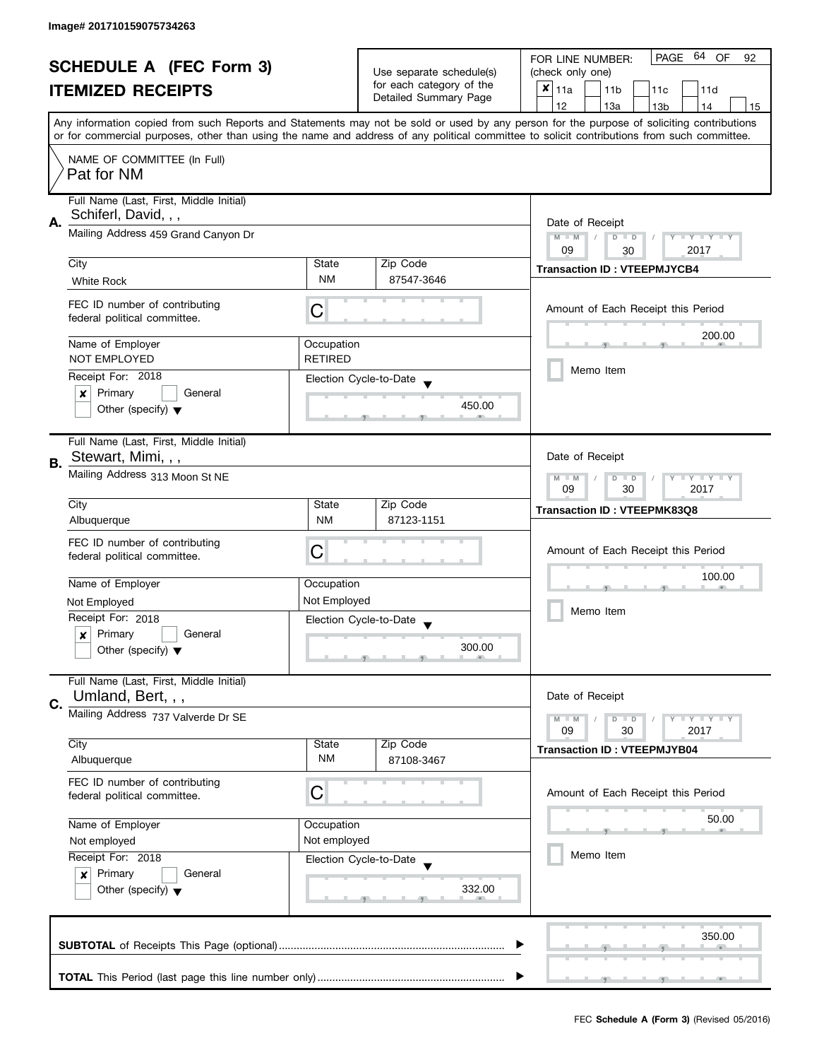Image# 201710159075734263

# SCHEDULE A (FEC Form 3)
## ITEMIZED RECEIPTS

Use separate schedule(s) for each category of the Detailed Summary Page

FOR LINE NUMBER: (check only one)

- [x] 11a
- [ ] 11b
- [ ] 11c
- [ ] 11d
- [ ] 12
- [ ] 13a
- [ ] 13b
- [ ] 14
- [ ] 15

PAGE 64 OF 92

Any information copied from such Reports and Statements may not be sold or used by any person for the purpose of soliciting contributions or for commercial purposes, other than using the name and address of any political committee to solicit contributions from such committee.

NAME OF COMMITTEE (In Full)
Pat for NM

---

**A.** Full Name (Last, First, Middle Initial): Schiferl, David, , ,

Mailing Address: 459 Grand Canyon Dr

City: White Rock | State: NM | Zip Code: 87547-3646

FEC ID number of contributing federal political committee: C

Name of Employer: NOT EMPLOYED | Occupation: RETIRED

Receipt For: 2018
- [x] Primary
- [ ] General
- [ ] Other (specify)

Election Cycle-to-Date: 450.00

Date of Receipt: 09 / 30 / 2017

Transaction ID : VTEEPMJYCB4

Amount of Each Receipt this Period: 200.00

- [ ] Memo Item

---

**B.** Full Name (Last, First, Middle Initial): Stewart, Mimi, , ,

Mailing Address: 313 Moon St NE

City: Albuquerque | State: NM | Zip Code: 87123-1151

FEC ID number of contributing federal political committee: C

Name of Employer: Not Employed | Occupation: Not Employed

Receipt For: 2018
- [x] Primary
- [ ] General
- [ ] Other (specify)

Election Cycle-to-Date: 300.00

Date of Receipt: 09 / 30 / 2017

Transaction ID : VTEEPMK83Q8

Amount of Each Receipt this Period: 100.00

- [ ] Memo Item

---

**C.** Full Name (Last, First, Middle Initial): Umland, Bert, , ,

Mailing Address: 737 Valverde Dr SE

City: Albuquerque | State: NM | Zip Code: 87108-3467

FEC ID number of contributing federal political committee: C

Name of Employer: Not employed | Occupation: Not employed

Receipt For: 2018
- [x] Primary
- [ ] General
- [ ] Other (specify)

Election Cycle-to-Date: 332.00

Date of Receipt: 09 / 30 / 2017

Transaction ID : VTEEPMJYB04

Amount of Each Receipt this Period: 50.00

- [ ] Memo Item

---

**SUBTOTAL** of Receipts This Page (optional): 350.00

**TOTAL** This Period (last page this line number only):

FEC **Schedule A (Form 3)** (Revised 05/2016)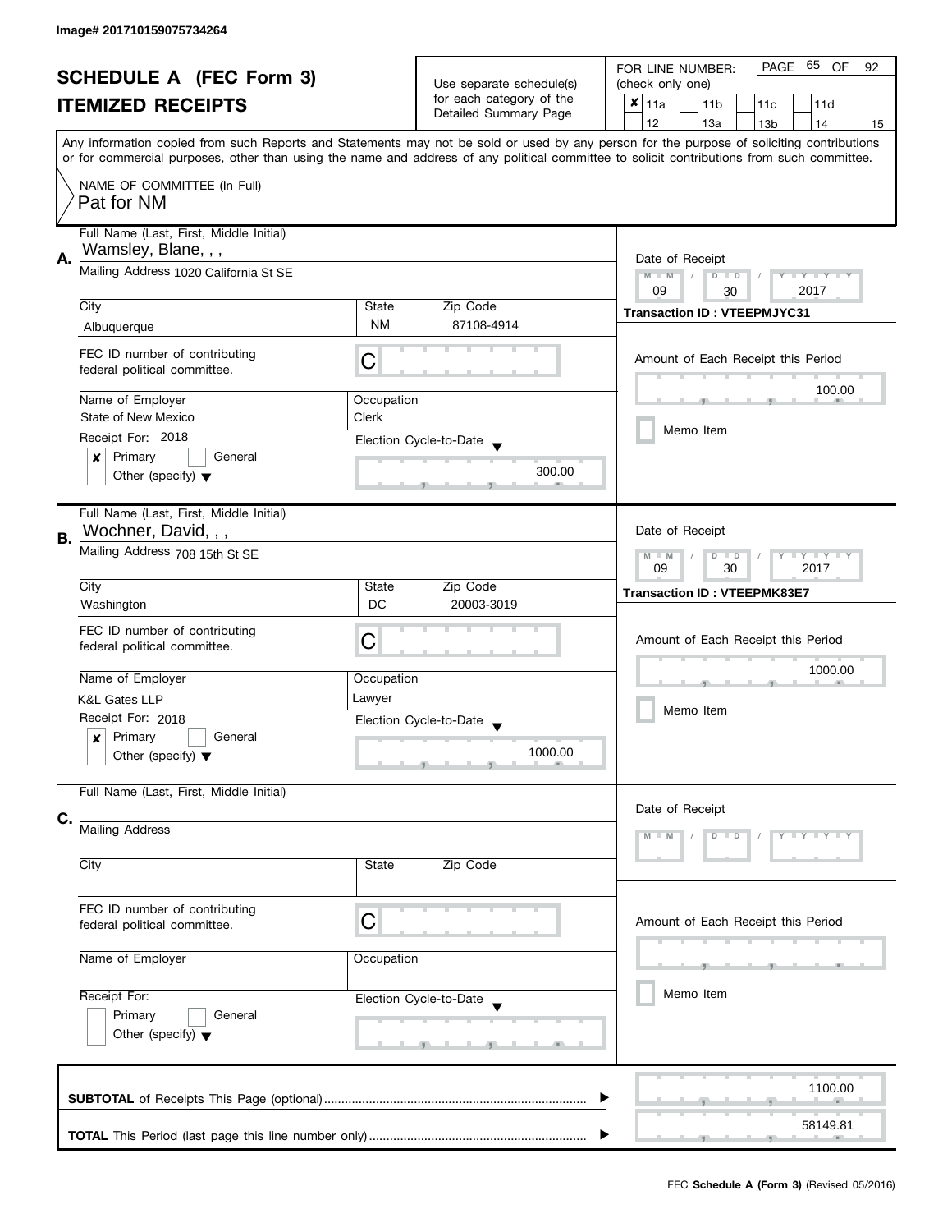Image# 201710159075734264

# SCHEDULE A (FEC Form 3)
## ITEMIZED RECEIPTS

Use separate schedule(s) for each category of the Detailed Summary Page

FOR LINE NUMBER: (check only one)

- [x] 11a
- [ ] 11b
- [ ] 11c
- [ ] 11d
- [ ] 12
- [ ] 13a
- [ ] 13b
- [ ] 14
- [ ] 15

PAGE 65 OF 92

Any information copied from such Reports and Statements may not be sold or used by any person for the purpose of soliciting contributions or for commercial purposes, other than using the name and address of any political committee to solicit contributions from such committee.

NAME OF COMMITTEE (In Full)
Pat for NM

---

**A.**

Full Name (Last, First, Middle Initial): Wamsley, Blane, , ,

Mailing Address: 1020 California St SE

City: Albuquerque | State: NM | Zip Code: 87108-4914

FEC ID number of contributing federal political committee: C

Name of Employer: State of New Mexico | Occupation: Clerk

Receipt For: 2018
- [x] Primary
- [ ] General
- [ ] Other (specify)

Election Cycle-to-Date: 300.00

Date of Receipt: 09 / 30 / 2017

Transaction ID : VTEEPMJYC31

Amount of Each Receipt this Period: 100.00

- [ ] Memo Item

---

**B.**

Full Name (Last, First, Middle Initial): Wochner, David, , ,

Mailing Address: 708 15th St SE

City: Washington | State: DC | Zip Code: 20003-3019

FEC ID number of contributing federal political committee: C

Name of Employer: K&L Gates LLP | Occupation: Lawyer

Receipt For: 2018
- [x] Primary
- [ ] General
- [ ] Other (specify)

Election Cycle-to-Date: 1000.00

Date of Receipt: 09 / 30 / 2017

Transaction ID : VTEEPMK83E7

Amount of Each Receipt this Period: 1000.00

- [ ] Memo Item

---

**C.**

Full Name (Last, First, Middle Initial):

Mailing Address:

City: | State: | Zip Code:

FEC ID number of contributing federal political committee: C

Name of Employer: | Occupation:

Receipt For:
- [ ] Primary
- [ ] General
- [ ] Other (specify)

Election Cycle-to-Date:

Date of Receipt: M M / D D / Y Y Y Y

Amount of Each Receipt this Period:

- [ ] Memo Item

---

**SUBTOTAL** of Receipts This Page (optional): 1100.00

**TOTAL** This Period (last page this line number only): 58149.81

FEC **Schedule A (Form 3)** (Revised 05/2016)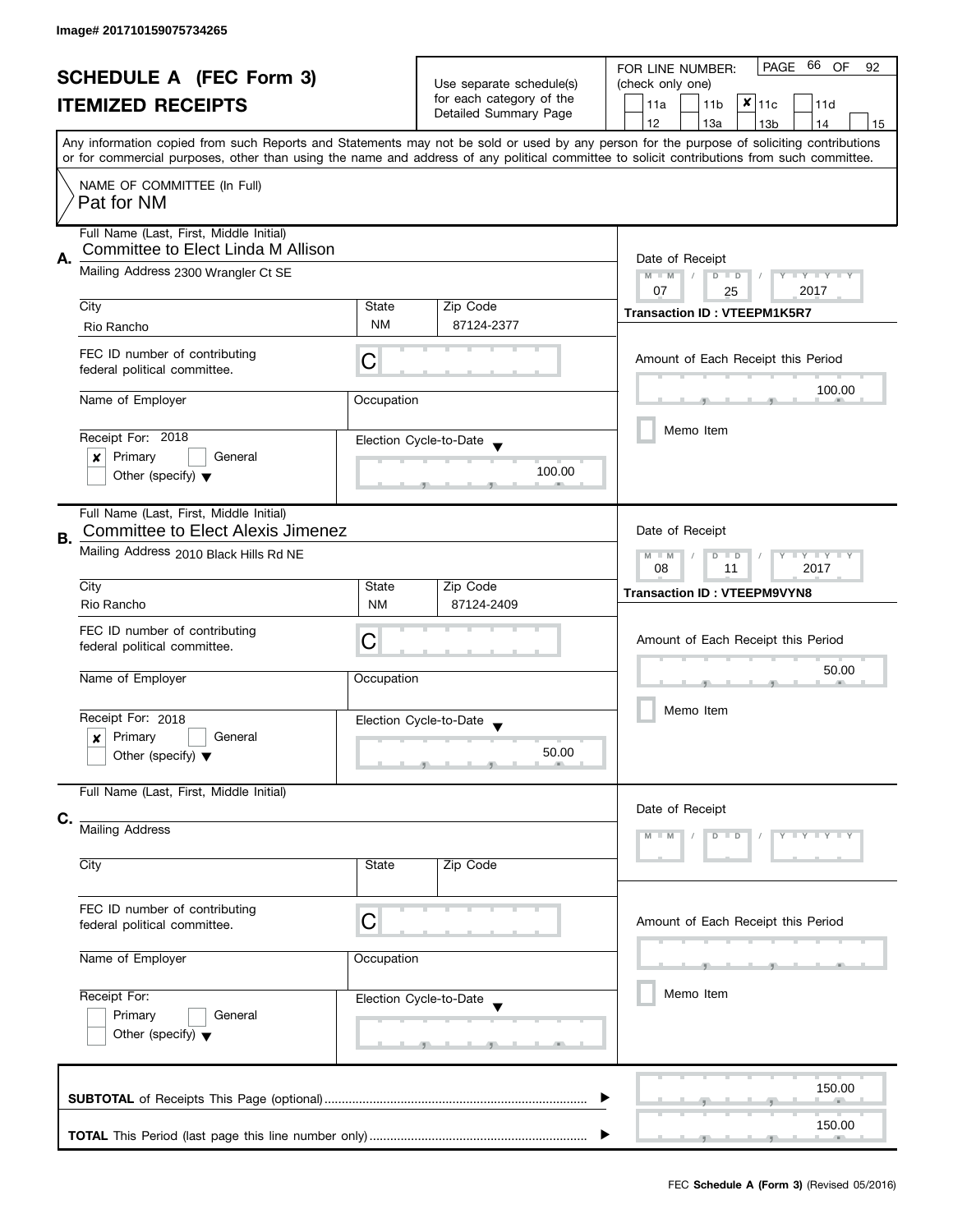Image# 201710159075734265

# SCHEDULE A (FEC Form 3)
## ITEMIZED RECEIPTS

Use separate schedule(s) for each category of the Detailed Summary Page

FOR LINE NUMBER: (check only one)

- [ ] 11a
- [ ] 11b
- [x] 11c
- [ ] 11d
- [ ] 12
- [ ] 13a
- [ ] 13b
- [ ] 14
- [ ] 15

Any information copied from such Reports and Statements may not be sold or used by any person for the purpose of soliciting contributions or for commercial purposes, other than using the name and address of any political committee to solicit contributions from such committee.

NAME OF COMMITTEE (In Full)
Pat for NM

---

**A.**

Full Name (Last, First, Middle Initial): Committee to Elect Linda M Allison

Mailing Address: 2300 Wrangler Ct SE

| City | State | Zip Code |
|---|---|---|
| Rio Rancho | NM | 87124-2377 |

FEC ID number of contributing federal political committee: C

Name of Employer:

Occupation:

Receipt For: 2018
- [x] Primary
- [ ] General
- [ ] Other (specify)

Election Cycle-to-Date: 100.00

Date of Receipt: 07 / 25 / 2017

**Transaction ID : VTEEPM1K5R7**

Amount of Each Receipt this Period: 100.00

- [ ] Memo Item

---

**B.**

Full Name (Last, First, Middle Initial): Committee to Elect Alexis Jimenez

Mailing Address: 2010 Black Hills Rd NE

| City | State | Zip Code |
|---|---|---|
| Rio Rancho | NM | 87124-2409 |

FEC ID number of contributing federal political committee: C

Name of Employer:

Occupation:

Receipt For: 2018
- [x] Primary
- [ ] General
- [ ] Other (specify)

Election Cycle-to-Date: 50.00

Date of Receipt: 08 / 11 / 2017

**Transaction ID : VTEEPM9VYN8**

Amount of Each Receipt this Period: 50.00

- [ ] Memo Item

---

**C.**

Full Name (Last, First, Middle Initial):

Mailing Address:

| City | State | Zip Code |
|---|---|---|
| | | |

FEC ID number of contributing federal political committee: C

Name of Employer:

Occupation:

Receipt For:
- [ ] Primary
- [ ] General
- [ ] Other (specify)

Election Cycle-to-Date:

Date of Receipt: M M / D D / Y Y Y Y

Amount of Each Receipt this Period:

- [ ] Memo Item

---

**SUBTOTAL** of Receipts This Page (optional): 150.00

**TOTAL** This Period (last page this line number only): 150.00

FEC **Schedule A (Form 3)** (Revised 05/2016)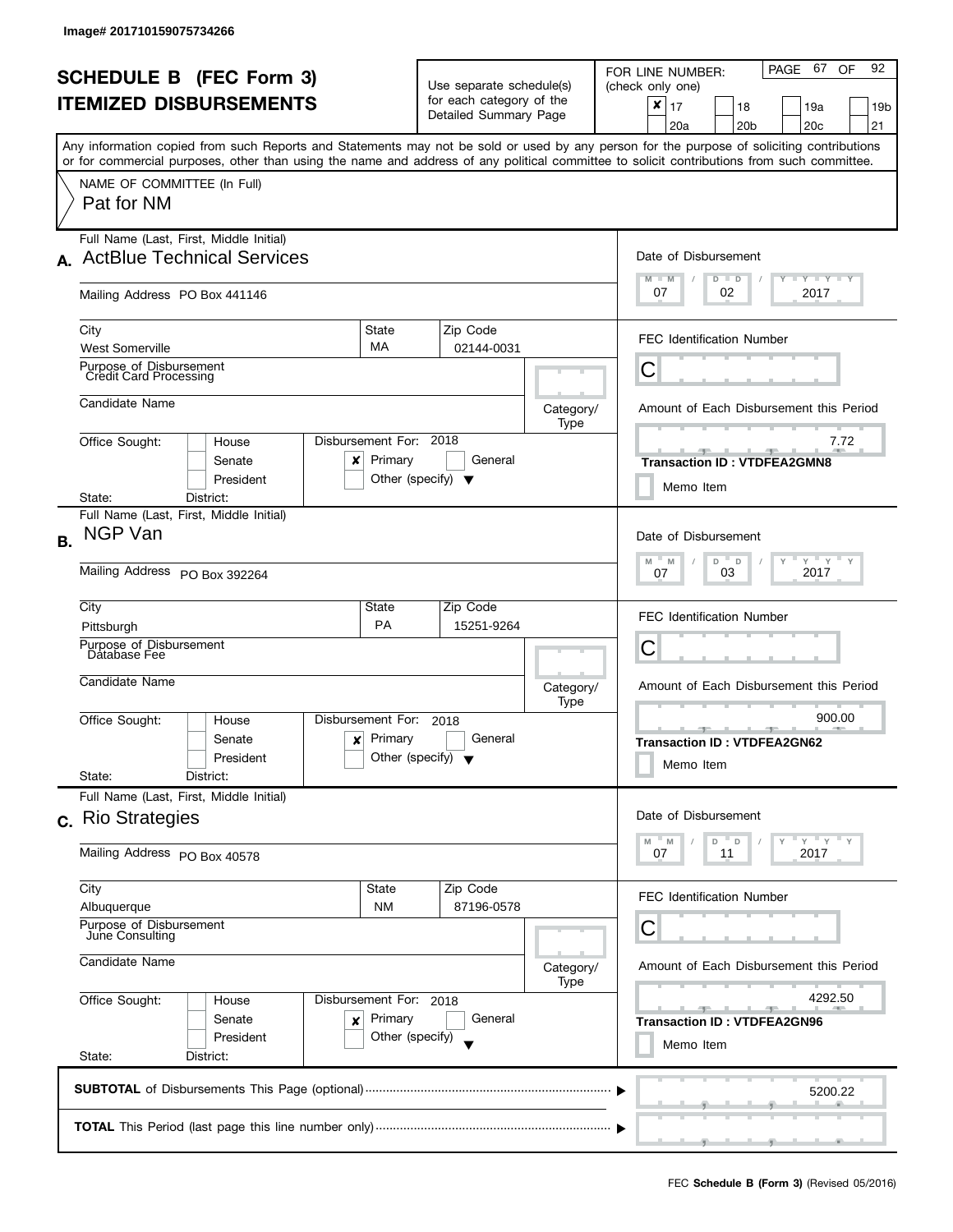Image# 201710159075734266

# SCHEDULE B (FEC Form 3)
# ITEMIZED DISBURSEMENTS

Use separate schedule(s) for each category of the Detailed Summary Page

FOR LINE NUMBER: (check only one)

- [x] 17
- [ ] 18
- [ ] 19a
- [ ] 19b
- [ ] 20a
- [ ] 20b
- [ ] 20c
- [ ] 21

PAGE 67 OF 92

Any information copied from such Reports and Statements may not be sold or used by any person for the purpose of soliciting contributions or for commercial purposes, other than using the name and address of any political committee to solicit contributions from such committee.

NAME OF COMMITTEE (In Full)
Pat for NM

---

## A.

**Full Name (Last, First, Middle Initial):** ActBlue Technical Services

**Mailing Address:** PO Box 441146

**City:** West Somerville | **State:** MA | **Zip Code:** 02144-0031

**Purpose of Disbursement:** Credit Card Processing

**Candidate Name:**

**Category/Type:**

**Office Sought:** [ ] House [ ] Senate [ ] President

**State:** **District:**

**Disbursement For:** 2018 [x] Primary [ ] General [ ] Other (specify)

**Date of Disbursement:** 07 / 02 / 2017

**FEC Identification Number:** C

**Amount of Each Disbursement this Period:** 7.72

**Transaction ID : VTDFEA2GMN8**

[ ] Memo Item

---

## B.

**Full Name (Last, First, Middle Initial):** NGP Van

**Mailing Address:** PO Box 392264

**City:** Pittsburgh | **State:** PA | **Zip Code:** 15251-9264

**Purpose of Disbursement:** Database Fee

**Candidate Name:**

**Category/Type:**

**Office Sought:** [ ] House [ ] Senate [ ] President

**State:** **District:**

**Disbursement For:** 2018 [x] Primary [ ] General [ ] Other (specify)

**Date of Disbursement:** 07 / 03 / 2017

**FEC Identification Number:** C

**Amount of Each Disbursement this Period:** 900.00

**Transaction ID : VTDFEA2GN62**

[ ] Memo Item

---

## C.

**Full Name (Last, First, Middle Initial):** Rio Strategies

**Mailing Address:** PO Box 40578

**City:** Albuquerque | **State:** NM | **Zip Code:** 87196-0578

**Purpose of Disbursement:** June Consulting

**Candidate Name:**

**Category/Type:**

**Office Sought:** [ ] House [ ] Senate [ ] President

**State:** **District:**

**Disbursement For:** 2018 [x] Primary [ ] General [ ] Other (specify)

**Date of Disbursement:** 07 / 11 / 2017

**FEC Identification Number:** C

**Amount of Each Disbursement this Period:** 4292.50

**Transaction ID : VTDFEA2GN96**

[ ] Memo Item

---

**SUBTOTAL** of Disbursements This Page (optional) ▶ 5200.22

**TOTAL** This Period (last page this line number only) ▶

FEC **Schedule B (Form 3)** (Revised 05/2016)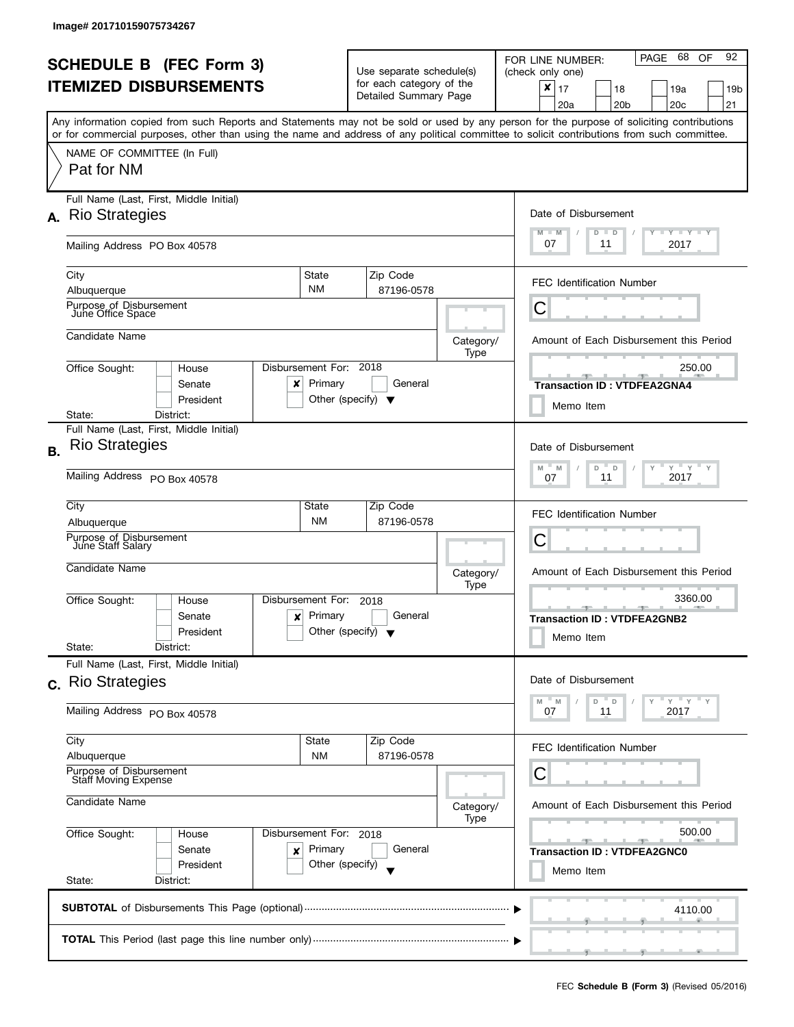Image# 201710159075734267

# SCHEDULE B (FEC Form 3)
# ITEMIZED DISBURSEMENTS

Use separate schedule(s) for each category of the Detailed Summary Page

FOR LINE NUMBER: (check only one)

- [x] 17
- [ ] 18
- [ ] 19a
- [ ] 19b
- [ ] 20a
- [ ] 20b
- [ ] 20c
- [ ] 21

PAGE 68 OF 92

Any information copied from such Reports and Statements may not be sold or used by any person for the purpose of soliciting contributions or for commercial purposes, other than using the name and address of any political committee to solicit contributions from such committee.

NAME OF COMMITTEE (In Full)
Pat for NM

---

**A.** Full Name (Last, First, Middle Initial): Rio Strategies

Mailing Address: PO Box 40578

City: Albuquerque | State: NM | Zip Code: 87196-0578

Purpose of Disbursement: June Office Space

Candidate Name:

Category/Type:

Office Sought: [ ] House [ ] Senate [ ] President

State: District:

Disbursement For: 2018 [x] Primary [ ] General [ ] Other (specify)

Date of Disbursement: 07 / 11 / 2017

FEC Identification Number: C

Amount of Each Disbursement this Period: 250.00

**Transaction ID : VTDFEA2GNA4**

[ ] Memo Item

---

**B.** Full Name (Last, First, Middle Initial): Rio Strategies

Mailing Address: PO Box 40578

City: Albuquerque | State: NM | Zip Code: 87196-0578

Purpose of Disbursement: June Staff Salary

Candidate Name:

Category/Type:

Office Sought: [ ] House [ ] Senate [ ] President

State: District:

Disbursement For: 2018 [x] Primary [ ] General [ ] Other (specify)

Date of Disbursement: 07 / 11 / 2017

FEC Identification Number: C

Amount of Each Disbursement this Period: 3360.00

**Transaction ID : VTDFEA2GNB2**

[ ] Memo Item

---

**C.** Full Name (Last, First, Middle Initial): Rio Strategies

Mailing Address: PO Box 40578

City: Albuquerque | State: NM | Zip Code: 87196-0578

Purpose of Disbursement: Staff Moving Expense

Candidate Name:

Category/Type:

Office Sought: [ ] House [ ] Senate [ ] President

State: District:

Disbursement For: 2018 [x] Primary [ ] General [ ] Other (specify)

Date of Disbursement: 07 / 11 / 2017

FEC Identification Number: C

Amount of Each Disbursement this Period: 500.00

**Transaction ID : VTDFEA2GNC0**

[ ] Memo Item

---

**SUBTOTAL** of Disbursements This Page (optional) ▶ 4110.00

**TOTAL** This Period (last page this line number only) ▶

FEC **Schedule B (Form 3)** (Revised 05/2016)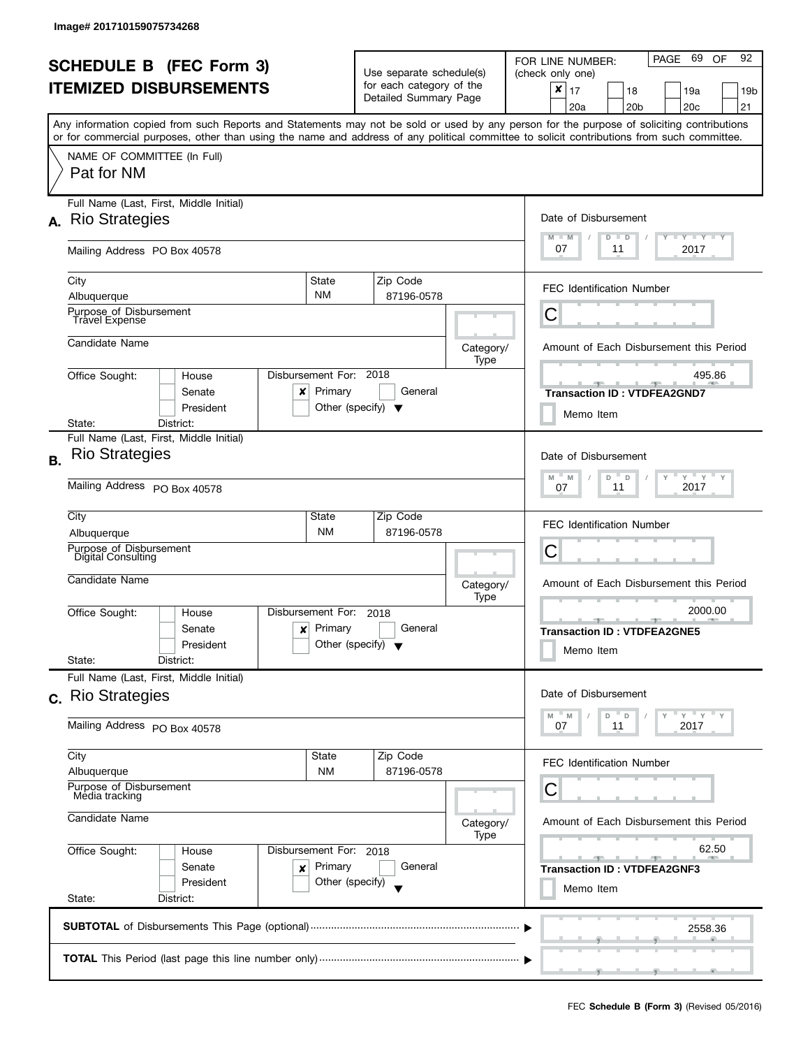Image# 201710159075734268

# SCHEDULE B (FEC Form 3)
# ITEMIZED DISBURSEMENTS

Use separate schedule(s) for each category of the Detailed Summary Page

FOR LINE NUMBER: (check only one)

- [x] 17
- [ ] 18
- [ ] 19a
- [ ] 19b
- [ ] 20a
- [ ] 20b
- [ ] 20c
- [ ] 21

Any information copied from such Reports and Statements may not be sold or used by any person for the purpose of soliciting contributions or for commercial purposes, other than using the name and address of any political committee to solicit contributions from such committee.

NAME OF COMMITTEE (In Full)
Pat for NM

## A.

Full Name (Last, First, Middle Initial): Rio Strategies

Mailing Address: PO Box 40578

City: Albuquerque | State: NM | Zip Code: 87196-0578

Purpose of Disbursement: Travel Expense

Candidate Name:

Category/Type:

Office Sought: [ ] House [ ] Senate [ ] President

State: District:

Disbursement For: 2018 [x] Primary [ ] General [ ] Other (specify)

Date of Disbursement: 07 / 11 / 2017

FEC Identification Number: C

Amount of Each Disbursement this Period: 495.86

Transaction ID : VTDFEA2GND7

[ ] Memo Item

## B.

Full Name (Last, First, Middle Initial): Rio Strategies

Mailing Address: PO Box 40578

City: Albuquerque | State: NM | Zip Code: 87196-0578

Purpose of Disbursement: Digital Consulting

Candidate Name:

Category/Type:

Office Sought: [ ] House [ ] Senate [ ] President

State: District:

Disbursement For: 2018 [x] Primary [ ] General [ ] Other (specify)

Date of Disbursement: 07 / 11 / 2017

FEC Identification Number: C

Amount of Each Disbursement this Period: 2000.00

Transaction ID : VTDFEA2GNE5

[ ] Memo Item

## C.

Full Name (Last, First, Middle Initial): Rio Strategies

Mailing Address: PO Box 40578

City: Albuquerque | State: NM | Zip Code: 87196-0578

Purpose of Disbursement: Media tracking

Candidate Name:

Category/Type:

Office Sought: [ ] House [ ] Senate [ ] President

State: District:

Disbursement For: 2018 [x] Primary [ ] General [ ] Other (specify)

Date of Disbursement: 07 / 11 / 2017

FEC Identification Number: C

Amount of Each Disbursement this Period: 62.50

Transaction ID : VTDFEA2GNF3

[ ] Memo Item

**SUBTOTAL** of Disbursements This Page (optional): 2558.36

**TOTAL** This Period (last page this line number only):

FEC **Schedule B (Form 3)** (Revised 05/2016)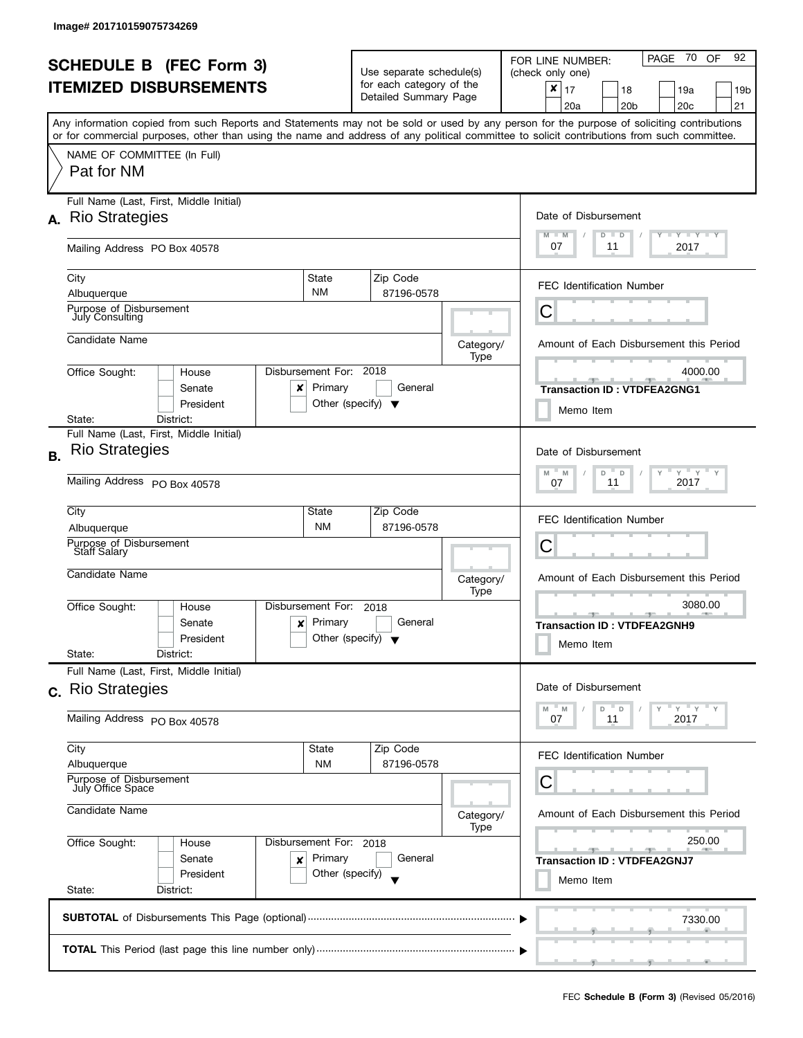Image# 201710159075734269

# SCHEDULE B (FEC Form 3)
## ITEMIZED DISBURSEMENTS

Use separate schedule(s) for each category of the Detailed Summary Page

FOR LINE NUMBER: (check only one)

- [x] 17
- [ ] 18
- [ ] 19a
- [ ] 19b
- [ ] 20a
- [ ] 20b
- [ ] 20c
- [ ] 21

Any information copied from such Reports and Statements may not be sold or used by any person for the purpose of soliciting contributions or for commercial purposes, other than using the name and address of any political committee to solicit contributions from such committee.

NAME OF COMMITTEE (In Full)
Pat for NM

---

**A.** Full Name (Last, First, Middle Initial): Rio Strategies

Mailing Address: PO Box 40578

City: Albuquerque | State: NM | Zip Code: 87196-0578

Purpose of Disbursement: July Consulting

Candidate Name:

Category/Type:

Office Sought: House / Senate / President

State: District:

Disbursement For: 2018 — [x] Primary [ ] General [ ] Other (specify)

Date of Disbursement: 07 / 11 / 2017

FEC Identification Number: C

Amount of Each Disbursement this Period: 4000.00

Transaction ID : VTDFEA2GNG1

[ ] Memo Item

---

**B.** Full Name (Last, First, Middle Initial): Rio Strategies

Mailing Address: PO Box 40578

City: Albuquerque | State: NM | Zip Code: 87196-0578

Purpose of Disbursement: Staff Salary

Candidate Name:

Category/Type:

Office Sought: House / Senate / President

State: District:

Disbursement For: 2018 — [x] Primary [ ] General [ ] Other (specify)

Date of Disbursement: 07 / 11 / 2017

FEC Identification Number: C

Amount of Each Disbursement this Period: 3080.00

Transaction ID : VTDFEA2GNH9

[ ] Memo Item

---

**C.** Full Name (Last, First, Middle Initial): Rio Strategies

Mailing Address: PO Box 40578

City: Albuquerque | State: NM | Zip Code: 87196-0578

Purpose of Disbursement: July Office Space

Candidate Name:

Category/Type:

Office Sought: House / Senate / President

State: District:

Disbursement For: 2018 — [x] Primary [ ] General [ ] Other (specify)

Date of Disbursement: 07 / 11 / 2017

FEC Identification Number: C

Amount of Each Disbursement this Period: 250.00

Transaction ID : VTDFEA2GNJ7

[ ] Memo Item

---

**SUBTOTAL** of Disbursements This Page (optional): 7330.00

**TOTAL** This Period (last page this line number only):

FEC **Schedule B (Form 3)** (Revised 05/2016)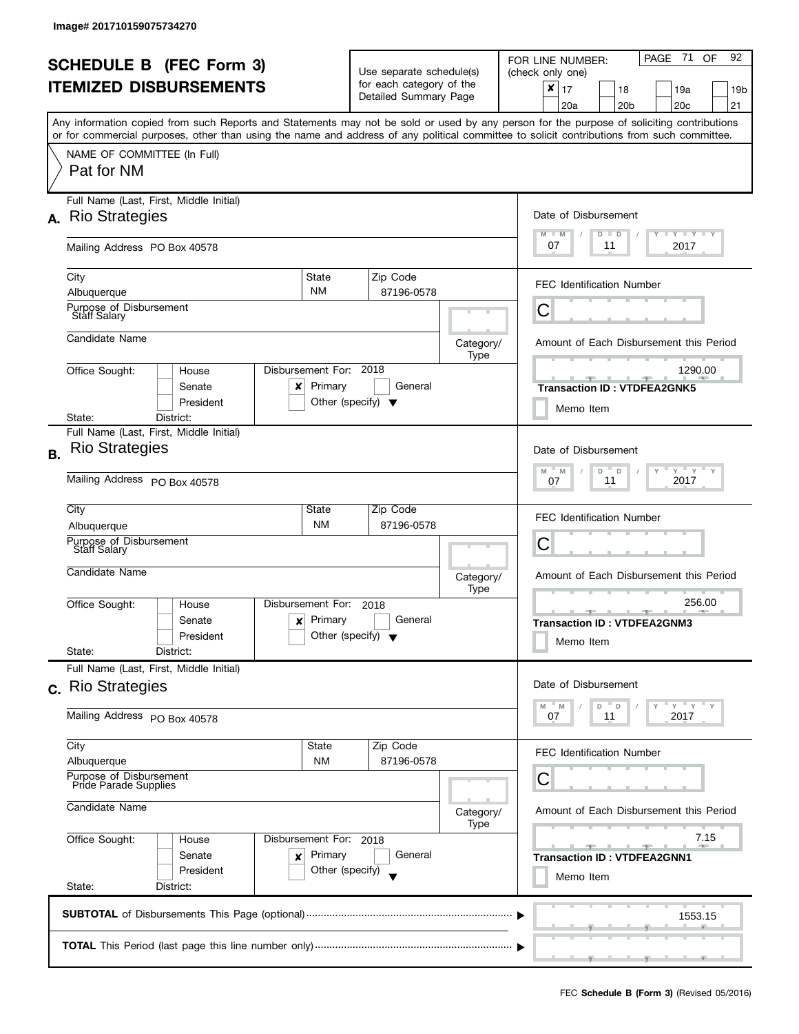Image# 201710159075734270

# SCHEDULE B (FEC Form 3)
# ITEMIZED DISBURSEMENTS

Use separate schedule(s) for each category of the Detailed Summary Page

FOR LINE NUMBER: (check only one)

- [x] 17
- [ ] 18
- [ ] 19a
- [ ] 19b
- [ ] 20a
- [ ] 20b
- [ ] 20c
- [ ] 21

Any information copied from such Reports and Statements may not be sold or used by any person for the purpose of soliciting contributions or for commercial purposes, other than using the name and address of any political committee to solicit contributions from such committee.

NAME OF COMMITTEE (In Full)
Pat for NM

---

**A.** Full Name (Last, First, Middle Initial): Rio Strategies

Mailing Address: PO Box 40578

City: Albuquerque | State: NM | Zip Code: 87196-0578

Purpose of Disbursement: Staff Salary

Candidate Name:

Category/Type:

Office Sought: [ ] House [ ] Senate [ ] President
State: District:

Disbursement For: 2018 [x] Primary [ ] General [ ] Other (specify)

Date of Disbursement: 07 / 11 / 2017

FEC Identification Number: C

Amount of Each Disbursement this Period: 1290.00

Transaction ID : VTDFEA2GNK5

[ ] Memo Item

---

**B.** Full Name (Last, First, Middle Initial): Rio Strategies

Mailing Address: PO Box 40578

City: Albuquerque | State: NM | Zip Code: 87196-0578

Purpose of Disbursement: Staff Salary

Candidate Name:

Category/Type:

Office Sought: [ ] House [ ] Senate [ ] President
State: District:

Disbursement For: 2018 [x] Primary [ ] General [ ] Other (specify)

Date of Disbursement: 07 / 11 / 2017

FEC Identification Number: C

Amount of Each Disbursement this Period: 256.00

Transaction ID : VTDFEA2GNM3

[ ] Memo Item

---

**C.** Full Name (Last, First, Middle Initial): Rio Strategies

Mailing Address: PO Box 40578

City: Albuquerque | State: NM | Zip Code: 87196-0578

Purpose of Disbursement: Pride Parade Supplies

Candidate Name:

Category/Type:

Office Sought: [ ] House [ ] Senate [ ] President
State: District:

Disbursement For: 2018 [x] Primary [ ] General [ ] Other (specify)

Date of Disbursement: 07 / 11 / 2017

FEC Identification Number: C

Amount of Each Disbursement this Period: 7.15

Transaction ID : VTDFEA2GNN1

[ ] Memo Item

---

**SUBTOTAL** of Disbursements This Page (optional): 1553.15

**TOTAL** This Period (last page this line number only):

FEC **Schedule B (Form 3)** (Revised 05/2016)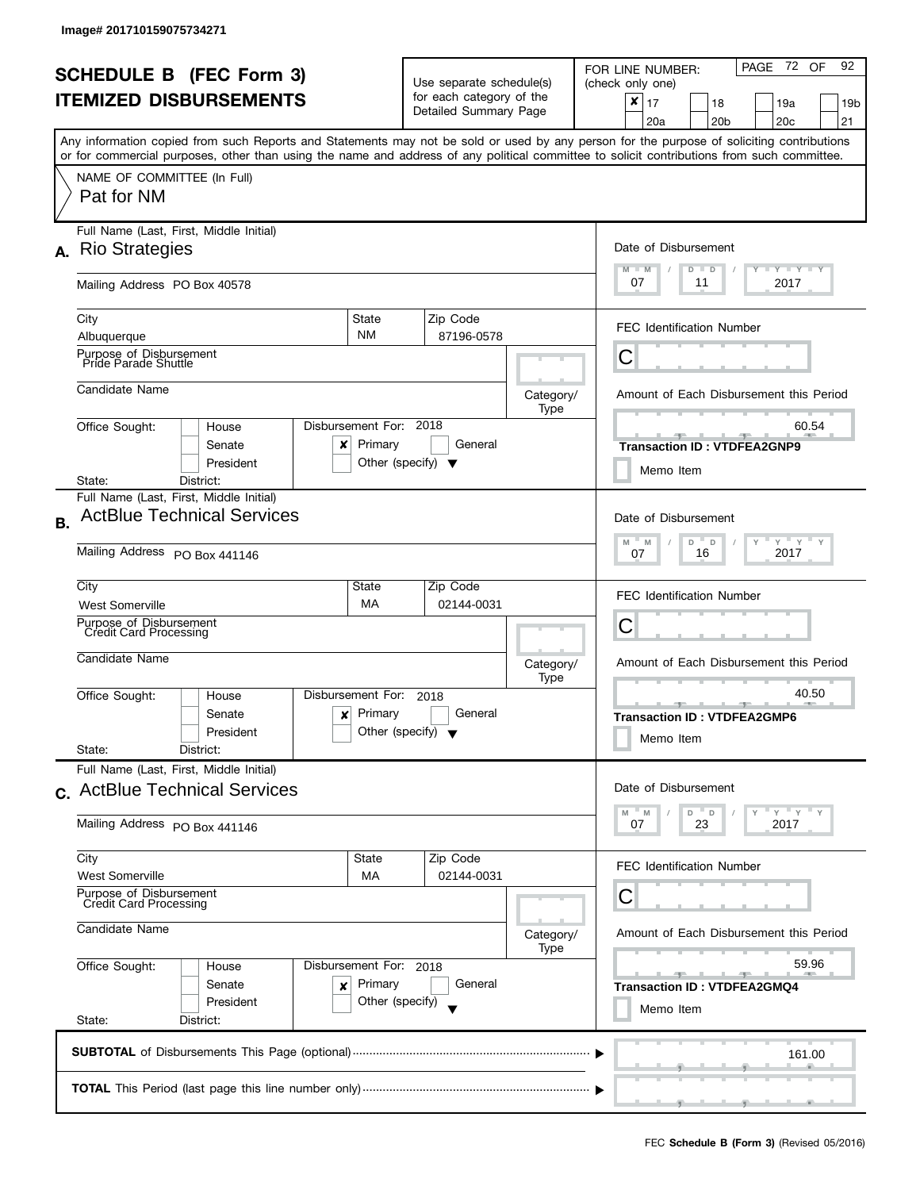Image# 201710159075734271

# SCHEDULE B (FEC Form 3)
# ITEMIZED DISBURSEMENTS

Use separate schedule(s) for each category of the Detailed Summary Page

FOR LINE NUMBER: (check only one)

- [x] 17
- [ ] 18
- [ ] 19a
- [ ] 19b
- [ ] 20a
- [ ] 20b
- [ ] 20c
- [ ] 21

PAGE 72 OF 92

Any information copied from such Reports and Statements may not be sold or used by any person for the purpose of soliciting contributions or for commercial purposes, other than using the name and address of any political committee to solicit contributions from such committee.

NAME OF COMMITTEE (In Full)
Pat for NM

## A.

Full Name (Last, First, Middle Initial): Rio Strategies

Mailing Address: PO Box 40578

City: Albuquerque | State: NM | Zip Code: 87196-0578

Purpose of Disbursement: Pride Parade Shuttle

Candidate Name:

Category/Type:

Office Sought: [ ] House [ ] Senate [ ] President

State: District:

Disbursement For: 2018 [x] Primary [ ] General [ ] Other (specify)

Date of Disbursement: 07 / 11 / 2017

FEC Identification Number: C

Amount of Each Disbursement this Period: 60.54

Transaction ID : VTDFEA2GNP9

[ ] Memo Item

## B.

Full Name (Last, First, Middle Initial): ActBlue Technical Services

Mailing Address: PO Box 441146

City: West Somerville | State: MA | Zip Code: 02144-0031

Purpose of Disbursement: Credit Card Processing

Candidate Name:

Category/Type:

Office Sought: [ ] House [ ] Senate [ ] President

State: District:

Disbursement For: 2018 [x] Primary [ ] General [ ] Other (specify)

Date of Disbursement: 07 / 16 / 2017

FEC Identification Number: C

Amount of Each Disbursement this Period: 40.50

Transaction ID : VTDFEA2GMP6

[ ] Memo Item

## C.

Full Name (Last, First, Middle Initial): ActBlue Technical Services

Mailing Address: PO Box 441146

City: West Somerville | State: MA | Zip Code: 02144-0031

Purpose of Disbursement: Credit Card Processing

Candidate Name:

Category/Type:

Office Sought: [ ] House [ ] Senate [ ] President

State: District:

Disbursement For: 2018 [x] Primary [ ] General [ ] Other (specify)

Date of Disbursement: 07 / 23 / 2017

FEC Identification Number: C

Amount of Each Disbursement this Period: 59.96

Transaction ID : VTDFEA2GMQ4

[ ] Memo Item

**SUBTOTAL** of Disbursements This Page (optional) ........ 161.00

**TOTAL** This Period (last page this line number only) ........

FEC **Schedule B (Form 3)** (Revised 05/2016)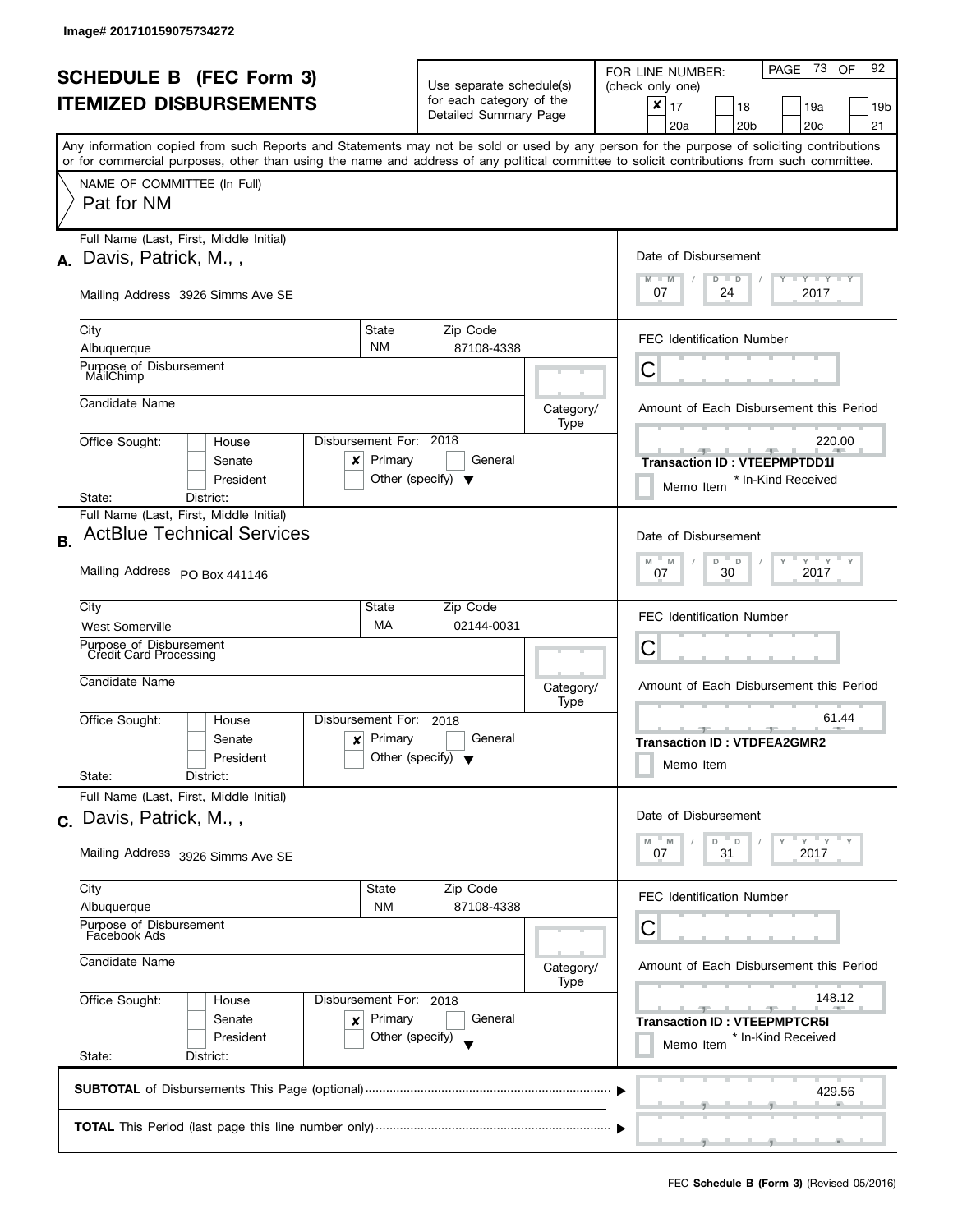Image# 201710159075734272

# SCHEDULE B (FEC Form 3)
## ITEMIZED DISBURSEMENTS

Use separate schedule(s) for each category of the Detailed Summary Page

FOR LINE NUMBER: (check only one)

- [x] 17
- [ ] 18
- [ ] 19a
- [ ] 19b
- [ ] 20a
- [ ] 20b
- [ ] 20c
- [ ] 21

PAGE 73 OF 92

Any information copied from such Reports and Statements may not be sold or used by any person for the purpose of soliciting contributions or for commercial purposes, other than using the name and address of any political committee to solicit contributions from such committee.

NAME OF COMMITTEE (In Full)
Pat for NM

---

**A.** Full Name (Last, First, Middle Initial): Davis, Patrick, M., ,

Mailing Address: 3926 Simms Ave SE

City: Albuquerque | State: NM | Zip Code: 87108-4338

Purpose of Disbursement: MailChimp

Candidate Name:

Category/Type:

Office Sought: [ ] House [ ] Senate [ ] President
State: District:

Disbursement For: 2018 [x] Primary [ ] General [ ] Other (specify)

Date of Disbursement: 07 / 24 / 2017

FEC Identification Number: C

Amount of Each Disbursement this Period: 220.00

**Transaction ID : VTEEPMPTDD1I**

[ ] Memo Item * In-Kind Received

---

**B.** Full Name (Last, First, Middle Initial): ActBlue Technical Services

Mailing Address: PO Box 441146

City: West Somerville | State: MA | Zip Code: 02144-0031

Purpose of Disbursement: Credit Card Processing

Candidate Name:

Category/Type:

Office Sought: [ ] House [ ] Senate [ ] President
State: District:

Disbursement For: 2018 [x] Primary [ ] General [ ] Other (specify)

Date of Disbursement: 07 / 30 / 2017

FEC Identification Number: C

Amount of Each Disbursement this Period: 61.44

**Transaction ID : VTDFEA2GMR2**

[ ] Memo Item

---

**C.** Full Name (Last, First, Middle Initial): Davis, Patrick, M., ,

Mailing Address: 3926 Simms Ave SE

City: Albuquerque | State: NM | Zip Code: 87108-4338

Purpose of Disbursement: Facebook Ads

Candidate Name:

Category/Type:

Office Sought: [ ] House [ ] Senate [ ] President
State: District:

Disbursement For: 2018 [x] Primary [ ] General [ ] Other (specify)

Date of Disbursement: 07 / 31 / 2017

FEC Identification Number: C

Amount of Each Disbursement this Period: 148.12

**Transaction ID : VTEEPMPTCR5I**

[ ] Memo Item * In-Kind Received

---

**SUBTOTAL** of Disbursements This Page (optional): 429.56

**TOTAL** This Period (last page this line number only):

FEC **Schedule B (Form 3)** (Revised 05/2016)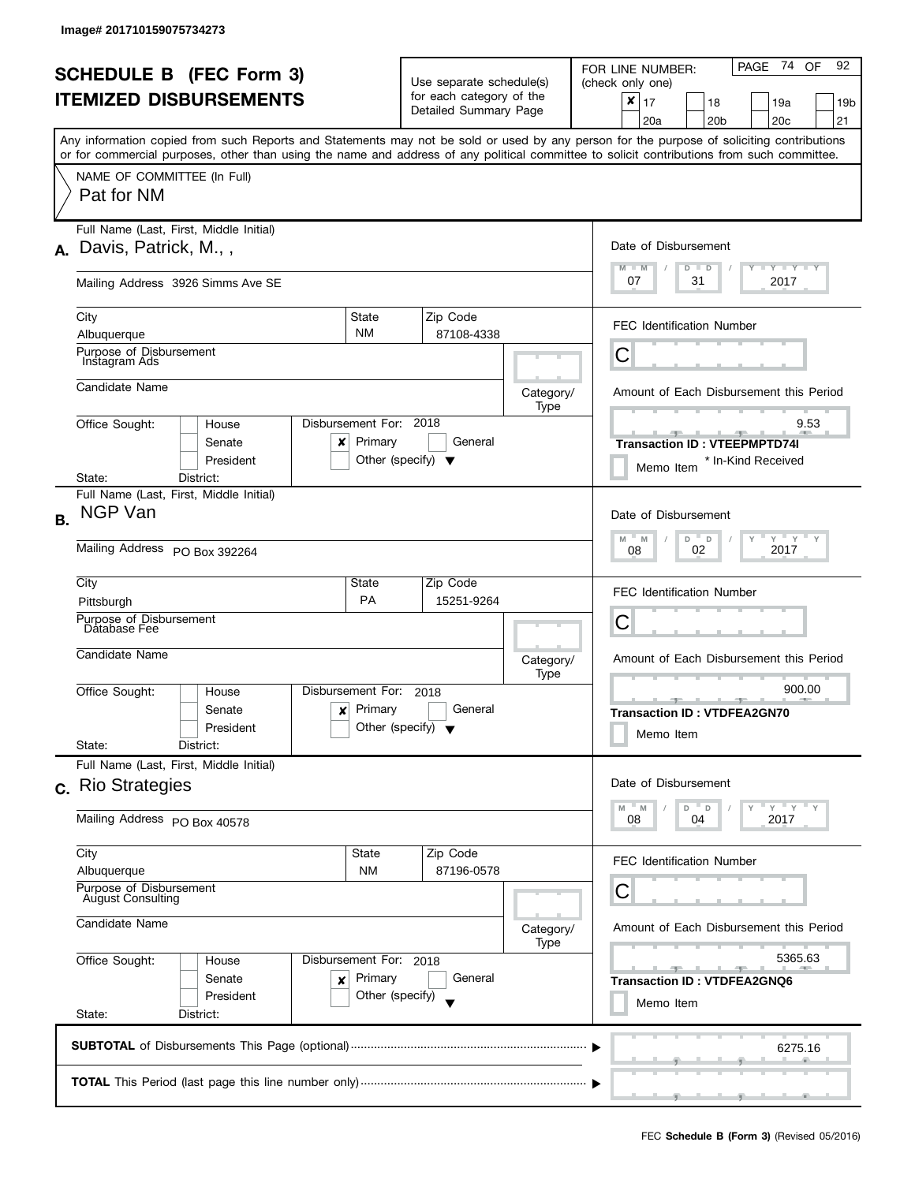Image# 201710159075734273

# SCHEDULE B (FEC Form 3)
# ITEMIZED DISBURSEMENTS

Use separate schedule(s) for each category of the Detailed Summary Page

FOR LINE NUMBER: (check only one)

- [x] 17
- [ ] 18
- [ ] 19a
- [ ] 19b
- [ ] 20a
- [ ] 20b
- [ ] 20c
- [ ] 21

PAGE 74 OF 92

Any information copied from such Reports and Statements may not be sold or used by any person for the purpose of soliciting contributions or for commercial purposes, other than using the name and address of any political committee to solicit contributions from such committee.

NAME OF COMMITTEE (In Full)
Pat for NM

---

**A.** Full Name (Last, First, Middle Initial): Davis, Patrick, M., ,

Mailing Address: 3926 Simms Ave SE

City: Albuquerque | State: NM | Zip Code: 87108-4338

Purpose of Disbursement: Instagram Ads

Candidate Name:

Category/Type:

Office Sought: [ ] House [ ] Senate [ ] President

State: District:

Disbursement For: 2018 [x] Primary [ ] General [ ] Other (specify)

Date of Disbursement: 07 / 31 / 2017

FEC Identification Number: C

Amount of Each Disbursement this Period: 9.53

Transaction ID : VTEEPMPTD74I

[ ] Memo Item * In-Kind Received

---

**B.** Full Name (Last, First, Middle Initial): NGP Van

Mailing Address: PO Box 392264

City: Pittsburgh | State: PA | Zip Code: 15251-9264

Purpose of Disbursement: Database Fee

Candidate Name:

Category/Type:

Office Sought: [ ] House [ ] Senate [ ] President

State: District:

Disbursement For: 2018 [x] Primary [ ] General [ ] Other (specify)

Date of Disbursement: 08 / 02 / 2017

FEC Identification Number: C

Amount of Each Disbursement this Period: 900.00

Transaction ID : VTDFEA2GN70

[ ] Memo Item

---

**C.** Full Name (Last, First, Middle Initial): Rio Strategies

Mailing Address: PO Box 40578

City: Albuquerque | State: NM | Zip Code: 87196-0578

Purpose of Disbursement: August Consulting

Candidate Name:

Category/Type:

Office Sought: [ ] House [ ] Senate [ ] President

State: District:

Disbursement For: 2018 [x] Primary [ ] General [ ] Other (specify)

Date of Disbursement: 08 / 04 / 2017

FEC Identification Number: C

Amount of Each Disbursement this Period: 5365.63

Transaction ID : VTDFEA2GNQ6

[ ] Memo Item

---

**SUBTOTAL** of Disbursements This Page (optional): 6275.16

**TOTAL** This Period (last page this line number only):

FEC **Schedule B (Form 3)** (Revised 05/2016)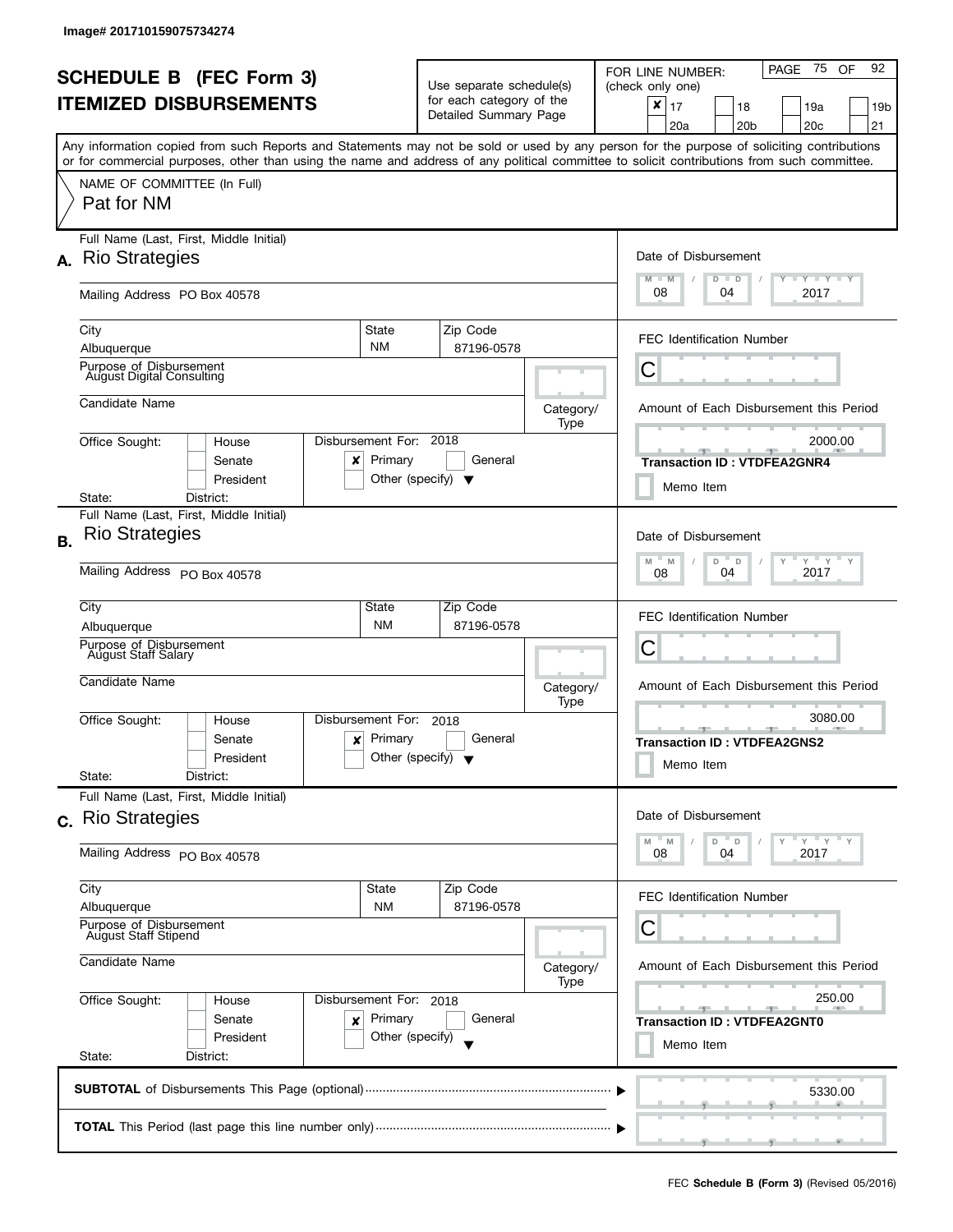Image# 201710159075734274

# SCHEDULE B (FEC Form 3)
## ITEMIZED DISBURSEMENTS

Use separate schedule(s) for each category of the Detailed Summary Page

FOR LINE NUMBER: (check only one)

- [x] 17
- [ ] 18
- [ ] 19a
- [ ] 19b
- [ ] 20a
- [ ] 20b
- [ ] 20c
- [ ] 21

PAGE 75 OF 92

Any information copied from such Reports and Statements may not be sold or used by any person for the purpose of soliciting contributions or for commercial purposes, other than using the name and address of any political committee to solicit contributions from such committee.

NAME OF COMMITTEE (In Full)
Pat for NM

---

**A.** Full Name (Last, First, Middle Initial): Rio Strategies

Mailing Address: PO Box 40578

City: Albuquerque | State: NM | Zip Code: 87196-0578

Purpose of Disbursement: August Digital Consulting

Candidate Name:

Category/Type:

Office Sought: [ ] House [ ] Senate [ ] President

State: District:

Disbursement For: 2018 [x] Primary [ ] General [ ] Other (specify)

Date of Disbursement: 08 / 04 / 2017

FEC Identification Number: C

Amount of Each Disbursement this Period: 2000.00

Transaction ID : VTDFEA2GNR4

[ ] Memo Item

---

**B.** Full Name (Last, First, Middle Initial): Rio Strategies

Mailing Address: PO Box 40578

City: Albuquerque | State: NM | Zip Code: 87196-0578

Purpose of Disbursement: August Staff Salary

Candidate Name:

Category/Type:

Office Sought: [ ] House [ ] Senate [ ] President

State: District:

Disbursement For: 2018 [x] Primary [ ] General [ ] Other (specify)

Date of Disbursement: 08 / 04 / 2017

FEC Identification Number: C

Amount of Each Disbursement this Period: 3080.00

Transaction ID : VTDFEA2GNS2

[ ] Memo Item

---

**C.** Full Name (Last, First, Middle Initial): Rio Strategies

Mailing Address: PO Box 40578

City: Albuquerque | State: NM | Zip Code: 87196-0578

Purpose of Disbursement: August Staff Stipend

Candidate Name:

Category/Type:

Office Sought: [ ] House [ ] Senate [ ] President

State: District:

Disbursement For: 2018 [x] Primary [ ] General [ ] Other (specify)

Date of Disbursement: 08 / 04 / 2017

FEC Identification Number: C

Amount of Each Disbursement this Period: 250.00

Transaction ID : VTDFEA2GNT0

[ ] Memo Item

---

**SUBTOTAL** of Disbursements This Page (optional): 5330.00

**TOTAL** This Period (last page this line number only):

FEC **Schedule B (Form 3)** (Revised 05/2016)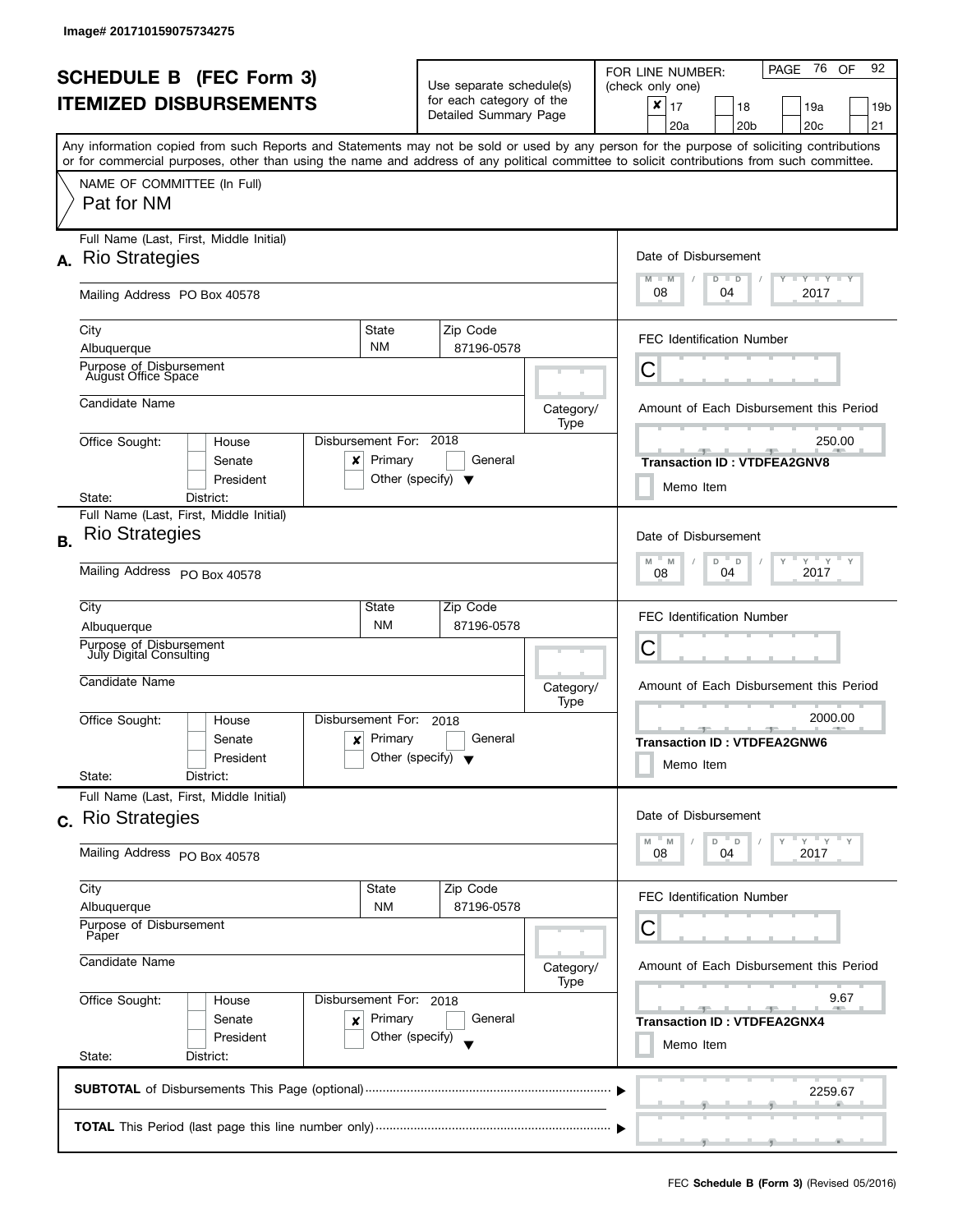Image# 201710159075734275

# SCHEDULE B (FEC Form 3)
# ITEMIZED DISBURSEMENTS

Use separate schedule(s) for each category of the Detailed Summary Page

FOR LINE NUMBER: (check only one)

- [x] 17
- [ ] 18
- [ ] 19a
- [ ] 19b
- [ ] 20a
- [ ] 20b
- [ ] 20c
- [ ] 21

Any information copied from such Reports and Statements may not be sold or used by any person for the purpose of soliciting contributions or for commercial purposes, other than using the name and address of any political committee to solicit contributions from such committee.

NAME OF COMMITTEE (In Full)
Pat for NM

---

**A.** Full Name (Last, First, Middle Initial): Rio Strategies

Mailing Address: PO Box 40578

City: Albuquerque | State: NM | Zip Code: 87196-0578

Purpose of Disbursement: August Office Space

Candidate Name:

Category/Type:

Office Sought: [ ] House [ ] Senate [ ] President

State: District:

Disbursement For: 2018 [x] Primary [ ] General [ ] Other (specify)

Date of Disbursement: 08 / 04 / 2017

FEC Identification Number: C

Amount of Each Disbursement this Period: 250.00

Transaction ID : VTDFEA2GNV8

[ ] Memo Item

---

**B.** Full Name (Last, First, Middle Initial): Rio Strategies

Mailing Address: PO Box 40578

City: Albuquerque | State: NM | Zip Code: 87196-0578

Purpose of Disbursement: July Digital Consulting

Candidate Name:

Category/Type:

Office Sought: [ ] House [ ] Senate [ ] President

State: District:

Disbursement For: 2018 [x] Primary [ ] General [ ] Other (specify)

Date of Disbursement: 08 / 04 / 2017

FEC Identification Number: C

Amount of Each Disbursement this Period: 2000.00

Transaction ID : VTDFEA2GNW6

[ ] Memo Item

---

**C.** Full Name (Last, First, Middle Initial): Rio Strategies

Mailing Address: PO Box 40578

City: Albuquerque | State: NM | Zip Code: 87196-0578

Purpose of Disbursement: Paper

Candidate Name:

Category/Type:

Office Sought: [ ] House [ ] Senate [ ] President

State: District:

Disbursement For: 2018 [x] Primary [ ] General [ ] Other (specify)

Date of Disbursement: 08 / 04 / 2017

FEC Identification Number: C

Amount of Each Disbursement this Period: 9.67

Transaction ID : VTDFEA2GNX4

[ ] Memo Item

---

**SUBTOTAL** of Disbursements This Page (optional): 2259.67

**TOTAL** This Period (last page this line number only):

FEC **Schedule B (Form 3)** (Revised 05/2016)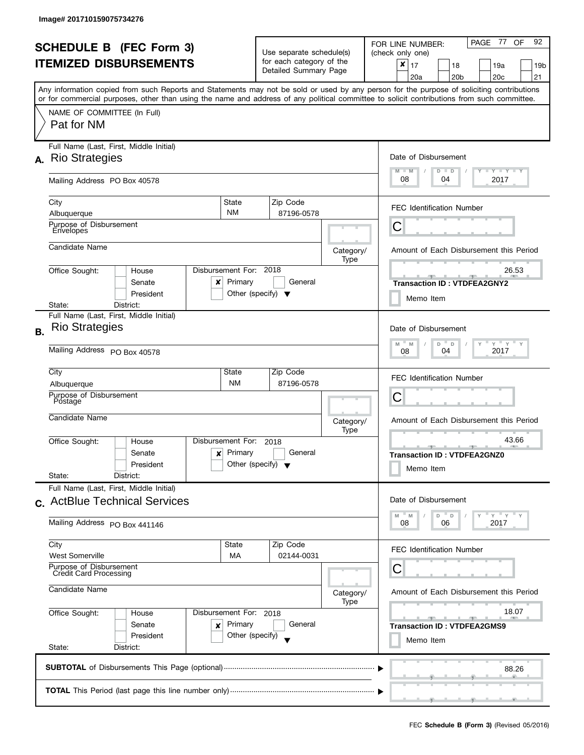Image# 201710159075734276

# SCHEDULE B (FEC Form 3)
# ITEMIZED DISBURSEMENTS

Use separate schedule(s) for each category of the Detailed Summary Page

FOR LINE NUMBER: (check only one)

- [x] 17
- [ ] 18
- [ ] 19a
- [ ] 19b
- [ ] 20a
- [ ] 20b
- [ ] 20c
- [ ] 21

Any information copied from such Reports and Statements may not be sold or used by any person for the purpose of soliciting contributions or for commercial purposes, other than using the name and address of any political committee to solicit contributions from such committee.

NAME OF COMMITTEE (In Full)
Pat for NM

---

**A.** Full Name (Last, First, Middle Initial): Rio Strategies

Mailing Address: PO Box 40578

City: Albuquerque | State: NM | Zip Code: 87196-0578

Purpose of Disbursement: Envelopes

Candidate Name:

Category/Type:

Office Sought: House / Senate / President

State: District:

Disbursement For: 2018 — [x] Primary [ ] General [ ] Other (specify)

Date of Disbursement: 08/04/2017

FEC Identification Number: C

Amount of Each Disbursement this Period: 26.53

Transaction ID : VTDFEA2GNY2

Memo Item

---

**B.** Full Name (Last, First, Middle Initial): Rio Strategies

Mailing Address: PO Box 40578

City: Albuquerque | State: NM | Zip Code: 87196-0578

Purpose of Disbursement: Postage

Candidate Name:

Category/Type:

Office Sought: House / Senate / President

State: District:

Disbursement For: 2018 — [x] Primary [ ] General [ ] Other (specify)

Date of Disbursement: 08/04/2017

FEC Identification Number: C

Amount of Each Disbursement this Period: 43.66

Transaction ID : VTDFEA2GNZ0

Memo Item

---

**C.** Full Name (Last, First, Middle Initial): ActBlue Technical Services

Mailing Address: PO Box 441146

City: West Somerville | State: MA | Zip Code: 02144-0031

Purpose of Disbursement: Credit Card Processing

Candidate Name:

Category/Type:

Office Sought: House / Senate / President

State: District:

Disbursement For: 2018 — [x] Primary [ ] General [ ] Other (specify)

Date of Disbursement: 08/06/2017

FEC Identification Number: C

Amount of Each Disbursement this Period: 18.07

Transaction ID : VTDFEA2GMS9

Memo Item

---

**SUBTOTAL** of Disbursements This Page (optional): 88.26

**TOTAL** This Period (last page this line number only):

FEC **Schedule B (Form 3)** (Revised 05/2016)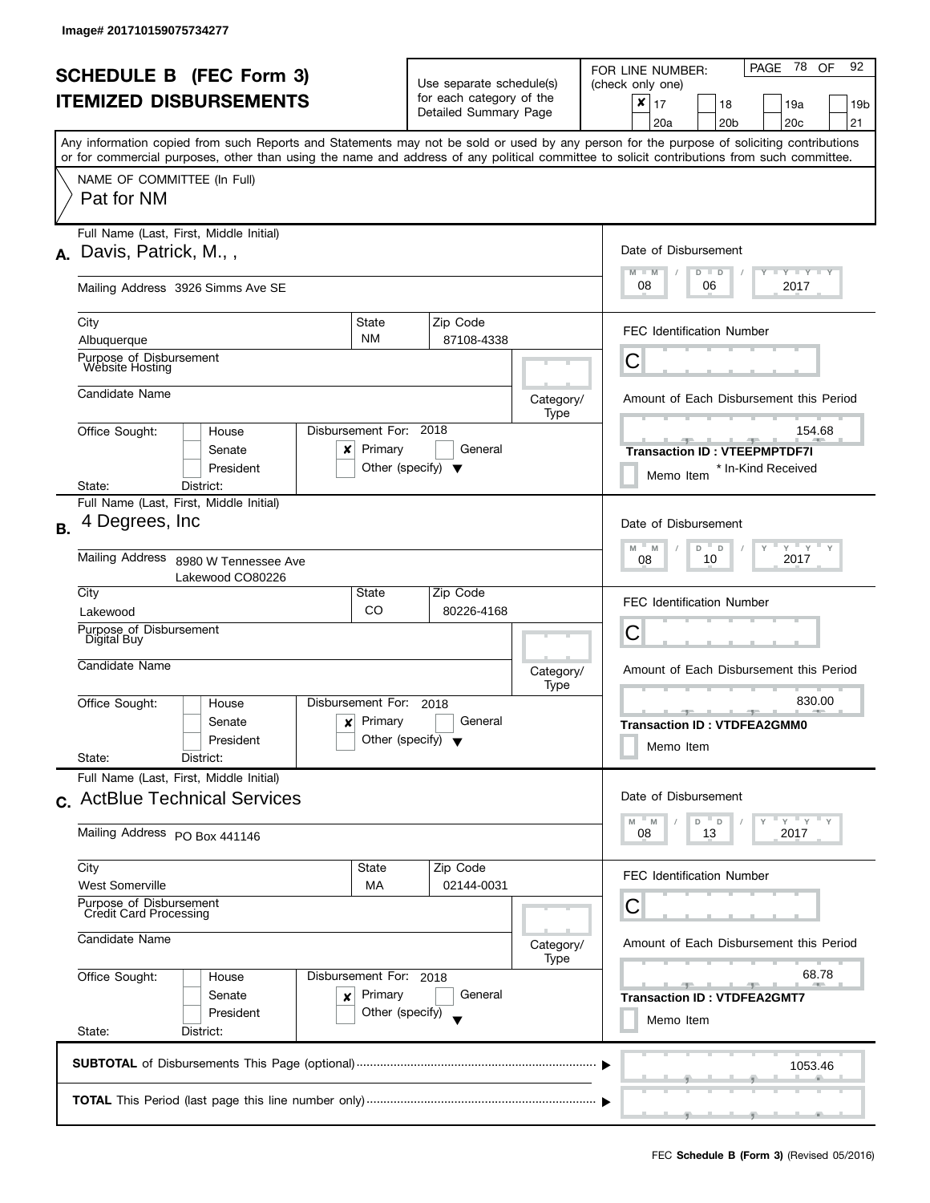Image# 201710159075734277

# SCHEDULE B (FEC Form 3)
# ITEMIZED DISBURSEMENTS

Use separate schedule(s) for each category of the Detailed Summary Page

FOR LINE NUMBER: (check only one)
[x] 17 [ ] 18 [ ] 19a [ ] 19b [ ] 20a [ ] 20b [ ] 20c [ ] 21

PAGE 78 OF 92

Any information copied from such Reports and Statements may not be sold or used by any person for the purpose of soliciting contributions or for commercial purposes, other than using the name and address of any political committee to solicit contributions from such committee.

NAME OF COMMITTEE (In Full)
Pat for NM

---

**A.** Full Name (Last, First, Middle Initial): Davis, Patrick, M., ,

Mailing Address: 3926 Simms Ave SE

City: Albuquerque | State: NM | Zip Code: 87108-4338

Purpose of Disbursement: Website Hosting

Candidate Name:

Category/Type:

Office Sought: [ ] House [ ] Senate [ ] President

State: District:

Disbursement For: 2018 [x] Primary [ ] General [ ] Other (specify)

Date of Disbursement: 08 / 06 / 2017

FEC Identification Number: C

Amount of Each Disbursement this Period: 154.68

Transaction ID : VTEEPMPTDF7I

[ ] Memo Item * In-Kind Received

---

**B.** Full Name (Last, First, Middle Initial): 4 Degrees, Inc

Mailing Address: 8980 W Tennessee Ave Lakewood CO80226

City: Lakewood | State: CO | Zip Code: 80226-4168

Purpose of Disbursement: Digital Buy

Candidate Name:

Category/Type:

Office Sought: [ ] House [ ] Senate [ ] President

State: District:

Disbursement For: 2018 [x] Primary [ ] General [ ] Other (specify)

Date of Disbursement: 08 / 10 / 2017

FEC Identification Number: C

Amount of Each Disbursement this Period: 830.00

Transaction ID : VTDFEA2GMM0

[ ] Memo Item

---

**C.** Full Name (Last, First, Middle Initial): ActBlue Technical Services

Mailing Address: PO Box 441146

City: West Somerville | State: MA | Zip Code: 02144-0031

Purpose of Disbursement: Credit Card Processing

Candidate Name:

Category/Type:

Office Sought: [ ] House [ ] Senate [ ] President

State: District:

Disbursement For: 2018 [x] Primary [ ] General [ ] Other (specify)

Date of Disbursement: 08 / 13 / 2017

FEC Identification Number: C

Amount of Each Disbursement this Period: 68.78

Transaction ID : VTDFEA2GMT7

[ ] Memo Item

---

**SUBTOTAL** of Disbursements This Page (optional): 1053.46

**TOTAL** This Period (last page this line number only):

FEC **Schedule B (Form 3)** (Revised 05/2016)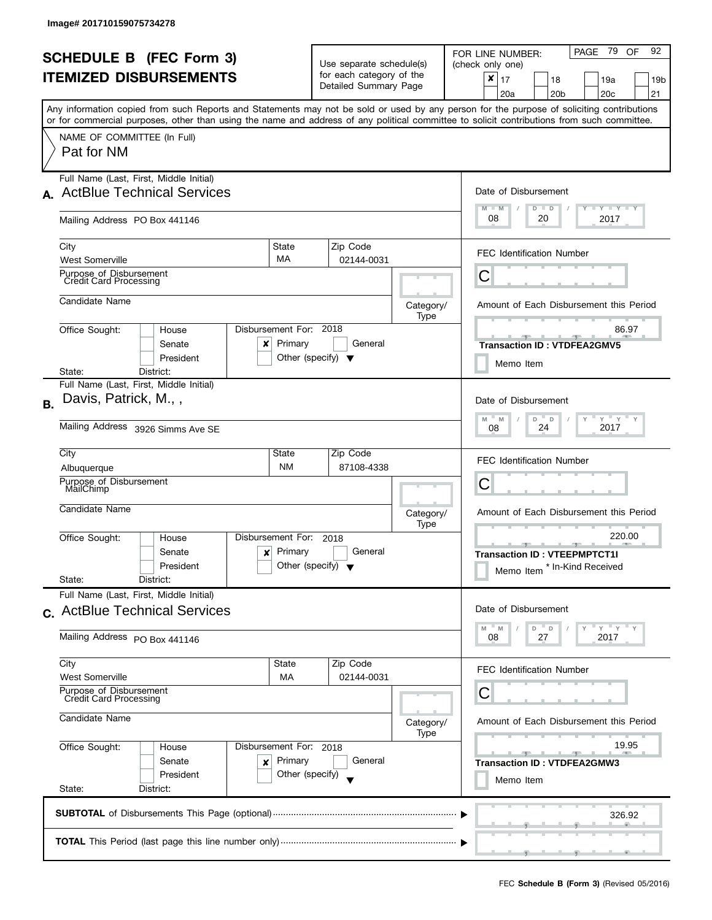Image# 201710159075734278

# SCHEDULE B (FEC Form 3)
# ITEMIZED DISBURSEMENTS

Use separate schedule(s) for each category of the Detailed Summary Page

FOR LINE NUMBER: (check only one)

- [x] 17
- [ ] 18
- [ ] 19a
- [ ] 19b
- [ ] 20a
- [ ] 20b
- [ ] 20c
- [ ] 21

PAGE 79 OF 92

Any information copied from such Reports and Statements may not be sold or used by any person for the purpose of soliciting contributions or for commercial purposes, other than using the name and address of any political committee to solicit contributions from such committee.

NAME OF COMMITTEE (In Full)

Pat for NM

---

**A.** Full Name (Last, First, Middle Initial): ActBlue Technical Services

Mailing Address: PO Box 441146

City: West Somerville | State: MA | Zip Code: 02144-0031

Purpose of Disbursement: Credit Card Processing

Candidate Name:

Category/Type:

Office Sought: House / Senate / President

State: District:

Disbursement For: 2018 — [x] Primary [ ] General [ ] Other (specify)

Date of Disbursement: 08 / 20 / 2017

FEC Identification Number: C

Amount of Each Disbursement this Period: 86.97

Transaction ID : VTDFEA2GMV5

[ ] Memo Item

---

**B.** Full Name (Last, First, Middle Initial): Davis, Patrick, M., ,

Mailing Address: 3926 Simms Ave SE

City: Albuquerque | State: NM | Zip Code: 87108-4338

Purpose of Disbursement: MailChimp

Candidate Name:

Category/Type:

Office Sought: House / Senate / President

State: District:

Disbursement For: 2018 — [x] Primary [ ] General [ ] Other (specify)

Date of Disbursement: 08 / 24 / 2017

FEC Identification Number: C

Amount of Each Disbursement this Period: 220.00

Transaction ID : VTEEPMPTCT1I

[ ] Memo Item * In-Kind Received

---

**C.** Full Name (Last, First, Middle Initial): ActBlue Technical Services

Mailing Address: PO Box 441146

City: West Somerville | State: MA | Zip Code: 02144-0031

Purpose of Disbursement: Credit Card Processing

Candidate Name:

Category/Type:

Office Sought: House / Senate / President

State: District:

Disbursement For: 2018 — [x] Primary [ ] General [ ] Other (specify)

Date of Disbursement: 08 / 27 / 2017

FEC Identification Number: C

Amount of Each Disbursement this Period: 19.95

Transaction ID : VTDFEA2GMW3

[ ] Memo Item

---

**SUBTOTAL** of Disbursements This Page (optional) ▶ 326.92

**TOTAL** This Period (last page this line number only) ▶

FEC **Schedule B (Form 3)** (Revised 05/2016)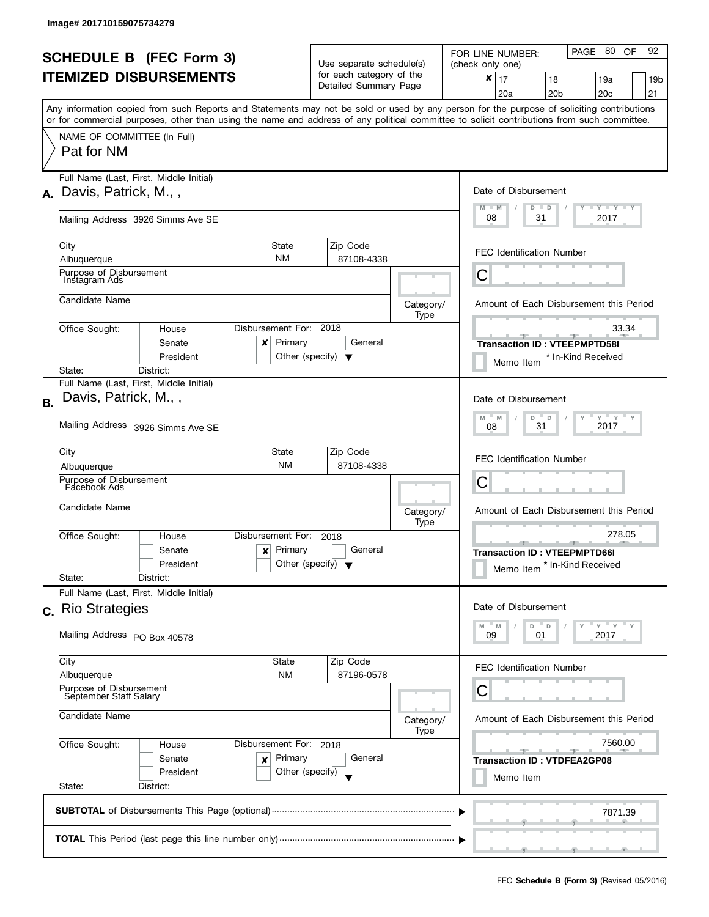Image# 201710159075734279

# SCHEDULE B (FEC Form 3)
# ITEMIZED DISBURSEMENTS

Use separate schedule(s) for each category of the Detailed Summary Page

FOR LINE NUMBER: (check only one)

☒ 17 ☐ 18 ☐ 19a ☐ 19b ☐ 20a ☐ 20b ☐ 20c ☐ 21

PAGE 80 OF 92

Any information copied from such Reports and Statements may not be sold or used by any person for the purpose of soliciting contributions or for commercial purposes, other than using the name and address of any political committee to solicit contributions from such committee.

NAME OF COMMITTEE (In Full)
Pat for NM

---

**A.** Full Name (Last, First, Middle Initial): Davis, Patrick, M., ,

Mailing Address: 3926 Simms Ave SE

City: Albuquerque | State: NM | Zip Code: 87108-4338

Purpose of Disbursement: Instagram Ads

Candidate Name:

Category/Type:

Office Sought: ☐ House ☐ Senate ☐ President

State: District:

Disbursement For: 2018 ☒ Primary ☐ General ☐ Other (specify)

Date of Disbursement: 08/31/2017

FEC Identification Number: C

Amount of Each Disbursement this Period: 33.34

Transaction ID : VTEEPMPTD58I

☐ Memo Item * In-Kind Received

---

**B.** Full Name (Last, First, Middle Initial): Davis, Patrick, M., ,

Mailing Address: 3926 Simms Ave SE

City: Albuquerque | State: NM | Zip Code: 87108-4338

Purpose of Disbursement: Facebook Ads

Candidate Name:

Category/Type:

Office Sought: ☐ House ☐ Senate ☐ President

State: District:

Disbursement For: 2018 ☒ Primary ☐ General ☐ Other (specify)

Date of Disbursement: 08/31/2017

FEC Identification Number: C

Amount of Each Disbursement this Period: 278.05

Transaction ID : VTEEPMPTD66I

☐ Memo Item * In-Kind Received

---

**C.** Full Name (Last, First, Middle Initial): Rio Strategies

Mailing Address: PO Box 40578

City: Albuquerque | State: NM | Zip Code: 87196-0578

Purpose of Disbursement: September Staff Salary

Candidate Name:

Category/Type:

Office Sought: ☐ House ☐ Senate ☐ President

State: District:

Disbursement For: 2018 ☒ Primary ☐ General ☐ Other (specify)

Date of Disbursement: 09/01/2017

FEC Identification Number: C

Amount of Each Disbursement this Period: 7560.00

Transaction ID : VTDFEA2GP08

☐ Memo Item

---

**SUBTOTAL** of Disbursements This Page (optional): 7871.39

**TOTAL** This Period (last page this line number only):

FEC **Schedule B (Form 3)** (Revised 05/2016)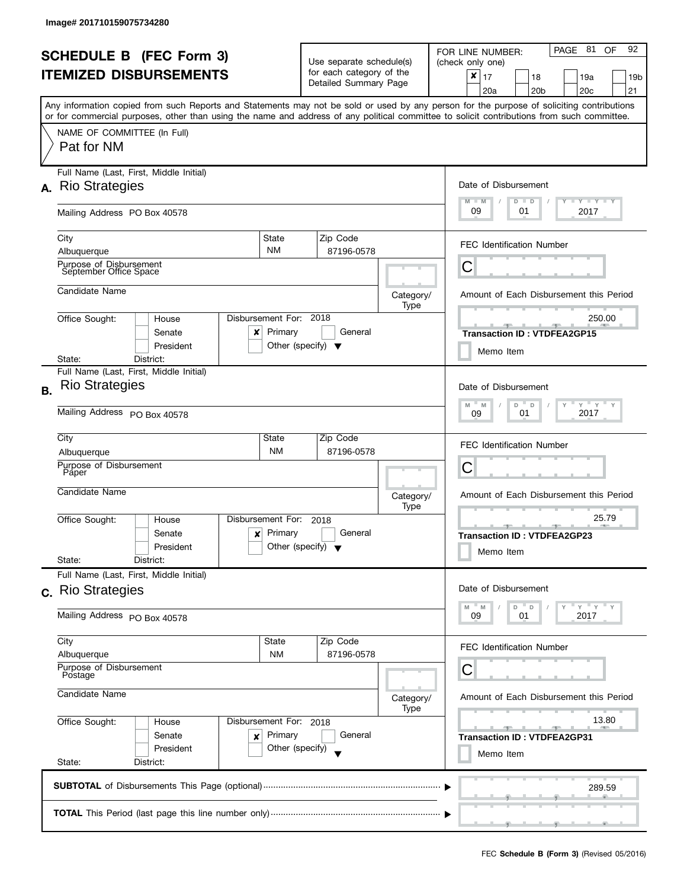Image# 201710159075734280

# SCHEDULE B (FEC Form 3)
# ITEMIZED DISBURSEMENTS

Use separate schedule(s) for each category of the Detailed Summary Page

FOR LINE NUMBER: (check only one)
[x] 17 [ ] 18 [ ] 19a [ ] 19b [ ] 20a [ ] 20b [ ] 20c [ ] 21

Any information copied from such Reports and Statements may not be sold or used by any person for the purpose of soliciting contributions or for commercial purposes, other than using the name and address of any political committee to solicit contributions from such committee.

NAME OF COMMITTEE (In Full)
Pat for NM

---

**A.** Full Name (Last, First, Middle Initial): Rio Strategies

Mailing Address: PO Box 40578

City: Albuquerque | State: NM | Zip Code: 87196-0578

Purpose of Disbursement: September Office Space

Candidate Name:

Category/Type:

Office Sought: [ ] House [ ] Senate [ ] President

State: District:

Disbursement For: 2018 [x] Primary [ ] General [ ] Other (specify)

Date of Disbursement: 09 / 01 / 2017

FEC Identification Number: C

Amount of Each Disbursement this Period: 250.00

Transaction ID : VTDFEA2GP15

[ ] Memo Item

---

**B.** Full Name (Last, First, Middle Initial): Rio Strategies

Mailing Address: PO Box 40578

City: Albuquerque | State: NM | Zip Code: 87196-0578

Purpose of Disbursement: Paper

Candidate Name:

Category/Type:

Office Sought: [ ] House [ ] Senate [ ] President

State: District:

Disbursement For: 2018 [x] Primary [ ] General [ ] Other (specify)

Date of Disbursement: 09 / 01 / 2017

FEC Identification Number: C

Amount of Each Disbursement this Period: 25.79

Transaction ID : VTDFEA2GP23

[ ] Memo Item

---

**C.** Full Name (Last, First, Middle Initial): Rio Strategies

Mailing Address: PO Box 40578

City: Albuquerque | State: NM | Zip Code: 87196-0578

Purpose of Disbursement: Postage

Candidate Name:

Category/Type:

Office Sought: [ ] House [ ] Senate [ ] President

State: District:

Disbursement For: 2018 [x] Primary [ ] General [ ] Other (specify)

Date of Disbursement: 09 / 01 / 2017

FEC Identification Number: C

Amount of Each Disbursement this Period: 13.80

Transaction ID : VTDFEA2GP31

[ ] Memo Item

---

**SUBTOTAL** of Disbursements This Page (optional): 289.59

**TOTAL** This Period (last page this line number only):

FEC **Schedule B (Form 3)** (Revised 05/2016)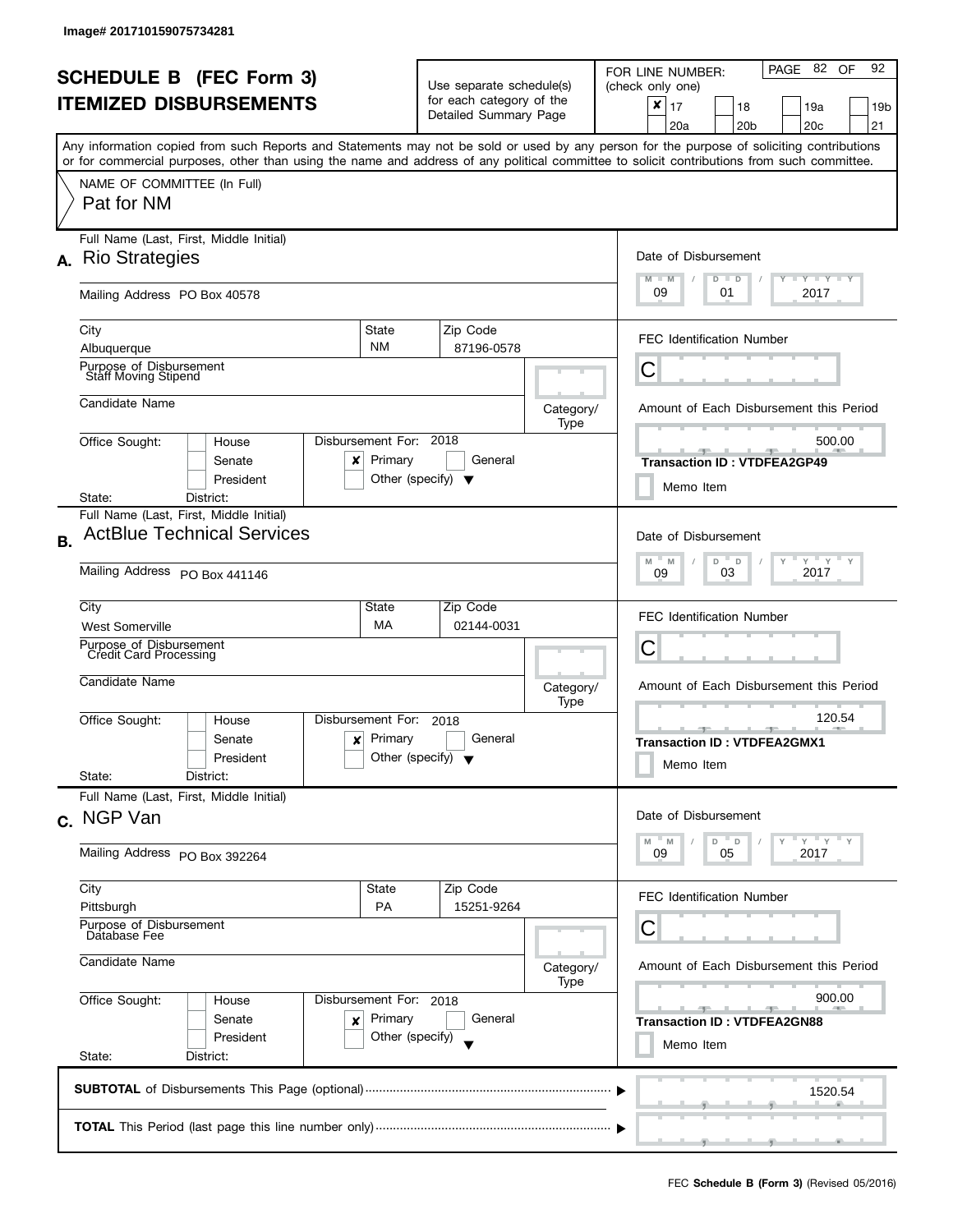Image# 201710159075734281

# SCHEDULE B (FEC Form 3)
## ITEMIZED DISBURSEMENTS

Use separate schedule(s) for each category of the Detailed Summary Page

FOR LINE NUMBER: (check only one)

- [x] 17
- [ ] 18
- [ ] 19a
- [ ] 19b
- [ ] 20a
- [ ] 20b
- [ ] 20c
- [ ] 21

Any information copied from such Reports and Statements may not be sold or used by any person for the purpose of soliciting contributions or for commercial purposes, other than using the name and address of any political committee to solicit contributions from such committee.

NAME OF COMMITTEE (In Full)
Pat for NM

---

**A.** Full Name (Last, First, Middle Initial): Rio Strategies

Mailing Address: PO Box 40578

| City | State | Zip Code |
|---|---|---|
| Albuquerque | NM | 87196-0578 |

Purpose of Disbursement: Staff Moving Stipend

Candidate Name:

Category/Type:

Office Sought: House / Senate / President
State: District:

Disbursement For: 2018 — [x] Primary [ ] General [ ] Other (specify)

Date of Disbursement: 09 / 01 / 2017

FEC Identification Number: C

Amount of Each Disbursement this Period: 500.00

**Transaction ID : VTDFEA2GP49**

[ ] Memo Item

---

**B.** Full Name (Last, First, Middle Initial): ActBlue Technical Services

Mailing Address: PO Box 441146

| City | State | Zip Code |
|---|---|---|
| West Somerville | MA | 02144-0031 |

Purpose of Disbursement: Credit Card Processing

Candidate Name:

Category/Type:

Office Sought: House / Senate / President
State: District:

Disbursement For: 2018 — [x] Primary [ ] General [ ] Other (specify)

Date of Disbursement: 09 / 03 / 2017

FEC Identification Number: C

Amount of Each Disbursement this Period: 120.54

**Transaction ID : VTDFEA2GMX1**

[ ] Memo Item

---

**C.** Full Name (Last, First, Middle Initial): NGP Van

Mailing Address: PO Box 392264

| City | State | Zip Code |
|---|---|---|
| Pittsburgh | PA | 15251-9264 |

Purpose of Disbursement: Database Fee

Candidate Name:

Category/Type:

Office Sought: House / Senate / President
State: District:

Disbursement For: 2018 — [x] Primary [ ] General [ ] Other (specify)

Date of Disbursement: 09 / 05 / 2017

FEC Identification Number: C

Amount of Each Disbursement this Period: 900.00

**Transaction ID : VTDFEA2GN88**

[ ] Memo Item

---

**SUBTOTAL** of Disbursements This Page (optional): 1520.54

**TOTAL** This Period (last page this line number only):

FEC **Schedule B (Form 3)** (Revised 05/2016)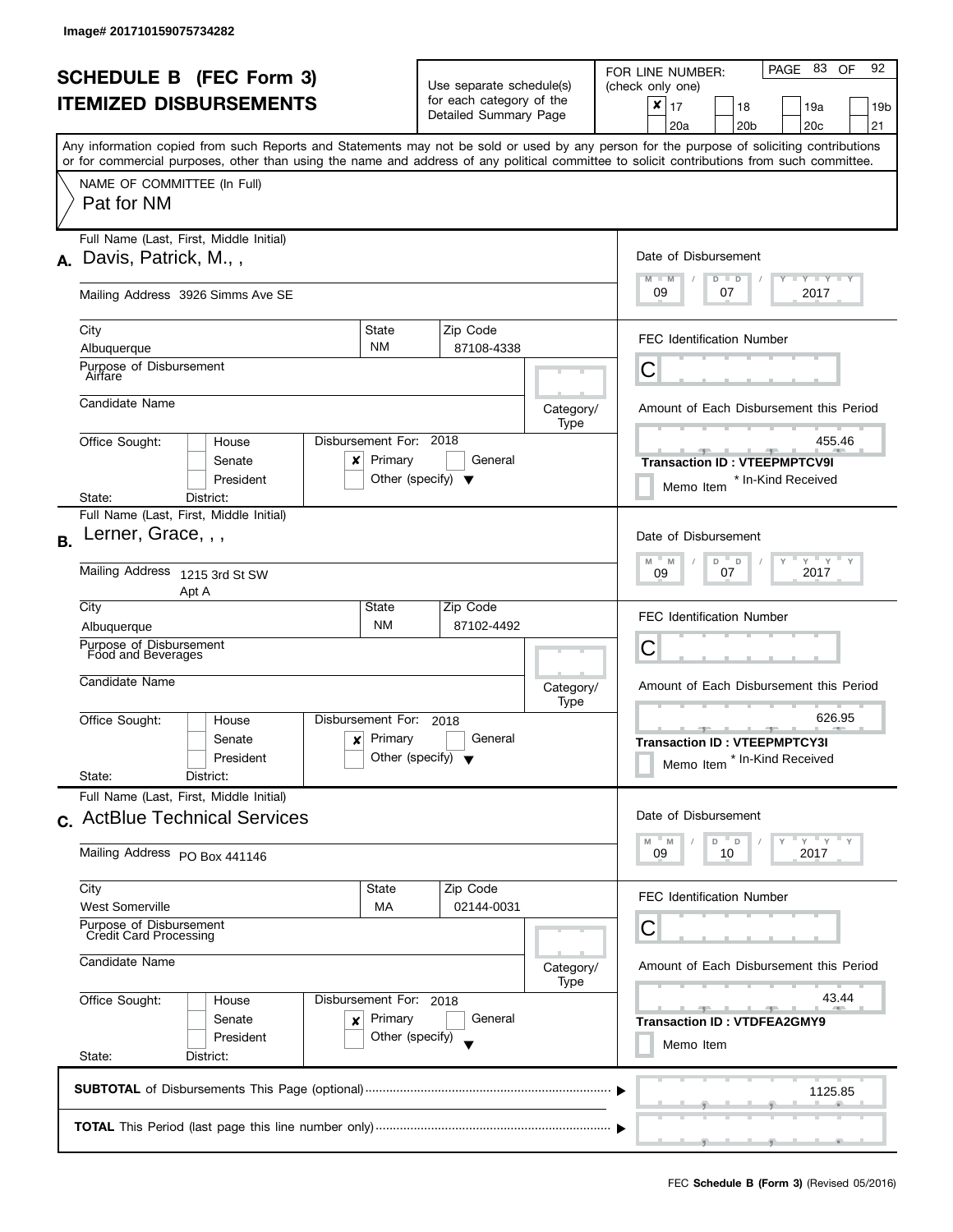Image# 201710159075734282

# SCHEDULE B (FEC Form 3)
# ITEMIZED DISBURSEMENTS

Use separate schedule(s) for each category of the Detailed Summary Page

FOR LINE NUMBER: (check only one)

- [x] 17
- [ ] 18
- [ ] 19a
- [ ] 19b
- [ ] 20a
- [ ] 20b
- [ ] 20c
- [ ] 21

Any information copied from such Reports and Statements may not be sold or used by any person for the purpose of soliciting contributions or for commercial purposes, other than using the name and address of any political committee to solicit contributions from such committee.

NAME OF COMMITTEE (In Full)
Pat for NM

## A.

Full Name (Last, First, Middle Initial): Davis, Patrick, M., ,

Mailing Address: 3926 Simms Ave SE

City: Albuquerque | State: NM | Zip Code: 87108-4338

Purpose of Disbursement: Airfare

Candidate Name:

Category/Type:

Office Sought: House / Senate / President

State: District:

Disbursement For: 2018 — [x] Primary [ ] General [ ] Other (specify)

Date of Disbursement: 09 / 07 / 2017

FEC Identification Number: C

Amount of Each Disbursement this Period: 455.46

Transaction ID : VTEEPMPTCV9I

Memo Item * In-Kind Received

## B.

Full Name (Last, First, Middle Initial): Lerner, Grace, , ,

Mailing Address: 1215 3rd St SW, Apt A

City: Albuquerque | State: NM | Zip Code: 87102-4492

Purpose of Disbursement: Food and Beverages

Candidate Name:

Category/Type:

Office Sought: House / Senate / President

State: District:

Disbursement For: 2018 — [x] Primary [ ] General [ ] Other (specify)

Date of Disbursement: 09 / 07 / 2017

FEC Identification Number: C

Amount of Each Disbursement this Period: 626.95

Transaction ID : VTEEPMPTCY3I

Memo Item * In-Kind Received

## C.

Full Name (Last, First, Middle Initial): ActBlue Technical Services

Mailing Address: PO Box 441146

City: West Somerville | State: MA | Zip Code: 02144-0031

Purpose of Disbursement: Credit Card Processing

Candidate Name:

Category/Type:

Office Sought: House / Senate / President

State: District:

Disbursement For: 2018 — [x] Primary [ ] General [ ] Other (specify)

Date of Disbursement: 09 / 10 / 2017

FEC Identification Number: C

Amount of Each Disbursement this Period: 43.44

Transaction ID : VTDFEA2GMY9

Memo Item

**SUBTOTAL** of Disbursements This Page (optional): 1125.85

**TOTAL** This Period (last page this line number only):

FEC **Schedule B (Form 3)** (Revised 05/2016)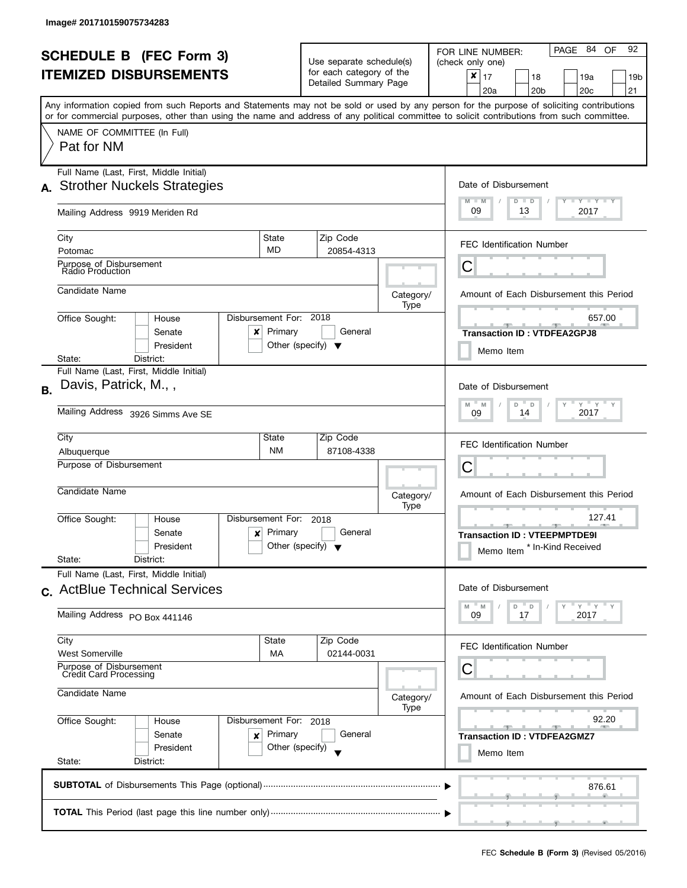Image# 201710159075734283

# SCHEDULE B (FEC Form 3)
# ITEMIZED DISBURSEMENTS

Use separate schedule(s) for each category of the Detailed Summary Page

FOR LINE NUMBER: (check only one)

- [x] 17
- [ ] 18
- [ ] 19a
- [ ] 19b
- [ ] 20a
- [ ] 20b
- [ ] 20c
- [ ] 21

PAGE 84 OF 92

Any information copied from such Reports and Statements may not be sold or used by any person for the purpose of soliciting contributions or for commercial purposes, other than using the name and address of any political committee to solicit contributions from such committee.

NAME OF COMMITTEE (In Full)
Pat for NM

## A.

Full Name (Last, First, Middle Initial): Strother Nuckels Strategies

Mailing Address: 9919 Meriden Rd

City: Potomac | State: MD | Zip Code: 20854-4313

Purpose of Disbursement: Radio Production

Candidate Name:

Category/Type:

Office Sought: House / Senate / President

State: | District:

Disbursement For: 2018 — [x] Primary [ ] General [ ] Other (specify)

Date of Disbursement: 09 / 13 / 2017

FEC Identification Number: C

Amount of Each Disbursement this Period: 657.00

Transaction ID : VTDFEA2GPJ8

Memo Item

## B.

Full Name (Last, First, Middle Initial): Davis, Patrick, M., ,

Mailing Address: 3926 Simms Ave SE

City: Albuquerque | State: NM | Zip Code: 87108-4338

Purpose of Disbursement:

Candidate Name:

Category/Type:

Office Sought: House / Senate / President

State: | District:

Disbursement For: 2018 — [x] Primary [ ] General [ ] Other (specify)

Date of Disbursement: 09 / 14 / 2017

FEC Identification Number: C

Amount of Each Disbursement this Period: 127.41

Transaction ID : VTEEPMPTDE9I

Memo Item * In-Kind Received

## C.

Full Name (Last, First, Middle Initial): ActBlue Technical Services

Mailing Address: PO Box 441146

City: West Somerville | State: MA | Zip Code: 02144-0031

Purpose of Disbursement: Credit Card Processing

Candidate Name:

Category/Type:

Office Sought: House / Senate / President

State: | District:

Disbursement For: 2018 — [x] Primary [ ] General [ ] Other (specify)

Date of Disbursement: 09 / 17 / 2017

FEC Identification Number: C

Amount of Each Disbursement this Period: 92.20

Transaction ID : VTDFEA2GMZ7

Memo Item

**SUBTOTAL** of Disbursements This Page (optional): 876.61

**TOTAL** This Period (last page this line number only):

FEC **Schedule B (Form 3)** (Revised 05/2016)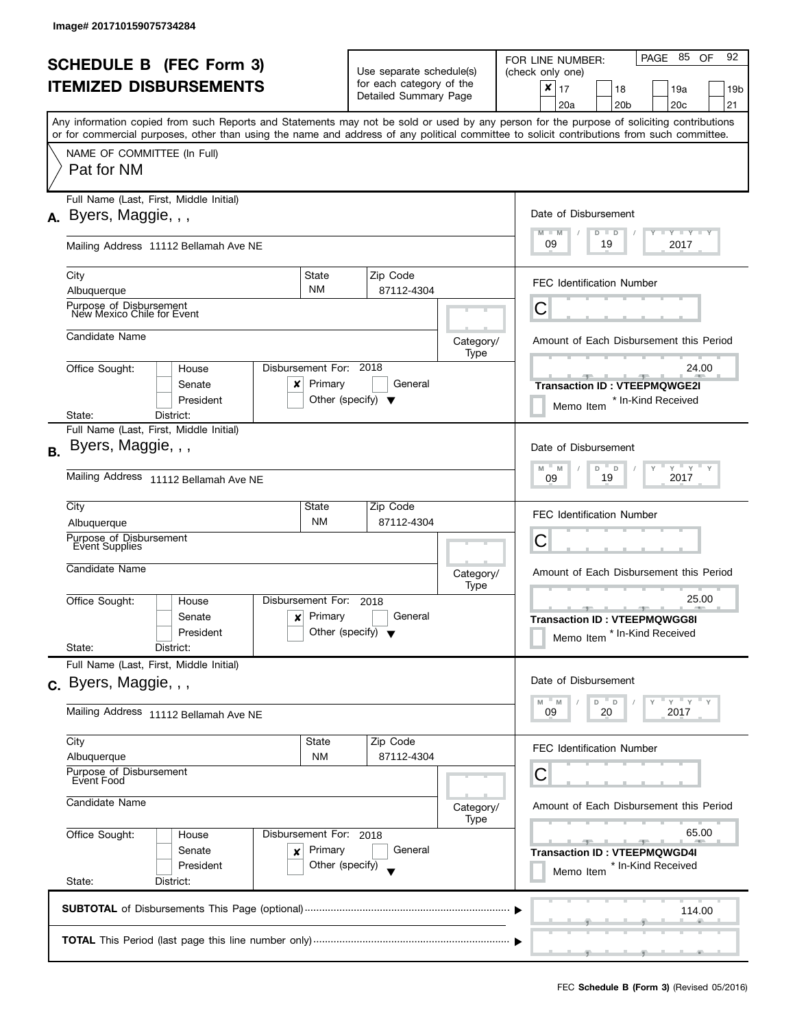Image# 201710159075734284

# SCHEDULE B (FEC Form 3)
# ITEMIZED DISBURSEMENTS

Use separate schedule(s) for each category of the Detailed Summary Page

FOR LINE NUMBER: (check only one)

- [x] 17
- [ ] 18
- [ ] 19a
- [ ] 19b
- [ ] 20a
- [ ] 20b
- [ ] 20c
- [ ] 21

PAGE 85 OF 92

Any information copied from such Reports and Statements may not be sold or used by any person for the purpose of soliciting contributions or for commercial purposes, other than using the name and address of any political committee to solicit contributions from such committee.

NAME OF COMMITTEE (In Full)
Pat for NM

---

**A.** Full Name (Last, First, Middle Initial): Byers, Maggie, , ,

Mailing Address: 11112 Bellamah Ave NE

City: Albuquerque | State: NM | Zip Code: 87112-4304

Purpose of Disbursement: New Mexico Chile for Event

Candidate Name:

Category/Type:

Office Sought: [ ] House [ ] Senate [ ] President

State: District:

Disbursement For: 2018 [x] Primary [ ] General [ ] Other (specify)

Date of Disbursement: 09 / 19 / 2017

FEC Identification Number: C

Amount of Each Disbursement this Period: 24.00

Transaction ID : VTEEPMQWGE2I

[ ] Memo Item * In-Kind Received

---

**B.** Full Name (Last, First, Middle Initial): Byers, Maggie, , ,

Mailing Address: 11112 Bellamah Ave NE

City: Albuquerque | State: NM | Zip Code: 87112-4304

Purpose of Disbursement: Event Supplies

Candidate Name:

Category/Type:

Office Sought: [ ] House [ ] Senate [ ] President

State: District:

Disbursement For: 2018 [x] Primary [ ] General [ ] Other (specify)

Date of Disbursement: 09 / 19 / 2017

FEC Identification Number: C

Amount of Each Disbursement this Period: 25.00

Transaction ID : VTEEPMQWGG8I

[ ] Memo Item * In-Kind Received

---

**C.** Full Name (Last, First, Middle Initial): Byers, Maggie, , ,

Mailing Address: 11112 Bellamah Ave NE

City: Albuquerque | State: NM | Zip Code: 87112-4304

Purpose of Disbursement: Event Food

Candidate Name:

Category/Type:

Office Sought: [ ] House [ ] Senate [ ] President

State: District:

Disbursement For: 2018 [x] Primary [ ] General [ ] Other (specify)

Date of Disbursement: 09 / 20 / 2017

FEC Identification Number: C

Amount of Each Disbursement this Period: 65.00

Transaction ID : VTEEPMQWGD4I

[ ] Memo Item * In-Kind Received

---

**SUBTOTAL** of Disbursements This Page (optional): 114.00

**TOTAL** This Period (last page this line number only):

FEC **Schedule B (Form 3)** (Revised 05/2016)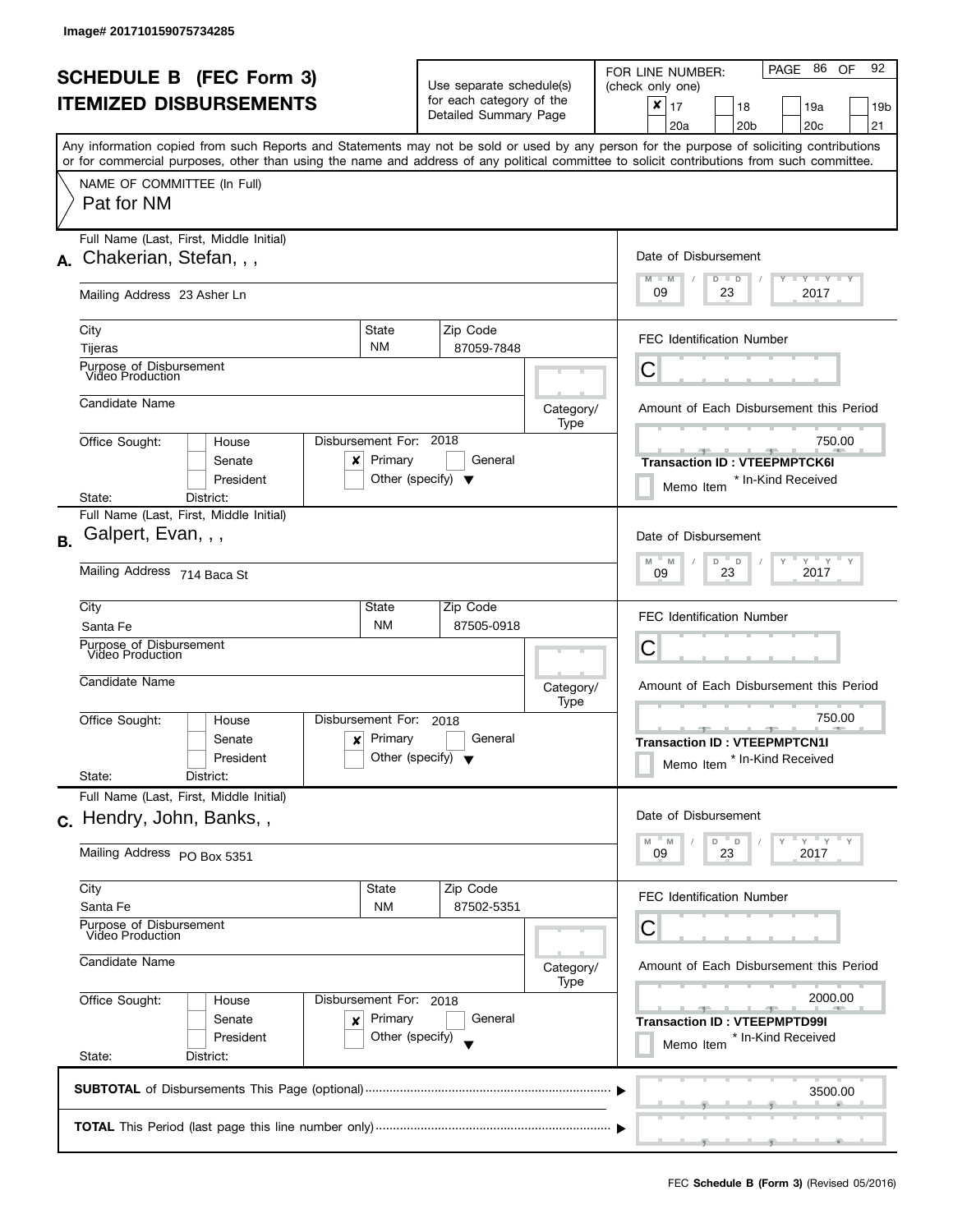Image# 201710159075734285

# SCHEDULE B (FEC Form 3)
## ITEMIZED DISBURSEMENTS

Use separate schedule(s) for each category of the Detailed Summary Page

FOR LINE NUMBER: (check only one)
[x] 17 [ ] 18 [ ] 19a [ ] 19b [ ] 20a [ ] 20b [ ] 20c [ ] 21

Any information copied from such Reports and Statements may not be sold or used by any person for the purpose of soliciting contributions or for commercial purposes, other than using the name and address of any political committee to solicit contributions from such committee.

NAME OF COMMITTEE (In Full)
Pat for NM

**A.** Full Name (Last, First, Middle Initial): Chakerian, Stefan, , ,
Mailing Address: 23 Asher Ln
City: Tijeras State: NM Zip Code: 87059-7848
Purpose of Disbursement: Video Production
Candidate Name:
Category/Type:
Office Sought: [ ] House [ ] Senate [ ] President
State: District:
Disbursement For: 2018 [x] Primary [ ] General [ ] Other (specify)
Date of Disbursement: 09 / 23 / 2017
FEC Identification Number: C
Amount of Each Disbursement this Period: 750.00
**Transaction ID : VTEEPMPTCK6I**
[ ] Memo Item * In-Kind Received

**B.** Full Name (Last, First, Middle Initial): Galpert, Evan, , ,
Mailing Address: 714 Baca St
City: Santa Fe State: NM Zip Code: 87505-0918
Purpose of Disbursement: Video Production
Candidate Name:
Category/Type:
Office Sought: [ ] House [ ] Senate [ ] President
State: District:
Disbursement For: 2018 [x] Primary [ ] General [ ] Other (specify)
Date of Disbursement: 09 / 23 / 2017
FEC Identification Number: C
Amount of Each Disbursement this Period: 750.00
**Transaction ID : VTEEPMPTCN1I**
[ ] Memo Item * In-Kind Received

**C.** Full Name (Last, First, Middle Initial): Hendry, John, Banks, ,
Mailing Address: PO Box 5351
City: Santa Fe State: NM Zip Code: 87502-5351
Purpose of Disbursement: Video Production
Candidate Name:
Category/Type:
Office Sought: [ ] House [ ] Senate [ ] President
State: District:
Disbursement For: 2018 [x] Primary [ ] General [ ] Other (specify)
Date of Disbursement: 09 / 23 / 2017
FEC Identification Number: C
Amount of Each Disbursement this Period: 2000.00
**Transaction ID : VTEEPMPTD99I**
[ ] Memo Item * In-Kind Received

**SUBTOTAL** of Disbursements This Page (optional): 3500.00

**TOTAL** This Period (last page this line number only):

FEC **Schedule B (Form 3)** (Revised 05/2016)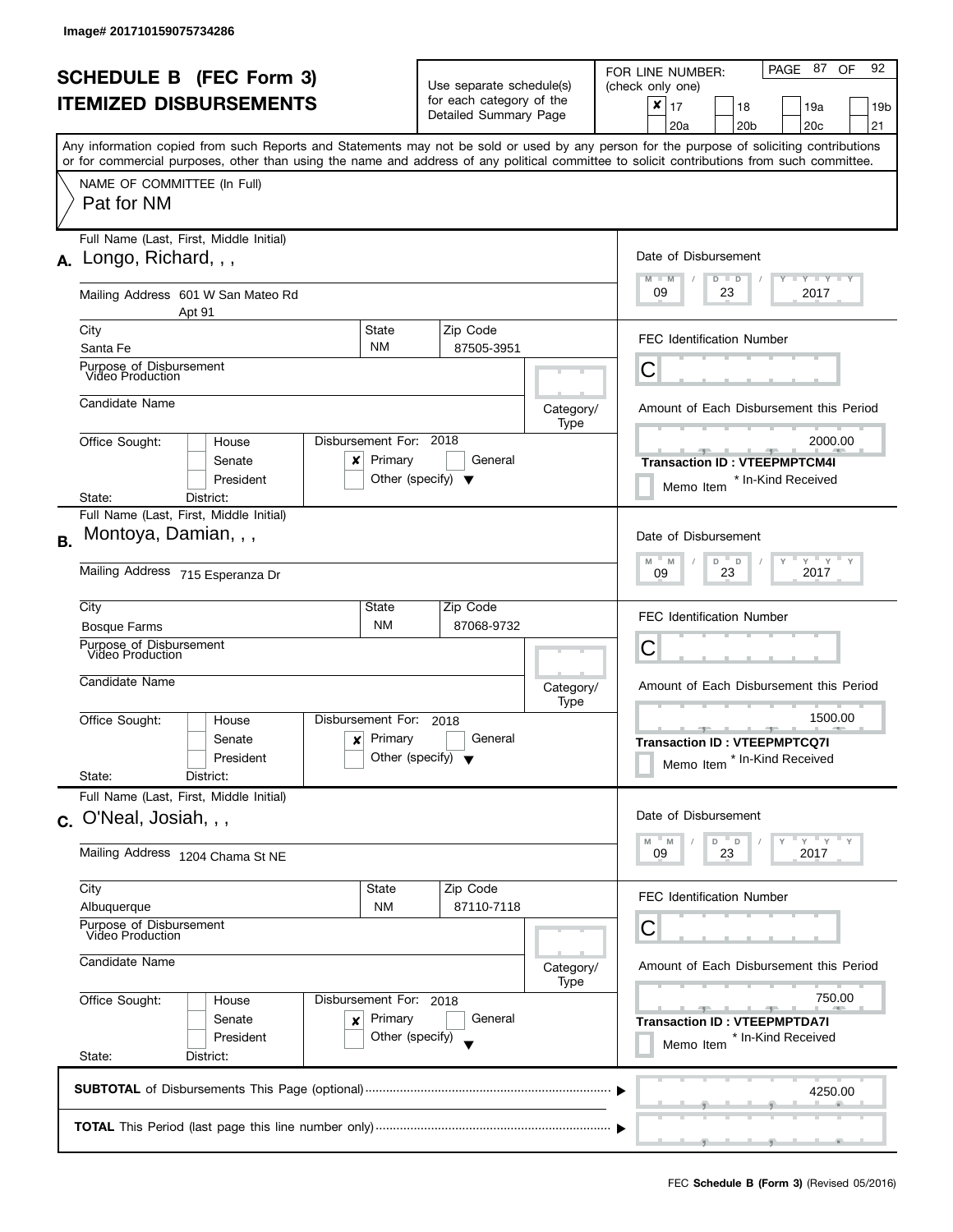Image# 201710159075734286

# SCHEDULE B (FEC Form 3)
## ITEMIZED DISBURSEMENTS

Use separate schedule(s) for each category of the Detailed Summary Page

FOR LINE NUMBER: (check only one)

- [x] 17
- [ ] 18
- [ ] 19a
- [ ] 19b
- [ ] 20a
- [ ] 20b
- [ ] 20c
- [ ] 21

PAGE 87 OF 92

Any information copied from such Reports and Statements may not be sold or used by any person for the purpose of soliciting contributions or for commercial purposes, other than using the name and address of any political committee to solicit contributions from such committee.

NAME OF COMMITTEE (In Full)
Pat for NM

---

**A.** Full Name (Last, First, Middle Initial): Longo, Richard, , ,

Mailing Address: 601 W San Mateo Rd Apt 91

City: Santa Fe | State: NM | Zip Code: 87505-3951

Purpose of Disbursement: Video Production

Candidate Name:

Category/Type:

Office Sought: House / Senate / President

State: District:

Disbursement For: 2018 — [x] Primary [ ] General [ ] Other (specify)

Date of Disbursement: 09 / 23 / 2017

FEC Identification Number: C

Amount of Each Disbursement this Period: 2000.00

Transaction ID : VTEEPMPTCM4I

Memo Item * In-Kind Received

---

**B.** Full Name (Last, First, Middle Initial): Montoya, Damian, , ,

Mailing Address: 715 Esperanza Dr

City: Bosque Farms | State: NM | Zip Code: 87068-9732

Purpose of Disbursement: Video Production

Candidate Name:

Category/Type:

Office Sought: House / Senate / President

State: District:

Disbursement For: 2018 — [x] Primary [ ] General [ ] Other (specify)

Date of Disbursement: 09 / 23 / 2017

FEC Identification Number: C

Amount of Each Disbursement this Period: 1500.00

Transaction ID : VTEEPMPTCQ7I

Memo Item * In-Kind Received

---

**C.** Full Name (Last, First, Middle Initial): O'Neal, Josiah, , ,

Mailing Address: 1204 Chama St NE

City: Albuquerque | State: NM | Zip Code: 87110-7118

Purpose of Disbursement: Video Production

Candidate Name:

Category/Type:

Office Sought: House / Senate / President

State: District:

Disbursement For: 2018 — [x] Primary [ ] General [ ] Other (specify)

Date of Disbursement: 09 / 23 / 2017

FEC Identification Number: C

Amount of Each Disbursement this Period: 750.00

Transaction ID : VTEEPMPTDA7I

Memo Item * In-Kind Received

---

**SUBTOTAL** of Disbursements This Page (optional) ........ 4250.00

**TOTAL** This Period (last page this line number only) ........

FEC **Schedule B (Form 3)** (Revised 05/2016)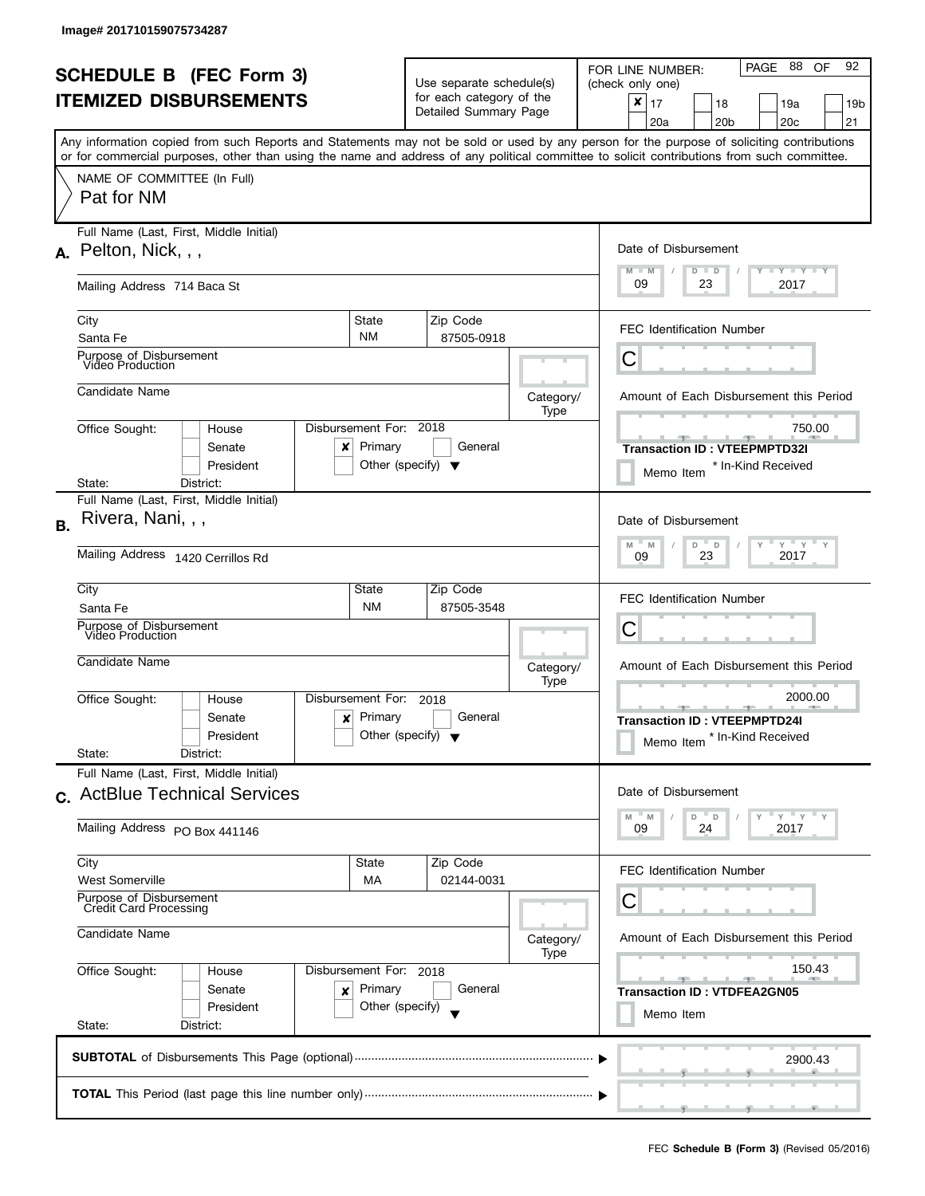Image# 201710159075734287

# SCHEDULE B (FEC Form 3)
# ITEMIZED DISBURSEMENTS

Use separate schedule(s) for each category of the Detailed Summary Page

FOR LINE NUMBER: (check only one)

- [x] 17
- [ ] 18
- [ ] 19a
- [ ] 19b
- [ ] 20a
- [ ] 20b
- [ ] 20c
- [ ] 21

Any information copied from such Reports and Statements may not be sold or used by any person for the purpose of soliciting contributions or for commercial purposes, other than using the name and address of any political committee to solicit contributions from such committee.

NAME OF COMMITTEE (In Full)
Pat for NM

## A.

Full Name (Last, First, Middle Initial): Pelton, Nick, , ,

Mailing Address: 714 Baca St

City: Santa Fe | State: NM | Zip Code: 87505-0918

Purpose of Disbursement: Video Production

Candidate Name:

Category/Type:

Office Sought: [ ] House [ ] Senate [ ] President

State: District:

Disbursement For: 2018 [x] Primary [ ] General [ ] Other (specify)

Date of Disbursement: 09/23/2017

FEC Identification Number: C

Amount of Each Disbursement this Period: 750.00

Transaction ID : VTEEPMPTD32I

Memo Item * In-Kind Received

## B.

Full Name (Last, First, Middle Initial): Rivera, Nani, , ,

Mailing Address: 1420 Cerrillos Rd

City: Santa Fe | State: NM | Zip Code: 87505-3548

Purpose of Disbursement: Video Production

Candidate Name:

Category/Type:

Office Sought: [ ] House [ ] Senate [ ] President

State: District:

Disbursement For: 2018 [x] Primary [ ] General [ ] Other (specify)

Date of Disbursement: 09/23/2017

FEC Identification Number: C

Amount of Each Disbursement this Period: 2000.00

Transaction ID : VTEEPMPTD24I

Memo Item * In-Kind Received

## C.

Full Name (Last, First, Middle Initial): ActBlue Technical Services

Mailing Address: PO Box 441146

City: West Somerville | State: MA | Zip Code: 02144-0031

Purpose of Disbursement: Credit Card Processing

Candidate Name:

Category/Type:

Office Sought: [ ] House [ ] Senate [ ] President

State: District:

Disbursement For: 2018 [x] Primary [ ] General [ ] Other (specify)

Date of Disbursement: 09/24/2017

FEC Identification Number: C

Amount of Each Disbursement this Period: 150.43

Transaction ID : VTDFEA2GN05

Memo Item

**SUBTOTAL** of Disbursements This Page (optional): 2900.43

**TOTAL** This Period (last page this line number only):

FEC **Schedule B (Form 3)** (Revised 05/2016)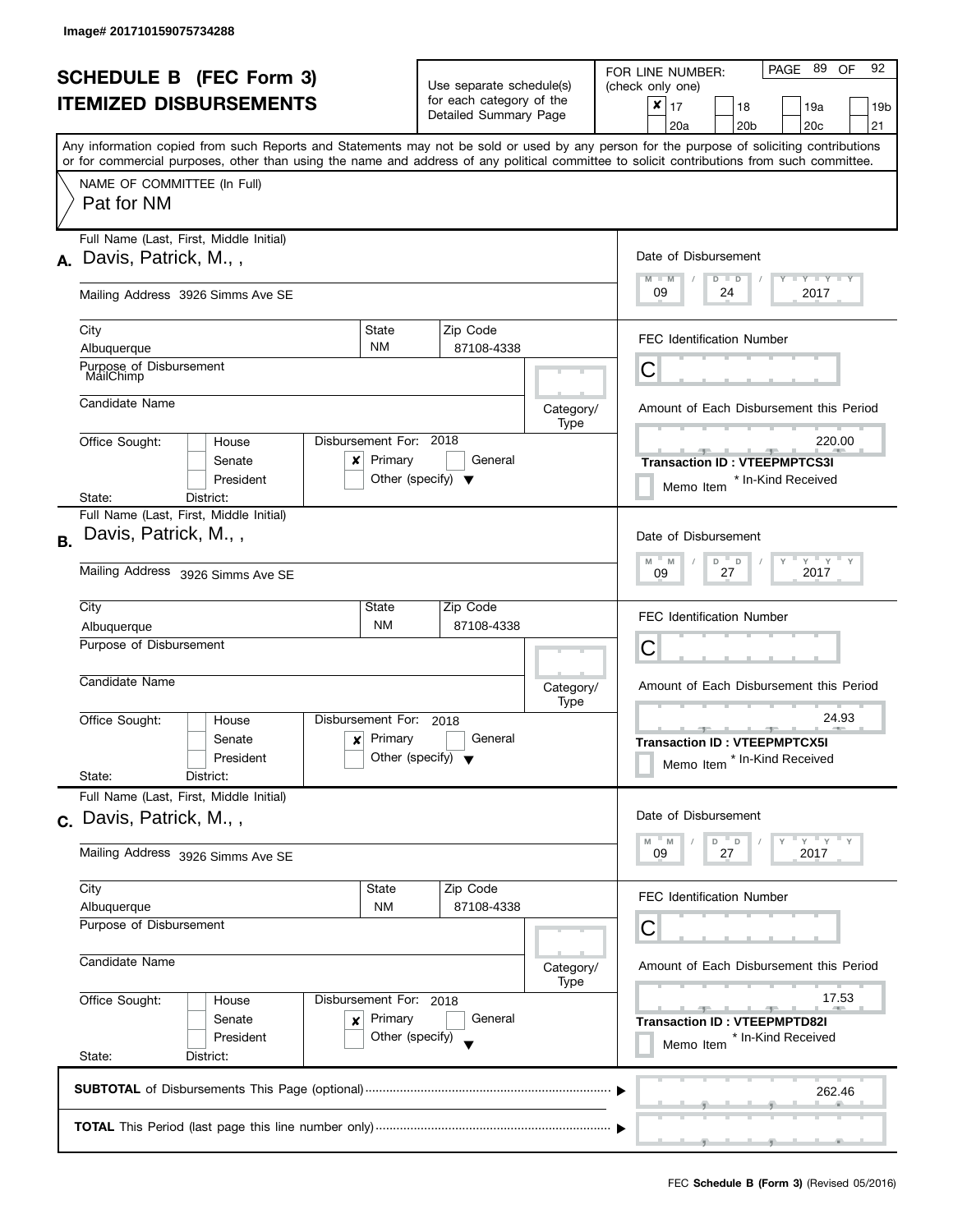Image# 201710159075734288

# SCHEDULE B (FEC Form 3)
# ITEMIZED DISBURSEMENTS

Use separate schedule(s) for each category of the Detailed Summary Page

FOR LINE NUMBER: (check only one)

- [x] 17
- [ ] 18
- [ ] 19a
- [ ] 19b
- [ ] 20a
- [ ] 20b
- [ ] 20c
- [ ] 21

Any information copied from such Reports and Statements may not be sold or used by any person for the purpose of soliciting contributions or for commercial purposes, other than using the name and address of any political committee to solicit contributions from such committee.

NAME OF COMMITTEE (In Full)
Pat for NM

## A.

Full Name (Last, First, Middle Initial): Davis, Patrick, M., ,

Mailing Address: 3926 Simms Ave SE

City: Albuquerque | State: NM | Zip Code: 87108-4338

Purpose of Disbursement: MailChimp

Candidate Name:

Category/Type:

Office Sought: [ ] House [ ] Senate [ ] President

State: District:

Disbursement For: 2018 [x] Primary [ ] General [ ] Other (specify)

Date of Disbursement: 09 / 24 / 2017

FEC Identification Number: C

Amount of Each Disbursement this Period: 220.00

Transaction ID : VTEEPMPTCS3I

[ ] Memo Item * In-Kind Received

## B.

Full Name (Last, First, Middle Initial): Davis, Patrick, M., ,

Mailing Address: 3926 Simms Ave SE

City: Albuquerque | State: NM | Zip Code: 87108-4338

Purpose of Disbursement:

Candidate Name:

Category/Type:

Office Sought: [ ] House [ ] Senate [ ] President

State: District:

Disbursement For: 2018 [x] Primary [ ] General [ ] Other (specify)

Date of Disbursement: 09 / 27 / 2017

FEC Identification Number: C

Amount of Each Disbursement this Period: 24.93

Transaction ID : VTEEPMPTCX5I

[ ] Memo Item * In-Kind Received

## C.

Full Name (Last, First, Middle Initial): Davis, Patrick, M., ,

Mailing Address: 3926 Simms Ave SE

City: Albuquerque | State: NM | Zip Code: 87108-4338

Purpose of Disbursement:

Candidate Name:

Category/Type:

Office Sought: [ ] House [ ] Senate [ ] President

State: District:

Disbursement For: 2018 [x] Primary [ ] General [ ] Other (specify)

Date of Disbursement: 09 / 27 / 2017

FEC Identification Number: C

Amount of Each Disbursement this Period: 17.53

Transaction ID : VTEEPMPTD82I

[ ] Memo Item * In-Kind Received

**SUBTOTAL** of Disbursements This Page (optional): 262.46

**TOTAL** This Period (last page this line number only):

FEC **Schedule B (Form 3)** (Revised 05/2016)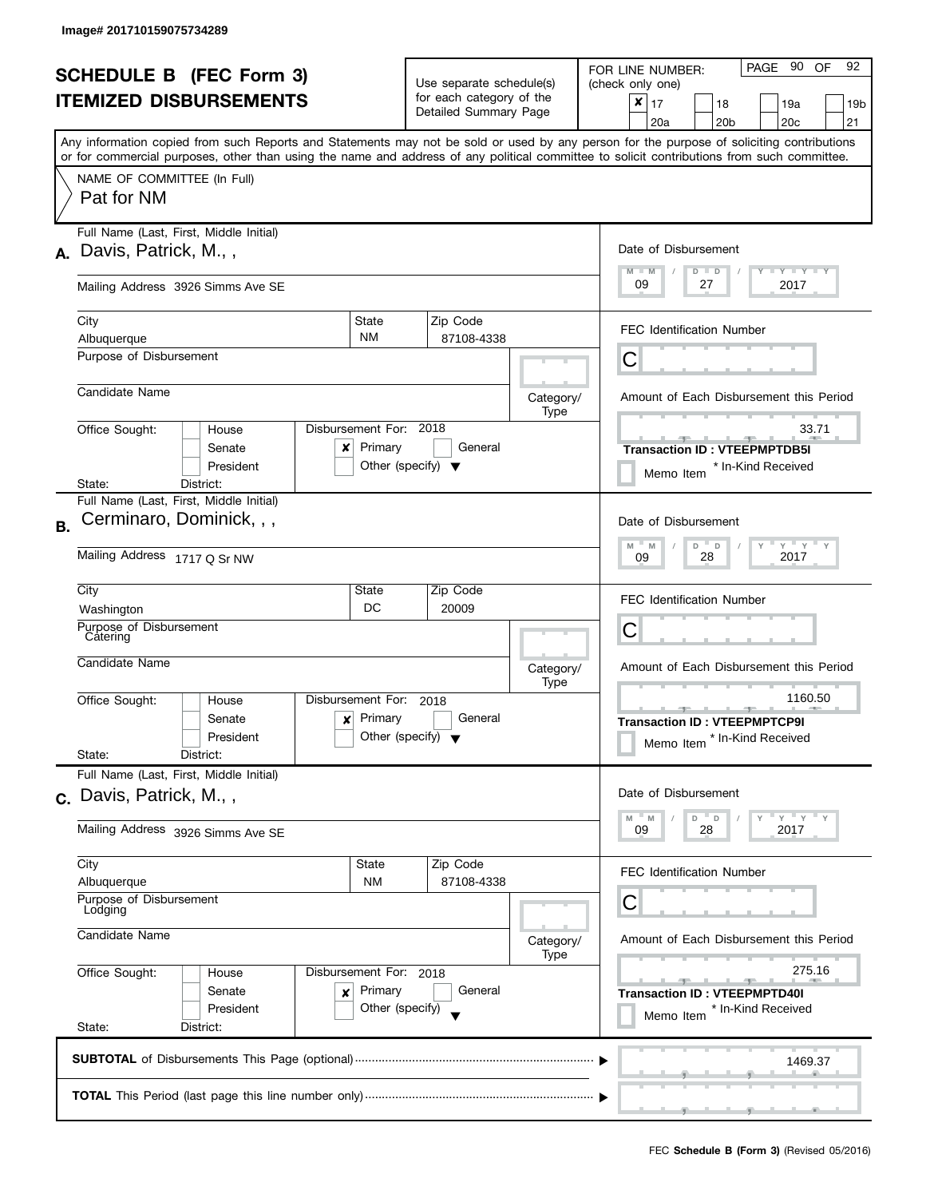Image# 201710159075734289

# SCHEDULE B (FEC Form 3)
# ITEMIZED DISBURSEMENTS

Use separate schedule(s) for each category of the Detailed Summary Page

FOR LINE NUMBER: (check only one)

- [x] 17
- [ ] 18
- [ ] 19a
- [ ] 19b
- [ ] 20a
- [ ] 20b
- [ ] 20c
- [ ] 21

Any information copied from such Reports and Statements may not be sold or used by any person for the purpose of soliciting contributions or for commercial purposes, other than using the name and address of any political committee to solicit contributions from such committee.

NAME OF COMMITTEE (In Full)
Pat for NM

---

**A.** Full Name (Last, First, Middle Initial): Davis, Patrick, M., ,

Mailing Address: 3926 Simms Ave SE

City: Albuquerque | State: NM | Zip Code: 87108-4338

Purpose of Disbursement:

Candidate Name:

Category/Type:

Office Sought: [ ] House [ ] Senate [ ] President

State: District:

Disbursement For: 2018 [x] Primary [ ] General [ ] Other (specify)

Date of Disbursement: 09 / 27 / 2017

FEC Identification Number: C

Amount of Each Disbursement this Period: 33.71

Transaction ID : VTEEPMPTDB5I

[ ] Memo Item * In-Kind Received

---

**B.** Full Name (Last, First, Middle Initial): Cerminaro, Dominick, , ,

Mailing Address: 1717 Q Sr NW

City: Washington | State: DC | Zip Code: 20009

Purpose of Disbursement: Catering

Candidate Name:

Category/Type:

Office Sought: [ ] House [ ] Senate [ ] President

State: District:

Disbursement For: 2018 [x] Primary [ ] General [ ] Other (specify)

Date of Disbursement: 09 / 28 / 2017

FEC Identification Number: C

Amount of Each Disbursement this Period: 1160.50

Transaction ID : VTEEPMPTCP9I

[ ] Memo Item * In-Kind Received

---

**C.** Full Name (Last, First, Middle Initial): Davis, Patrick, M., ,

Mailing Address: 3926 Simms Ave SE

City: Albuquerque | State: NM | Zip Code: 87108-4338

Purpose of Disbursement: Lodging

Candidate Name:

Category/Type:

Office Sought: [ ] House [ ] Senate [ ] President

State: District:

Disbursement For: 2018 [x] Primary [ ] General [ ] Other (specify)

Date of Disbursement: 09 / 28 / 2017

FEC Identification Number: C

Amount of Each Disbursement this Period: 275.16

Transaction ID : VTEEPMPTD40I

[ ] Memo Item * In-Kind Received

---

**SUBTOTAL** of Disbursements This Page (optional): 1469.37

**TOTAL** This Period (last page this line number only):

FEC **Schedule B (Form 3)** (Revised 05/2016)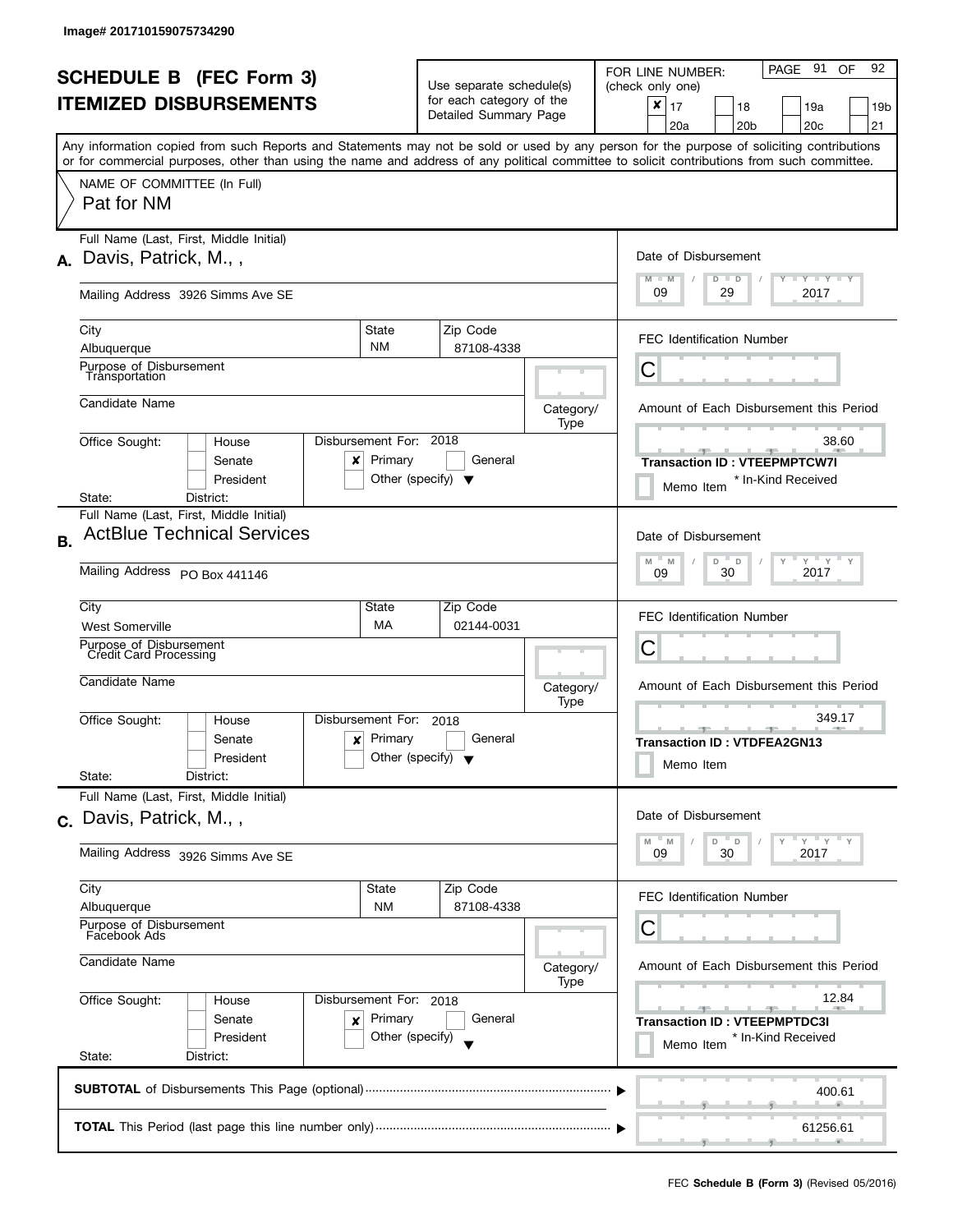Image# 201710159075734290

# SCHEDULE B (FEC Form 3)
# ITEMIZED DISBURSEMENTS

Use separate schedule(s) for each category of the Detailed Summary Page

FOR LINE NUMBER: (check only one)

- [x] 17
- [ ] 18
- [ ] 19a
- [ ] 19b
- [ ] 20a
- [ ] 20b
- [ ] 20c
- [ ] 21

PAGE 91 OF 92

Any information copied from such Reports and Statements may not be sold or used by any person for the purpose of soliciting contributions or for commercial purposes, other than using the name and address of any political committee to solicit contributions from such committee.

NAME OF COMMITTEE (In Full)
Pat for NM

---

**A.** Full Name (Last, First, Middle Initial): Davis, Patrick, M., ,

Mailing Address: 3926 Simms Ave SE

City: Albuquerque | State: NM | Zip Code: 87108-4338

Purpose of Disbursement: Transportation

Candidate Name:

Category/Type:

Office Sought: [ ] House [ ] Senate [ ] President
State: District:

Disbursement For: 2018 [x] Primary [ ] General [ ] Other (specify)

Date of Disbursement: 09 / 29 / 2017

FEC Identification Number: C

Amount of Each Disbursement this Period: 38.60

Transaction ID : VTEEPMPTCW7I

Memo Item * In-Kind Received

---

**B.** Full Name (Last, First, Middle Initial): ActBlue Technical Services

Mailing Address: PO Box 441146

City: West Somerville | State: MA | Zip Code: 02144-0031

Purpose of Disbursement: Credit Card Processing

Candidate Name:

Category/Type:

Office Sought: [ ] House [ ] Senate [ ] President
State: District:

Disbursement For: 2018 [x] Primary [ ] General [ ] Other (specify)

Date of Disbursement: 09 / 30 / 2017

FEC Identification Number: C

Amount of Each Disbursement this Period: 349.17

Transaction ID : VTDFEA2GN13

Memo Item

---

**C.** Full Name (Last, First, Middle Initial): Davis, Patrick, M., ,

Mailing Address: 3926 Simms Ave SE

City: Albuquerque | State: NM | Zip Code: 87108-4338

Purpose of Disbursement: Facebook Ads

Candidate Name:

Category/Type:

Office Sought: [ ] House [ ] Senate [ ] President
State: District:

Disbursement For: 2018 [x] Primary [ ] General [ ] Other (specify)

Date of Disbursement: 09 / 30 / 2017

FEC Identification Number: C

Amount of Each Disbursement this Period: 12.84

Transaction ID : VTEEPMPTDC3I

Memo Item * In-Kind Received

---

**SUBTOTAL** of Disbursements This Page (optional): 400.61

**TOTAL** This Period (last page this line number only): 61256.61

FEC **Schedule B (Form 3)** (Revised 05/2016)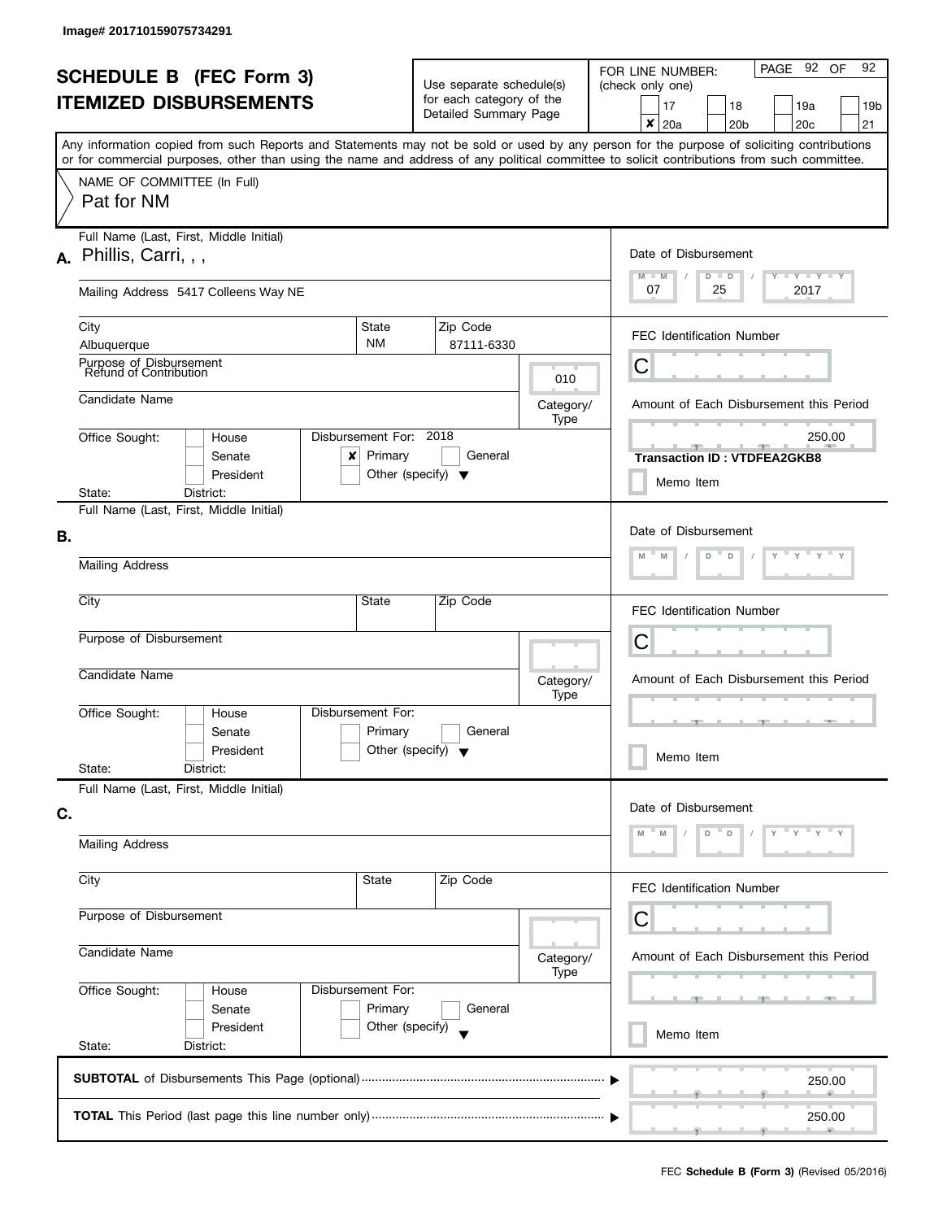Image# 201710159075734291

# SCHEDULE B (FEC Form 3)
# ITEMIZED DISBURSEMENTS

Use separate schedule(s) for each category of the Detailed Summary Page

FOR LINE NUMBER: (check only one)

PAGE 92 OF 92

| | | | |
|---|---|---|---|
| 17 | 18 | 19a | 19b |
| ✘ 20a | 20b | 20c | 21 |

Any information copied from such Reports and Statements may not be sold or used by any person for the purpose of soliciting contributions or for commercial purposes, other than using the name and address of any political committee to solicit contributions from such committee.

NAME OF COMMITTEE (In Full)
Pat for NM

## A.

Full Name (Last, First, Middle Initial): Phillis, Carri, , ,

Mailing Address: 5417 Colleens Way NE

City: Albuquerque
State: NM
Zip Code: 87111-6330

Purpose of Disbursement: Refund of Contribution

Category/Type: 010

Candidate Name:

Office Sought: House / Senate / President
State: District:

Disbursement For: 2018
✘ Primary / General / Other (specify)

Date of Disbursement: 07 / 25 / 2017

FEC Identification Number: C

Amount of Each Disbursement this Period: 250.00

**Transaction ID : VTDFEA2GKB8**

Memo Item

## B.

Full Name (Last, First, Middle Initial):

Mailing Address:

City: State: Zip Code:

Purpose of Disbursement:

Candidate Name:

Category/Type:

Office Sought: House / Senate / President
State: District:

Disbursement For: Primary / General / Other (specify)

Date of Disbursement: M M / D D / Y Y Y Y

FEC Identification Number: C

Amount of Each Disbursement this Period:

Memo Item

## C.

Full Name (Last, First, Middle Initial):

Mailing Address:

City: State: Zip Code:

Purpose of Disbursement:

Candidate Name:

Category/Type:

Office Sought: House / Senate / President
State: District:

Disbursement For: Primary / General / Other (specify)

Date of Disbursement: M M / D D / Y Y Y Y

FEC Identification Number: C

Amount of Each Disbursement this Period:

Memo Item

**SUBTOTAL** of Disbursements This Page (optional) ▶ 250.00

**TOTAL** This Period (last page this line number only) ▶ 250.00

FEC **Schedule B (Form 3)** (Revised 05/2016)